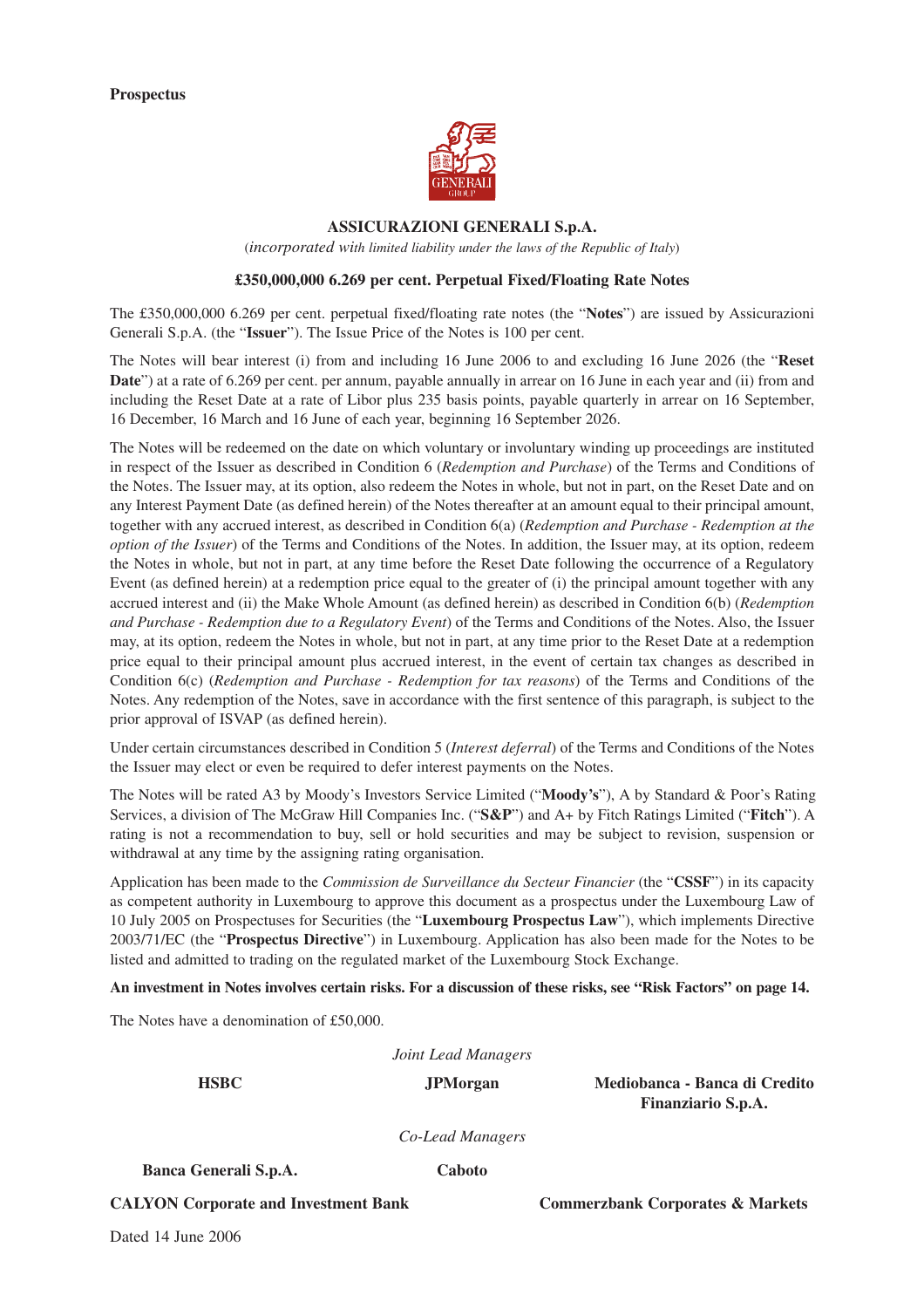**Prospectus**

**ASSICURAZIONI GENERALI S.p.A.**

(*incorporated with limited liability under the laws of the Republic of Italy*)

**£350,000,000 6.269 per cent. Perpetual Fixed/Floating Rate Notes**

The £350,000,000 6.269 per cent. perpetual fixed/floating rate notes (the "**Notes**") are issued by Assicurazioni Generali S.p.A. (the "**Issuer**"). The Issue Price of the Notes is 100 per cent.

The Notes will bear interest (i) from and including 16 June 2006 to and excluding 16 June 2026 (the "**Reset Date**") at a rate of 6.269 per cent. per annum, payable annually in arrear on 16 June in each year and (ii) from and including the Reset Date at a rate of Libor plus 235 basis points, payable quarterly in arrear on 16 September, 16 December, 16 March and 16 June of each year, beginning 16 September 2026.

The Notes will be redeemed on the date on which voluntary or involuntary winding up proceedings are instituted in respect of the Issuer as described in Condition 6 (*Redemption and Purchase*) of the Terms and Conditions of the Notes. The Issuer may, at its option, also redeem the Notes in whole, but not in part, on the Reset Date and on any Interest Payment Date (as defined herein) of the Notes thereafter at an amount equal to their principal amount, together with any accrued interest, as described in Condition 6(a) (*Redemption and Purchase - Redemption at the option of the Issuer*) of the Terms and Conditions of the Notes. In addition, the Issuer may, at its option, redeem the Notes in whole, but not in part, at any time before the Reset Date following the occurrence of a Regulatory Event (as defined herein) at a redemption price equal to the greater of (i) the principal amount together with any accrued interest and (ii) the Make Whole Amount (as defined herein) as described in Condition 6(b) (*Redemption and Purchase - Redemption due to a Regulatory Event*) of the Terms and Conditions of the Notes. Also, the Issuer may, at its option, redeem the Notes in whole, but not in part, at any time prior to the Reset Date at a redemption price equal to their principal amount plus accrued interest, in the event of certain tax changes as described in Condition 6(c) (*Redemption and Purchase - Redemption for tax reasons*) of the Terms and Conditions of the Notes. Any redemption of the Notes, save in accordance with the first sentence of this paragraph, is subject to the prior approval of ISVAP (as defined herein).

Under certain circumstances described in Condition 5 (*Interest deferral*) of the Terms and Conditions of the Notes the Issuer may elect or even be required to defer interest payments on the Notes.

The Notes will be rated A3 by Moody's Investors Service Limited ("**Moody's**"), A by Standard & Poor's Rating Services, a division of The McGraw Hill Companies Inc. ("**S&P**") and A+ by Fitch Ratings Limited ("**Fitch**"). A rating is not a recommendation to buy, sell or hold securities and may be subject to revision, suspension or withdrawal at any time by the assigning rating organisation.

Application has been made to the *Commission de Surveillance du Secteur Financier* (the "**CSSF**") in its capacity as competent authority in Luxembourg to approve this document as a prospectus under the Luxembourg Law of 10 July 2005 on Prospectuses for Securities (the "**Luxembourg Prospectus Law**"), which implements Directive 2003/71/EC (the "**Prospectus Directive**") in Luxembourg. Application has also been made for the Notes to be listed and admitted to trading on the regulated market of the Luxembourg Stock Exchange.

**An investment in Notes involves certain risks. For a discussion of these risks, see "Risk Factors" on page 14.**

The Notes have a denomination of £50,000.

*Joint Lead Managers*

**HSBC** | **JPMorgan** | **Mediobanca - Banca di Credito Finanziario S.p.A.**

*Co-Lead Managers*

**Banca Generali S.p.A.** | **Caboto**

**CALYON Corporate and Investment Bank** | **Commerzbank Corporates & Markets**

Dated 14 June 2006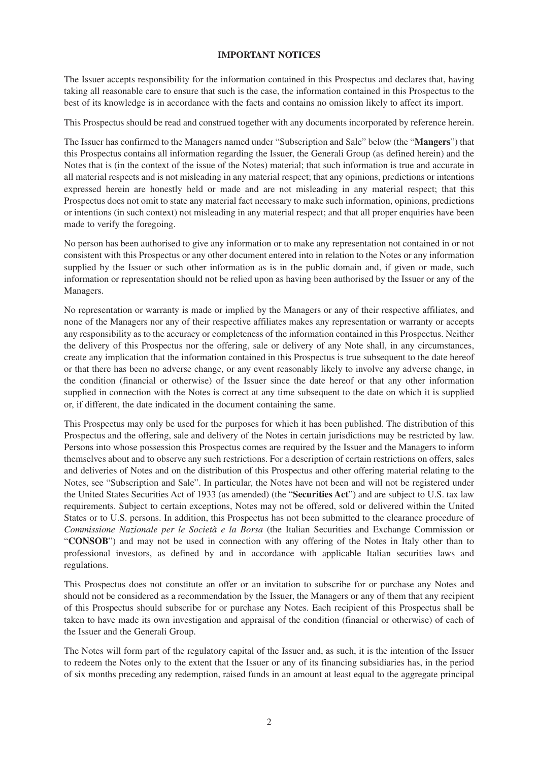## IMPORTANT NOTICES

The Issuer accepts responsibility for the information contained in this Prospectus and declares that, having taking all reasonable care to ensure that such is the case, the information contained in this Prospectus to the best of its knowledge is in accordance with the facts and contains no omission likely to affect its import.

This Prospectus should be read and construed together with any documents incorporated by reference herein.

The Issuer has confirmed to the Managers named under "Subscription and Sale" below (the "**Mangers**") that this Prospectus contains all information regarding the Issuer, the Generali Group (as defined herein) and the Notes that is (in the context of the issue of the Notes) material; that such information is true and accurate in all material respects and is not misleading in any material respect; that any opinions, predictions or intentions expressed herein are honestly held or made and are not misleading in any material respect; that this Prospectus does not omit to state any material fact necessary to make such information, opinions, predictions or intentions (in such context) not misleading in any material respect; and that all proper enquiries have been made to verify the foregoing.

No person has been authorised to give any information or to make any representation not contained in or not consistent with this Prospectus or any other document entered into in relation to the Notes or any information supplied by the Issuer or such other information as is in the public domain and, if given or made, such information or representation should not be relied upon as having been authorised by the Issuer or any of the Managers.

No representation or warranty is made or implied by the Managers or any of their respective affiliates, and none of the Managers nor any of their respective affiliates makes any representation or warranty or accepts any responsibility as to the accuracy or completeness of the information contained in this Prospectus. Neither the delivery of this Prospectus nor the offering, sale or delivery of any Note shall, in any circumstances, create any implication that the information contained in this Prospectus is true subsequent to the date hereof or that there has been no adverse change, or any event reasonably likely to involve any adverse change, in the condition (financial or otherwise) of the Issuer since the date hereof or that any other information supplied in connection with the Notes is correct at any time subsequent to the date on which it is supplied or, if different, the date indicated in the document containing the same.

This Prospectus may only be used for the purposes for which it has been published. The distribution of this Prospectus and the offering, sale and delivery of the Notes in certain jurisdictions may be restricted by law. Persons into whose possession this Prospectus comes are required by the Issuer and the Managers to inform themselves about and to observe any such restrictions. For a description of certain restrictions on offers, sales and deliveries of Notes and on the distribution of this Prospectus and other offering material relating to the Notes, see "Subscription and Sale". In particular, the Notes have not been and will not be registered under the United States Securities Act of 1933 (as amended) (the "**Securities Act**") and are subject to U.S. tax law requirements. Subject to certain exceptions, Notes may not be offered, sold or delivered within the United States or to U.S. persons. In addition, this Prospectus has not been submitted to the clearance procedure of *Commissione Nazionale per le Società e la Borsa* (the Italian Securities and Exchange Commission or "**CONSOB**") and may not be used in connection with any offering of the Notes in Italy other than to professional investors, as defined by and in accordance with applicable Italian securities laws and regulations.

This Prospectus does not constitute an offer or an invitation to subscribe for or purchase any Notes and should not be considered as a recommendation by the Issuer, the Managers or any of them that any recipient of this Prospectus should subscribe for or purchase any Notes. Each recipient of this Prospectus shall be taken to have made its own investigation and appraisal of the condition (financial or otherwise) of each of the Issuer and the Generali Group.

The Notes will form part of the regulatory capital of the Issuer and, as such, it is the intention of the Issuer to redeem the Notes only to the extent that the Issuer or any of its financing subsidiaries has, in the period of six months preceding any redemption, raised funds in an amount at least equal to the aggregate principal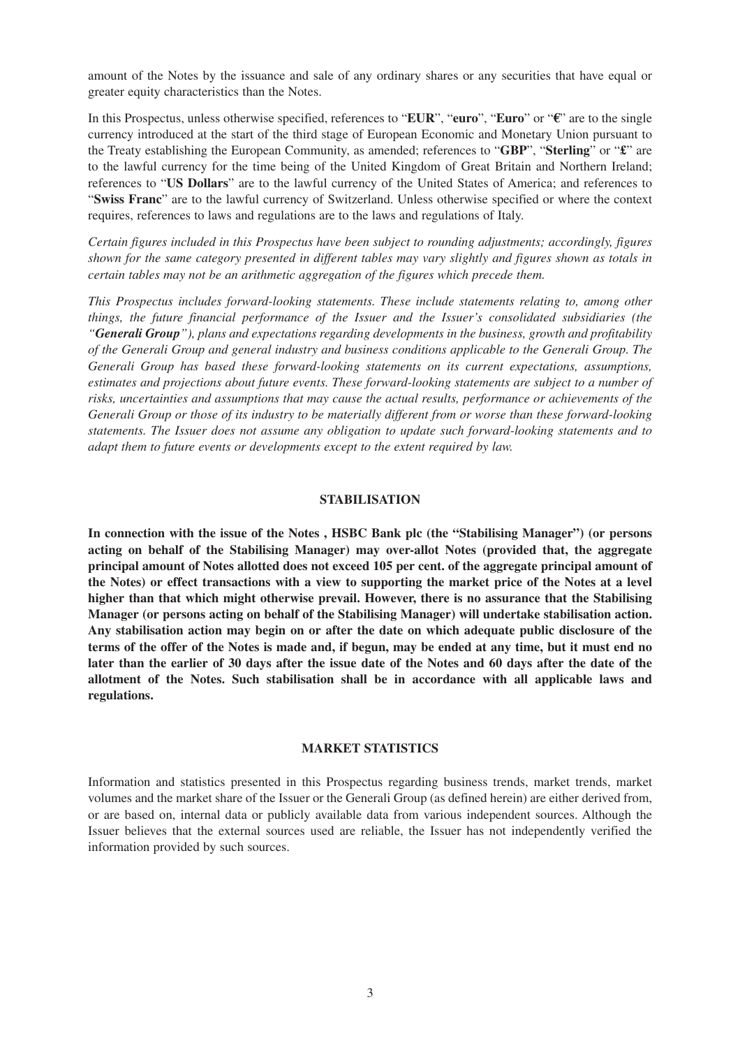amount of the Notes by the issuance and sale of any ordinary shares or any securities that have equal or greater equity characteristics than the Notes.

In this Prospectus, unless otherwise specified, references to "**EUR**", "**euro**", "**Euro**" or "**€**" are to the single currency introduced at the start of the third stage of European Economic and Monetary Union pursuant to the Treaty establishing the European Community, as amended; references to "**GBP**", "**Sterling**" or "**£**" are to the lawful currency for the time being of the United Kingdom of Great Britain and Northern Ireland; references to "**US Dollars**" are to the lawful currency of the United States of America; and references to "**Swiss Franc**" are to the lawful currency of Switzerland. Unless otherwise specified or where the context requires, references to laws and regulations are to the laws and regulations of Italy.

*Certain figures included in this Prospectus have been subject to rounding adjustments; accordingly, figures shown for the same category presented in different tables may vary slightly and figures shown as totals in certain tables may not be an arithmetic aggregation of the figures which precede them.*

*This Prospectus includes forward-looking statements. These include statements relating to, among other things, the future financial performance of the Issuer and the Issuer's consolidated subsidiaries (the "**Generali Group**"), plans and expectations regarding developments in the business, growth and profitability of the Generali Group and general industry and business conditions applicable to the Generali Group. The Generali Group has based these forward-looking statements on its current expectations, assumptions, estimates and projections about future events. These forward-looking statements are subject to a number of risks, uncertainties and assumptions that may cause the actual results, performance or achievements of the Generali Group or those of its industry to be materially different from or worse than these forward-looking statements. The Issuer does not assume any obligation to update such forward-looking statements and to adapt them to future events or developments except to the extent required by law.*

## STABILISATION

**In connection with the issue of the Notes , HSBC Bank plc (the "Stabilising Manager") (or persons acting on behalf of the Stabilising Manager) may over-allot Notes (provided that, the aggregate principal amount of Notes allotted does not exceed 105 per cent. of the aggregate principal amount of the Notes) or effect transactions with a view to supporting the market price of the Notes at a level higher than that which might otherwise prevail. However, there is no assurance that the Stabilising Manager (or persons acting on behalf of the Stabilising Manager) will undertake stabilisation action. Any stabilisation action may begin on or after the date on which adequate public disclosure of the terms of the offer of the Notes is made and, if begun, may be ended at any time, but it must end no later than the earlier of 30 days after the issue date of the Notes and 60 days after the date of the allotment of the Notes. Such stabilisation shall be in accordance with all applicable laws and regulations.**

## MARKET STATISTICS

Information and statistics presented in this Prospectus regarding business trends, market trends, market volumes and the market share of the Issuer or the Generali Group (as defined herein) are either derived from, or are based on, internal data or publicly available data from various independent sources. Although the Issuer believes that the external sources used are reliable, the Issuer has not independently verified the information provided by such sources.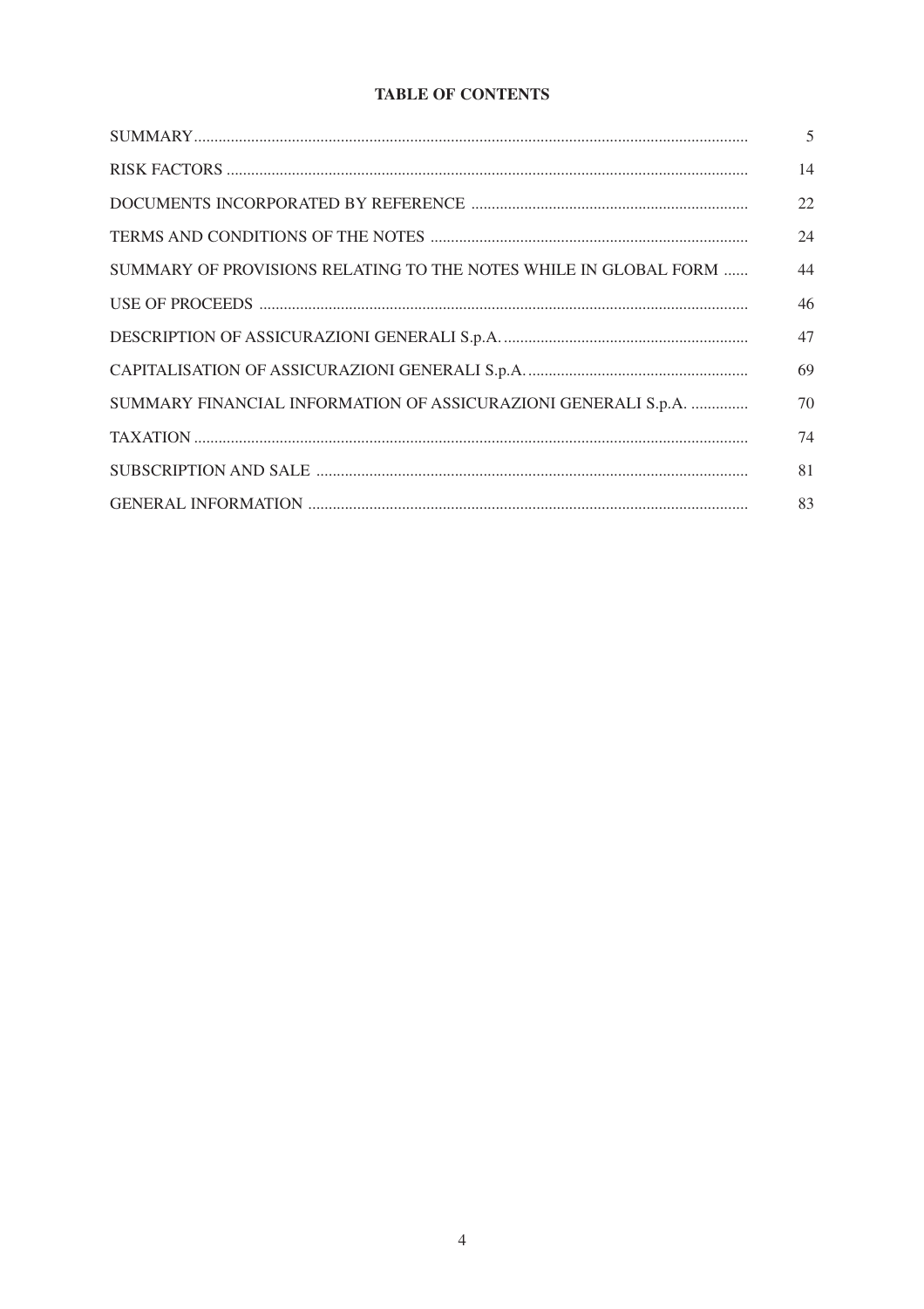**TABLE OF CONTENTS**

| | |
|---|---|
| SUMMARY | 5 |
| RISK FACTORS | 14 |
| DOCUMENTS INCORPORATED BY REFERENCE | 22 |
| TERMS AND CONDITIONS OF THE NOTES | 24 |
| SUMMARY OF PROVISIONS RELATING TO THE NOTES WHILE IN GLOBAL FORM | 44 |
| USE OF PROCEEDS | 46 |
| DESCRIPTION OF ASSICURAZIONI GENERALI S.p.A. | 47 |
| CAPITALISATION OF ASSICURAZIONI GENERALI S.p.A. | 69 |
| SUMMARY FINANCIAL INFORMATION OF ASSICURAZIONI GENERALI S.p.A. | 70 |
| TAXATION | 74 |
| SUBSCRIPTION AND SALE | 81 |
| GENERAL INFORMATION | 83 |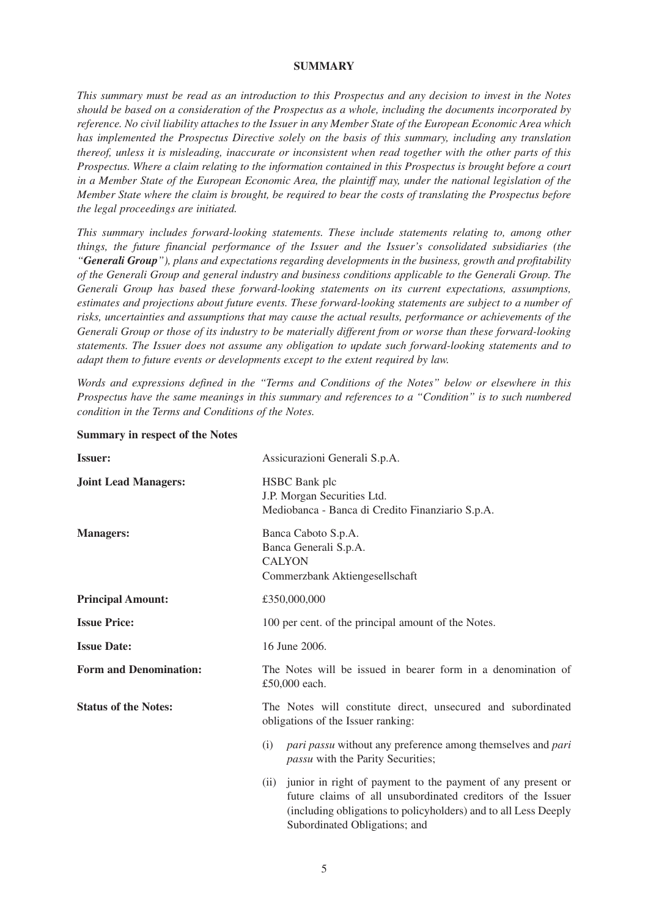# SUMMARY

*This summary must be read as an introduction to this Prospectus and any decision to invest in the Notes should be based on a consideration of the Prospectus as a whole, including the documents incorporated by reference. No civil liability attaches to the Issuer in any Member State of the European Economic Area which has implemented the Prospectus Directive solely on the basis of this summary, including any translation thereof, unless it is misleading, inaccurate or inconsistent when read together with the other parts of this Prospectus. Where a claim relating to the information contained in this Prospectus is brought before a court in a Member State of the European Economic Area, the plaintiff may, under the national legislation of the Member State where the claim is brought, be required to bear the costs of translating the Prospectus before the legal proceedings are initiated.*

*This summary includes forward-looking statements. These include statements relating to, among other things, the future financial performance of the Issuer and the Issuer's consolidated subsidiaries (the "**Generali Group**"), plans and expectations regarding developments in the business, growth and profitability of the Generali Group and general industry and business conditions applicable to the Generali Group. The Generali Group has based these forward-looking statements on its current expectations, assumptions, estimates and projections about future events. These forward-looking statements are subject to a number of risks, uncertainties and assumptions that may cause the actual results, performance or achievements of the Generali Group or those of its industry to be materially different from or worse than these forward-looking statements. The Issuer does not assume any obligation to update such forward-looking statements and to adapt them to future events or developments except to the extent required by law.*

*Words and expressions defined in the "Terms and Conditions of the Notes" below or elsewhere in this Prospectus have the same meanings in this summary and references to a "Condition" is to such numbered condition in the Terms and Conditions of the Notes.*

**Summary in respect of the Notes**

**Issuer:** Assicurazioni Generali S.p.A.

**Joint Lead Managers:** HSBC Bank plc
J.P. Morgan Securities Ltd.
Mediobanca - Banca di Credito Finanziario S.p.A.

**Managers:** Banca Caboto S.p.A.
Banca Generali S.p.A.
CALYON
Commerzbank Aktiengesellschaft

**Principal Amount:** £350,000,000

**Issue Price:** 100 per cent. of the principal amount of the Notes.

**Issue Date:** 16 June 2006.

**Form and Denomination:** The Notes will be issued in bearer form in a denomination of £50,000 each.

**Status of the Notes:** The Notes will constitute direct, unsecured and subordinated obligations of the Issuer ranking:

(i) *pari passu* without any preference among themselves and *pari passu* with the Parity Securities;

(ii) junior in right of payment to the payment of any present or future claims of all unsubordinated creditors of the Issuer (including obligations to policyholders) and to all Less Deeply Subordinated Obligations; and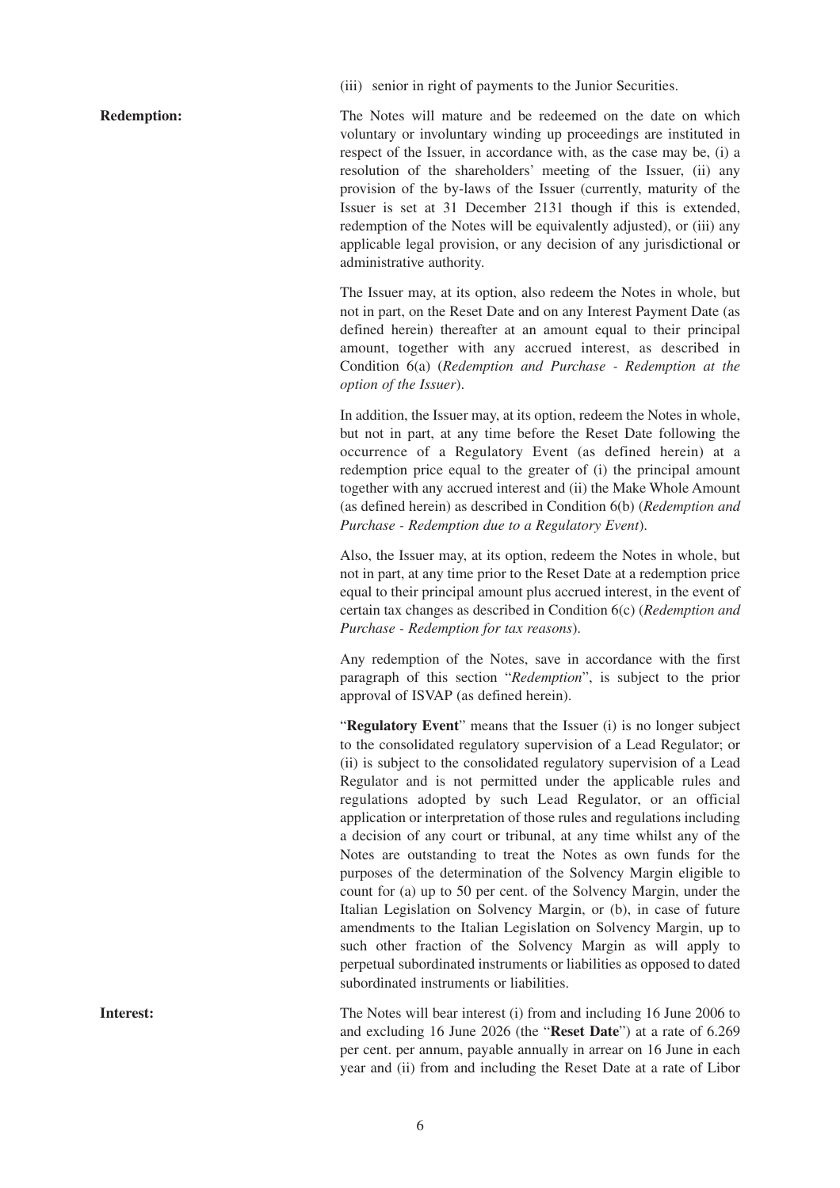(iii) senior in right of payments to the Junior Securities.

**Redemption:**

The Notes will mature and be redeemed on the date on which voluntary or involuntary winding up proceedings are instituted in respect of the Issuer, in accordance with, as the case may be, (i) a resolution of the shareholders' meeting of the Issuer, (ii) any provision of the by-laws of the Issuer (currently, maturity of the Issuer is set at 31 December 2131 though if this is extended, redemption of the Notes will be equivalently adjusted), or (iii) any applicable legal provision, or any decision of any jurisdictional or administrative authority.

The Issuer may, at its option, also redeem the Notes in whole, but not in part, on the Reset Date and on any Interest Payment Date (as defined herein) thereafter at an amount equal to their principal amount, together with any accrued interest, as described in Condition 6(a) (*Redemption and Purchase - Redemption at the option of the Issuer*).

In addition, the Issuer may, at its option, redeem the Notes in whole, but not in part, at any time before the Reset Date following the occurrence of a Regulatory Event (as defined herein) at a redemption price equal to the greater of (i) the principal amount together with any accrued interest and (ii) the Make Whole Amount (as defined herein) as described in Condition 6(b) (*Redemption and Purchase - Redemption due to a Regulatory Event*).

Also, the Issuer may, at its option, redeem the Notes in whole, but not in part, at any time prior to the Reset Date at a redemption price equal to their principal amount plus accrued interest, in the event of certain tax changes as described in Condition 6(c) (*Redemption and Purchase - Redemption for tax reasons*).

Any redemption of the Notes, save in accordance with the first paragraph of this section "*Redemption*", is subject to the prior approval of ISVAP (as defined herein).

"**Regulatory Event**" means that the Issuer (i) is no longer subject to the consolidated regulatory supervision of a Lead Regulator; or (ii) is subject to the consolidated regulatory supervision of a Lead Regulator and is not permitted under the applicable rules and regulations adopted by such Lead Regulator, or an official application or interpretation of those rules and regulations including a decision of any court or tribunal, at any time whilst any of the Notes are outstanding to treat the Notes as own funds for the purposes of the determination of the Solvency Margin eligible to count for (a) up to 50 per cent. of the Solvency Margin, under the Italian Legislation on Solvency Margin, or (b), in case of future amendments to the Italian Legislation on Solvency Margin, up to such other fraction of the Solvency Margin as will apply to perpetual subordinated instruments or liabilities as opposed to dated subordinated instruments or liabilities.

**Interest:**

The Notes will bear interest (i) from and including 16 June 2006 to and excluding 16 June 2026 (the "**Reset Date**") at a rate of 6.269 per cent. per annum, payable annually in arrear on 16 June in each year and (ii) from and including the Reset Date at a rate of Libor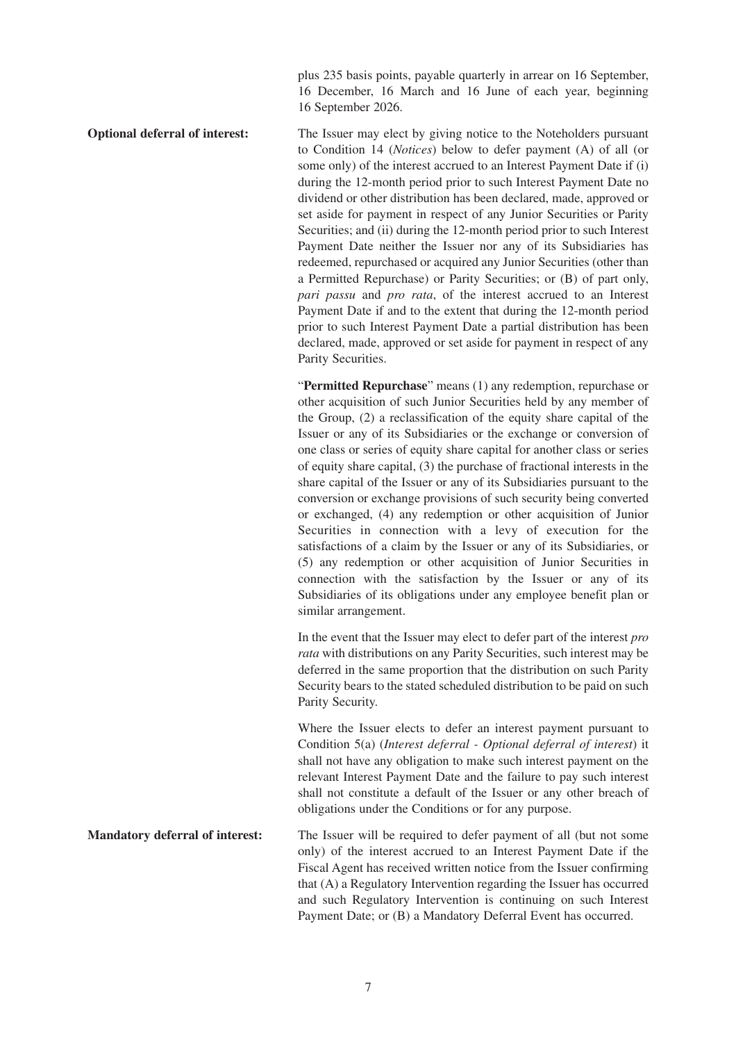plus 235 basis points, payable quarterly in arrear on 16 September, 16 December, 16 March and 16 June of each year, beginning 16 September 2026.

**Optional deferral of interest:**

The Issuer may elect by giving notice to the Noteholders pursuant to Condition 14 (*Notices*) below to defer payment (A) of all (or some only) of the interest accrued to an Interest Payment Date if (i) during the 12-month period prior to such Interest Payment Date no dividend or other distribution has been declared, made, approved or set aside for payment in respect of any Junior Securities or Parity Securities; and (ii) during the 12-month period prior to such Interest Payment Date neither the Issuer nor any of its Subsidiaries has redeemed, repurchased or acquired any Junior Securities (other than a Permitted Repurchase) or Parity Securities; or (B) of part only, *pari passu* and *pro rata*, of the interest accrued to an Interest Payment Date if and to the extent that during the 12-month period prior to such Interest Payment Date a partial distribution has been declared, made, approved or set aside for payment in respect of any Parity Securities.

"**Permitted Repurchase**" means (1) any redemption, repurchase or other acquisition of such Junior Securities held by any member of the Group, (2) a reclassification of the equity share capital of the Issuer or any of its Subsidiaries or the exchange or conversion of one class or series of equity share capital for another class or series of equity share capital, (3) the purchase of fractional interests in the share capital of the Issuer or any of its Subsidiaries pursuant to the conversion or exchange provisions of such security being converted or exchanged, (4) any redemption or other acquisition of Junior Securities in connection with a levy of execution for the satisfactions of a claim by the Issuer or any of its Subsidiaries, or (5) any redemption or other acquisition of Junior Securities in connection with the satisfaction by the Issuer or any of its Subsidiaries of its obligations under any employee benefit plan or similar arrangement.

In the event that the Issuer may elect to defer part of the interest *pro rata* with distributions on any Parity Securities, such interest may be deferred in the same proportion that the distribution on such Parity Security bears to the stated scheduled distribution to be paid on such Parity Security.

Where the Issuer elects to defer an interest payment pursuant to Condition 5(a) (*Interest deferral - Optional deferral of interest*) it shall not have any obligation to make such interest payment on the relevant Interest Payment Date and the failure to pay such interest shall not constitute a default of the Issuer or any other breach of obligations under the Conditions or for any purpose.

**Mandatory deferral of interest:**

The Issuer will be required to defer payment of all (but not some only) of the interest accrued to an Interest Payment Date if the Fiscal Agent has received written notice from the Issuer confirming that (A) a Regulatory Intervention regarding the Issuer has occurred and such Regulatory Intervention is continuing on such Interest Payment Date; or (B) a Mandatory Deferral Event has occurred.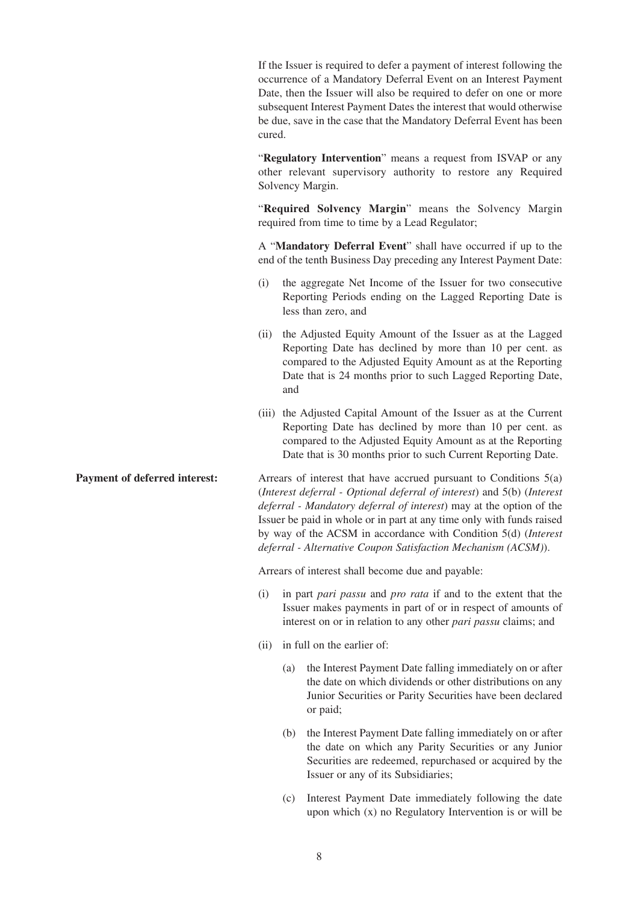If the Issuer is required to defer a payment of interest following the occurrence of a Mandatory Deferral Event on an Interest Payment Date, then the Issuer will also be required to defer on one or more subsequent Interest Payment Dates the interest that would otherwise be due, save in the case that the Mandatory Deferral Event has been cured.

"**Regulatory Intervention**" means a request from ISVAP or any other relevant supervisory authority to restore any Required Solvency Margin.

"**Required Solvency Margin**" means the Solvency Margin required from time to time by a Lead Regulator;

A "**Mandatory Deferral Event**" shall have occurred if up to the end of the tenth Business Day preceding any Interest Payment Date:

(i) the aggregate Net Income of the Issuer for two consecutive Reporting Periods ending on the Lagged Reporting Date is less than zero, and

(ii) the Adjusted Equity Amount of the Issuer as at the Lagged Reporting Date has declined by more than 10 per cent. as compared to the Adjusted Equity Amount as at the Reporting Date that is 24 months prior to such Lagged Reporting Date, and

(iii) the Adjusted Capital Amount of the Issuer as at the Current Reporting Date has declined by more than 10 per cent. as compared to the Adjusted Equity Amount as at the Reporting Date that is 30 months prior to such Current Reporting Date.

**Payment of deferred interest:**

Arrears of interest that have accrued pursuant to Conditions 5(a) (*Interest deferral - Optional deferral of interest*) and 5(b) (*Interest deferral - Mandatory deferral of interest*) may at the option of the Issuer be paid in whole or in part at any time only with funds raised by way of the ACSM in accordance with Condition 5(d) (*Interest deferral - Alternative Coupon Satisfaction Mechanism (ACSM)*).

Arrears of interest shall become due and payable:

(i) in part *pari passu* and *pro rata* if and to the extent that the Issuer makes payments in part of or in respect of amounts of interest on or in relation to any other *pari passu* claims; and

(ii) in full on the earlier of:

   (a) the Interest Payment Date falling immediately on or after the date on which dividends or other distributions on any Junior Securities or Parity Securities have been declared or paid;

   (b) the Interest Payment Date falling immediately on or after the date on which any Parity Securities or any Junior Securities are redeemed, repurchased or acquired by the Issuer or any of its Subsidiaries;

   (c) Interest Payment Date immediately following the date upon which (x) no Regulatory Intervention is or will be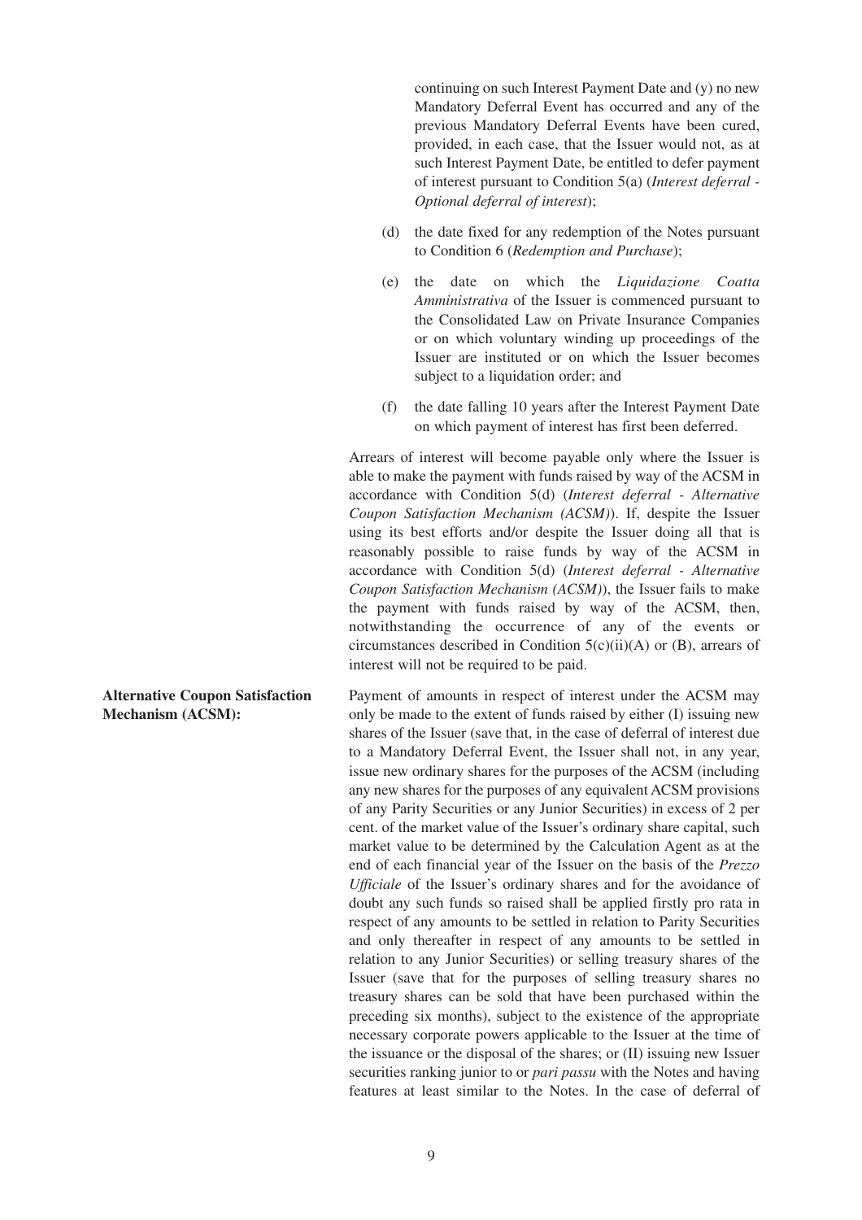continuing on such Interest Payment Date and (y) no new Mandatory Deferral Event has occurred and any of the previous Mandatory Deferral Events have been cured, provided, in each case, that the Issuer would not, as at such Interest Payment Date, be entitled to defer payment of interest pursuant to Condition 5(a) (*Interest deferral - Optional deferral of interest*);

(d) the date fixed for any redemption of the Notes pursuant to Condition 6 (*Redemption and Purchase*);

(e) the date on which the *Liquidazione Coatta Amministrativa* of the Issuer is commenced pursuant to the Consolidated Law on Private Insurance Companies or on which voluntary winding up proceedings of the Issuer are instituted or on which the Issuer becomes subject to a liquidation order; and

(f) the date falling 10 years after the Interest Payment Date on which payment of interest has first been deferred.

Arrears of interest will become payable only where the Issuer is able to make the payment with funds raised by way of the ACSM in accordance with Condition 5(d) (*Interest deferral - Alternative Coupon Satisfaction Mechanism (ACSM)*). If, despite the Issuer using its best efforts and/or despite the Issuer doing all that is reasonably possible to raise funds by way of the ACSM in accordance with Condition 5(d) (*Interest deferral - Alternative Coupon Satisfaction Mechanism (ACSM)*), the Issuer fails to make the payment with funds raised by way of the ACSM, then, notwithstanding the occurrence of any of the events or circumstances described in Condition 5(c)(ii)(A) or (B), arrears of interest will not be required to be paid.

**Alternative Coupon Satisfaction Mechanism (ACSM):**

Payment of amounts in respect of interest under the ACSM may only be made to the extent of funds raised by either (I) issuing new shares of the Issuer (save that, in the case of deferral of interest due to a Mandatory Deferral Event, the Issuer shall not, in any year, issue new ordinary shares for the purposes of the ACSM (including any new shares for the purposes of any equivalent ACSM provisions of any Parity Securities or any Junior Securities) in excess of 2 per cent. of the market value of the Issuer's ordinary share capital, such market value to be determined by the Calculation Agent as at the end of each financial year of the Issuer on the basis of the *Prezzo Ufficiale* of the Issuer's ordinary shares and for the avoidance of doubt any such funds so raised shall be applied firstly pro rata in respect of any amounts to be settled in relation to Parity Securities and only thereafter in respect of any amounts to be settled in relation to any Junior Securities) or selling treasury shares of the Issuer (save that for the purposes of selling treasury shares no treasury shares can be sold that have been purchased within the preceding six months), subject to the existence of the appropriate necessary corporate powers applicable to the Issuer at the time of the issuance or the disposal of the shares; or (II) issuing new Issuer securities ranking junior to or *pari passu* with the Notes and having features at least similar to the Notes. In the case of deferral of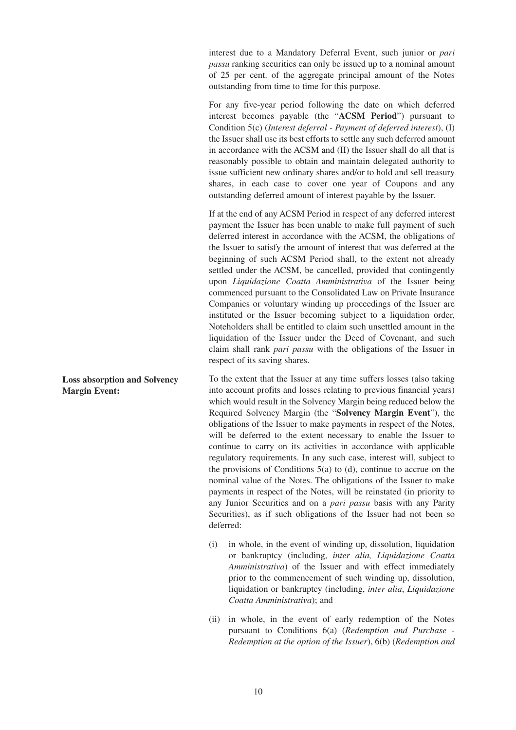interest due to a Mandatory Deferral Event, such junior or *pari passu* ranking securities can only be issued up to a nominal amount of 25 per cent. of the aggregate principal amount of the Notes outstanding from time to time for this purpose.

For any five-year period following the date on which deferred interest becomes payable (the "**ACSM Period**") pursuant to Condition 5(c) (*Interest deferral - Payment of deferred interest*), (I) the Issuer shall use its best efforts to settle any such deferred amount in accordance with the ACSM and (II) the Issuer shall do all that is reasonably possible to obtain and maintain delegated authority to issue sufficient new ordinary shares and/or to hold and sell treasury shares, in each case to cover one year of Coupons and any outstanding deferred amount of interest payable by the Issuer.

If at the end of any ACSM Period in respect of any deferred interest payment the Issuer has been unable to make full payment of such deferred interest in accordance with the ACSM, the obligations of the Issuer to satisfy the amount of interest that was deferred at the beginning of such ACSM Period shall, to the extent not already settled under the ACSM, be cancelled, provided that contingently upon *Liquidazione Coatta Amministrativa* of the Issuer being commenced pursuant to the Consolidated Law on Private Insurance Companies or voluntary winding up proceedings of the Issuer are instituted or the Issuer becoming subject to a liquidation order, Noteholders shall be entitled to claim such unsettled amount in the liquidation of the Issuer under the Deed of Covenant, and such claim shall rank *pari passu* with the obligations of the Issuer in respect of its saving shares.

**Loss absorption and Solvency Margin Event:**

To the extent that the Issuer at any time suffers losses (also taking into account profits and losses relating to previous financial years) which would result in the Solvency Margin being reduced below the Required Solvency Margin (the "**Solvency Margin Event**"), the obligations of the Issuer to make payments in respect of the Notes, will be deferred to the extent necessary to enable the Issuer to continue to carry on its activities in accordance with applicable regulatory requirements. In any such case, interest will, subject to the provisions of Conditions 5(a) to (d), continue to accrue on the nominal value of the Notes. The obligations of the Issuer to make payments in respect of the Notes, will be reinstated (in priority to any Junior Securities and on a *pari passu* basis with any Parity Securities), as if such obligations of the Issuer had not been so deferred:

(i) in whole, in the event of winding up, dissolution, liquidation or bankruptcy (including, *inter alia, Liquidazione Coatta Amministrativa*) of the Issuer and with effect immediately prior to the commencement of such winding up, dissolution, liquidation or bankruptcy (including, *inter alia*, *Liquidazione Coatta Amministrativa*); and

(ii) in whole, in the event of early redemption of the Notes pursuant to Conditions 6(a) (*Redemption and Purchase - Redemption at the option of the Issuer*), 6(b) (*Redemption and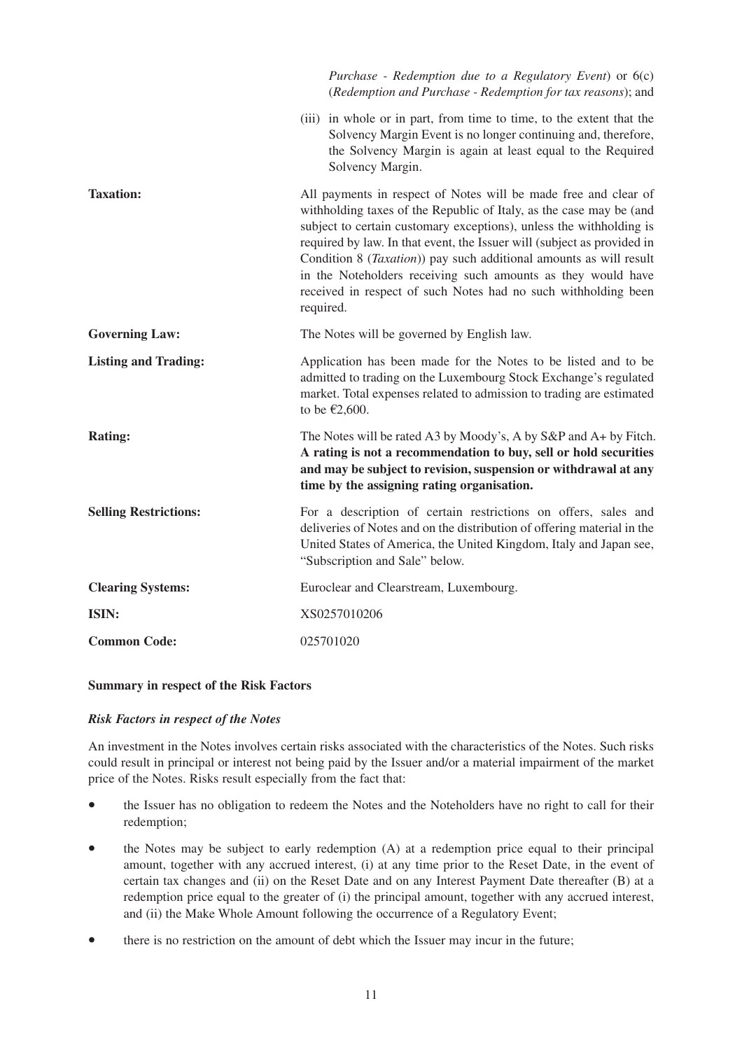| | |
|---|---|
| | *Purchase - Redemption due to a Regulatory Event*) or 6(c) (*Redemption and Purchase - Redemption for tax reasons*); and |
| | (iii) in whole or in part, from time to time, to the extent that the Solvency Margin Event is no longer continuing and, therefore, the Solvency Margin is again at least equal to the Required Solvency Margin. |
| **Taxation:** | All payments in respect of Notes will be made free and clear of withholding taxes of the Republic of Italy, as the case may be (and subject to certain customary exceptions), unless the withholding is required by law. In that event, the Issuer will (subject as provided in Condition 8 (*Taxation*)) pay such additional amounts as will result in the Noteholders receiving such amounts as they would have received in respect of such Notes had no such withholding been required. |
| **Governing Law:** | The Notes will be governed by English law. |
| **Listing and Trading:** | Application has been made for the Notes to be listed and to be admitted to trading on the Luxembourg Stock Exchange's regulated market. Total expenses related to admission to trading are estimated to be €2,600. |
| **Rating:** | The Notes will be rated A3 by Moody's, A by S&P and A+ by Fitch. **A rating is not a recommendation to buy, sell or hold securities and may be subject to revision, suspension or withdrawal at any time by the assigning rating organisation.** |
| **Selling Restrictions:** | For a description of certain restrictions on offers, sales and deliveries of Notes and on the distribution of offering material in the United States of America, the United Kingdom, Italy and Japan see, "Subscription and Sale" below. |
| **Clearing Systems:** | Euroclear and Clearstream, Luxembourg. |
| **ISIN:** | XS0257010206 |
| **Common Code:** | 025701020 |

**Summary in respect of the Risk Factors**

***Risk Factors in respect of the Notes***

An investment in the Notes involves certain risks associated with the characteristics of the Notes. Such risks could result in principal or interest not being paid by the Issuer and/or a material impairment of the market price of the Notes. Risks result especially from the fact that:

- the Issuer has no obligation to redeem the Notes and the Noteholders have no right to call for their redemption;
- the Notes may be subject to early redemption (A) at a redemption price equal to their principal amount, together with any accrued interest, (i) at any time prior to the Reset Date, in the event of certain tax changes and (ii) on the Reset Date and on any Interest Payment Date thereafter (B) at a redemption price equal to the greater of (i) the principal amount, together with any accrued interest, and (ii) the Make Whole Amount following the occurrence of a Regulatory Event;
- there is no restriction on the amount of debt which the Issuer may incur in the future;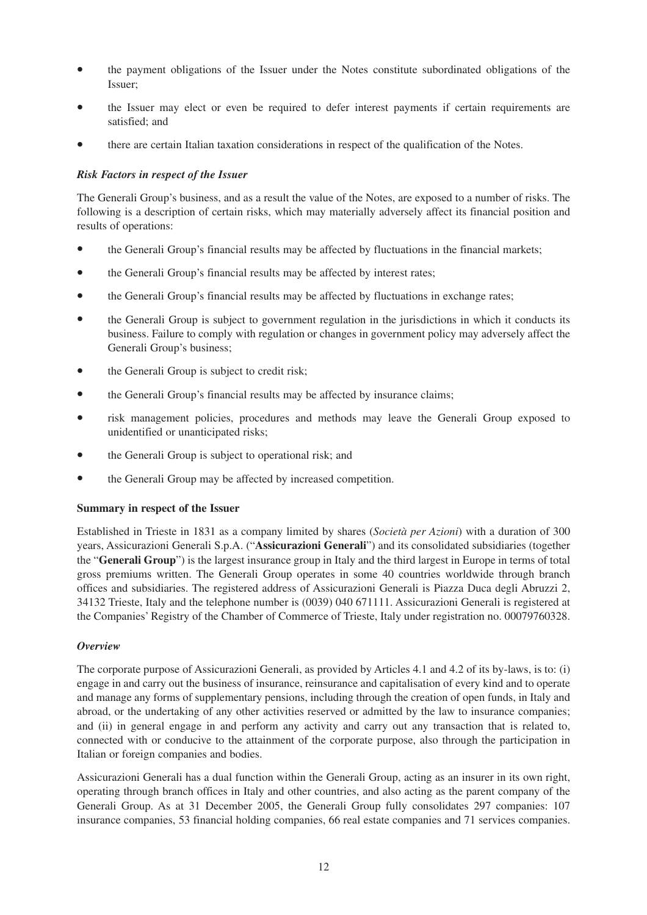- the payment obligations of the Issuer under the Notes constitute subordinated obligations of the Issuer;
- the Issuer may elect or even be required to defer interest payments if certain requirements are satisfied; and
- there are certain Italian taxation considerations in respect of the qualification of the Notes.

***Risk Factors in respect of the Issuer***

The Generali Group's business, and as a result the value of the Notes, are exposed to a number of risks. The following is a description of certain risks, which may materially adversely affect its financial position and results of operations:

- the Generali Group's financial results may be affected by fluctuations in the financial markets;
- the Generali Group's financial results may be affected by interest rates;
- the Generali Group's financial results may be affected by fluctuations in exchange rates;
- the Generali Group is subject to government regulation in the jurisdictions in which it conducts its business. Failure to comply with regulation or changes in government policy may adversely affect the Generali Group's business;
- the Generali Group is subject to credit risk;
- the Generali Group's financial results may be affected by insurance claims;
- risk management policies, procedures and methods may leave the Generali Group exposed to unidentified or unanticipated risks;
- the Generali Group is subject to operational risk; and
- the Generali Group may be affected by increased competition.

**Summary in respect of the Issuer**

Established in Trieste in 1831 as a company limited by shares (*Società per Azioni*) with a duration of 300 years, Assicurazioni Generali S.p.A. ("**Assicurazioni Generali**") and its consolidated subsidiaries (together the "**Generali Group**") is the largest insurance group in Italy and the third largest in Europe in terms of total gross premiums written. The Generali Group operates in some 40 countries worldwide through branch offices and subsidiaries. The registered address of Assicurazioni Generali is Piazza Duca degli Abruzzi 2, 34132 Trieste, Italy and the telephone number is (0039) 040 671111. Assicurazioni Generali is registered at the Companies' Registry of the Chamber of Commerce of Trieste, Italy under registration no. 00079760328.

***Overview***

The corporate purpose of Assicurazioni Generali, as provided by Articles 4.1 and 4.2 of its by-laws, is to: (i) engage in and carry out the business of insurance, reinsurance and capitalisation of every kind and to operate and manage any forms of supplementary pensions, including through the creation of open funds, in Italy and abroad, or the undertaking of any other activities reserved or admitted by the law to insurance companies; and (ii) in general engage in and perform any activity and carry out any transaction that is related to, connected with or conducive to the attainment of the corporate purpose, also through the participation in Italian or foreign companies and bodies.

Assicurazioni Generali has a dual function within the Generali Group, acting as an insurer in its own right, operating through branch offices in Italy and other countries, and also acting as the parent company of the Generali Group. As at 31 December 2005, the Generali Group fully consolidates 297 companies: 107 insurance companies, 53 financial holding companies, 66 real estate companies and 71 services companies.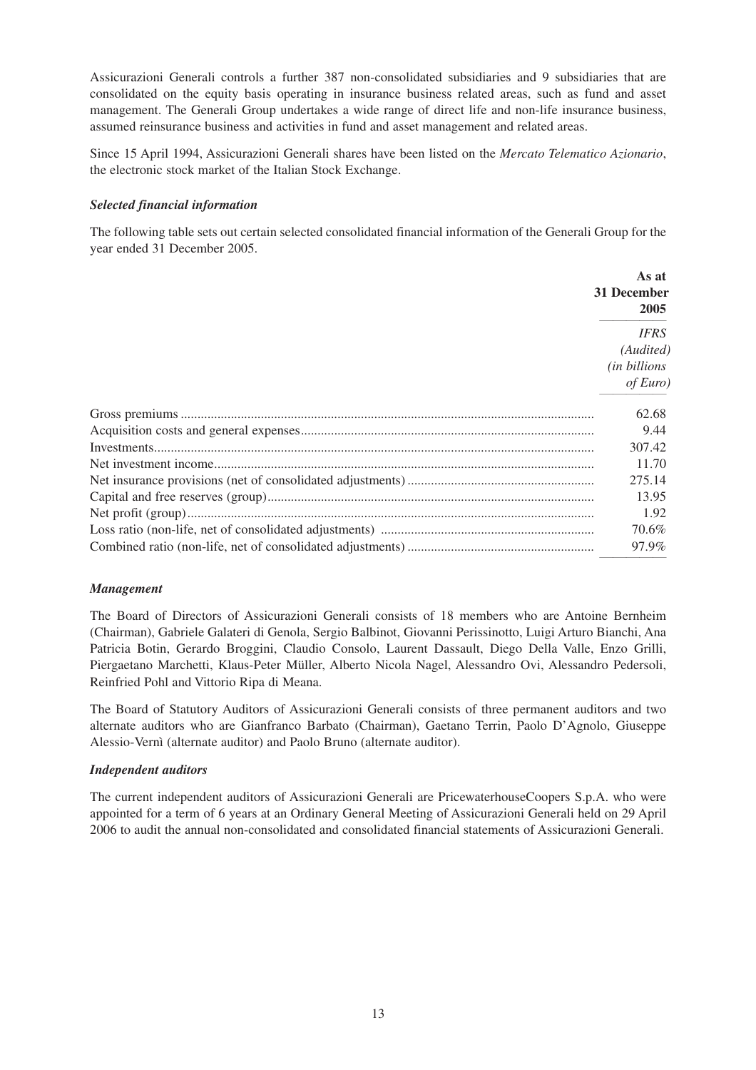Assicurazioni Generali controls a further 387 non-consolidated subsidiaries and 9 subsidiaries that are consolidated on the equity basis operating in insurance business related areas, such as fund and asset management. The Generali Group undertakes a wide range of direct life and non-life insurance business, assumed reinsurance business and activities in fund and asset management and related areas.

Since 15 April 1994, Assicurazioni Generali shares have been listed on the *Mercato Telematico Azionario*, the electronic stock market of the Italian Stock Exchange.

***Selected financial information***

The following table sets out certain selected consolidated financial information of the Generali Group for the year ended 31 December 2005.

| | **As at 31 December 2005** |
|---|---|
| | *IFRS (Audited) (in billions of Euro)* |
| Gross premiums | 62.68 |
| Acquisition costs and general expenses | 9.44 |
| Investments | 307.42 |
| Net investment income | 11.70 |
| Net insurance provisions (net of consolidated adjustments) | 275.14 |
| Capital and free reserves (group) | 13.95 |
| Net profit (group) | 1.92 |
| Loss ratio (non-life, net of consolidated adjustments) | 70.6% |
| Combined ratio (non-life, net of consolidated adjustments) | 97.9% |

***Management***

The Board of Directors of Assicurazioni Generali consists of 18 members who are Antoine Bernheim (Chairman), Gabriele Galateri di Genola, Sergio Balbinot, Giovanni Perissinotto, Luigi Arturo Bianchi, Ana Patricia Botin, Gerardo Broggini, Claudio Consolo, Laurent Dassault, Diego Della Valle, Enzo Grilli, Piergaetano Marchetti, Klaus-Peter Müller, Alberto Nicola Nagel, Alessandro Ovi, Alessandro Pedersoli, Reinfried Pohl and Vittorio Ripa di Meana.

The Board of Statutory Auditors of Assicurazioni Generali consists of three permanent auditors and two alternate auditors who are Gianfranco Barbato (Chairman), Gaetano Terrin, Paolo D'Agnolo, Giuseppe Alessio-Vernì (alternate auditor) and Paolo Bruno (alternate auditor).

***Independent auditors***

The current independent auditors of Assicurazioni Generali are PricewaterhouseCoopers S.p.A. who were appointed for a term of 6 years at an Ordinary General Meeting of Assicurazioni Generali held on 29 April 2006 to audit the annual non-consolidated and consolidated financial statements of Assicurazioni Generali.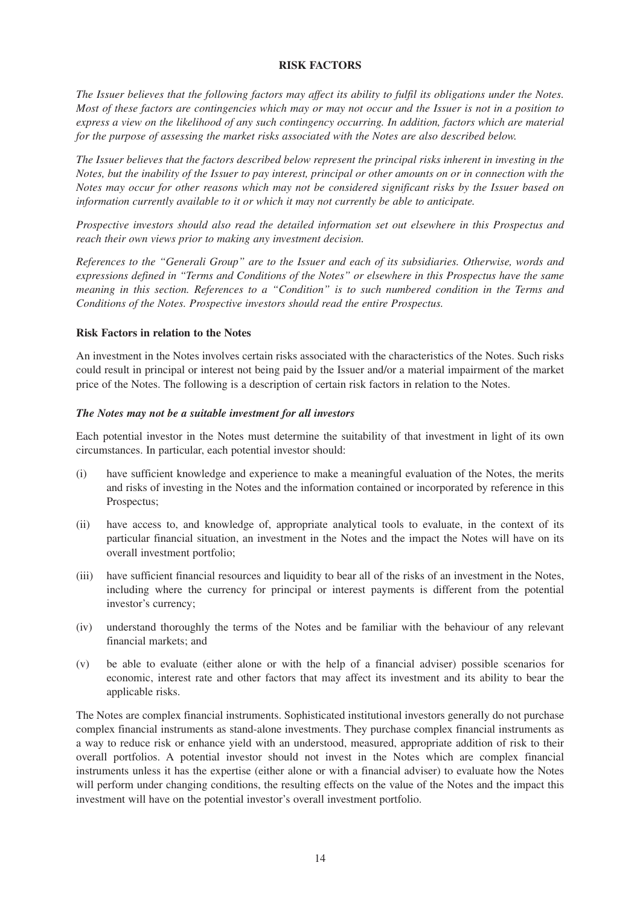## RISK FACTORS

*The Issuer believes that the following factors may affect its ability to fulfil its obligations under the Notes. Most of these factors are contingencies which may or may not occur and the Issuer is not in a position to express a view on the likelihood of any such contingency occurring. In addition, factors which are material for the purpose of assessing the market risks associated with the Notes are also described below.*

*The Issuer believes that the factors described below represent the principal risks inherent in investing in the Notes, but the inability of the Issuer to pay interest, principal or other amounts on or in connection with the Notes may occur for other reasons which may not be considered significant risks by the Issuer based on information currently available to it or which it may not currently be able to anticipate.*

*Prospective investors should also read the detailed information set out elsewhere in this Prospectus and reach their own views prior to making any investment decision.*

*References to the "Generali Group" are to the Issuer and each of its subsidiaries. Otherwise, words and expressions defined in "Terms and Conditions of the Notes" or elsewhere in this Prospectus have the same meaning in this section. References to a "Condition" is to such numbered condition in the Terms and Conditions of the Notes. Prospective investors should read the entire Prospectus.*

### Risk Factors in relation to the Notes

An investment in the Notes involves certain risks associated with the characteristics of the Notes. Such risks could result in principal or interest not being paid by the Issuer and/or a material impairment of the market price of the Notes. The following is a description of certain risk factors in relation to the Notes.

#### *The Notes may not be a suitable investment for all investors*

Each potential investor in the Notes must determine the suitability of that investment in light of its own circumstances. In particular, each potential investor should:

(i) have sufficient knowledge and experience to make a meaningful evaluation of the Notes, the merits and risks of investing in the Notes and the information contained or incorporated by reference in this Prospectus;

(ii) have access to, and knowledge of, appropriate analytical tools to evaluate, in the context of its particular financial situation, an investment in the Notes and the impact the Notes will have on its overall investment portfolio;

(iii) have sufficient financial resources and liquidity to bear all of the risks of an investment in the Notes, including where the currency for principal or interest payments is different from the potential investor's currency;

(iv) understand thoroughly the terms of the Notes and be familiar with the behaviour of any relevant financial markets; and

(v) be able to evaluate (either alone or with the help of a financial adviser) possible scenarios for economic, interest rate and other factors that may affect its investment and its ability to bear the applicable risks.

The Notes are complex financial instruments. Sophisticated institutional investors generally do not purchase complex financial instruments as stand-alone investments. They purchase complex financial instruments as a way to reduce risk or enhance yield with an understood, measured, appropriate addition of risk to their overall portfolios. A potential investor should not invest in the Notes which are complex financial instruments unless it has the expertise (either alone or with a financial adviser) to evaluate how the Notes will perform under changing conditions, the resulting effects on the value of the Notes and the impact this investment will have on the potential investor's overall investment portfolio.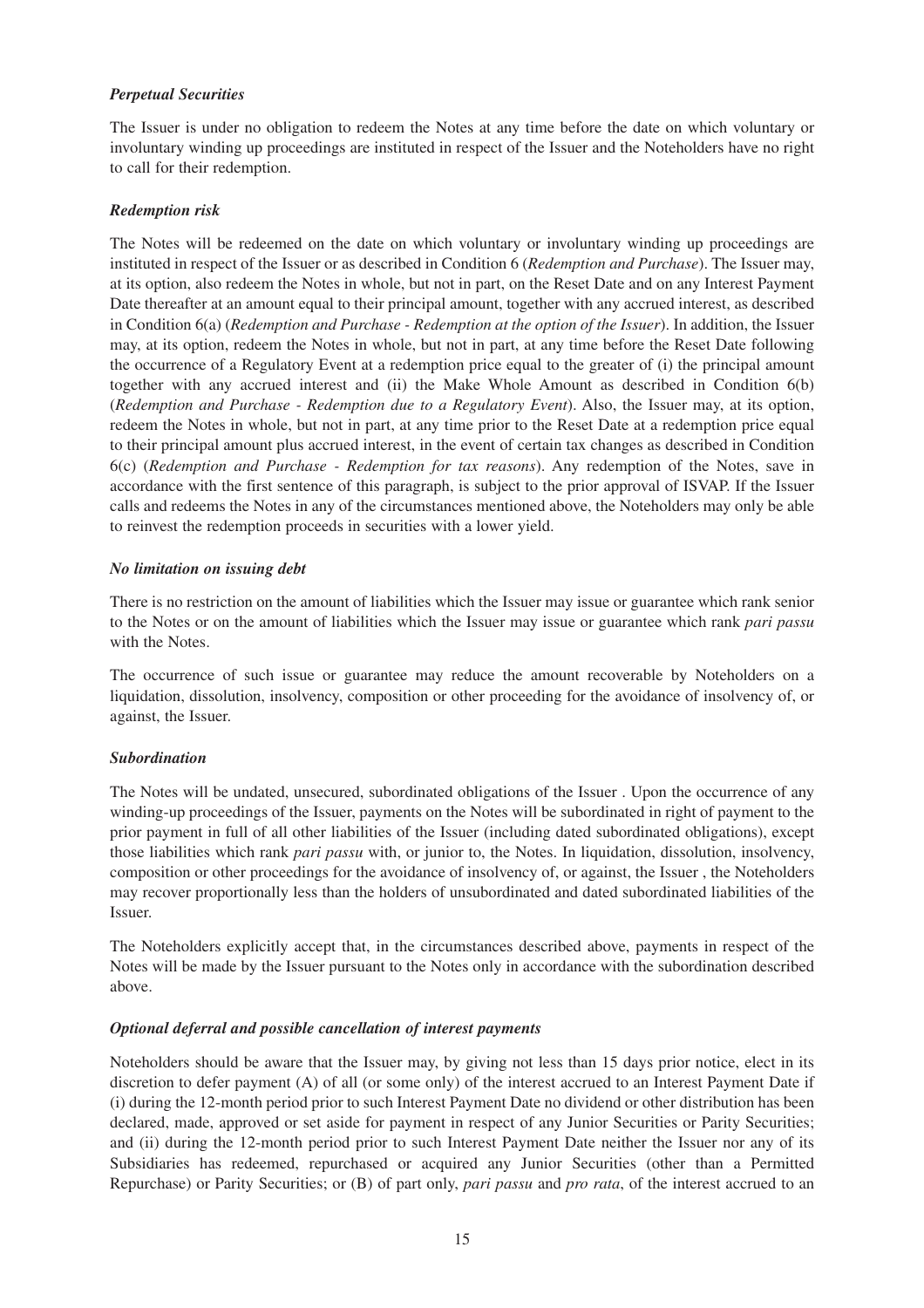### *Perpetual Securities*

The Issuer is under no obligation to redeem the Notes at any time before the date on which voluntary or involuntary winding up proceedings are instituted in respect of the Issuer and the Noteholders have no right to call for their redemption.

### *Redemption risk*

The Notes will be redeemed on the date on which voluntary or involuntary winding up proceedings are instituted in respect of the Issuer or as described in Condition 6 (*Redemption and Purchase*). The Issuer may, at its option, also redeem the Notes in whole, but not in part, on the Reset Date and on any Interest Payment Date thereafter at an amount equal to their principal amount, together with any accrued interest, as described in Condition 6(a) (*Redemption and Purchase - Redemption at the option of the Issuer*). In addition, the Issuer may, at its option, redeem the Notes in whole, but not in part, at any time before the Reset Date following the occurrence of a Regulatory Event at a redemption price equal to the greater of (i) the principal amount together with any accrued interest and (ii) the Make Whole Amount as described in Condition 6(b) (*Redemption and Purchase - Redemption due to a Regulatory Event*). Also, the Issuer may, at its option, redeem the Notes in whole, but not in part, at any time prior to the Reset Date at a redemption price equal to their principal amount plus accrued interest, in the event of certain tax changes as described in Condition 6(c) (*Redemption and Purchase - Redemption for tax reasons*). Any redemption of the Notes, save in accordance with the first sentence of this paragraph, is subject to the prior approval of ISVAP. If the Issuer calls and redeems the Notes in any of the circumstances mentioned above, the Noteholders may only be able to reinvest the redemption proceeds in securities with a lower yield.

### *No limitation on issuing debt*

There is no restriction on the amount of liabilities which the Issuer may issue or guarantee which rank senior to the Notes or on the amount of liabilities which the Issuer may issue or guarantee which rank *pari passu* with the Notes.

The occurrence of such issue or guarantee may reduce the amount recoverable by Noteholders on a liquidation, dissolution, insolvency, composition or other proceeding for the avoidance of insolvency of, or against, the Issuer.

### *Subordination*

The Notes will be undated, unsecured, subordinated obligations of the Issuer . Upon the occurrence of any winding-up proceedings of the Issuer, payments on the Notes will be subordinated in right of payment to the prior payment in full of all other liabilities of the Issuer (including dated subordinated obligations), except those liabilities which rank *pari passu* with, or junior to, the Notes. In liquidation, dissolution, insolvency, composition or other proceedings for the avoidance of insolvency of, or against, the Issuer , the Noteholders may recover proportionally less than the holders of unsubordinated and dated subordinated liabilities of the Issuer.

The Noteholders explicitly accept that, in the circumstances described above, payments in respect of the Notes will be made by the Issuer pursuant to the Notes only in accordance with the subordination described above.

### *Optional deferral and possible cancellation of interest payments*

Noteholders should be aware that the Issuer may, by giving not less than 15 days prior notice, elect in its discretion to defer payment (A) of all (or some only) of the interest accrued to an Interest Payment Date if (i) during the 12-month period prior to such Interest Payment Date no dividend or other distribution has been declared, made, approved or set aside for payment in respect of any Junior Securities or Parity Securities; and (ii) during the 12-month period prior to such Interest Payment Date neither the Issuer nor any of its Subsidiaries has redeemed, repurchased or acquired any Junior Securities (other than a Permitted Repurchase) or Parity Securities; or (B) of part only, *pari passu* and *pro rata*, of the interest accrued to an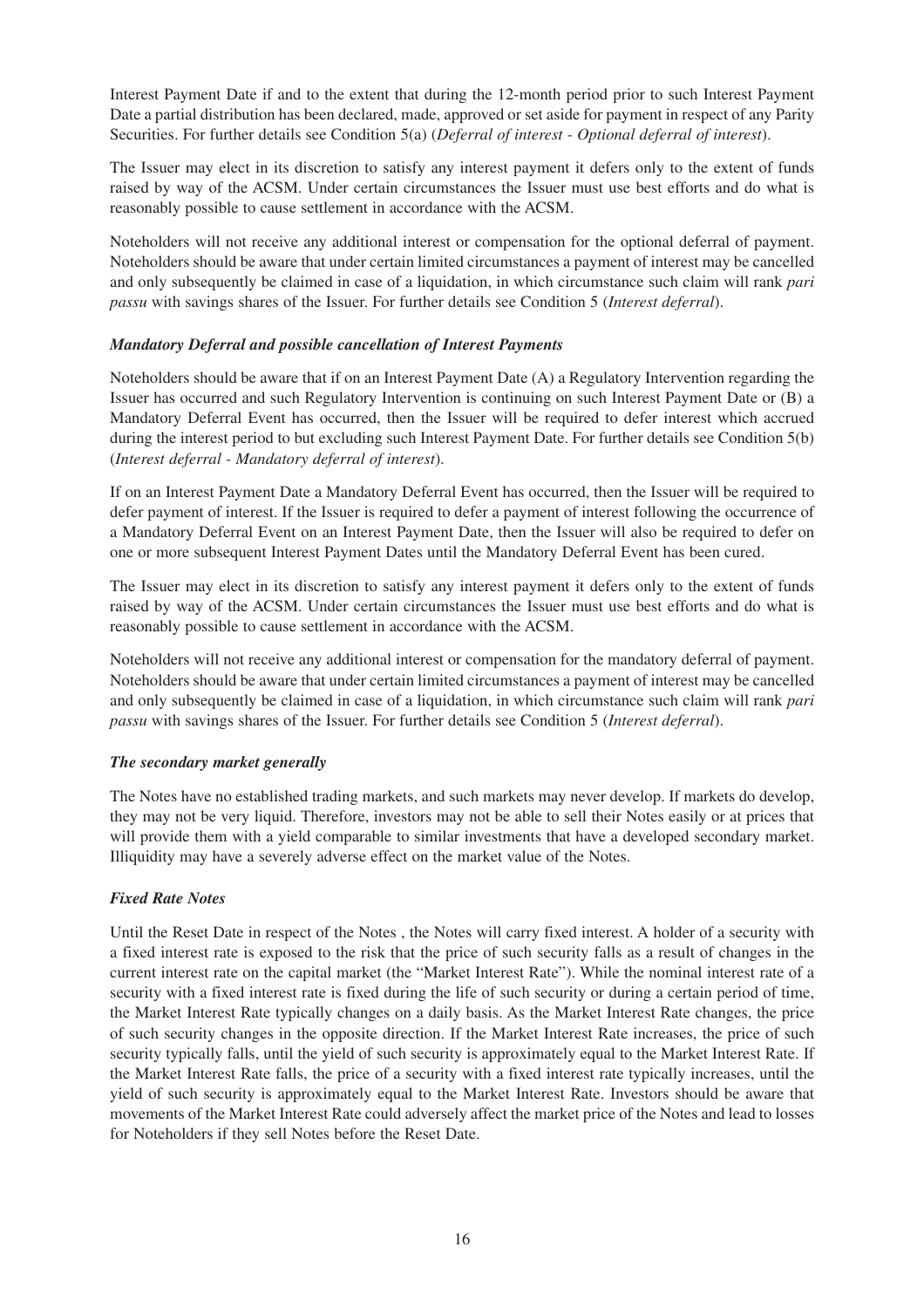Interest Payment Date if and to the extent that during the 12-month period prior to such Interest Payment Date a partial distribution has been declared, made, approved or set aside for payment in respect of any Parity Securities. For further details see Condition 5(a) (*Deferral of interest - Optional deferral of interest*).

The Issuer may elect in its discretion to satisfy any interest payment it defers only to the extent of funds raised by way of the ACSM. Under certain circumstances the Issuer must use best efforts and do what is reasonably possible to cause settlement in accordance with the ACSM.

Noteholders will not receive any additional interest or compensation for the optional deferral of payment. Noteholders should be aware that under certain limited circumstances a payment of interest may be cancelled and only subsequently be claimed in case of a liquidation, in which circumstance such claim will rank *pari passu* with savings shares of the Issuer. For further details see Condition 5 (*Interest deferral*).

### *Mandatory Deferral and possible cancellation of Interest Payments*

Noteholders should be aware that if on an Interest Payment Date (A) a Regulatory Intervention regarding the Issuer has occurred and such Regulatory Intervention is continuing on such Interest Payment Date or (B) a Mandatory Deferral Event has occurred, then the Issuer will be required to defer interest which accrued during the interest period to but excluding such Interest Payment Date. For further details see Condition 5(b) (*Interest deferral - Mandatory deferral of interest*).

If on an Interest Payment Date a Mandatory Deferral Event has occurred, then the Issuer will be required to defer payment of interest. If the Issuer is required to defer a payment of interest following the occurrence of a Mandatory Deferral Event on an Interest Payment Date, then the Issuer will also be required to defer on one or more subsequent Interest Payment Dates until the Mandatory Deferral Event has been cured.

The Issuer may elect in its discretion to satisfy any interest payment it defers only to the extent of funds raised by way of the ACSM. Under certain circumstances the Issuer must use best efforts and do what is reasonably possible to cause settlement in accordance with the ACSM.

Noteholders will not receive any additional interest or compensation for the mandatory deferral of payment. Noteholders should be aware that under certain limited circumstances a payment of interest may be cancelled and only subsequently be claimed in case of a liquidation, in which circumstance such claim will rank *pari passu* with savings shares of the Issuer. For further details see Condition 5 (*Interest deferral*).

### *The secondary market generally*

The Notes have no established trading markets, and such markets may never develop. If markets do develop, they may not be very liquid. Therefore, investors may not be able to sell their Notes easily or at prices that will provide them with a yield comparable to similar investments that have a developed secondary market. Illiquidity may have a severely adverse effect on the market value of the Notes.

### *Fixed Rate Notes*

Until the Reset Date in respect of the Notes , the Notes will carry fixed interest. A holder of a security with a fixed interest rate is exposed to the risk that the price of such security falls as a result of changes in the current interest rate on the capital market (the "Market Interest Rate"). While the nominal interest rate of a security with a fixed interest rate is fixed during the life of such security or during a certain period of time, the Market Interest Rate typically changes on a daily basis. As the Market Interest Rate changes, the price of such security changes in the opposite direction. If the Market Interest Rate increases, the price of such security typically falls, until the yield of such security is approximately equal to the Market Interest Rate. If the Market Interest Rate falls, the price of a security with a fixed interest rate typically increases, until the yield of such security is approximately equal to the Market Interest Rate. Investors should be aware that movements of the Market Interest Rate could adversely affect the market price of the Notes and lead to losses for Noteholders if they sell Notes before the Reset Date.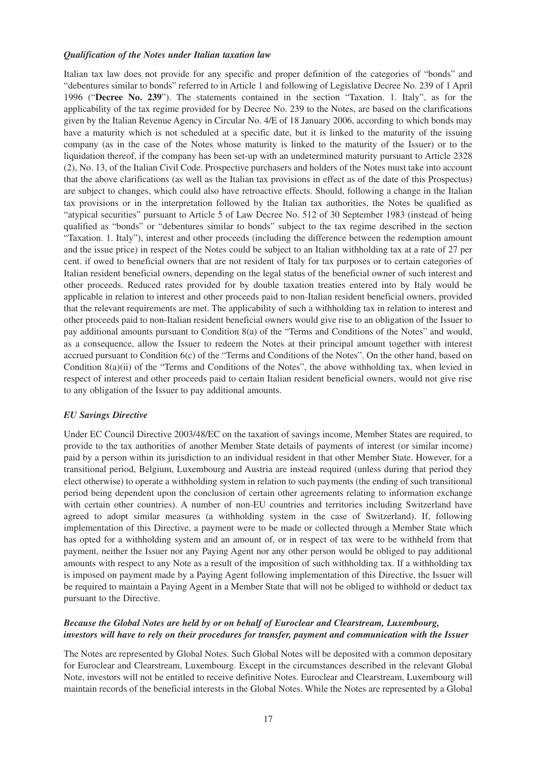***Qualification of the Notes under Italian taxation law***

Italian tax law does not provide for any specific and proper definition of the categories of "bonds" and "debentures similar to bonds" referred to in Article 1 and following of Legislative Decree No. 239 of 1 April 1996 ("**Decree No. 239**"). The statements contained in the section "Taxation. 1. Italy", as for the applicability of the tax regime provided for by Decree No. 239 to the Notes, are based on the clarifications given by the Italian Revenue Agency in Circular No. 4/E of 18 January 2006, according to which bonds may have a maturity which is not scheduled at a specific date, but it is linked to the maturity of the issuing company (as in the case of the Notes whose maturity is linked to the maturity of the Issuer) or to the liquidation thereof, if the company has been set-up with an undetermined maturity pursuant to Article 2328 (2), No. 13, of the Italian Civil Code. Prospective purchasers and holders of the Notes must take into account that the above clarifications (as well as the Italian tax provisions in effect as of the date of this Prospectus) are subject to changes, which could also have retroactive effects. Should, following a change in the Italian tax provisions or in the interpretation followed by the Italian tax authorities, the Notes be qualified as "atypical securities" pursuant to Article 5 of Law Decree No. 512 of 30 September 1983 (instead of being qualified as "bonds" or "debentures similar to bonds" subject to the tax regime described in the section "Taxation. 1. Italy"), interest and other proceeds (including the difference between the redemption amount and the issue price) in respect of the Notes could be subject to an Italian withholding tax at a rate of 27 per cent. if owed to beneficial owners that are not resident of Italy for tax purposes or to certain categories of Italian resident beneficial owners, depending on the legal status of the beneficial owner of such interest and other proceeds. Reduced rates provided for by double taxation treaties entered into by Italy would be applicable in relation to interest and other proceeds paid to non-Italian resident beneficial owners, provided that the relevant requirements are met. The applicability of such a withholding tax in relation to interest and other proceeds paid to non-Italian resident beneficial owners would give rise to an obligation of the Issuer to pay additional amounts pursuant to Condition 8(a) of the "Terms and Conditions of the Notes" and would, as a consequence, allow the Issuer to redeem the Notes at their principal amount together with interest accrued pursuant to Condition 6(c) of the "Terms and Conditions of the Notes". On the other hand, based on Condition 8(a)(ii) of the "Terms and Conditions of the Notes", the above withholding tax, when levied in respect of interest and other proceeds paid to certain Italian resident beneficial owners, would not give rise to any obligation of the Issuer to pay additional amounts.

***EU Savings Directive***

Under EC Council Directive 2003/48/EC on the taxation of savings income, Member States are required, to provide to the tax authorities of another Member State details of payments of interest (or similar income) paid by a person within its jurisdiction to an individual resident in that other Member State. However, for a transitional period, Belgium, Luxembourg and Austria are instead required (unless during that period they elect otherwise) to operate a withholding system in relation to such payments (the ending of such transitional period being dependent upon the conclusion of certain other agreements relating to information exchange with certain other countries). A number of non-EU countries and territories including Switzerland have agreed to adopt similar measures (a withholding system in the case of Switzerland). If, following implementation of this Directive, a payment were to be made or collected through a Member State which has opted for a withholding system and an amount of, or in respect of tax were to be withheld from that payment, neither the Issuer nor any Paying Agent nor any other person would be obliged to pay additional amounts with respect to any Note as a result of the imposition of such withholding tax. If a withholding tax is imposed on payment made by a Paying Agent following implementation of this Directive, the Issuer will be required to maintain a Paying Agent in a Member State that will not be obliged to withhold or deduct tax pursuant to the Directive.

***Because the Global Notes are held by or on behalf of Euroclear and Clearstream, Luxembourg, investors will have to rely on their procedures for transfer, payment and communication with the Issuer***

The Notes are represented by Global Notes. Such Global Notes will be deposited with a common depositary for Euroclear and Clearstream, Luxembourg. Except in the circumstances described in the relevant Global Note, investors will not be entitled to receive definitive Notes. Euroclear and Clearstream, Luxembourg will maintain records of the beneficial interests in the Global Notes. While the Notes are represented by a Global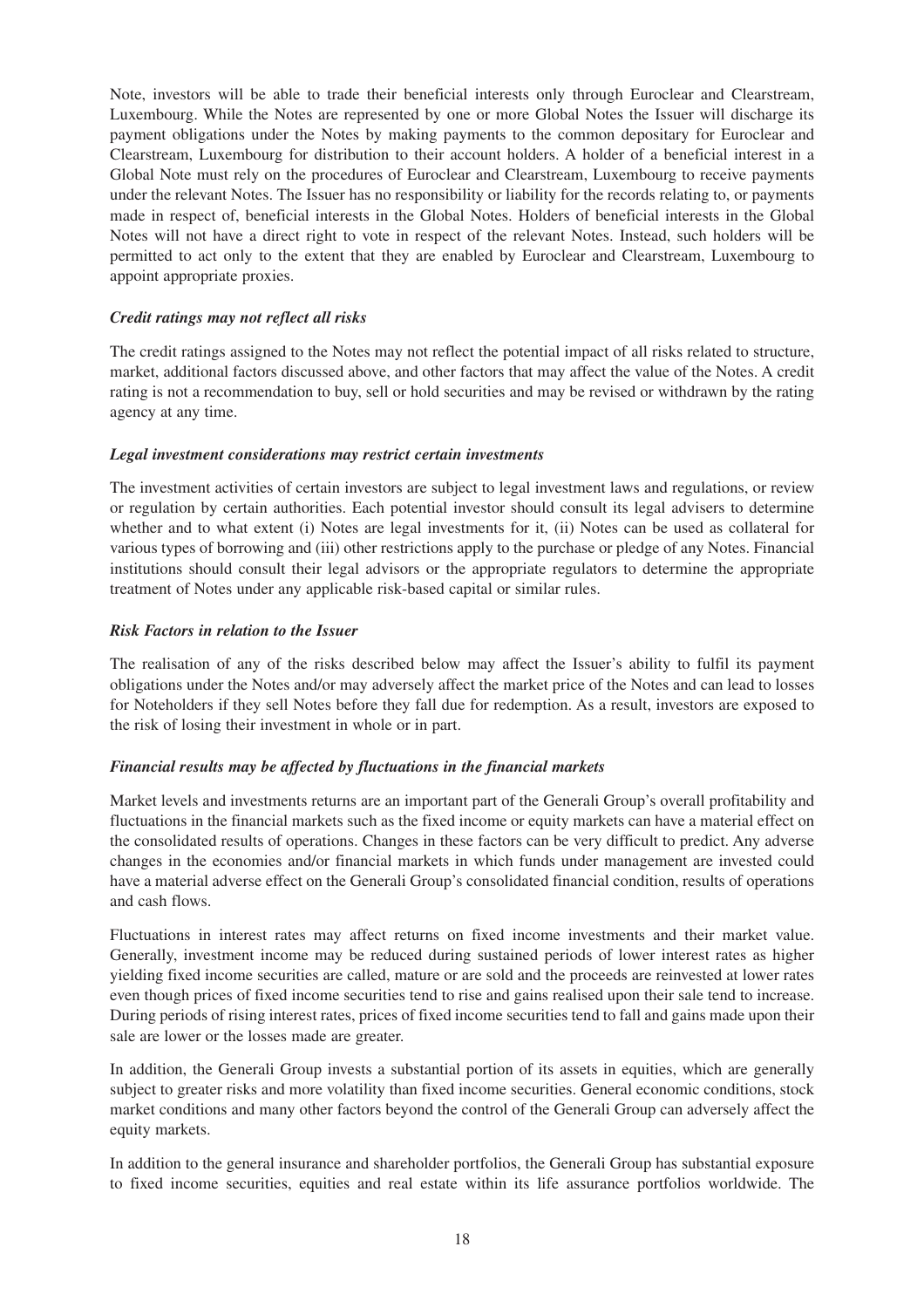Note, investors will be able to trade their beneficial interests only through Euroclear and Clearstream, Luxembourg. While the Notes are represented by one or more Global Notes the Issuer will discharge its payment obligations under the Notes by making payments to the common depositary for Euroclear and Clearstream, Luxembourg for distribution to their account holders. A holder of a beneficial interest in a Global Note must rely on the procedures of Euroclear and Clearstream, Luxembourg to receive payments under the relevant Notes. The Issuer has no responsibility or liability for the records relating to, or payments made in respect of, beneficial interests in the Global Notes. Holders of beneficial interests in the Global Notes will not have a direct right to vote in respect of the relevant Notes. Instead, such holders will be permitted to act only to the extent that they are enabled by Euroclear and Clearstream, Luxembourg to appoint appropriate proxies.

***Credit ratings may not reflect all risks***

The credit ratings assigned to the Notes may not reflect the potential impact of all risks related to structure, market, additional factors discussed above, and other factors that may affect the value of the Notes. A credit rating is not a recommendation to buy, sell or hold securities and may be revised or withdrawn by the rating agency at any time.

***Legal investment considerations may restrict certain investments***

The investment activities of certain investors are subject to legal investment laws and regulations, or review or regulation by certain authorities. Each potential investor should consult its legal advisers to determine whether and to what extent (i) Notes are legal investments for it, (ii) Notes can be used as collateral for various types of borrowing and (iii) other restrictions apply to the purchase or pledge of any Notes. Financial institutions should consult their legal advisors or the appropriate regulators to determine the appropriate treatment of Notes under any applicable risk-based capital or similar rules.

***Risk Factors in relation to the Issuer***

The realisation of any of the risks described below may affect the Issuer's ability to fulfil its payment obligations under the Notes and/or may adversely affect the market price of the Notes and can lead to losses for Noteholders if they sell Notes before they fall due for redemption. As a result, investors are exposed to the risk of losing their investment in whole or in part.

***Financial results may be affected by fluctuations in the financial markets***

Market levels and investments returns are an important part of the Generali Group's overall profitability and fluctuations in the financial markets such as the fixed income or equity markets can have a material effect on the consolidated results of operations. Changes in these factors can be very difficult to predict. Any adverse changes in the economies and/or financial markets in which funds under management are invested could have a material adverse effect on the Generali Group's consolidated financial condition, results of operations and cash flows.

Fluctuations in interest rates may affect returns on fixed income investments and their market value. Generally, investment income may be reduced during sustained periods of lower interest rates as higher yielding fixed income securities are called, mature or are sold and the proceeds are reinvested at lower rates even though prices of fixed income securities tend to rise and gains realised upon their sale tend to increase. During periods of rising interest rates, prices of fixed income securities tend to fall and gains made upon their sale are lower or the losses made are greater.

In addition, the Generali Group invests a substantial portion of its assets in equities, which are generally subject to greater risks and more volatility than fixed income securities. General economic conditions, stock market conditions and many other factors beyond the control of the Generali Group can adversely affect the equity markets.

In addition to the general insurance and shareholder portfolios, the Generali Group has substantial exposure to fixed income securities, equities and real estate within its life assurance portfolios worldwide. The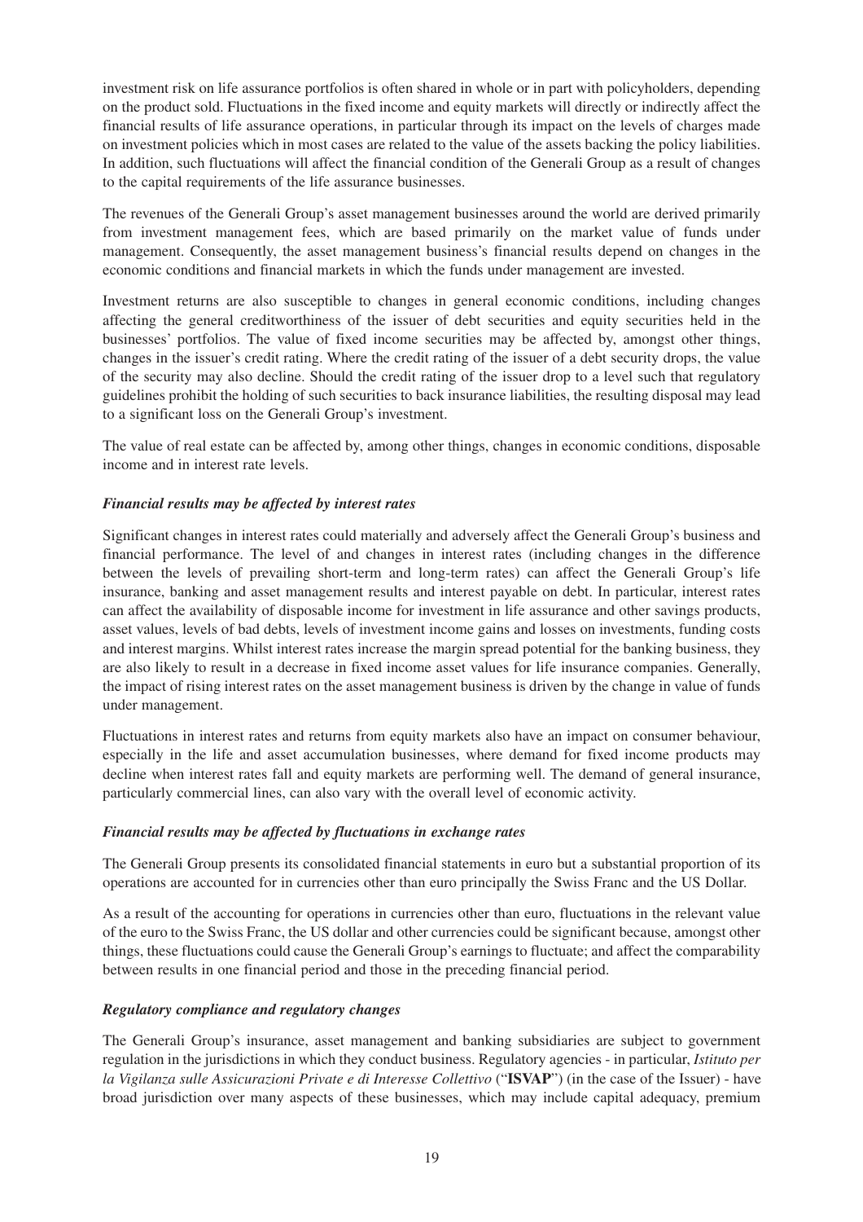investment risk on life assurance portfolios is often shared in whole or in part with policyholders, depending on the product sold. Fluctuations in the fixed income and equity markets will directly or indirectly affect the financial results of life assurance operations, in particular through its impact on the levels of charges made on investment policies which in most cases are related to the value of the assets backing the policy liabilities. In addition, such fluctuations will affect the financial condition of the Generali Group as a result of changes to the capital requirements of the life assurance businesses.

The revenues of the Generali Group's asset management businesses around the world are derived primarily from investment management fees, which are based primarily on the market value of funds under management. Consequently, the asset management business's financial results depend on changes in the economic conditions and financial markets in which the funds under management are invested.

Investment returns are also susceptible to changes in general economic conditions, including changes affecting the general creditworthiness of the issuer of debt securities and equity securities held in the businesses' portfolios. The value of fixed income securities may be affected by, amongst other things, changes in the issuer's credit rating. Where the credit rating of the issuer of a debt security drops, the value of the security may also decline. Should the credit rating of the issuer drop to a level such that regulatory guidelines prohibit the holding of such securities to back insurance liabilities, the resulting disposal may lead to a significant loss on the Generali Group's investment.

The value of real estate can be affected by, among other things, changes in economic conditions, disposable income and in interest rate levels.

***Financial results may be affected by interest rates***

Significant changes in interest rates could materially and adversely affect the Generali Group's business and financial performance. The level of and changes in interest rates (including changes in the difference between the levels of prevailing short-term and long-term rates) can affect the Generali Group's life insurance, banking and asset management results and interest payable on debt. In particular, interest rates can affect the availability of disposable income for investment in life assurance and other savings products, asset values, levels of bad debts, levels of investment income gains and losses on investments, funding costs and interest margins. Whilst interest rates increase the margin spread potential for the banking business, they are also likely to result in a decrease in fixed income asset values for life insurance companies. Generally, the impact of rising interest rates on the asset management business is driven by the change in value of funds under management.

Fluctuations in interest rates and returns from equity markets also have an impact on consumer behaviour, especially in the life and asset accumulation businesses, where demand for fixed income products may decline when interest rates fall and equity markets are performing well. The demand of general insurance, particularly commercial lines, can also vary with the overall level of economic activity.

***Financial results may be affected by fluctuations in exchange rates***

The Generali Group presents its consolidated financial statements in euro but a substantial proportion of its operations are accounted for in currencies other than euro principally the Swiss Franc and the US Dollar.

As a result of the accounting for operations in currencies other than euro, fluctuations in the relevant value of the euro to the Swiss Franc, the US dollar and other currencies could be significant because, amongst other things, these fluctuations could cause the Generali Group's earnings to fluctuate; and affect the comparability between results in one financial period and those in the preceding financial period.

***Regulatory compliance and regulatory changes***

The Generali Group's insurance, asset management and banking subsidiaries are subject to government regulation in the jurisdictions in which they conduct business. Regulatory agencies - in particular, *Istituto per la Vigilanza sulle Assicurazioni Private e di Interesse Collettivo* ("**ISVAP**") (in the case of the Issuer) - have broad jurisdiction over many aspects of these businesses, which may include capital adequacy, premium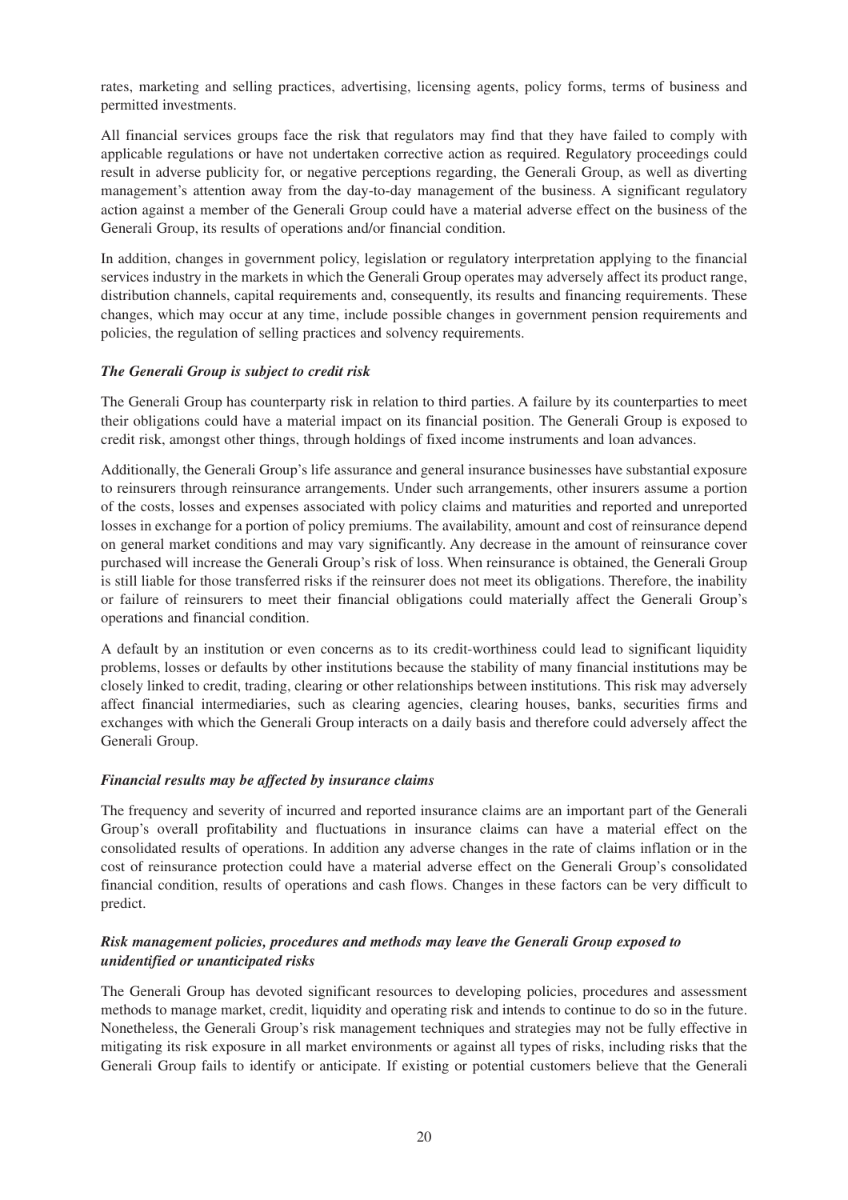rates, marketing and selling practices, advertising, licensing agents, policy forms, terms of business and permitted investments.

All financial services groups face the risk that regulators may find that they have failed to comply with applicable regulations or have not undertaken corrective action as required. Regulatory proceedings could result in adverse publicity for, or negative perceptions regarding, the Generali Group, as well as diverting management's attention away from the day-to-day management of the business. A significant regulatory action against a member of the Generali Group could have a material adverse effect on the business of the Generali Group, its results of operations and/or financial condition.

In addition, changes in government policy, legislation or regulatory interpretation applying to the financial services industry in the markets in which the Generali Group operates may adversely affect its product range, distribution channels, capital requirements and, consequently, its results and financing requirements. These changes, which may occur at any time, include possible changes in government pension requirements and policies, the regulation of selling practices and solvency requirements.

***The Generali Group is subject to credit risk***

The Generali Group has counterparty risk in relation to third parties. A failure by its counterparties to meet their obligations could have a material impact on its financial position. The Generali Group is exposed to credit risk, amongst other things, through holdings of fixed income instruments and loan advances.

Additionally, the Generali Group's life assurance and general insurance businesses have substantial exposure to reinsurers through reinsurance arrangements. Under such arrangements, other insurers assume a portion of the costs, losses and expenses associated with policy claims and maturities and reported and unreported losses in exchange for a portion of policy premiums. The availability, amount and cost of reinsurance depend on general market conditions and may vary significantly. Any decrease in the amount of reinsurance cover purchased will increase the Generali Group's risk of loss. When reinsurance is obtained, the Generali Group is still liable for those transferred risks if the reinsurer does not meet its obligations. Therefore, the inability or failure of reinsurers to meet their financial obligations could materially affect the Generali Group's operations and financial condition.

A default by an institution or even concerns as to its credit-worthiness could lead to significant liquidity problems, losses or defaults by other institutions because the stability of many financial institutions may be closely linked to credit, trading, clearing or other relationships between institutions. This risk may adversely affect financial intermediaries, such as clearing agencies, clearing houses, banks, securities firms and exchanges with which the Generali Group interacts on a daily basis and therefore could adversely affect the Generali Group.

***Financial results may be affected by insurance claims***

The frequency and severity of incurred and reported insurance claims are an important part of the Generali Group's overall profitability and fluctuations in insurance claims can have a material effect on the consolidated results of operations. In addition any adverse changes in the rate of claims inflation or in the cost of reinsurance protection could have a material adverse effect on the Generali Group's consolidated financial condition, results of operations and cash flows. Changes in these factors can be very difficult to predict.

***Risk management policies, procedures and methods may leave the Generali Group exposed to unidentified or unanticipated risks***

The Generali Group has devoted significant resources to developing policies, procedures and assessment methods to manage market, credit, liquidity and operating risk and intends to continue to do so in the future. Nonetheless, the Generali Group's risk management techniques and strategies may not be fully effective in mitigating its risk exposure in all market environments or against all types of risks, including risks that the Generali Group fails to identify or anticipate. If existing or potential customers believe that the Generali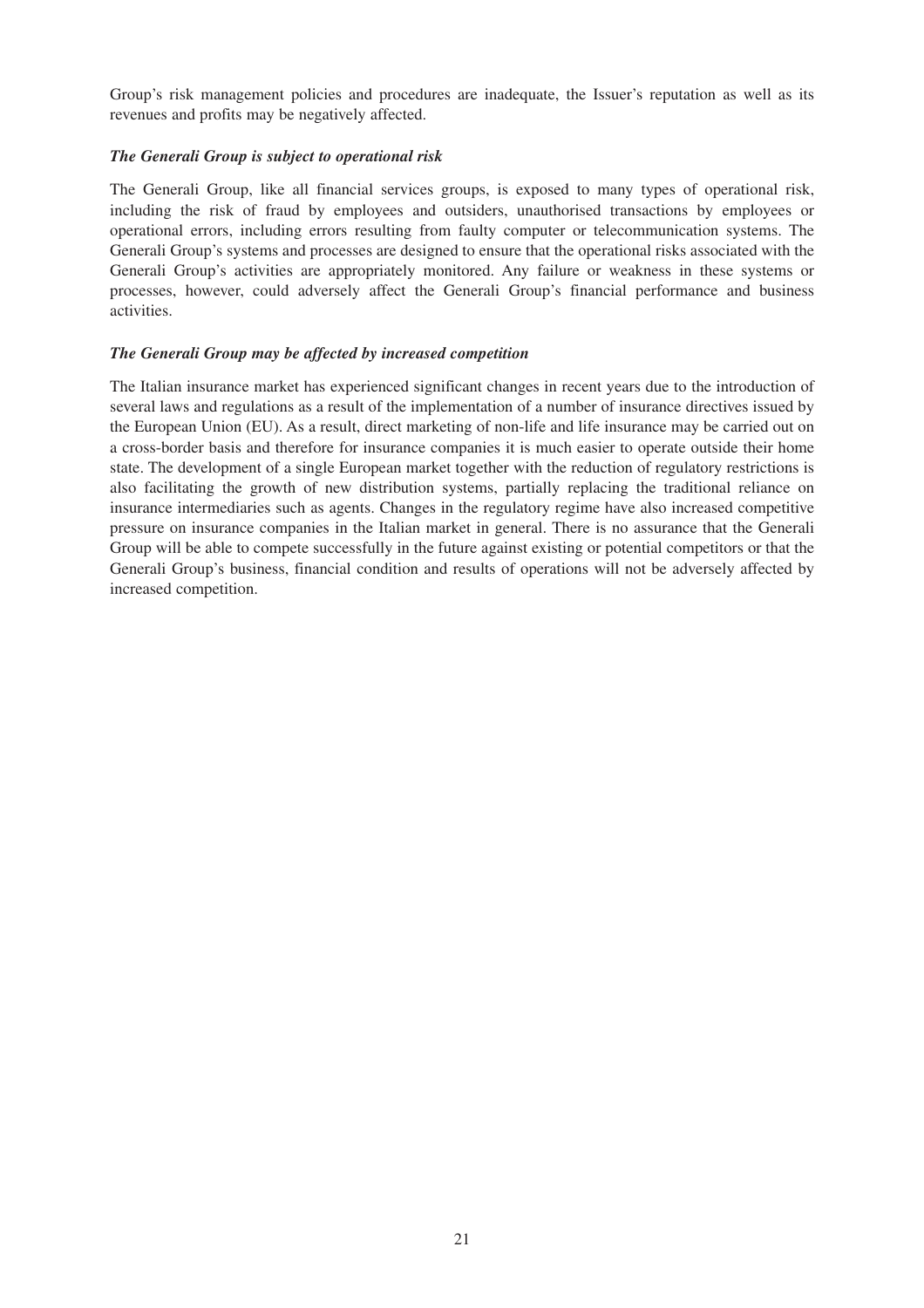Group's risk management policies and procedures are inadequate, the Issuer's reputation as well as its revenues and profits may be negatively affected.

***The Generali Group is subject to operational risk***

The Generali Group, like all financial services groups, is exposed to many types of operational risk, including the risk of fraud by employees and outsiders, unauthorised transactions by employees or operational errors, including errors resulting from faulty computer or telecommunication systems. The Generali Group's systems and processes are designed to ensure that the operational risks associated with the Generali Group's activities are appropriately monitored. Any failure or weakness in these systems or processes, however, could adversely affect the Generali Group's financial performance and business activities.

***The Generali Group may be affected by increased competition***

The Italian insurance market has experienced significant changes in recent years due to the introduction of several laws and regulations as a result of the implementation of a number of insurance directives issued by the European Union (EU). As a result, direct marketing of non-life and life insurance may be carried out on a cross-border basis and therefore for insurance companies it is much easier to operate outside their home state. The development of a single European market together with the reduction of regulatory restrictions is also facilitating the growth of new distribution systems, partially replacing the traditional reliance on insurance intermediaries such as agents. Changes in the regulatory regime have also increased competitive pressure on insurance companies in the Italian market in general. There is no assurance that the Generali Group will be able to compete successfully in the future against existing or potential competitors or that the Generali Group's business, financial condition and results of operations will not be adversely affected by increased competition.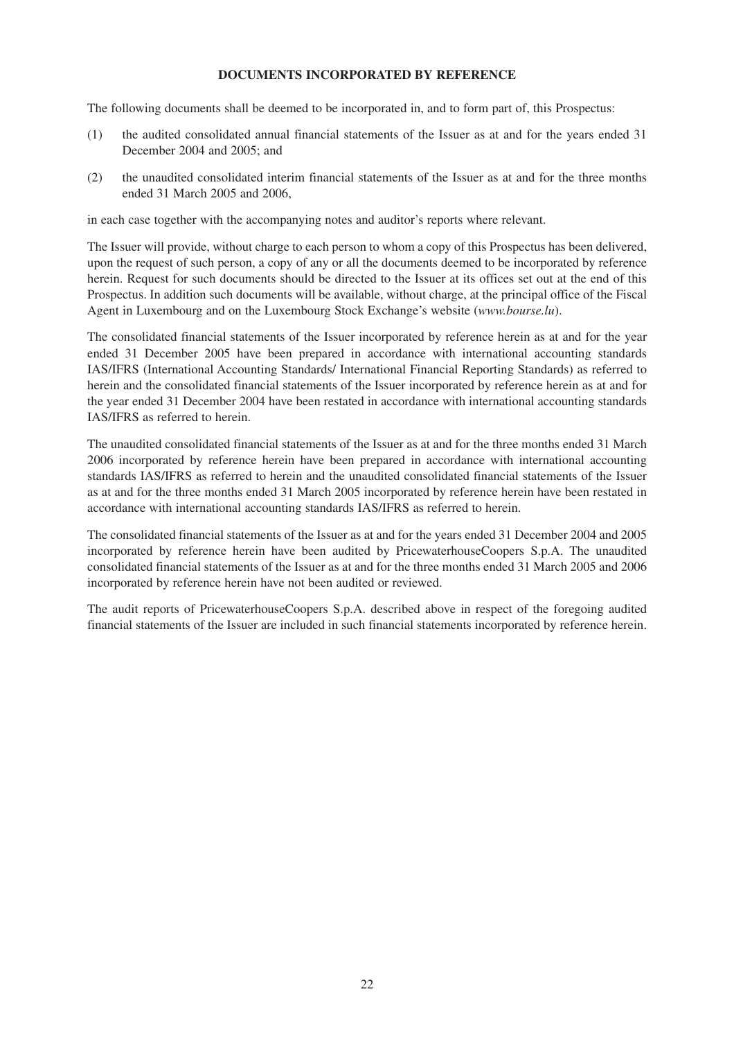## DOCUMENTS INCORPORATED BY REFERENCE

The following documents shall be deemed to be incorporated in, and to form part of, this Prospectus:

(1) the audited consolidated annual financial statements of the Issuer as at and for the years ended 31 December 2004 and 2005; and

(2) the unaudited consolidated interim financial statements of the Issuer as at and for the three months ended 31 March 2005 and 2006,

in each case together with the accompanying notes and auditor's reports where relevant.

The Issuer will provide, without charge to each person to whom a copy of this Prospectus has been delivered, upon the request of such person, a copy of any or all the documents deemed to be incorporated by reference herein. Request for such documents should be directed to the Issuer at its offices set out at the end of this Prospectus. In addition such documents will be available, without charge, at the principal office of the Fiscal Agent in Luxembourg and on the Luxembourg Stock Exchange's website (*www.bourse.lu*).

The consolidated financial statements of the Issuer incorporated by reference herein as at and for the year ended 31 December 2005 have been prepared in accordance with international accounting standards IAS/IFRS (International Accounting Standards/ International Financial Reporting Standards) as referred to herein and the consolidated financial statements of the Issuer incorporated by reference herein as at and for the year ended 31 December 2004 have been restated in accordance with international accounting standards IAS/IFRS as referred to herein.

The unaudited consolidated financial statements of the Issuer as at and for the three months ended 31 March 2006 incorporated by reference herein have been prepared in accordance with international accounting standards IAS/IFRS as referred to herein and the unaudited consolidated financial statements of the Issuer as at and for the three months ended 31 March 2005 incorporated by reference herein have been restated in accordance with international accounting standards IAS/IFRS as referred to herein.

The consolidated financial statements of the Issuer as at and for the years ended 31 December 2004 and 2005 incorporated by reference herein have been audited by PricewaterhouseCoopers S.p.A. The unaudited consolidated financial statements of the Issuer as at and for the three months ended 31 March 2005 and 2006 incorporated by reference herein have not been audited or reviewed.

The audit reports of PricewaterhouseCoopers S.p.A. described above in respect of the foregoing audited financial statements of the Issuer are included in such financial statements incorporated by reference herein.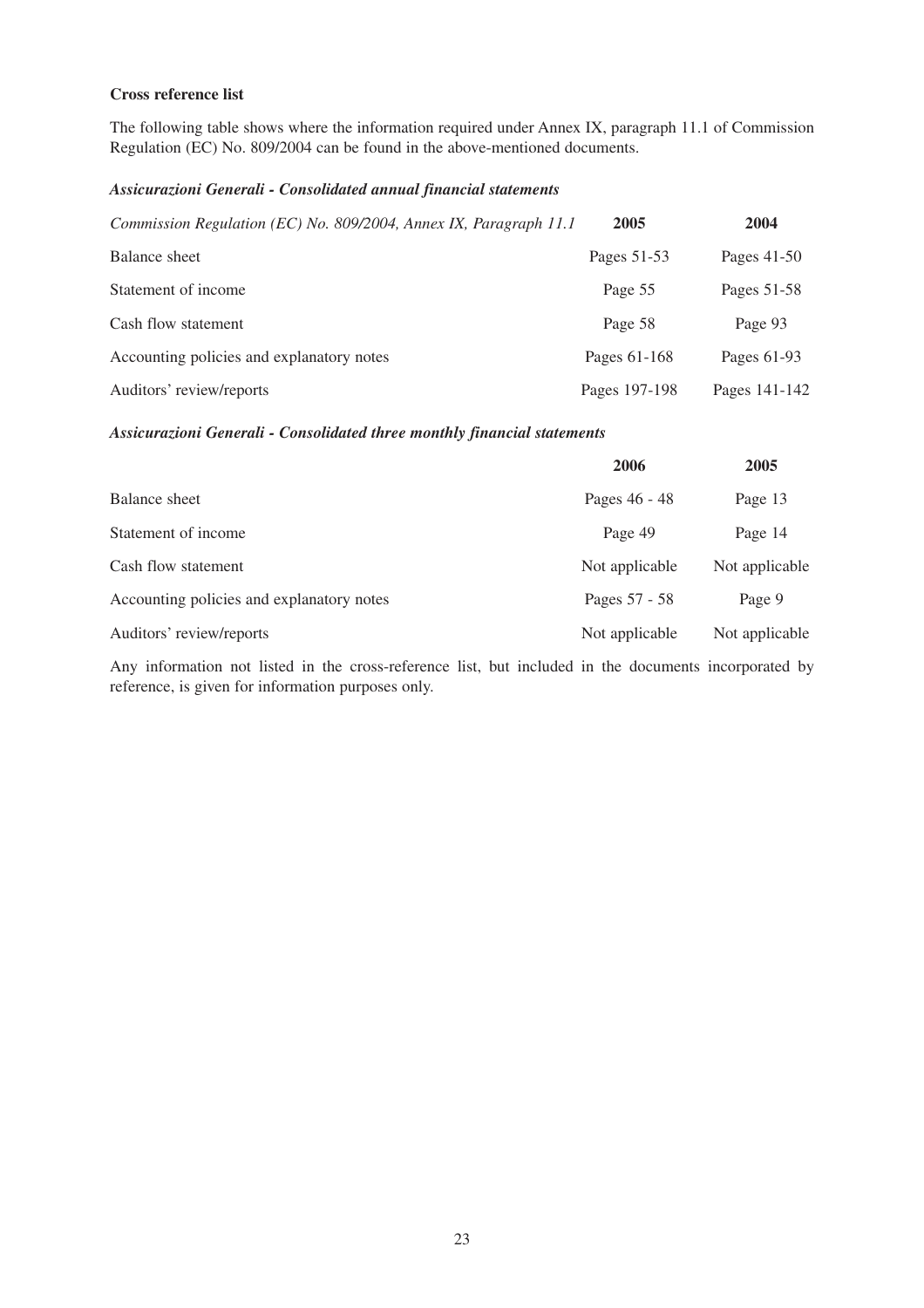**Cross reference list**

The following table shows where the information required under Annex IX, paragraph 11.1 of Commission Regulation (EC) No. 809/2004 can be found in the above-mentioned documents.

***Assicurazioni Generali - Consolidated annual financial statements***

| *Commission Regulation (EC) No. 809/2004, Annex IX, Paragraph 11.1* | **2005** | **2004** |
|---|---|---|
| Balance sheet | Pages 51-53 | Pages 41-50 |
| Statement of income | Page 55 | Pages 51-58 |
| Cash flow statement | Page 58 | Page 93 |
| Accounting policies and explanatory notes | Pages 61-168 | Pages 61-93 |
| Auditors' review/reports | Pages 197-198 | Pages 141-142 |

***Assicurazioni Generali - Consolidated three monthly financial statements***

| | **2006** | **2005** |
|---|---|---|
| Balance sheet | Pages 46 - 48 | Page 13 |
| Statement of income | Page 49 | Page 14 |
| Cash flow statement | Not applicable | Not applicable |
| Accounting policies and explanatory notes | Pages 57 - 58 | Page 9 |
| Auditors' review/reports | Not applicable | Not applicable |

Any information not listed in the cross-reference list, but included in the documents incorporated by reference, is given for information purposes only.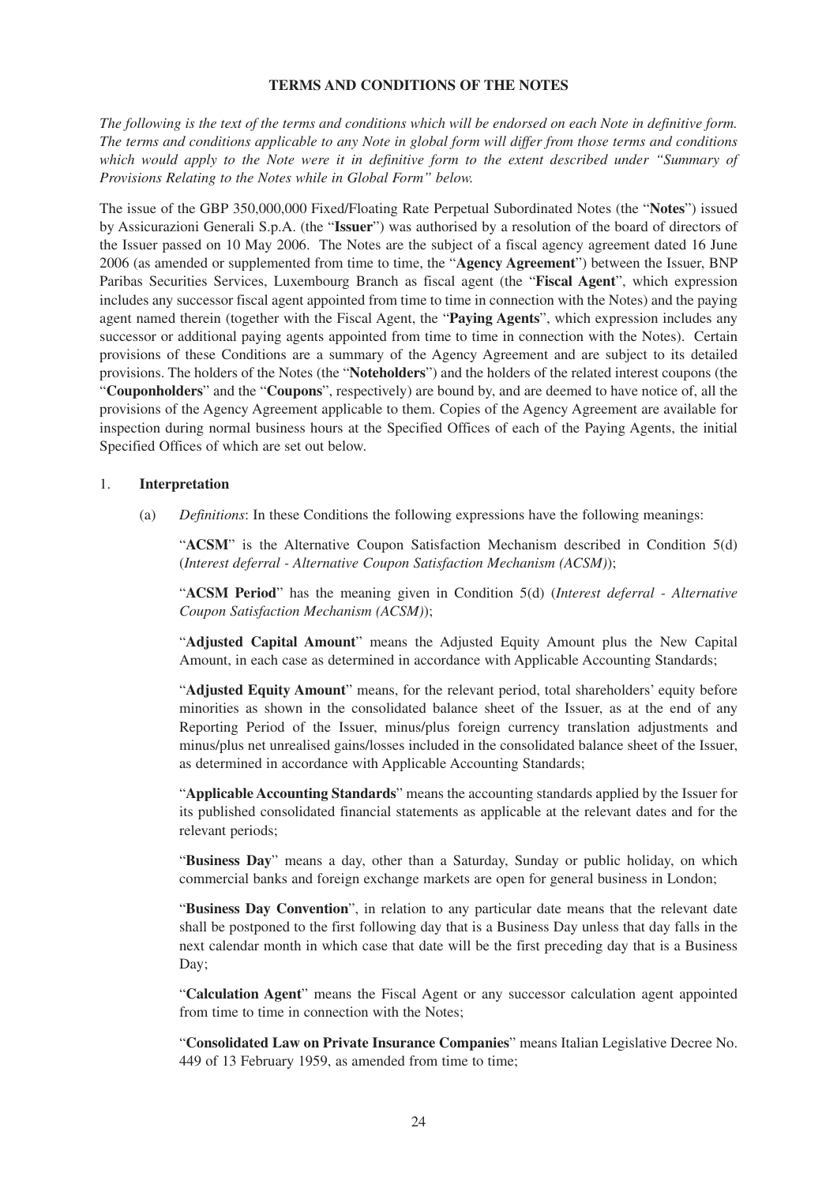## TERMS AND CONDITIONS OF THE NOTES

*The following is the text of the terms and conditions which will be endorsed on each Note in definitive form. The terms and conditions applicable to any Note in global form will differ from those terms and conditions which would apply to the Note were it in definitive form to the extent described under "Summary of Provisions Relating to the Notes while in Global Form" below.*

The issue of the GBP 350,000,000 Fixed/Floating Rate Perpetual Subordinated Notes (the "**Notes**") issued by Assicurazioni Generali S.p.A. (the "**Issuer**") was authorised by a resolution of the board of directors of the Issuer passed on 10 May 2006. The Notes are the subject of a fiscal agency agreement dated 16 June 2006 (as amended or supplemented from time to time, the "**Agency Agreement**") between the Issuer, BNP Paribas Securities Services, Luxembourg Branch as fiscal agent (the "**Fiscal Agent**", which expression includes any successor fiscal agent appointed from time to time in connection with the Notes) and the paying agent named therein (together with the Fiscal Agent, the "**Paying Agents**", which expression includes any successor or additional paying agents appointed from time to time in connection with the Notes). Certain provisions of these Conditions are a summary of the Agency Agreement and are subject to its detailed provisions. The holders of the Notes (the "**Noteholders**") and the holders of the related interest coupons (the "**Couponholders**" and the "**Coupons**", respectively) are bound by, and are deemed to have notice of, all the provisions of the Agency Agreement applicable to them. Copies of the Agency Agreement are available for inspection during normal business hours at the Specified Offices of each of the Paying Agents, the initial Specified Offices of which are set out below.

1. **Interpretation**

   (a) *Definitions*: In these Conditions the following expressions have the following meanings:

   "**ACSM**" is the Alternative Coupon Satisfaction Mechanism described in Condition 5(d) (*Interest deferral - Alternative Coupon Satisfaction Mechanism (ACSM)*);

   "**ACSM Period**" has the meaning given in Condition 5(d) (*Interest deferral - Alternative Coupon Satisfaction Mechanism (ACSM)*);

   "**Adjusted Capital Amount**" means the Adjusted Equity Amount plus the New Capital Amount, in each case as determined in accordance with Applicable Accounting Standards;

   "**Adjusted Equity Amount**" means, for the relevant period, total shareholders' equity before minorities as shown in the consolidated balance sheet of the Issuer, as at the end of any Reporting Period of the Issuer, minus/plus foreign currency translation adjustments and minus/plus net unrealised gains/losses included in the consolidated balance sheet of the Issuer, as determined in accordance with Applicable Accounting Standards;

   "**Applicable Accounting Standards**" means the accounting standards applied by the Issuer for its published consolidated financial statements as applicable at the relevant dates and for the relevant periods;

   "**Business Day**" means a day, other than a Saturday, Sunday or public holiday, on which commercial banks and foreign exchange markets are open for general business in London;

   "**Business Day Convention**", in relation to any particular date means that the relevant date shall be postponed to the first following day that is a Business Day unless that day falls in the next calendar month in which case that date will be the first preceding day that is a Business Day;

   "**Calculation Agent**" means the Fiscal Agent or any successor calculation agent appointed from time to time in connection with the Notes;

   "**Consolidated Law on Private Insurance Companies**" means Italian Legislative Decree No. 449 of 13 February 1959, as amended from time to time;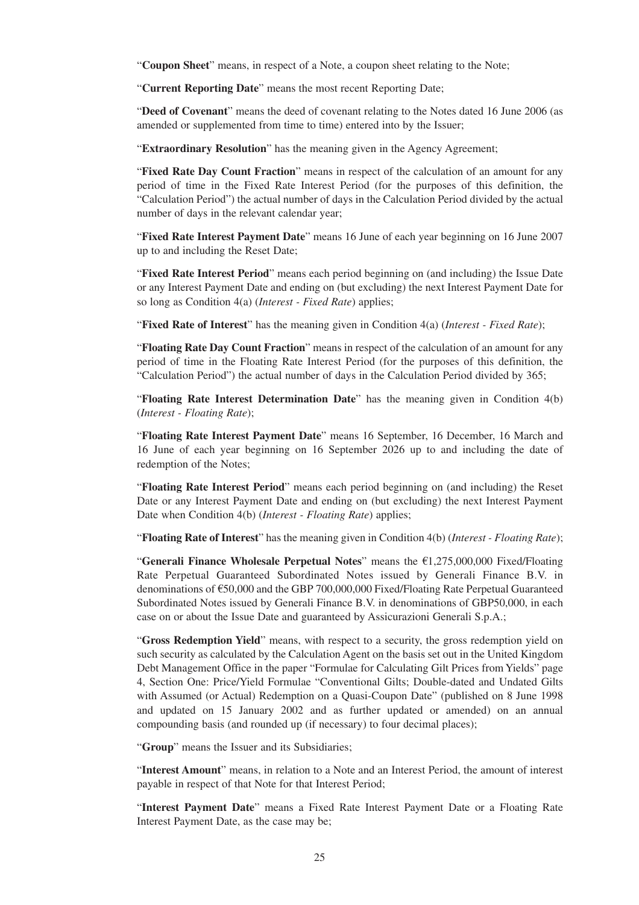"**Coupon Sheet**" means, in respect of a Note, a coupon sheet relating to the Note;

"**Current Reporting Date**" means the most recent Reporting Date;

"**Deed of Covenant**" means the deed of covenant relating to the Notes dated 16 June 2006 (as amended or supplemented from time to time) entered into by the Issuer;

"**Extraordinary Resolution**" has the meaning given in the Agency Agreement;

"**Fixed Rate Day Count Fraction**" means in respect of the calculation of an amount for any period of time in the Fixed Rate Interest Period (for the purposes of this definition, the "Calculation Period") the actual number of days in the Calculation Period divided by the actual number of days in the relevant calendar year;

"**Fixed Rate Interest Payment Date**" means 16 June of each year beginning on 16 June 2007 up to and including the Reset Date;

"**Fixed Rate Interest Period**" means each period beginning on (and including) the Issue Date or any Interest Payment Date and ending on (but excluding) the next Interest Payment Date for so long as Condition 4(a) (*Interest - Fixed Rate*) applies;

"**Fixed Rate of Interest**" has the meaning given in Condition 4(a) (*Interest - Fixed Rate*);

"**Floating Rate Day Count Fraction**" means in respect of the calculation of an amount for any period of time in the Floating Rate Interest Period (for the purposes of this definition, the "Calculation Period") the actual number of days in the Calculation Period divided by 365;

"**Floating Rate Interest Determination Date**" has the meaning given in Condition 4(b) (*Interest - Floating Rate*);

"**Floating Rate Interest Payment Date**" means 16 September, 16 December, 16 March and 16 June of each year beginning on 16 September 2026 up to and including the date of redemption of the Notes;

"**Floating Rate Interest Period**" means each period beginning on (and including) the Reset Date or any Interest Payment Date and ending on (but excluding) the next Interest Payment Date when Condition 4(b) (*Interest - Floating Rate*) applies;

"**Floating Rate of Interest**" has the meaning given in Condition 4(b) (*Interest - Floating Rate*);

"**Generali Finance Wholesale Perpetual Notes**" means the €1,275,000,000 Fixed/Floating Rate Perpetual Guaranteed Subordinated Notes issued by Generali Finance B.V. in denominations of €50,000 and the GBP 700,000,000 Fixed/Floating Rate Perpetual Guaranteed Subordinated Notes issued by Generali Finance B.V. in denominations of GBP50,000, in each case on or about the Issue Date and guaranteed by Assicurazioni Generali S.p.A.;

"**Gross Redemption Yield**" means, with respect to a security, the gross redemption yield on such security as calculated by the Calculation Agent on the basis set out in the United Kingdom Debt Management Office in the paper "Formulae for Calculating Gilt Prices from Yields" page 4, Section One: Price/Yield Formulae "Conventional Gilts; Double-dated and Undated Gilts with Assumed (or Actual) Redemption on a Quasi-Coupon Date" (published on 8 June 1998 and updated on 15 January 2002 and as further updated or amended) on an annual compounding basis (and rounded up (if necessary) to four decimal places);

"**Group**" means the Issuer and its Subsidiaries;

"**Interest Amount**" means, in relation to a Note and an Interest Period, the amount of interest payable in respect of that Note for that Interest Period;

"**Interest Payment Date**" means a Fixed Rate Interest Payment Date or a Floating Rate Interest Payment Date, as the case may be;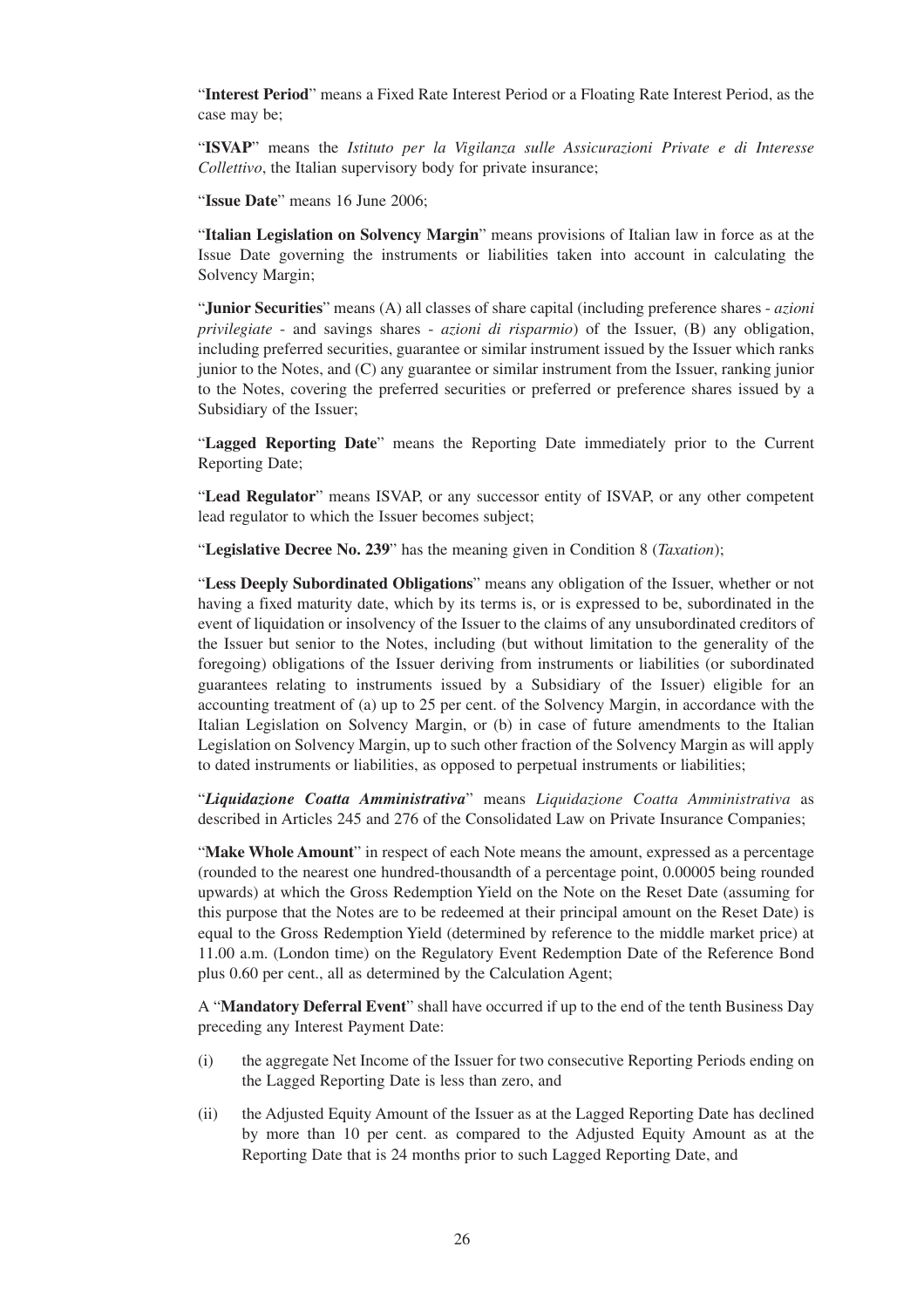"**Interest Period**" means a Fixed Rate Interest Period or a Floating Rate Interest Period, as the case may be;

"**ISVAP**" means the *Istituto per la Vigilanza sulle Assicurazioni Private e di Interesse Collettivo*, the Italian supervisory body for private insurance;

"**Issue Date**" means 16 June 2006;

"**Italian Legislation on Solvency Margin**" means provisions of Italian law in force as at the Issue Date governing the instruments or liabilities taken into account in calculating the Solvency Margin;

"**Junior Securities**" means (A) all classes of share capital (including preference shares - *azioni privilegiate* - and savings shares - *azioni di risparmio*) of the Issuer, (B) any obligation, including preferred securities, guarantee or similar instrument issued by the Issuer which ranks junior to the Notes, and (C) any guarantee or similar instrument from the Issuer, ranking junior to the Notes, covering the preferred securities or preferred or preference shares issued by a Subsidiary of the Issuer;

"**Lagged Reporting Date**" means the Reporting Date immediately prior to the Current Reporting Date;

"**Lead Regulator**" means ISVAP, or any successor entity of ISVAP, or any other competent lead regulator to which the Issuer becomes subject;

"**Legislative Decree No. 239**" has the meaning given in Condition 8 (*Taxation*);

"**Less Deeply Subordinated Obligations**" means any obligation of the Issuer, whether or not having a fixed maturity date, which by its terms is, or is expressed to be, subordinated in the event of liquidation or insolvency of the Issuer to the claims of any unsubordinated creditors of the Issuer but senior to the Notes, including (but without limitation to the generality of the foregoing) obligations of the Issuer deriving from instruments or liabilities (or subordinated guarantees relating to instruments issued by a Subsidiary of the Issuer) eligible for an accounting treatment of (a) up to 25 per cent. of the Solvency Margin, in accordance with the Italian Legislation on Solvency Margin, or (b) in case of future amendments to the Italian Legislation on Solvency Margin, up to such other fraction of the Solvency Margin as will apply to dated instruments or liabilities, as opposed to perpetual instruments or liabilities;

"***Liquidazione Coatta Amministrativa***" means *Liquidazione Coatta Amministrativa* as described in Articles 245 and 276 of the Consolidated Law on Private Insurance Companies;

"**Make Whole Amount**" in respect of each Note means the amount, expressed as a percentage (rounded to the nearest one hundred-thousandth of a percentage point, 0.00005 being rounded upwards) at which the Gross Redemption Yield on the Note on the Reset Date (assuming for this purpose that the Notes are to be redeemed at their principal amount on the Reset Date) is equal to the Gross Redemption Yield (determined by reference to the middle market price) at 11.00 a.m. (London time) on the Regulatory Event Redemption Date of the Reference Bond plus 0.60 per cent., all as determined by the Calculation Agent;

A "**Mandatory Deferral Event**" shall have occurred if up to the end of the tenth Business Day preceding any Interest Payment Date:

(i) the aggregate Net Income of the Issuer for two consecutive Reporting Periods ending on the Lagged Reporting Date is less than zero, and

(ii) the Adjusted Equity Amount of the Issuer as at the Lagged Reporting Date has declined by more than 10 per cent. as compared to the Adjusted Equity Amount as at the Reporting Date that is 24 months prior to such Lagged Reporting Date, and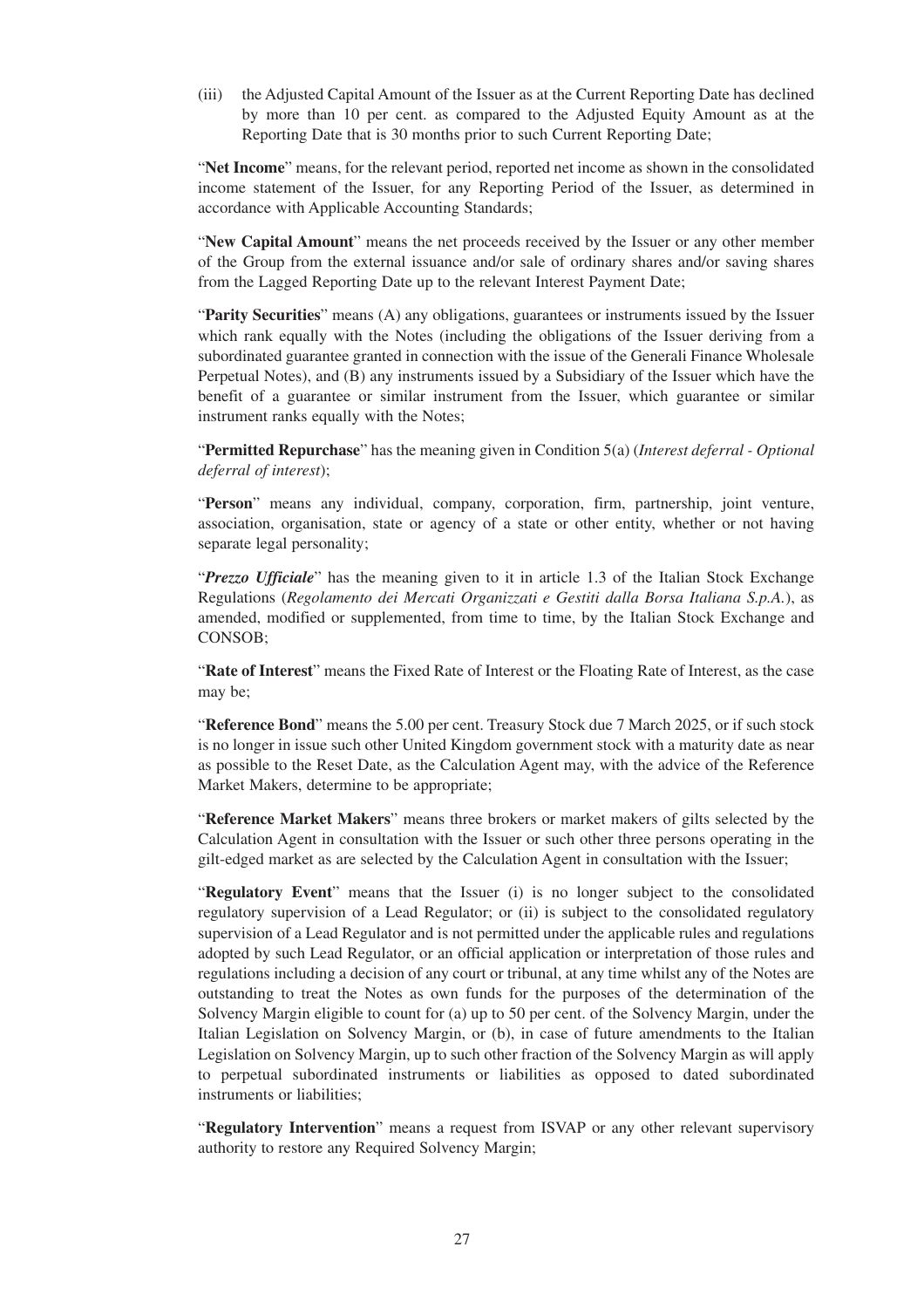(iii) the Adjusted Capital Amount of the Issuer as at the Current Reporting Date has declined by more than 10 per cent. as compared to the Adjusted Equity Amount as at the Reporting Date that is 30 months prior to such Current Reporting Date;

"**Net Income**" means, for the relevant period, reported net income as shown in the consolidated income statement of the Issuer, for any Reporting Period of the Issuer, as determined in accordance with Applicable Accounting Standards;

"**New Capital Amount**" means the net proceeds received by the Issuer or any other member of the Group from the external issuance and/or sale of ordinary shares and/or saving shares from the Lagged Reporting Date up to the relevant Interest Payment Date;

"**Parity Securities**" means (A) any obligations, guarantees or instruments issued by the Issuer which rank equally with the Notes (including the obligations of the Issuer deriving from a subordinated guarantee granted in connection with the issue of the Generali Finance Wholesale Perpetual Notes), and (B) any instruments issued by a Subsidiary of the Issuer which have the benefit of a guarantee or similar instrument from the Issuer, which guarantee or similar instrument ranks equally with the Notes;

"**Permitted Repurchase**" has the meaning given in Condition 5(a) (*Interest deferral - Optional deferral of interest*);

"**Person**" means any individual, company, corporation, firm, partnership, joint venture, association, organisation, state or agency of a state or other entity, whether or not having separate legal personality;

"***Prezzo Ufficiale***" has the meaning given to it in article 1.3 of the Italian Stock Exchange Regulations (*Regolamento dei Mercati Organizzati e Gestiti dalla Borsa Italiana S.p.A.*), as amended, modified or supplemented, from time to time, by the Italian Stock Exchange and CONSOB;

"**Rate of Interest**" means the Fixed Rate of Interest or the Floating Rate of Interest, as the case may be;

"**Reference Bond**" means the 5.00 per cent. Treasury Stock due 7 March 2025, or if such stock is no longer in issue such other United Kingdom government stock with a maturity date as near as possible to the Reset Date, as the Calculation Agent may, with the advice of the Reference Market Makers, determine to be appropriate;

"**Reference Market Makers**" means three brokers or market makers of gilts selected by the Calculation Agent in consultation with the Issuer or such other three persons operating in the gilt-edged market as are selected by the Calculation Agent in consultation with the Issuer;

"**Regulatory Event**" means that the Issuer (i) is no longer subject to the consolidated regulatory supervision of a Lead Regulator; or (ii) is subject to the consolidated regulatory supervision of a Lead Regulator and is not permitted under the applicable rules and regulations adopted by such Lead Regulator, or an official application or interpretation of those rules and regulations including a decision of any court or tribunal, at any time whilst any of the Notes are outstanding to treat the Notes as own funds for the purposes of the determination of the Solvency Margin eligible to count for (a) up to 50 per cent. of the Solvency Margin, under the Italian Legislation on Solvency Margin, or (b), in case of future amendments to the Italian Legislation on Solvency Margin, up to such other fraction of the Solvency Margin as will apply to perpetual subordinated instruments or liabilities as opposed to dated subordinated instruments or liabilities;

"**Regulatory Intervention**" means a request from ISVAP or any other relevant supervisory authority to restore any Required Solvency Margin;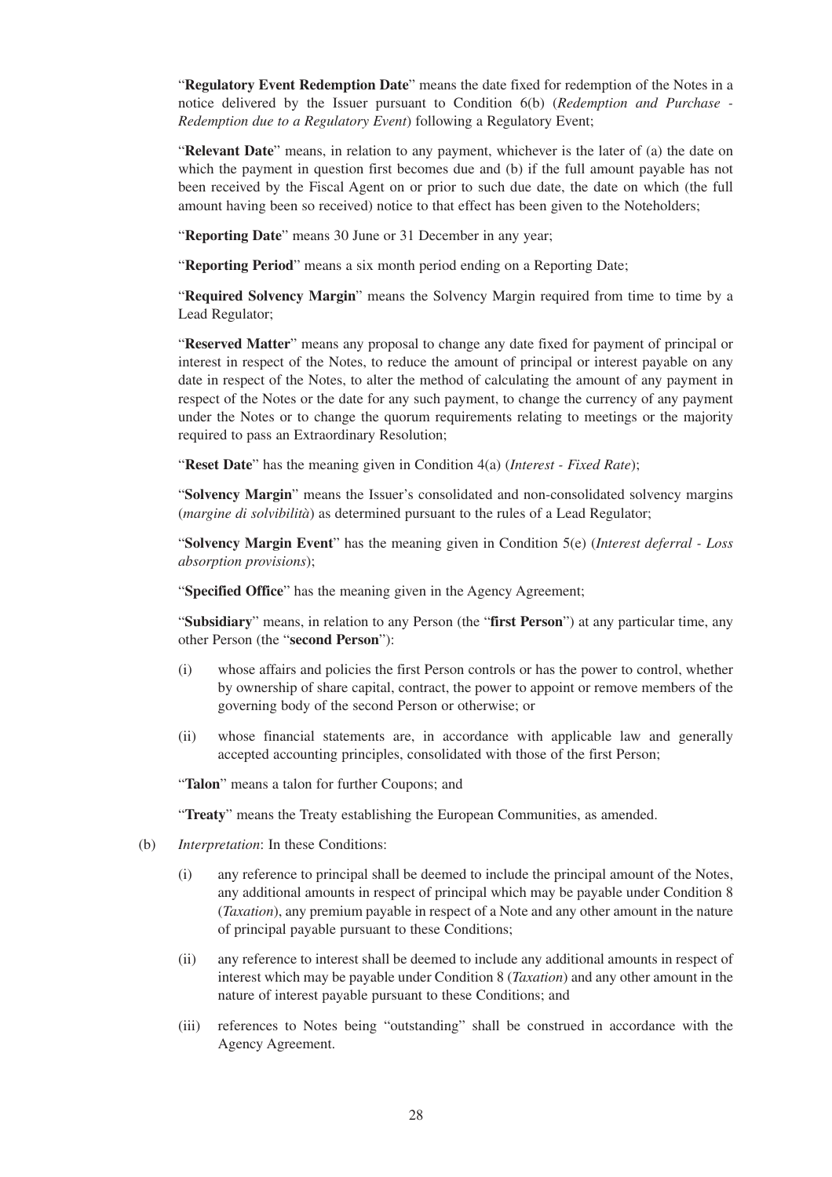"**Regulatory Event Redemption Date**" means the date fixed for redemption of the Notes in a notice delivered by the Issuer pursuant to Condition 6(b) (*Redemption and Purchase - Redemption due to a Regulatory Event*) following a Regulatory Event;

"**Relevant Date**" means, in relation to any payment, whichever is the later of (a) the date on which the payment in question first becomes due and (b) if the full amount payable has not been received by the Fiscal Agent on or prior to such due date, the date on which (the full amount having been so received) notice to that effect has been given to the Noteholders;

"**Reporting Date**" means 30 June or 31 December in any year;

"**Reporting Period**" means a six month period ending on a Reporting Date;

"**Required Solvency Margin**" means the Solvency Margin required from time to time by a Lead Regulator;

"**Reserved Matter**" means any proposal to change any date fixed for payment of principal or interest in respect of the Notes, to reduce the amount of principal or interest payable on any date in respect of the Notes, to alter the method of calculating the amount of any payment in respect of the Notes or the date for any such payment, to change the currency of any payment under the Notes or to change the quorum requirements relating to meetings or the majority required to pass an Extraordinary Resolution;

"**Reset Date**" has the meaning given in Condition 4(a) (*Interest - Fixed Rate*);

"**Solvency Margin**" means the Issuer's consolidated and non-consolidated solvency margins (*margine di solvibilità*) as determined pursuant to the rules of a Lead Regulator;

"**Solvency Margin Event**" has the meaning given in Condition 5(e) (*Interest deferral - Loss absorption provisions*);

"**Specified Office**" has the meaning given in the Agency Agreement;

"**Subsidiary**" means, in relation to any Person (the "**first Person**") at any particular time, any other Person (the "**second Person**"):

(i) whose affairs and policies the first Person controls or has the power to control, whether by ownership of share capital, contract, the power to appoint or remove members of the governing body of the second Person or otherwise; or

(ii) whose financial statements are, in accordance with applicable law and generally accepted accounting principles, consolidated with those of the first Person;

"**Talon**" means a talon for further Coupons; and

"**Treaty**" means the Treaty establishing the European Communities, as amended.

(b) *Interpretation*: In these Conditions:

(i) any reference to principal shall be deemed to include the principal amount of the Notes, any additional amounts in respect of principal which may be payable under Condition 8 (*Taxation*), any premium payable in respect of a Note and any other amount in the nature of principal payable pursuant to these Conditions;

(ii) any reference to interest shall be deemed to include any additional amounts in respect of interest which may be payable under Condition 8 (*Taxation*) and any other amount in the nature of interest payable pursuant to these Conditions; and

(iii) references to Notes being "outstanding" shall be construed in accordance with the Agency Agreement.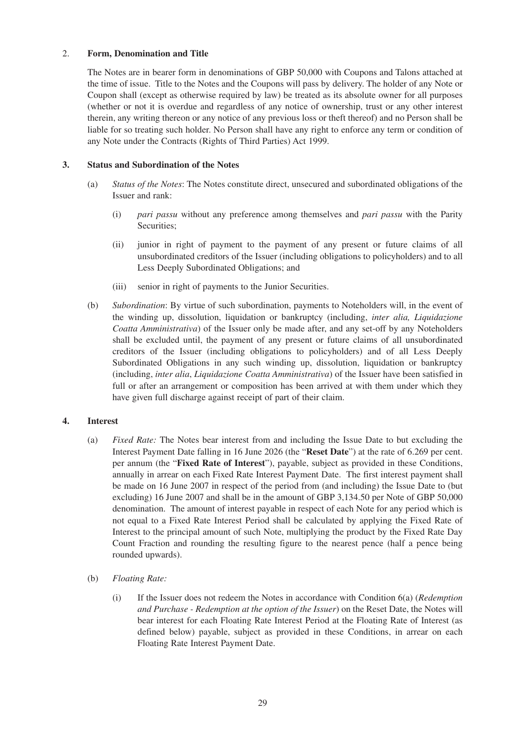## 2. Form, Denomination and Title

The Notes are in bearer form in denominations of GBP 50,000 with Coupons and Talons attached at the time of issue. Title to the Notes and the Coupons will pass by delivery. The holder of any Note or Coupon shall (except as otherwise required by law) be treated as its absolute owner for all purposes (whether or not it is overdue and regardless of any notice of ownership, trust or any other interest therein, any writing thereon or any notice of any previous loss or theft thereof) and no Person shall be liable for so treating such holder. No Person shall have any right to enforce any term or condition of any Note under the Contracts (Rights of Third Parties) Act 1999.

## 3. Status and Subordination of the Notes

(a) *Status of the Notes*: The Notes constitute direct, unsecured and subordinated obligations of the Issuer and rank:

(i) *pari passu* without any preference among themselves and *pari passu* with the Parity Securities;

(ii) junior in right of payment to the payment of any present or future claims of all unsubordinated creditors of the Issuer (including obligations to policyholders) and to all Less Deeply Subordinated Obligations; and

(iii) senior in right of payments to the Junior Securities.

(b) *Subordination*: By virtue of such subordination, payments to Noteholders will, in the event of the winding up, dissolution, liquidation or bankruptcy (including, *inter alia, Liquidazione Coatta Amministrativa*) of the Issuer only be made after, and any set-off by any Noteholders shall be excluded until, the payment of any present or future claims of all unsubordinated creditors of the Issuer (including obligations to policyholders) and of all Less Deeply Subordinated Obligations in any such winding up, dissolution, liquidation or bankruptcy (including, *inter alia*, *Liquidazione Coatta Amministrativa*) of the Issuer have been satisfied in full or after an arrangement or composition has been arrived at with them under which they have given full discharge against receipt of part of their claim.

## 4. Interest

(a) *Fixed Rate:* The Notes bear interest from and including the Issue Date to but excluding the Interest Payment Date falling in 16 June 2026 (the "**Reset Date**") at the rate of 6.269 per cent. per annum (the "**Fixed Rate of Interest**"), payable, subject as provided in these Conditions, annually in arrear on each Fixed Rate Interest Payment Date. The first interest payment shall be made on 16 June 2007 in respect of the period from (and including) the Issue Date to (but excluding) 16 June 2007 and shall be in the amount of GBP 3,134.50 per Note of GBP 50,000 denomination. The amount of interest payable in respect of each Note for any period which is not equal to a Fixed Rate Interest Period shall be calculated by applying the Fixed Rate of Interest to the principal amount of such Note, multiplying the product by the Fixed Rate Day Count Fraction and rounding the resulting figure to the nearest pence (half a pence being rounded upwards).

(b) *Floating Rate:*

(i) If the Issuer does not redeem the Notes in accordance with Condition 6(a) (*Redemption and Purchase - Redemption at the option of the Issuer*) on the Reset Date, the Notes will bear interest for each Floating Rate Interest Period at the Floating Rate of Interest (as defined below) payable, subject as provided in these Conditions, in arrear on each Floating Rate Interest Payment Date.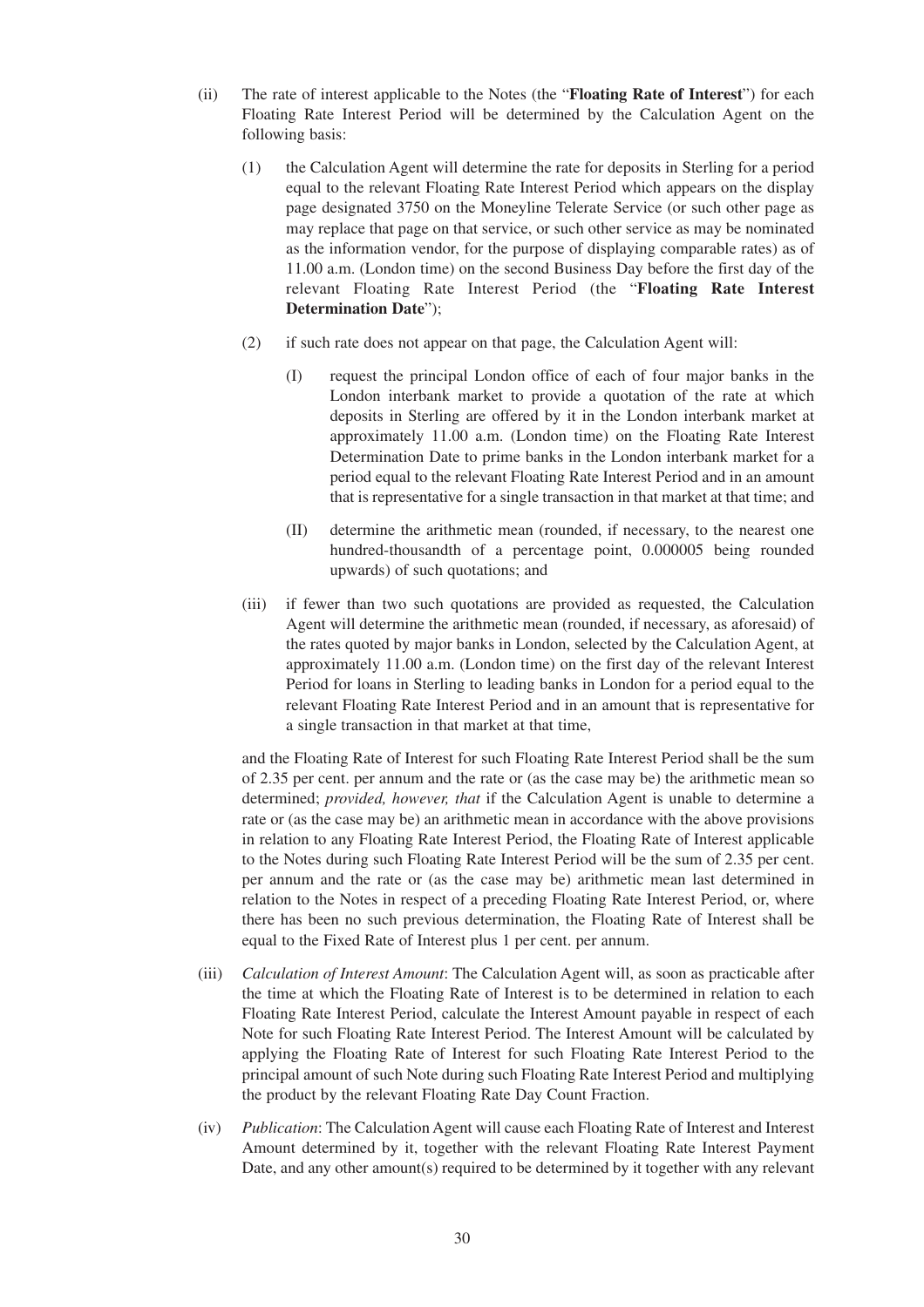(ii) The rate of interest applicable to the Notes (the "**Floating Rate of Interest**") for each Floating Rate Interest Period will be determined by the Calculation Agent on the following basis:

  (1) the Calculation Agent will determine the rate for deposits in Sterling for a period equal to the relevant Floating Rate Interest Period which appears on the display page designated 3750 on the Moneyline Telerate Service (or such other page as may replace that page on that service, or such other service as may be nominated as the information vendor, for the purpose of displaying comparable rates) as of 11.00 a.m. (London time) on the second Business Day before the first day of the relevant Floating Rate Interest Period (the "**Floating Rate Interest Determination Date**");

  (2) if such rate does not appear on that page, the Calculation Agent will:

    (I) request the principal London office of each of four major banks in the London interbank market to provide a quotation of the rate at which deposits in Sterling are offered by it in the London interbank market at approximately 11.00 a.m. (London time) on the Floating Rate Interest Determination Date to prime banks in the London interbank market for a period equal to the relevant Floating Rate Interest Period and in an amount that is representative for a single transaction in that market at that time; and

    (II) determine the arithmetic mean (rounded, if necessary, to the nearest one hundred-thousandth of a percentage point, 0.000005 being rounded upwards) of such quotations; and

  (iii) if fewer than two such quotations are provided as requested, the Calculation Agent will determine the arithmetic mean (rounded, if necessary, as aforesaid) of the rates quoted by major banks in London, selected by the Calculation Agent, at approximately 11.00 a.m. (London time) on the first day of the relevant Interest Period for loans in Sterling to leading banks in London for a period equal to the relevant Floating Rate Interest Period and in an amount that is representative for a single transaction in that market at that time,

  and the Floating Rate of Interest for such Floating Rate Interest Period shall be the sum of 2.35 per cent. per annum and the rate or (as the case may be) the arithmetic mean so determined; *provided, however, that* if the Calculation Agent is unable to determine a rate or (as the case may be) an arithmetic mean in accordance with the above provisions in relation to any Floating Rate Interest Period, the Floating Rate of Interest applicable to the Notes during such Floating Rate Interest Period will be the sum of 2.35 per cent. per annum and the rate or (as the case may be) arithmetic mean last determined in relation to the Notes in respect of a preceding Floating Rate Interest Period, or, where there has been no such previous determination, the Floating Rate of Interest shall be equal to the Fixed Rate of Interest plus 1 per cent. per annum.

(iii) *Calculation of Interest Amount*: The Calculation Agent will, as soon as practicable after the time at which the Floating Rate of Interest is to be determined in relation to each Floating Rate Interest Period, calculate the Interest Amount payable in respect of each Note for such Floating Rate Interest Period. The Interest Amount will be calculated by applying the Floating Rate of Interest for such Floating Rate Interest Period to the principal amount of such Note during such Floating Rate Interest Period and multiplying the product by the relevant Floating Rate Day Count Fraction.

(iv) *Publication*: The Calculation Agent will cause each Floating Rate of Interest and Interest Amount determined by it, together with the relevant Floating Rate Interest Payment Date, and any other amount(s) required to be determined by it together with any relevant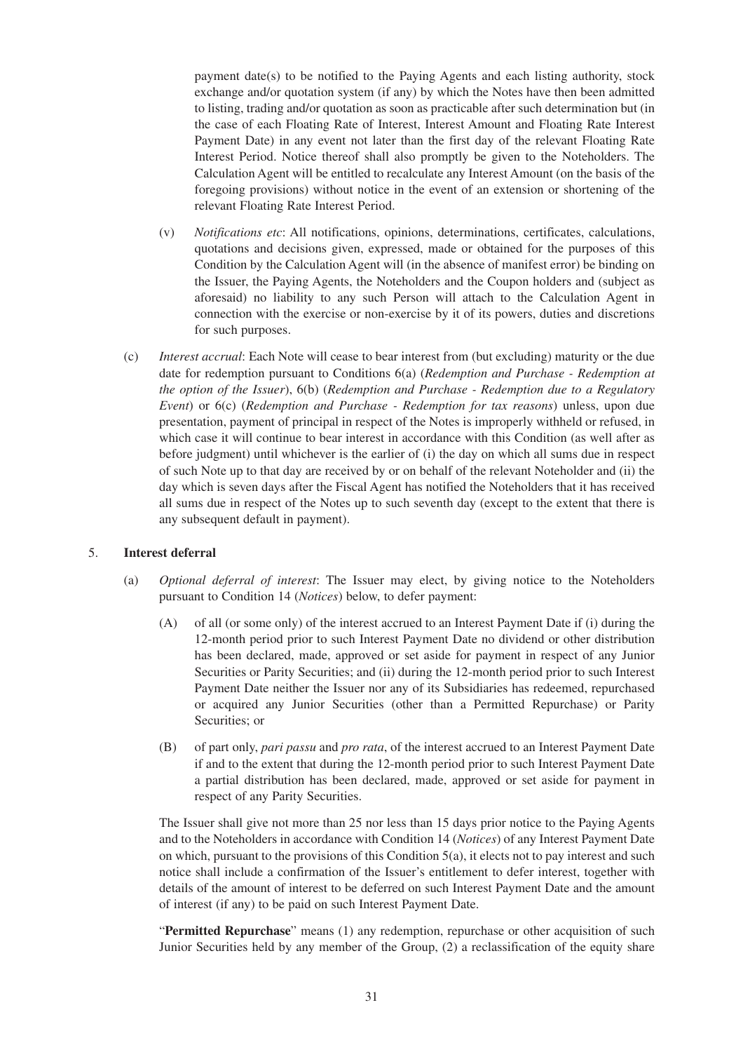payment date(s) to be notified to the Paying Agents and each listing authority, stock exchange and/or quotation system (if any) by which the Notes have then been admitted to listing, trading and/or quotation as soon as practicable after such determination but (in the case of each Floating Rate of Interest, Interest Amount and Floating Rate Interest Payment Date) in any event not later than the first day of the relevant Floating Rate Interest Period. Notice thereof shall also promptly be given to the Noteholders. The Calculation Agent will be entitled to recalculate any Interest Amount (on the basis of the foregoing provisions) without notice in the event of an extension or shortening of the relevant Floating Rate Interest Period.

(v) *Notifications etc*: All notifications, opinions, determinations, certificates, calculations, quotations and decisions given, expressed, made or obtained for the purposes of this Condition by the Calculation Agent will (in the absence of manifest error) be binding on the Issuer, the Paying Agents, the Noteholders and the Coupon holders and (subject as aforesaid) no liability to any such Person will attach to the Calculation Agent in connection with the exercise or non-exercise by it of its powers, duties and discretions for such purposes.

(c) *Interest accrual*: Each Note will cease to bear interest from (but excluding) maturity or the due date for redemption pursuant to Conditions 6(a) (*Redemption and Purchase - Redemption at the option of the Issuer*), 6(b) (*Redemption and Purchase - Redemption due to a Regulatory Event*) or 6(c) (*Redemption and Purchase - Redemption for tax reasons*) unless, upon due presentation, payment of principal in respect of the Notes is improperly withheld or refused, in which case it will continue to bear interest in accordance with this Condition (as well after as before judgment) until whichever is the earlier of (i) the day on which all sums due in respect of such Note up to that day are received by or on behalf of the relevant Noteholder and (ii) the day which is seven days after the Fiscal Agent has notified the Noteholders that it has received all sums due in respect of the Notes up to such seventh day (except to the extent that there is any subsequent default in payment).

5. **Interest deferral**

(a) *Optional deferral of interest*: The Issuer may elect, by giving notice to the Noteholders pursuant to Condition 14 (*Notices*) below, to defer payment:

(A) of all (or some only) of the interest accrued to an Interest Payment Date if (i) during the 12-month period prior to such Interest Payment Date no dividend or other distribution has been declared, made, approved or set aside for payment in respect of any Junior Securities or Parity Securities; and (ii) during the 12-month period prior to such Interest Payment Date neither the Issuer nor any of its Subsidiaries has redeemed, repurchased or acquired any Junior Securities (other than a Permitted Repurchase) or Parity Securities; or

(B) of part only, *pari passu* and *pro rata*, of the interest accrued to an Interest Payment Date if and to the extent that during the 12-month period prior to such Interest Payment Date a partial distribution has been declared, made, approved or set aside for payment in respect of any Parity Securities.

The Issuer shall give not more than 25 nor less than 15 days prior notice to the Paying Agents and to the Noteholders in accordance with Condition 14 (*Notices*) of any Interest Payment Date on which, pursuant to the provisions of this Condition 5(a), it elects not to pay interest and such notice shall include a confirmation of the Issuer's entitlement to defer interest, together with details of the amount of interest to be deferred on such Interest Payment Date and the amount of interest (if any) to be paid on such Interest Payment Date.

"**Permitted Repurchase**" means (1) any redemption, repurchase or other acquisition of such Junior Securities held by any member of the Group, (2) a reclassification of the equity share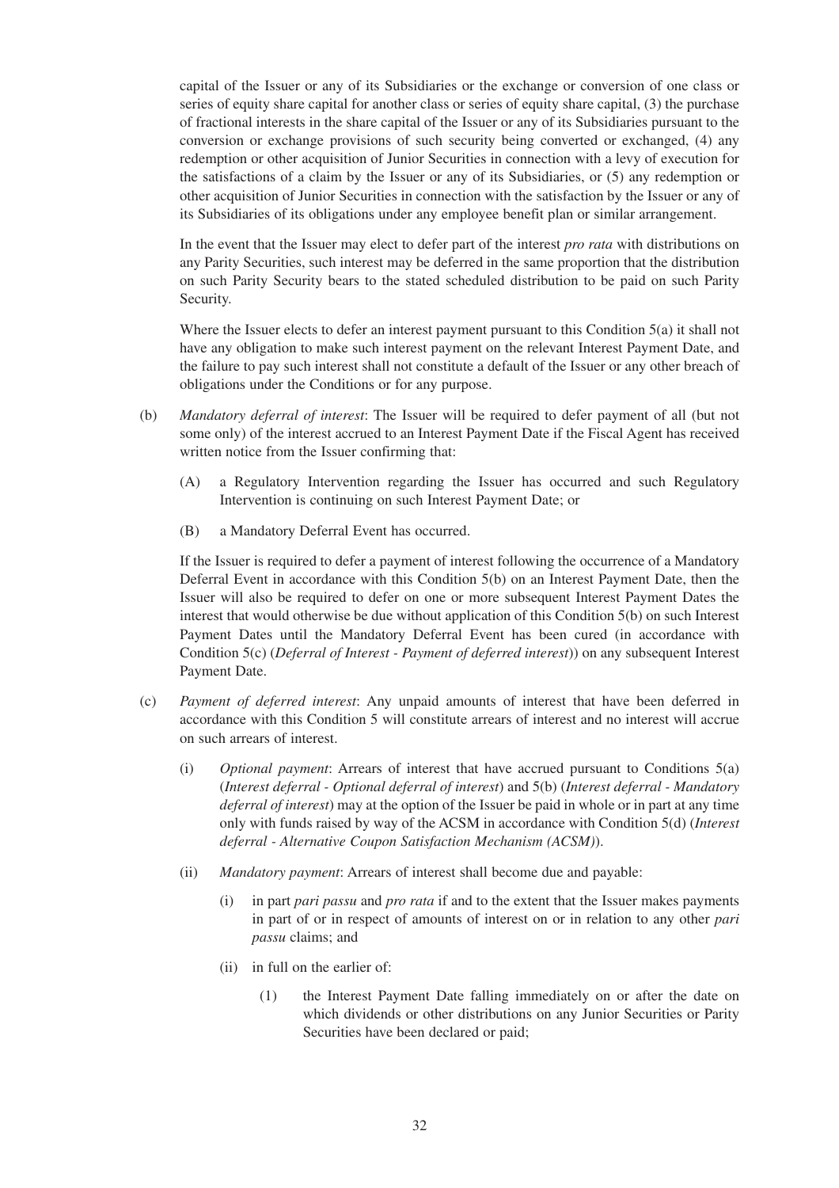capital of the Issuer or any of its Subsidiaries or the exchange or conversion of one class or series of equity share capital for another class or series of equity share capital, (3) the purchase of fractional interests in the share capital of the Issuer or any of its Subsidiaries pursuant to the conversion or exchange provisions of such security being converted or exchanged, (4) any redemption or other acquisition of Junior Securities in connection with a levy of execution for the satisfactions of a claim by the Issuer or any of its Subsidiaries, or (5) any redemption or other acquisition of Junior Securities in connection with the satisfaction by the Issuer or any of its Subsidiaries of its obligations under any employee benefit plan or similar arrangement.

In the event that the Issuer may elect to defer part of the interest *pro rata* with distributions on any Parity Securities, such interest may be deferred in the same proportion that the distribution on such Parity Security bears to the stated scheduled distribution to be paid on such Parity Security.

Where the Issuer elects to defer an interest payment pursuant to this Condition 5(a) it shall not have any obligation to make such interest payment on the relevant Interest Payment Date, and the failure to pay such interest shall not constitute a default of the Issuer or any other breach of obligations under the Conditions or for any purpose.

(b) *Mandatory deferral of interest*: The Issuer will be required to defer payment of all (but not some only) of the interest accrued to an Interest Payment Date if the Fiscal Agent has received written notice from the Issuer confirming that:

   (A) a Regulatory Intervention regarding the Issuer has occurred and such Regulatory Intervention is continuing on such Interest Payment Date; or

   (B) a Mandatory Deferral Event has occurred.

   If the Issuer is required to defer a payment of interest following the occurrence of a Mandatory Deferral Event in accordance with this Condition 5(b) on an Interest Payment Date, then the Issuer will also be required to defer on one or more subsequent Interest Payment Dates the interest that would otherwise be due without application of this Condition 5(b) on such Interest Payment Dates until the Mandatory Deferral Event has been cured (in accordance with Condition 5(c) (*Deferral of Interest - Payment of deferred interest*)) on any subsequent Interest Payment Date.

(c) *Payment of deferred interest*: Any unpaid amounts of interest that have been deferred in accordance with this Condition 5 will constitute arrears of interest and no interest will accrue on such arrears of interest.

   (i) *Optional payment*: Arrears of interest that have accrued pursuant to Conditions 5(a) (*Interest deferral - Optional deferral of interest*) and 5(b) (*Interest deferral - Mandatory deferral of interest*) may at the option of the Issuer be paid in whole or in part at any time only with funds raised by way of the ACSM in accordance with Condition 5(d) (*Interest deferral - Alternative Coupon Satisfaction Mechanism (ACSM)*).

   (ii) *Mandatory payment*: Arrears of interest shall become due and payable:

      (i) in part *pari passu* and *pro rata* if and to the extent that the Issuer makes payments in part of or in respect of amounts of interest on or in relation to any other *pari passu* claims; and

      (ii) in full on the earlier of:

         (1) the Interest Payment Date falling immediately on or after the date on which dividends or other distributions on any Junior Securities or Parity Securities have been declared or paid;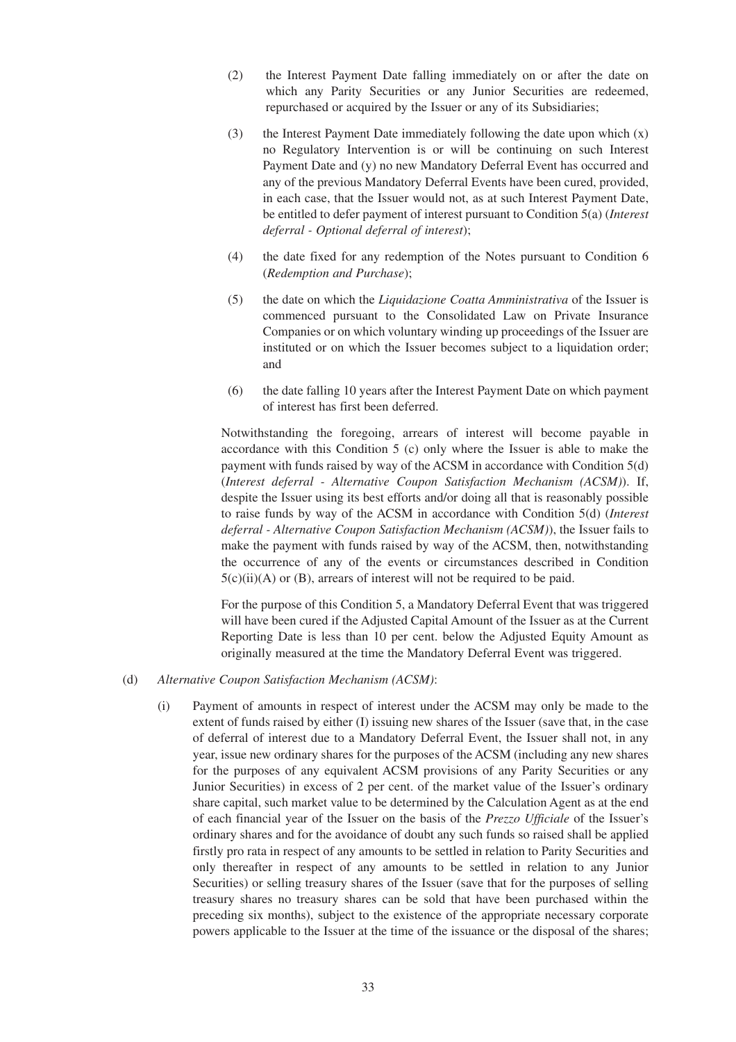(2) the Interest Payment Date falling immediately on or after the date on which any Parity Securities or any Junior Securities are redeemed, repurchased or acquired by the Issuer or any of its Subsidiaries;

(3) the Interest Payment Date immediately following the date upon which (x) no Regulatory Intervention is or will be continuing on such Interest Payment Date and (y) no new Mandatory Deferral Event has occurred and any of the previous Mandatory Deferral Events have been cured, provided, in each case, that the Issuer would not, as at such Interest Payment Date, be entitled to defer payment of interest pursuant to Condition 5(a) (*Interest deferral - Optional deferral of interest*);

(4) the date fixed for any redemption of the Notes pursuant to Condition 6 (*Redemption and Purchase*);

(5) the date on which the *Liquidazione Coatta Amministrativa* of the Issuer is commenced pursuant to the Consolidated Law on Private Insurance Companies or on which voluntary winding up proceedings of the Issuer are instituted or on which the Issuer becomes subject to a liquidation order; and

(6) the date falling 10 years after the Interest Payment Date on which payment of interest has first been deferred.

Notwithstanding the foregoing, arrears of interest will become payable in accordance with this Condition 5 (c) only where the Issuer is able to make the payment with funds raised by way of the ACSM in accordance with Condition 5(d) (*Interest deferral - Alternative Coupon Satisfaction Mechanism (ACSM)*). If, despite the Issuer using its best efforts and/or doing all that is reasonably possible to raise funds by way of the ACSM in accordance with Condition 5(d) (*Interest deferral - Alternative Coupon Satisfaction Mechanism (ACSM)*), the Issuer fails to make the payment with funds raised by way of the ACSM, then, notwithstanding the occurrence of any of the events or circumstances described in Condition 5(c)(ii)(A) or (B), arrears of interest will not be required to be paid.

For the purpose of this Condition 5, a Mandatory Deferral Event that was triggered will have been cured if the Adjusted Capital Amount of the Issuer as at the Current Reporting Date is less than 10 per cent. below the Adjusted Equity Amount as originally measured at the time the Mandatory Deferral Event was triggered.

(d) *Alternative Coupon Satisfaction Mechanism (ACSM)*:

(i) Payment of amounts in respect of interest under the ACSM may only be made to the extent of funds raised by either (I) issuing new shares of the Issuer (save that, in the case of deferral of interest due to a Mandatory Deferral Event, the Issuer shall not, in any year, issue new ordinary shares for the purposes of the ACSM (including any new shares for the purposes of any equivalent ACSM provisions of any Parity Securities or any Junior Securities) in excess of 2 per cent. of the market value of the Issuer's ordinary share capital, such market value to be determined by the Calculation Agent as at the end of each financial year of the Issuer on the basis of the *Prezzo Ufficiale* of the Issuer's ordinary shares and for the avoidance of doubt any such funds so raised shall be applied firstly pro rata in respect of any amounts to be settled in relation to Parity Securities and only thereafter in respect of any amounts to be settled in relation to any Junior Securities) or selling treasury shares of the Issuer (save that for the purposes of selling treasury shares no treasury shares can be sold that have been purchased within the preceding six months), subject to the existence of the appropriate necessary corporate powers applicable to the Issuer at the time of the issuance or the disposal of the shares;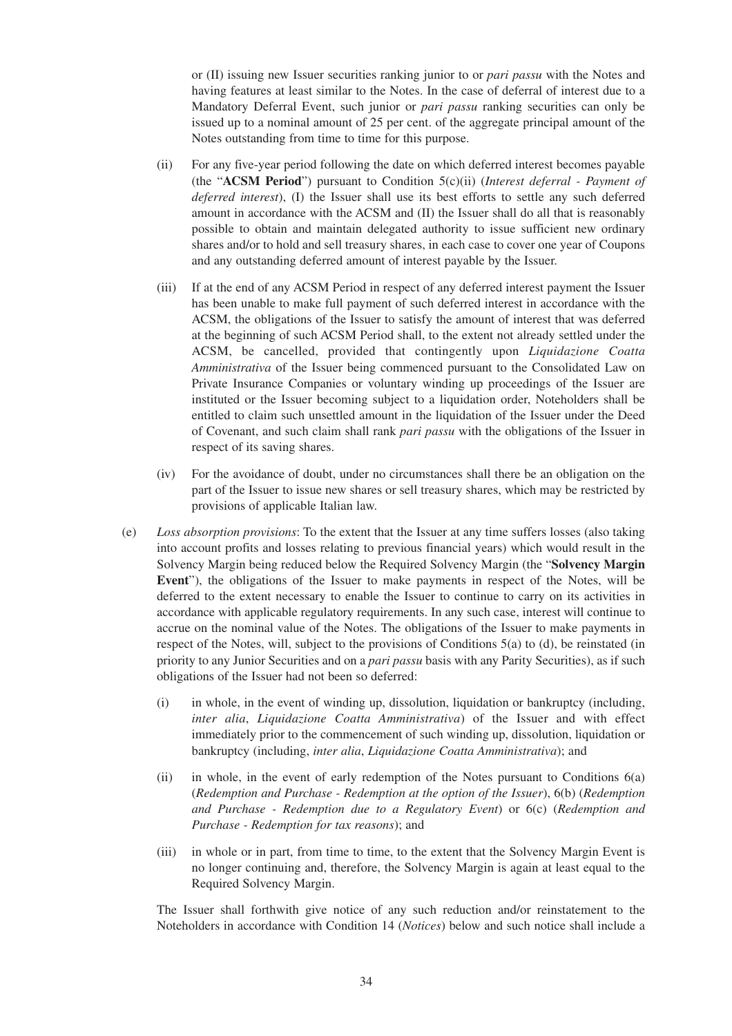or (II) issuing new Issuer securities ranking junior to or *pari passu* with the Notes and having features at least similar to the Notes. In the case of deferral of interest due to a Mandatory Deferral Event, such junior or *pari passu* ranking securities can only be issued up to a nominal amount of 25 per cent. of the aggregate principal amount of the Notes outstanding from time to time for this purpose.

(ii) For any five-year period following the date on which deferred interest becomes payable (the "**ACSM Period**") pursuant to Condition 5(c)(ii) (*Interest deferral - Payment of deferred interest*), (I) the Issuer shall use its best efforts to settle any such deferred amount in accordance with the ACSM and (II) the Issuer shall do all that is reasonably possible to obtain and maintain delegated authority to issue sufficient new ordinary shares and/or to hold and sell treasury shares, in each case to cover one year of Coupons and any outstanding deferred amount of interest payable by the Issuer.

(iii) If at the end of any ACSM Period in respect of any deferred interest payment the Issuer has been unable to make full payment of such deferred interest in accordance with the ACSM, the obligations of the Issuer to satisfy the amount of interest that was deferred at the beginning of such ACSM Period shall, to the extent not already settled under the ACSM, be cancelled, provided that contingently upon *Liquidazione Coatta Amministrativa* of the Issuer being commenced pursuant to the Consolidated Law on Private Insurance Companies or voluntary winding up proceedings of the Issuer are instituted or the Issuer becoming subject to a liquidation order, Noteholders shall be entitled to claim such unsettled amount in the liquidation of the Issuer under the Deed of Covenant, and such claim shall rank *pari passu* with the obligations of the Issuer in respect of its saving shares.

(iv) For the avoidance of doubt, under no circumstances shall there be an obligation on the part of the Issuer to issue new shares or sell treasury shares, which may be restricted by provisions of applicable Italian law.

(e) *Loss absorption provisions*: To the extent that the Issuer at any time suffers losses (also taking into account profits and losses relating to previous financial years) which would result in the Solvency Margin being reduced below the Required Solvency Margin (the "**Solvency Margin Event**"), the obligations of the Issuer to make payments in respect of the Notes, will be deferred to the extent necessary to enable the Issuer to continue to carry on its activities in accordance with applicable regulatory requirements. In any such case, interest will continue to accrue on the nominal value of the Notes. The obligations of the Issuer to make payments in respect of the Notes, will, subject to the provisions of Conditions 5(a) to (d), be reinstated (in priority to any Junior Securities and on a *pari passu* basis with any Parity Securities), as if such obligations of the Issuer had not been so deferred:

(i) in whole, in the event of winding up, dissolution, liquidation or bankruptcy (including, *inter alia*, *Liquidazione Coatta Amministrativa*) of the Issuer and with effect immediately prior to the commencement of such winding up, dissolution, liquidation or bankruptcy (including, *inter alia*, *Liquidazione Coatta Amministrativa*); and

(ii) in whole, in the event of early redemption of the Notes pursuant to Conditions 6(a) (*Redemption and Purchase - Redemption at the option of the Issuer*), 6(b) (*Redemption and Purchase - Redemption due to a Regulatory Event*) or 6(c) (*Redemption and Purchase - Redemption for tax reasons*); and

(iii) in whole or in part, from time to time, to the extent that the Solvency Margin Event is no longer continuing and, therefore, the Solvency Margin is again at least equal to the Required Solvency Margin.

The Issuer shall forthwith give notice of any such reduction and/or reinstatement to the Noteholders in accordance with Condition 14 (*Notices*) below and such notice shall include a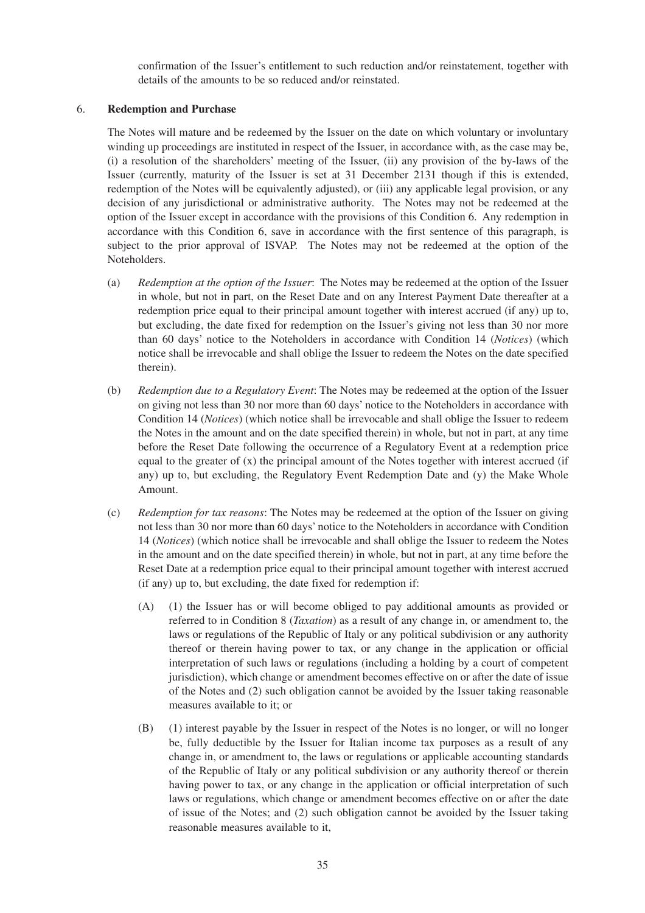confirmation of the Issuer's entitlement to such reduction and/or reinstatement, together with details of the amounts to be so reduced and/or reinstated.

6. **Redemption and Purchase**

The Notes will mature and be redeemed by the Issuer on the date on which voluntary or involuntary winding up proceedings are instituted in respect of the Issuer, in accordance with, as the case may be, (i) a resolution of the shareholders' meeting of the Issuer, (ii) any provision of the by-laws of the Issuer (currently, maturity of the Issuer is set at 31 December 2131 though if this is extended, redemption of the Notes will be equivalently adjusted), or (iii) any applicable legal provision, or any decision of any jurisdictional or administrative authority. The Notes may not be redeemed at the option of the Issuer except in accordance with the provisions of this Condition 6. Any redemption in accordance with this Condition 6, save in accordance with the first sentence of this paragraph, is subject to the prior approval of ISVAP. The Notes may not be redeemed at the option of the Noteholders.

(a) *Redemption at the option of the Issuer*: The Notes may be redeemed at the option of the Issuer in whole, but not in part, on the Reset Date and on any Interest Payment Date thereafter at a redemption price equal to their principal amount together with interest accrued (if any) up to, but excluding, the date fixed for redemption on the Issuer's giving not less than 30 nor more than 60 days' notice to the Noteholders in accordance with Condition 14 (*Notices*) (which notice shall be irrevocable and shall oblige the Issuer to redeem the Notes on the date specified therein).

(b) *Redemption due to a Regulatory Event*: The Notes may be redeemed at the option of the Issuer on giving not less than 30 nor more than 60 days' notice to the Noteholders in accordance with Condition 14 (*Notices*) (which notice shall be irrevocable and shall oblige the Issuer to redeem the Notes in the amount and on the date specified therein) in whole, but not in part, at any time before the Reset Date following the occurrence of a Regulatory Event at a redemption price equal to the greater of (x) the principal amount of the Notes together with interest accrued (if any) up to, but excluding, the Regulatory Event Redemption Date and (y) the Make Whole Amount.

(c) *Redemption for tax reasons*: The Notes may be redeemed at the option of the Issuer on giving not less than 30 nor more than 60 days' notice to the Noteholders in accordance with Condition 14 (*Notices*) (which notice shall be irrevocable and shall oblige the Issuer to redeem the Notes in the amount and on the date specified therein) in whole, but not in part, at any time before the Reset Date at a redemption price equal to their principal amount together with interest accrued (if any) up to, but excluding, the date fixed for redemption if:

(A) (1) the Issuer has or will become obliged to pay additional amounts as provided or referred to in Condition 8 (*Taxation*) as a result of any change in, or amendment to, the laws or regulations of the Republic of Italy or any political subdivision or any authority thereof or therein having power to tax, or any change in the application or official interpretation of such laws or regulations (including a holding by a court of competent jurisdiction), which change or amendment becomes effective on or after the date of issue of the Notes and (2) such obligation cannot be avoided by the Issuer taking reasonable measures available to it; or

(B) (1) interest payable by the Issuer in respect of the Notes is no longer, or will no longer be, fully deductible by the Issuer for Italian income tax purposes as a result of any change in, or amendment to, the laws or regulations or applicable accounting standards of the Republic of Italy or any political subdivision or any authority thereof or therein having power to tax, or any change in the application or official interpretation of such laws or regulations, which change or amendment becomes effective on or after the date of issue of the Notes; and (2) such obligation cannot be avoided by the Issuer taking reasonable measures available to it,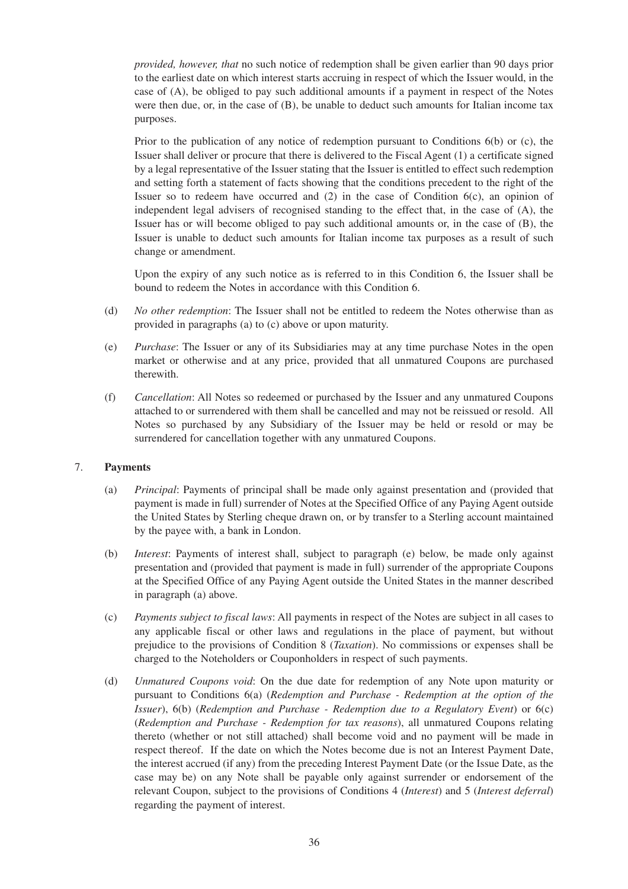*provided, however, that* no such notice of redemption shall be given earlier than 90 days prior to the earliest date on which interest starts accruing in respect of which the Issuer would, in the case of (A), be obliged to pay such additional amounts if a payment in respect of the Notes were then due, or, in the case of (B), be unable to deduct such amounts for Italian income tax purposes.

Prior to the publication of any notice of redemption pursuant to Conditions 6(b) or (c), the Issuer shall deliver or procure that there is delivered to the Fiscal Agent (1) a certificate signed by a legal representative of the Issuer stating that the Issuer is entitled to effect such redemption and setting forth a statement of facts showing that the conditions precedent to the right of the Issuer so to redeem have occurred and (2) in the case of Condition 6(c), an opinion of independent legal advisers of recognised standing to the effect that, in the case of (A), the Issuer has or will become obliged to pay such additional amounts or, in the case of (B), the Issuer is unable to deduct such amounts for Italian income tax purposes as a result of such change or amendment.

Upon the expiry of any such notice as is referred to in this Condition 6, the Issuer shall be bound to redeem the Notes in accordance with this Condition 6.

(d) *No other redemption*: The Issuer shall not be entitled to redeem the Notes otherwise than as provided in paragraphs (a) to (c) above or upon maturity.

(e) *Purchase*: The Issuer or any of its Subsidiaries may at any time purchase Notes in the open market or otherwise and at any price, provided that all unmatured Coupons are purchased therewith.

(f) *Cancellation*: All Notes so redeemed or purchased by the Issuer and any unmatured Coupons attached to or surrendered with them shall be cancelled and may not be reissued or resold. All Notes so purchased by any Subsidiary of the Issuer may be held or resold or may be surrendered for cancellation together with any unmatured Coupons.

## 7. Payments

(a) *Principal*: Payments of principal shall be made only against presentation and (provided that payment is made in full) surrender of Notes at the Specified Office of any Paying Agent outside the United States by Sterling cheque drawn on, or by transfer to a Sterling account maintained by the payee with, a bank in London.

(b) *Interest*: Payments of interest shall, subject to paragraph (e) below, be made only against presentation and (provided that payment is made in full) surrender of the appropriate Coupons at the Specified Office of any Paying Agent outside the United States in the manner described in paragraph (a) above.

(c) *Payments subject to fiscal laws*: All payments in respect of the Notes are subject in all cases to any applicable fiscal or other laws and regulations in the place of payment, but without prejudice to the provisions of Condition 8 (*Taxation*). No commissions or expenses shall be charged to the Noteholders or Couponholders in respect of such payments.

(d) *Unmatured Coupons void*: On the due date for redemption of any Note upon maturity or pursuant to Conditions 6(a) (*Redemption and Purchase - Redemption at the option of the Issuer*), 6(b) (*Redemption and Purchase - Redemption due to a Regulatory Event*) or 6(c) (*Redemption and Purchase - Redemption for tax reasons*), all unmatured Coupons relating thereto (whether or not still attached) shall become void and no payment will be made in respect thereof. If the date on which the Notes become due is not an Interest Payment Date, the interest accrued (if any) from the preceding Interest Payment Date (or the Issue Date, as the case may be) on any Note shall be payable only against surrender or endorsement of the relevant Coupon, subject to the provisions of Conditions 4 (*Interest*) and 5 (*Interest deferral*) regarding the payment of interest.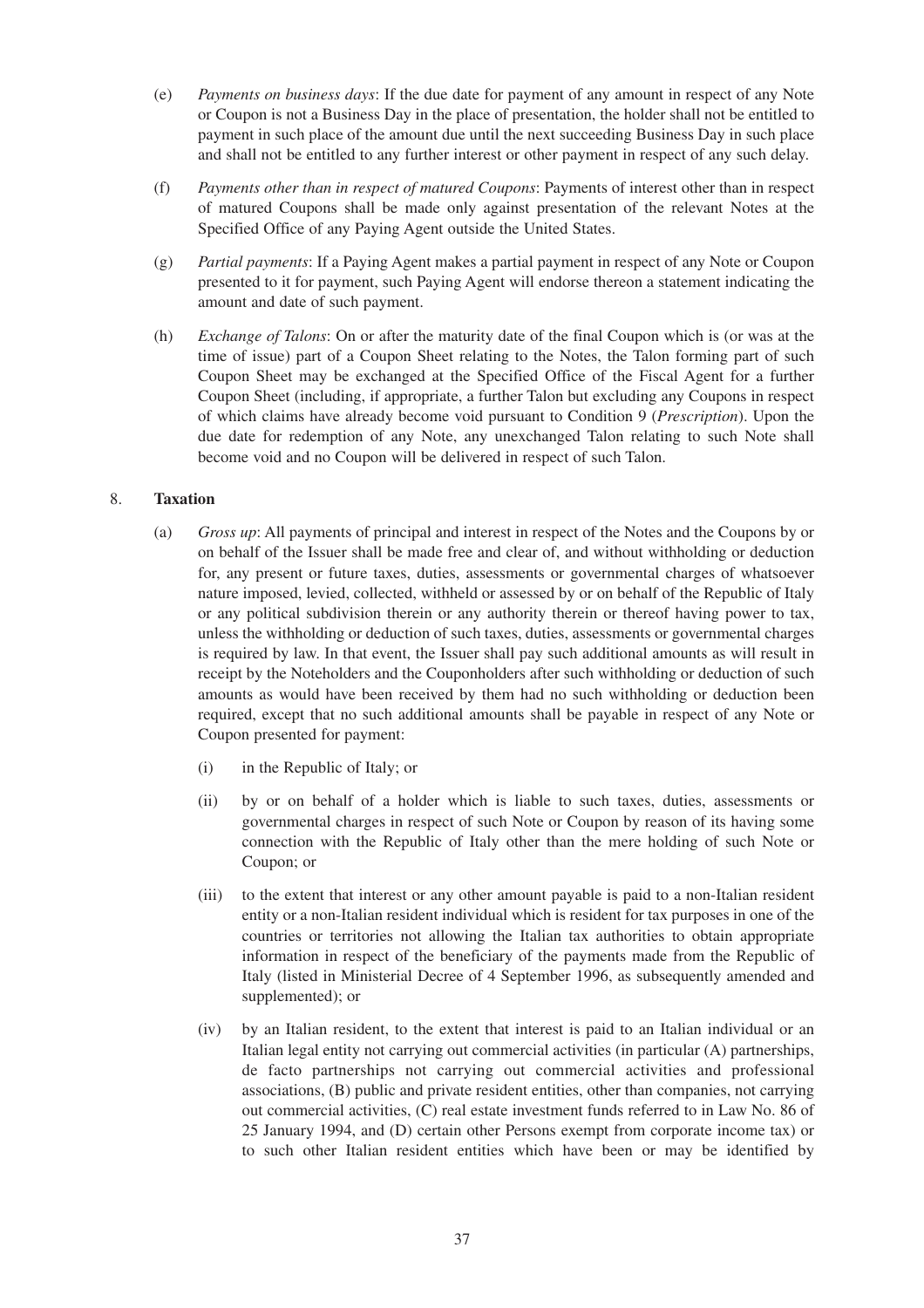(e) *Payments on business days*: If the due date for payment of any amount in respect of any Note or Coupon is not a Business Day in the place of presentation, the holder shall not be entitled to payment in such place of the amount due until the next succeeding Business Day in such place and shall not be entitled to any further interest or other payment in respect of any such delay.

(f) *Payments other than in respect of matured Coupons*: Payments of interest other than in respect of matured Coupons shall be made only against presentation of the relevant Notes at the Specified Office of any Paying Agent outside the United States.

(g) *Partial payments*: If a Paying Agent makes a partial payment in respect of any Note or Coupon presented to it for payment, such Paying Agent will endorse thereon a statement indicating the amount and date of such payment.

(h) *Exchange of Talons*: On or after the maturity date of the final Coupon which is (or was at the time of issue) part of a Coupon Sheet relating to the Notes, the Talon forming part of such Coupon Sheet may be exchanged at the Specified Office of the Fiscal Agent for a further Coupon Sheet (including, if appropriate, a further Talon but excluding any Coupons in respect of which claims have already become void pursuant to Condition 9 (*Prescription*). Upon the due date for redemption of any Note, any unexchanged Talon relating to such Note shall become void and no Coupon will be delivered in respect of such Talon.

8. **Taxation**

(a) *Gross up*: All payments of principal and interest in respect of the Notes and the Coupons by or on behalf of the Issuer shall be made free and clear of, and without withholding or deduction for, any present or future taxes, duties, assessments or governmental charges of whatsoever nature imposed, levied, collected, withheld or assessed by or on behalf of the Republic of Italy or any political subdivision therein or any authority therein or thereof having power to tax, unless the withholding or deduction of such taxes, duties, assessments or governmental charges is required by law. In that event, the Issuer shall pay such additional amounts as will result in receipt by the Noteholders and the Couponholders after such withholding or deduction of such amounts as would have been received by them had no such withholding or deduction been required, except that no such additional amounts shall be payable in respect of any Note or Coupon presented for payment:

   (i) in the Republic of Italy; or

   (ii) by or on behalf of a holder which is liable to such taxes, duties, assessments or governmental charges in respect of such Note or Coupon by reason of its having some connection with the Republic of Italy other than the mere holding of such Note or Coupon; or

   (iii) to the extent that interest or any other amount payable is paid to a non-Italian resident entity or a non-Italian resident individual which is resident for tax purposes in one of the countries or territories not allowing the Italian tax authorities to obtain appropriate information in respect of the beneficiary of the payments made from the Republic of Italy (listed in Ministerial Decree of 4 September 1996, as subsequently amended and supplemented); or

   (iv) by an Italian resident, to the extent that interest is paid to an Italian individual or an Italian legal entity not carrying out commercial activities (in particular (A) partnerships, de facto partnerships not carrying out commercial activities and professional associations, (B) public and private resident entities, other than companies, not carrying out commercial activities, (C) real estate investment funds referred to in Law No. 86 of 25 January 1994, and (D) certain other Persons exempt from corporate income tax) or to such other Italian resident entities which have been or may be identified by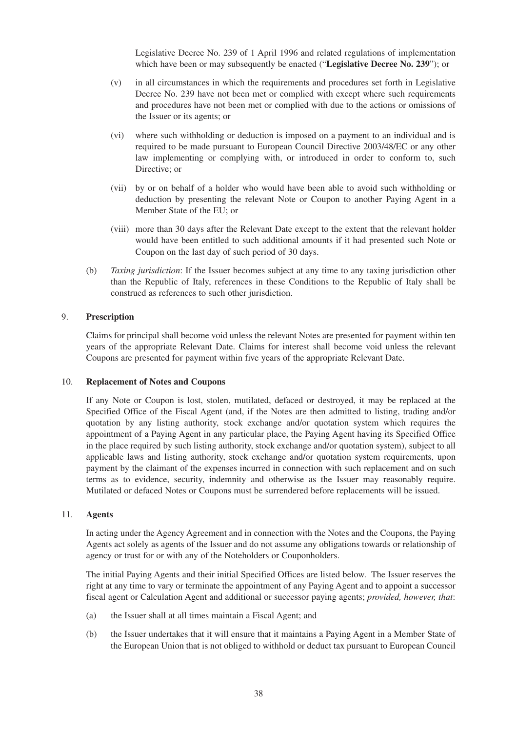Legislative Decree No. 239 of 1 April 1996 and related regulations of implementation which have been or may subsequently be enacted ("**Legislative Decree No. 239**"); or

(v) in all circumstances in which the requirements and procedures set forth in Legislative Decree No. 239 have not been met or complied with except where such requirements and procedures have not been met or complied with due to the actions or omissions of the Issuer or its agents; or

(vi) where such withholding or deduction is imposed on a payment to an individual and is required to be made pursuant to European Council Directive 2003/48/EC or any other law implementing or complying with, or introduced in order to conform to, such Directive; or

(vii) by or on behalf of a holder who would have been able to avoid such withholding or deduction by presenting the relevant Note or Coupon to another Paying Agent in a Member State of the EU; or

(viii) more than 30 days after the Relevant Date except to the extent that the relevant holder would have been entitled to such additional amounts if it had presented such Note or Coupon on the last day of such period of 30 days.

(b) *Taxing jurisdiction*: If the Issuer becomes subject at any time to any taxing jurisdiction other than the Republic of Italy, references in these Conditions to the Republic of Italy shall be construed as references to such other jurisdiction.

## 9. Prescription

Claims for principal shall become void unless the relevant Notes are presented for payment within ten years of the appropriate Relevant Date. Claims for interest shall become void unless the relevant Coupons are presented for payment within five years of the appropriate Relevant Date.

## 10. Replacement of Notes and Coupons

If any Note or Coupon is lost, stolen, mutilated, defaced or destroyed, it may be replaced at the Specified Office of the Fiscal Agent (and, if the Notes are then admitted to listing, trading and/or quotation by any listing authority, stock exchange and/or quotation system which requires the appointment of a Paying Agent in any particular place, the Paying Agent having its Specified Office in the place required by such listing authority, stock exchange and/or quotation system), subject to all applicable laws and listing authority, stock exchange and/or quotation system requirements, upon payment by the claimant of the expenses incurred in connection with such replacement and on such terms as to evidence, security, indemnity and otherwise as the Issuer may reasonably require. Mutilated or defaced Notes or Coupons must be surrendered before replacements will be issued.

## 11. Agents

In acting under the Agency Agreement and in connection with the Notes and the Coupons, the Paying Agents act solely as agents of the Issuer and do not assume any obligations towards or relationship of agency or trust for or with any of the Noteholders or Couponholders.

The initial Paying Agents and their initial Specified Offices are listed below. The Issuer reserves the right at any time to vary or terminate the appointment of any Paying Agent and to appoint a successor fiscal agent or Calculation Agent and additional or successor paying agents; *provided, however, that*:

(a) the Issuer shall at all times maintain a Fiscal Agent; and

(b) the Issuer undertakes that it will ensure that it maintains a Paying Agent in a Member State of the European Union that is not obliged to withhold or deduct tax pursuant to European Council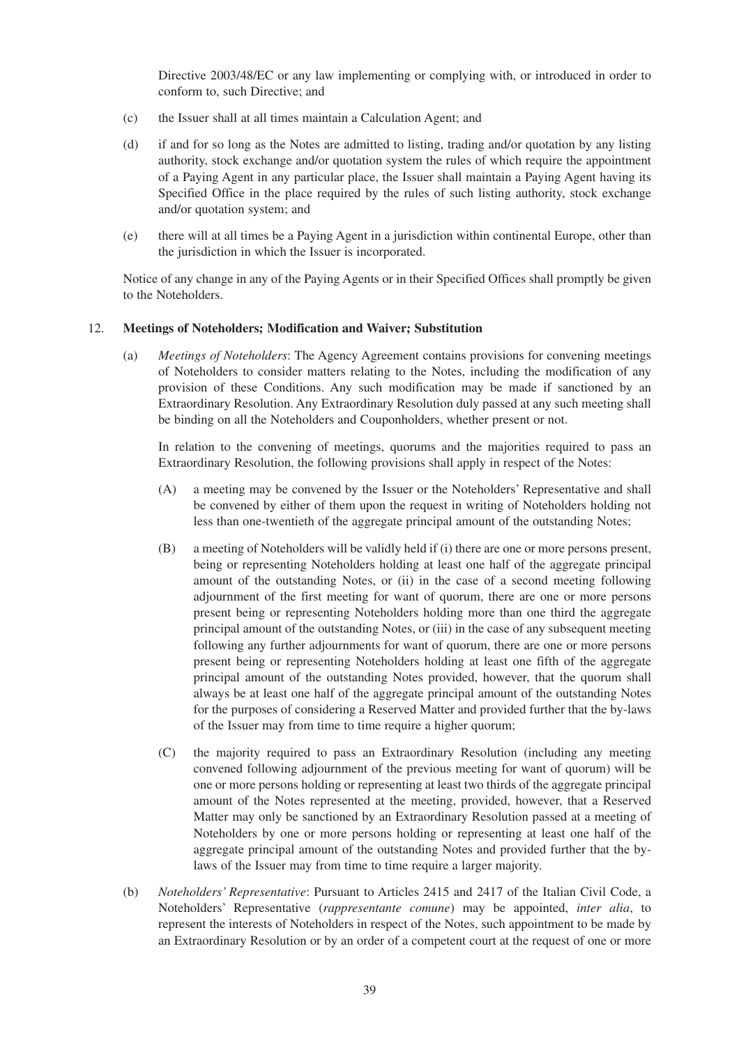Directive 2003/48/EC or any law implementing or complying with, or introduced in order to conform to, such Directive; and

(c) the Issuer shall at all times maintain a Calculation Agent; and

(d) if and for so long as the Notes are admitted to listing, trading and/or quotation by any listing authority, stock exchange and/or quotation system the rules of which require the appointment of a Paying Agent in any particular place, the Issuer shall maintain a Paying Agent having its Specified Office in the place required by the rules of such listing authority, stock exchange and/or quotation system; and

(e) there will at all times be a Paying Agent in a jurisdiction within continental Europe, other than the jurisdiction in which the Issuer is incorporated.

Notice of any change in any of the Paying Agents or in their Specified Offices shall promptly be given to the Noteholders.

12. **Meetings of Noteholders; Modification and Waiver; Substitution**

(a) *Meetings of Noteholders*: The Agency Agreement contains provisions for convening meetings of Noteholders to consider matters relating to the Notes, including the modification of any provision of these Conditions. Any such modification may be made if sanctioned by an Extraordinary Resolution. Any Extraordinary Resolution duly passed at any such meeting shall be binding on all the Noteholders and Couponholders, whether present or not.

In relation to the convening of meetings, quorums and the majorities required to pass an Extraordinary Resolution, the following provisions shall apply in respect of the Notes:

(A) a meeting may be convened by the Issuer or the Noteholders' Representative and shall be convened by either of them upon the request in writing of Noteholders holding not less than one-twentieth of the aggregate principal amount of the outstanding Notes;

(B) a meeting of Noteholders will be validly held if (i) there are one or more persons present, being or representing Noteholders holding at least one half of the aggregate principal amount of the outstanding Notes, or (ii) in the case of a second meeting following adjournment of the first meeting for want of quorum, there are one or more persons present being or representing Noteholders holding more than one third the aggregate principal amount of the outstanding Notes, or (iii) in the case of any subsequent meeting following any further adjournments for want of quorum, there are one or more persons present being or representing Noteholders holding at least one fifth of the aggregate principal amount of the outstanding Notes provided, however, that the quorum shall always be at least one half of the aggregate principal amount of the outstanding Notes for the purposes of considering a Reserved Matter and provided further that the by-laws of the Issuer may from time to time require a higher quorum;

(C) the majority required to pass an Extraordinary Resolution (including any meeting convened following adjournment of the previous meeting for want of quorum) will be one or more persons holding or representing at least two thirds of the aggregate principal amount of the Notes represented at the meeting, provided, however, that a Reserved Matter may only be sanctioned by an Extraordinary Resolution passed at a meeting of Noteholders by one or more persons holding or representing at least one half of the aggregate principal amount of the outstanding Notes and provided further that the by-laws of the Issuer may from time to time require a larger majority.

(b) *Noteholders' Representative*: Pursuant to Articles 2415 and 2417 of the Italian Civil Code, a Noteholders' Representative (*rappresentante comune*) may be appointed, *inter alia*, to represent the interests of Noteholders in respect of the Notes, such appointment to be made by an Extraordinary Resolution or by an order of a competent court at the request of one or more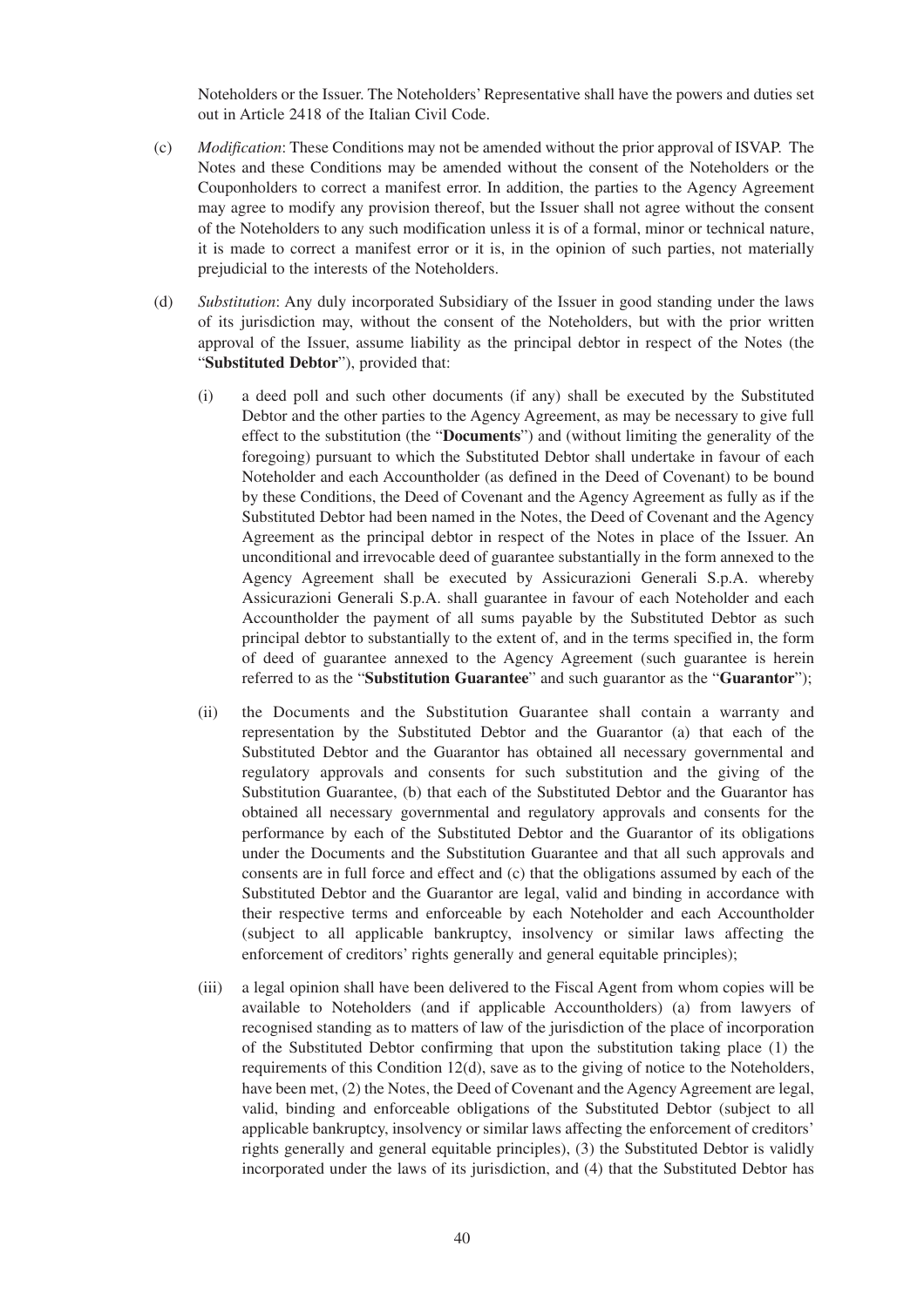Noteholders or the Issuer. The Noteholders' Representative shall have the powers and duties set out in Article 2418 of the Italian Civil Code.

(c) *Modification*: These Conditions may not be amended without the prior approval of ISVAP. The Notes and these Conditions may be amended without the consent of the Noteholders or the Couponholders to correct a manifest error. In addition, the parties to the Agency Agreement may agree to modify any provision thereof, but the Issuer shall not agree without the consent of the Noteholders to any such modification unless it is of a formal, minor or technical nature, it is made to correct a manifest error or it is, in the opinion of such parties, not materially prejudicial to the interests of the Noteholders.

(d) *Substitution*: Any duly incorporated Subsidiary of the Issuer in good standing under the laws of its jurisdiction may, without the consent of the Noteholders, but with the prior written approval of the Issuer, assume liability as the principal debtor in respect of the Notes (the "**Substituted Debtor**"), provided that:

(i) a deed poll and such other documents (if any) shall be executed by the Substituted Debtor and the other parties to the Agency Agreement, as may be necessary to give full effect to the substitution (the "**Documents**") and (without limiting the generality of the foregoing) pursuant to which the Substituted Debtor shall undertake in favour of each Noteholder and each Accountholder (as defined in the Deed of Covenant) to be bound by these Conditions, the Deed of Covenant and the Agency Agreement as fully as if the Substituted Debtor had been named in the Notes, the Deed of Covenant and the Agency Agreement as the principal debtor in respect of the Notes in place of the Issuer. An unconditional and irrevocable deed of guarantee substantially in the form annexed to the Agency Agreement shall be executed by Assicurazioni Generali S.p.A. whereby Assicurazioni Generali S.p.A. shall guarantee in favour of each Noteholder and each Accountholder the payment of all sums payable by the Substituted Debtor as such principal debtor to substantially to the extent of, and in the terms specified in, the form of deed of guarantee annexed to the Agency Agreement (such guarantee is herein referred to as the "**Substitution Guarantee**" and such guarantor as the "**Guarantor**");

(ii) the Documents and the Substitution Guarantee shall contain a warranty and representation by the Substituted Debtor and the Guarantor (a) that each of the Substituted Debtor and the Guarantor has obtained all necessary governmental and regulatory approvals and consents for such substitution and the giving of the Substitution Guarantee, (b) that each of the Substituted Debtor and the Guarantor has obtained all necessary governmental and regulatory approvals and consents for the performance by each of the Substituted Debtor and the Guarantor of its obligations under the Documents and the Substitution Guarantee and that all such approvals and consents are in full force and effect and (c) that the obligations assumed by each of the Substituted Debtor and the Guarantor are legal, valid and binding in accordance with their respective terms and enforceable by each Noteholder and each Accountholder (subject to all applicable bankruptcy, insolvency or similar laws affecting the enforcement of creditors' rights generally and general equitable principles);

(iii) a legal opinion shall have been delivered to the Fiscal Agent from whom copies will be available to Noteholders (and if applicable Accountholders) (a) from lawyers of recognised standing as to matters of law of the jurisdiction of the place of incorporation of the Substituted Debtor confirming that upon the substitution taking place (1) the requirements of this Condition 12(d), save as to the giving of notice to the Noteholders, have been met, (2) the Notes, the Deed of Covenant and the Agency Agreement are legal, valid, binding and enforceable obligations of the Substituted Debtor (subject to all applicable bankruptcy, insolvency or similar laws affecting the enforcement of creditors' rights generally and general equitable principles), (3) the Substituted Debtor is validly incorporated under the laws of its jurisdiction, and (4) that the Substituted Debtor has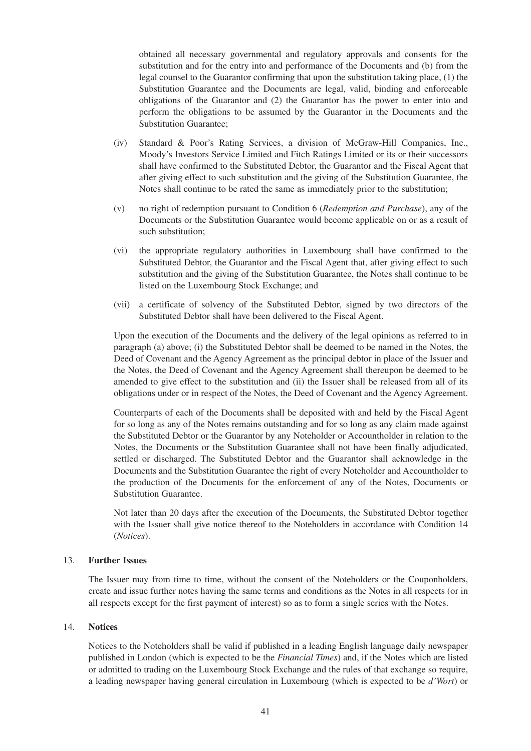obtained all necessary governmental and regulatory approvals and consents for the substitution and for the entry into and performance of the Documents and (b) from the legal counsel to the Guarantor confirming that upon the substitution taking place, (1) the Substitution Guarantee and the Documents are legal, valid, binding and enforceable obligations of the Guarantor and (2) the Guarantor has the power to enter into and perform the obligations to be assumed by the Guarantor in the Documents and the Substitution Guarantee;

(iv) Standard & Poor's Rating Services, a division of McGraw-Hill Companies, Inc., Moody's Investors Service Limited and Fitch Ratings Limited or its or their successors shall have confirmed to the Substituted Debtor, the Guarantor and the Fiscal Agent that after giving effect to such substitution and the giving of the Substitution Guarantee, the Notes shall continue to be rated the same as immediately prior to the substitution;

(v) no right of redemption pursuant to Condition 6 (*Redemption and Purchase*), any of the Documents or the Substitution Guarantee would become applicable on or as a result of such substitution;

(vi) the appropriate regulatory authorities in Luxembourg shall have confirmed to the Substituted Debtor, the Guarantor and the Fiscal Agent that, after giving effect to such substitution and the giving of the Substitution Guarantee, the Notes shall continue to be listed on the Luxembourg Stock Exchange; and

(vii) a certificate of solvency of the Substituted Debtor, signed by two directors of the Substituted Debtor shall have been delivered to the Fiscal Agent.

Upon the execution of the Documents and the delivery of the legal opinions as referred to in paragraph (a) above; (i) the Substituted Debtor shall be deemed to be named in the Notes, the Deed of Covenant and the Agency Agreement as the principal debtor in place of the Issuer and the Notes, the Deed of Covenant and the Agency Agreement shall thereupon be deemed to be amended to give effect to the substitution and (ii) the Issuer shall be released from all of its obligations under or in respect of the Notes, the Deed of Covenant and the Agency Agreement.

Counterparts of each of the Documents shall be deposited with and held by the Fiscal Agent for so long as any of the Notes remains outstanding and for so long as any claim made against the Substituted Debtor or the Guarantor by any Noteholder or Accountholder in relation to the Notes, the Documents or the Substitution Guarantee shall not have been finally adjudicated, settled or discharged. The Substituted Debtor and the Guarantor shall acknowledge in the Documents and the Substitution Guarantee the right of every Noteholder and Accountholder to the production of the Documents for the enforcement of any of the Notes, Documents or Substitution Guarantee.

Not later than 20 days after the execution of the Documents, the Substituted Debtor together with the Issuer shall give notice thereof to the Noteholders in accordance with Condition 14 (*Notices*).

## 13. **Further Issues**

The Issuer may from time to time, without the consent of the Noteholders or the Couponholders, create and issue further notes having the same terms and conditions as the Notes in all respects (or in all respects except for the first payment of interest) so as to form a single series with the Notes.

## 14. **Notices**

Notices to the Noteholders shall be valid if published in a leading English language daily newspaper published in London (which is expected to be the *Financial Times*) and, if the Notes which are listed or admitted to trading on the Luxembourg Stock Exchange and the rules of that exchange so require, a leading newspaper having general circulation in Luxembourg (which is expected to be *d'Wort*) or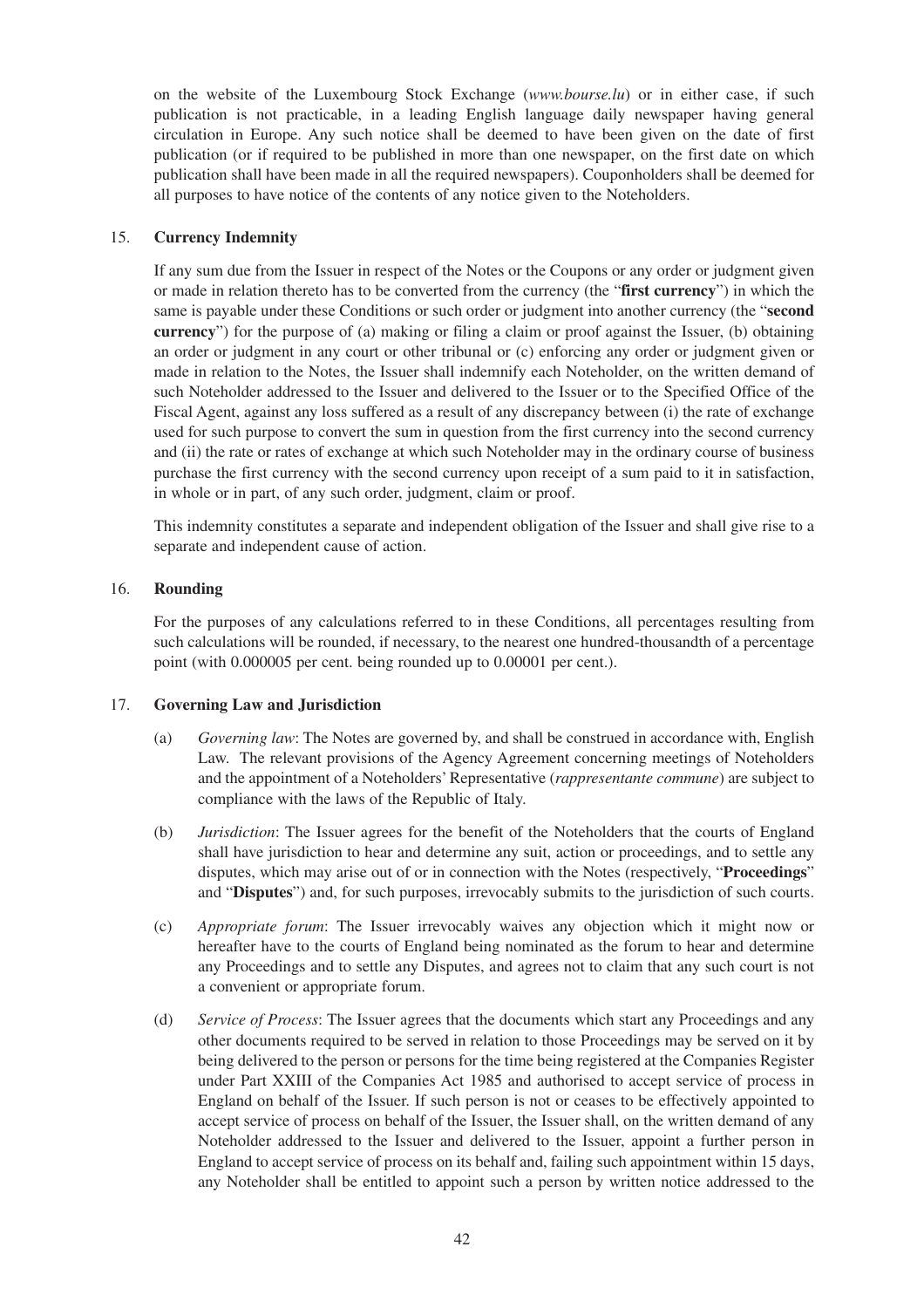on the website of the Luxembourg Stock Exchange (*www.bourse.lu*) or in either case, if such publication is not practicable, in a leading English language daily newspaper having general circulation in Europe. Any such notice shall be deemed to have been given on the date of first publication (or if required to be published in more than one newspaper, on the first date on which publication shall have been made in all the required newspapers). Couponholders shall be deemed for all purposes to have notice of the contents of any notice given to the Noteholders.

## 15. Currency Indemnity

If any sum due from the Issuer in respect of the Notes or the Coupons or any order or judgment given or made in relation thereto has to be converted from the currency (the "**first currency**") in which the same is payable under these Conditions or such order or judgment into another currency (the "**second currency**") for the purpose of (a) making or filing a claim or proof against the Issuer, (b) obtaining an order or judgment in any court or other tribunal or (c) enforcing any order or judgment given or made in relation to the Notes, the Issuer shall indemnify each Noteholder, on the written demand of such Noteholder addressed to the Issuer and delivered to the Issuer or to the Specified Office of the Fiscal Agent, against any loss suffered as a result of any discrepancy between (i) the rate of exchange used for such purpose to convert the sum in question from the first currency into the second currency and (ii) the rate or rates of exchange at which such Noteholder may in the ordinary course of business purchase the first currency with the second currency upon receipt of a sum paid to it in satisfaction, in whole or in part, of any such order, judgment, claim or proof.

This indemnity constitutes a separate and independent obligation of the Issuer and shall give rise to a separate and independent cause of action.

## 16. Rounding

For the purposes of any calculations referred to in these Conditions, all percentages resulting from such calculations will be rounded, if necessary, to the nearest one hundred-thousandth of a percentage point (with 0.000005 per cent. being rounded up to 0.00001 per cent.).

## 17. Governing Law and Jurisdiction

(a) *Governing law*: The Notes are governed by, and shall be construed in accordance with, English Law. The relevant provisions of the Agency Agreement concerning meetings of Noteholders and the appointment of a Noteholders' Representative (*rappresentante commune*) are subject to compliance with the laws of the Republic of Italy.

(b) *Jurisdiction*: The Issuer agrees for the benefit of the Noteholders that the courts of England shall have jurisdiction to hear and determine any suit, action or proceedings, and to settle any disputes, which may arise out of or in connection with the Notes (respectively, "**Proceedings**" and "**Disputes**") and, for such purposes, irrevocably submits to the jurisdiction of such courts.

(c) *Appropriate forum*: The Issuer irrevocably waives any objection which it might now or hereafter have to the courts of England being nominated as the forum to hear and determine any Proceedings and to settle any Disputes, and agrees not to claim that any such court is not a convenient or appropriate forum.

(d) *Service of Process*: The Issuer agrees that the documents which start any Proceedings and any other documents required to be served in relation to those Proceedings may be served on it by being delivered to the person or persons for the time being registered at the Companies Register under Part XXIII of the Companies Act 1985 and authorised to accept service of process in England on behalf of the Issuer. If such person is not or ceases to be effectively appointed to accept service of process on behalf of the Issuer, the Issuer shall, on the written demand of any Noteholder addressed to the Issuer and delivered to the Issuer, appoint a further person in England to accept service of process on its behalf and, failing such appointment within 15 days, any Noteholder shall be entitled to appoint such a person by written notice addressed to the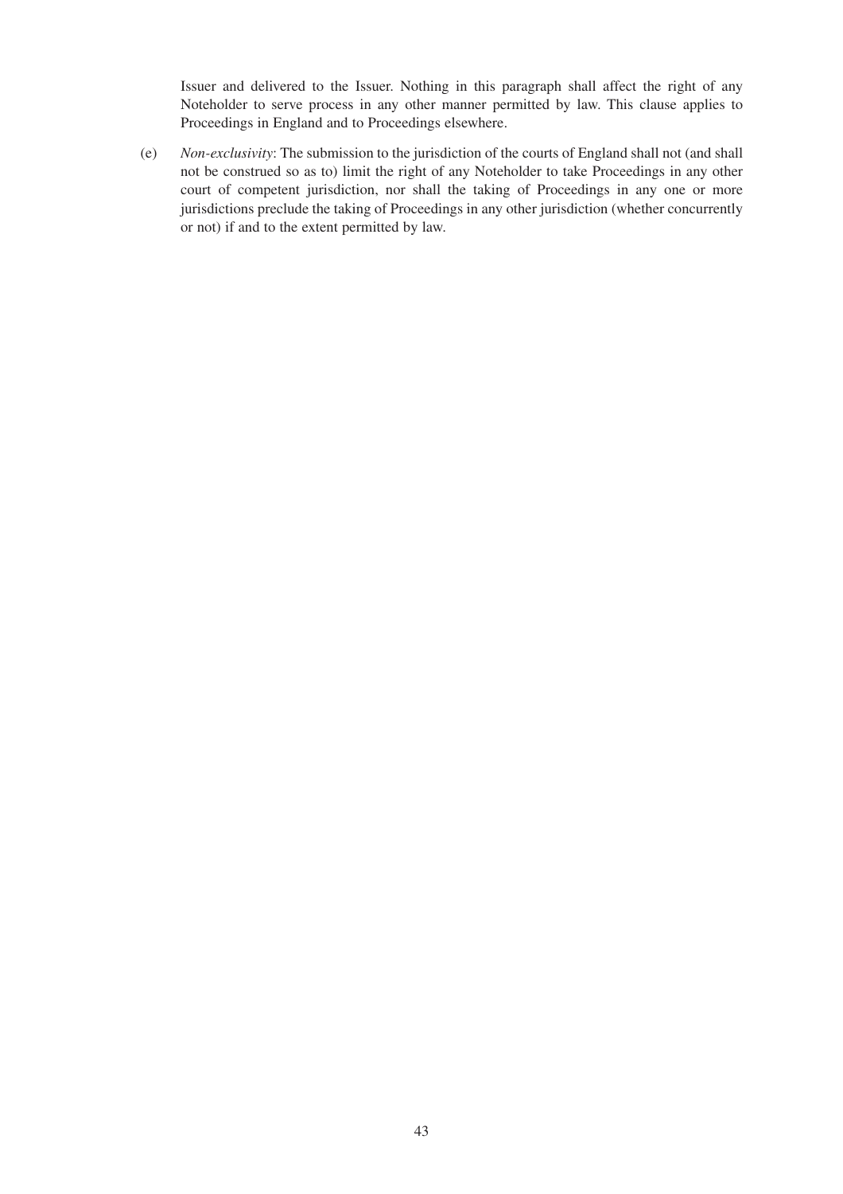Issuer and delivered to the Issuer. Nothing in this paragraph shall affect the right of any Noteholder to serve process in any other manner permitted by law. This clause applies to Proceedings in England and to Proceedings elsewhere.

(e) *Non-exclusivity*: The submission to the jurisdiction of the courts of England shall not (and shall not be construed so as to) limit the right of any Noteholder to take Proceedings in any other court of competent jurisdiction, nor shall the taking of Proceedings in any one or more jurisdictions preclude the taking of Proceedings in any other jurisdiction (whether concurrently or not) if and to the extent permitted by law.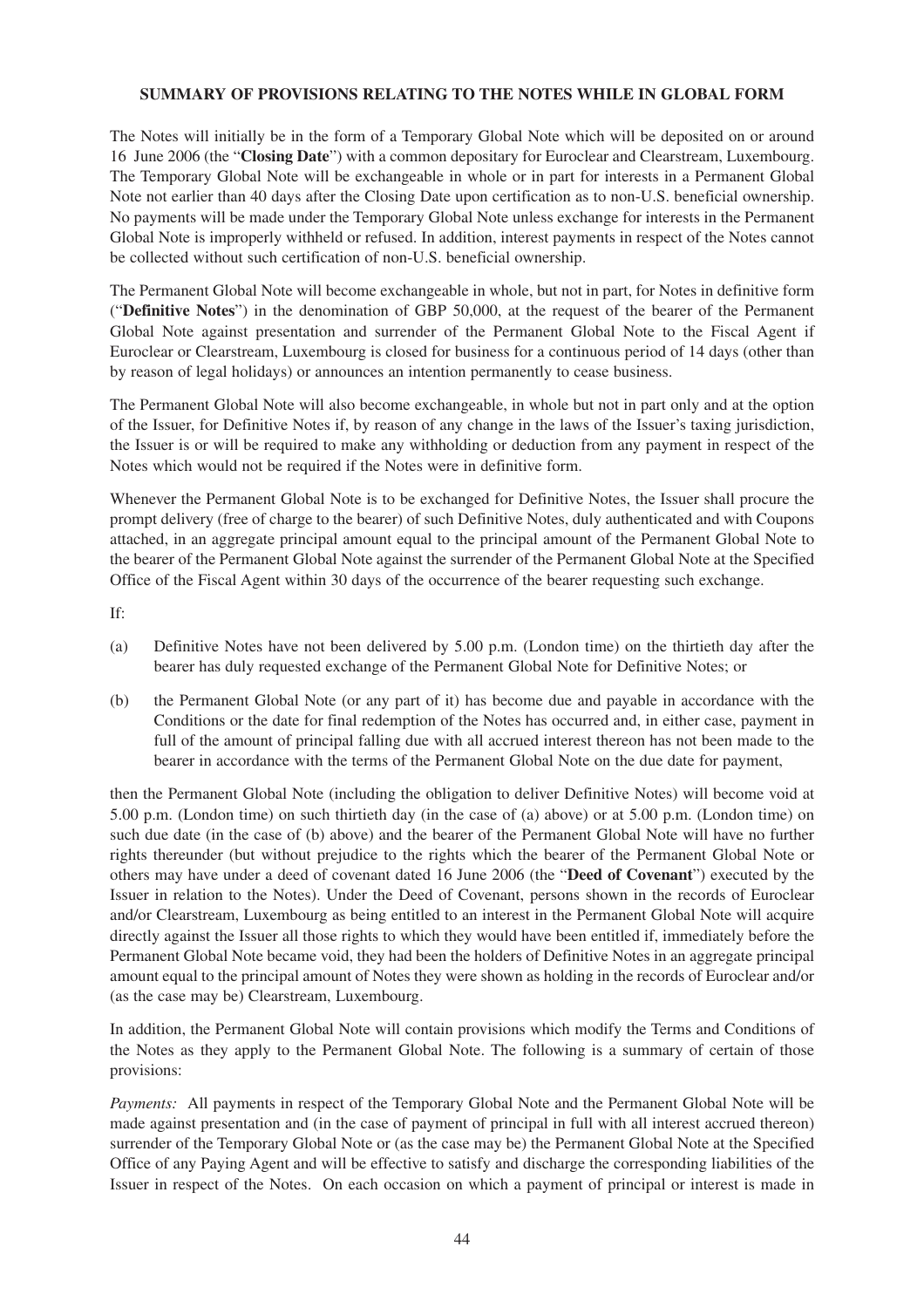## SUMMARY OF PROVISIONS RELATING TO THE NOTES WHILE IN GLOBAL FORM

The Notes will initially be in the form of a Temporary Global Note which will be deposited on or around 16 June 2006 (the "**Closing Date**") with a common depositary for Euroclear and Clearstream, Luxembourg. The Temporary Global Note will be exchangeable in whole or in part for interests in a Permanent Global Note not earlier than 40 days after the Closing Date upon certification as to non-U.S. beneficial ownership. No payments will be made under the Temporary Global Note unless exchange for interests in the Permanent Global Note is improperly withheld or refused. In addition, interest payments in respect of the Notes cannot be collected without such certification of non-U.S. beneficial ownership.

The Permanent Global Note will become exchangeable in whole, but not in part, for Notes in definitive form ("**Definitive Notes**") in the denomination of GBP 50,000, at the request of the bearer of the Permanent Global Note against presentation and surrender of the Permanent Global Note to the Fiscal Agent if Euroclear or Clearstream, Luxembourg is closed for business for a continuous period of 14 days (other than by reason of legal holidays) or announces an intention permanently to cease business.

The Permanent Global Note will also become exchangeable, in whole but not in part only and at the option of the Issuer, for Definitive Notes if, by reason of any change in the laws of the Issuer's taxing jurisdiction, the Issuer is or will be required to make any withholding or deduction from any payment in respect of the Notes which would not be required if the Notes were in definitive form.

Whenever the Permanent Global Note is to be exchanged for Definitive Notes, the Issuer shall procure the prompt delivery (free of charge to the bearer) of such Definitive Notes, duly authenticated and with Coupons attached, in an aggregate principal amount equal to the principal amount of the Permanent Global Note to the bearer of the Permanent Global Note against the surrender of the Permanent Global Note at the Specified Office of the Fiscal Agent within 30 days of the occurrence of the bearer requesting such exchange.

If:

(a) Definitive Notes have not been delivered by 5.00 p.m. (London time) on the thirtieth day after the bearer has duly requested exchange of the Permanent Global Note for Definitive Notes; or

(b) the Permanent Global Note (or any part of it) has become due and payable in accordance with the Conditions or the date for final redemption of the Notes has occurred and, in either case, payment in full of the amount of principal falling due with all accrued interest thereon has not been made to the bearer in accordance with the terms of the Permanent Global Note on the due date for payment,

then the Permanent Global Note (including the obligation to deliver Definitive Notes) will become void at 5.00 p.m. (London time) on such thirtieth day (in the case of (a) above) or at 5.00 p.m. (London time) on such due date (in the case of (b) above) and the bearer of the Permanent Global Note will have no further rights thereunder (but without prejudice to the rights which the bearer of the Permanent Global Note or others may have under a deed of covenant dated 16 June 2006 (the "**Deed of Covenant**") executed by the Issuer in relation to the Notes). Under the Deed of Covenant, persons shown in the records of Euroclear and/or Clearstream, Luxembourg as being entitled to an interest in the Permanent Global Note will acquire directly against the Issuer all those rights to which they would have been entitled if, immediately before the Permanent Global Note became void, they had been the holders of Definitive Notes in an aggregate principal amount equal to the principal amount of Notes they were shown as holding in the records of Euroclear and/or (as the case may be) Clearstream, Luxembourg.

In addition, the Permanent Global Note will contain provisions which modify the Terms and Conditions of the Notes as they apply to the Permanent Global Note. The following is a summary of certain of those provisions:

*Payments:* All payments in respect of the Temporary Global Note and the Permanent Global Note will be made against presentation and (in the case of payment of principal in full with all interest accrued thereon) surrender of the Temporary Global Note or (as the case may be) the Permanent Global Note at the Specified Office of any Paying Agent and will be effective to satisfy and discharge the corresponding liabilities of the Issuer in respect of the Notes. On each occasion on which a payment of principal or interest is made in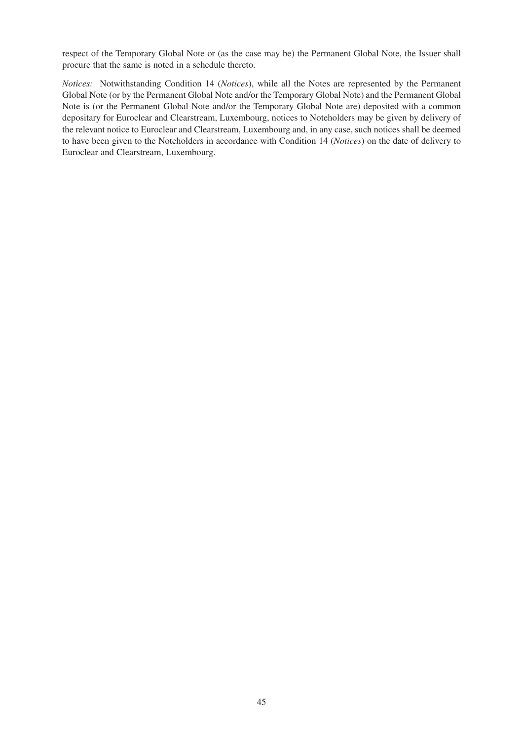respect of the Temporary Global Note or (as the case may be) the Permanent Global Note, the Issuer shall procure that the same is noted in a schedule thereto.

*Notices:* Notwithstanding Condition 14 (*Notices*), while all the Notes are represented by the Permanent Global Note (or by the Permanent Global Note and/or the Temporary Global Note) and the Permanent Global Note is (or the Permanent Global Note and/or the Temporary Global Note are) deposited with a common depositary for Euroclear and Clearstream, Luxembourg, notices to Noteholders may be given by delivery of the relevant notice to Euroclear and Clearstream, Luxembourg and, in any case, such notices shall be deemed to have been given to the Noteholders in accordance with Condition 14 (*Notices*) on the date of delivery to Euroclear and Clearstream, Luxembourg.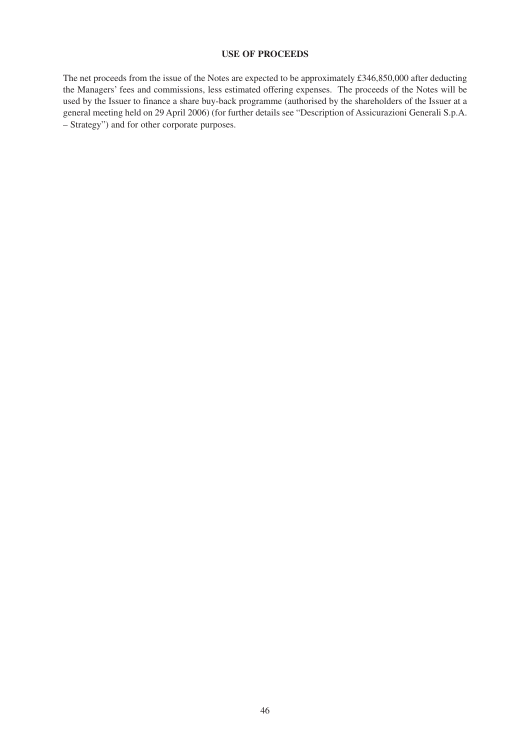# USE OF PROCEEDS

The net proceeds from the issue of the Notes are expected to be approximately £346,850,000 after deducting the Managers' fees and commissions, less estimated offering expenses. The proceeds of the Notes will be used by the Issuer to finance a share buy-back programme (authorised by the shareholders of the Issuer at a general meeting held on 29 April 2006) (for further details see "Description of Assicurazioni Generali S.p.A. – Strategy") and for other corporate purposes.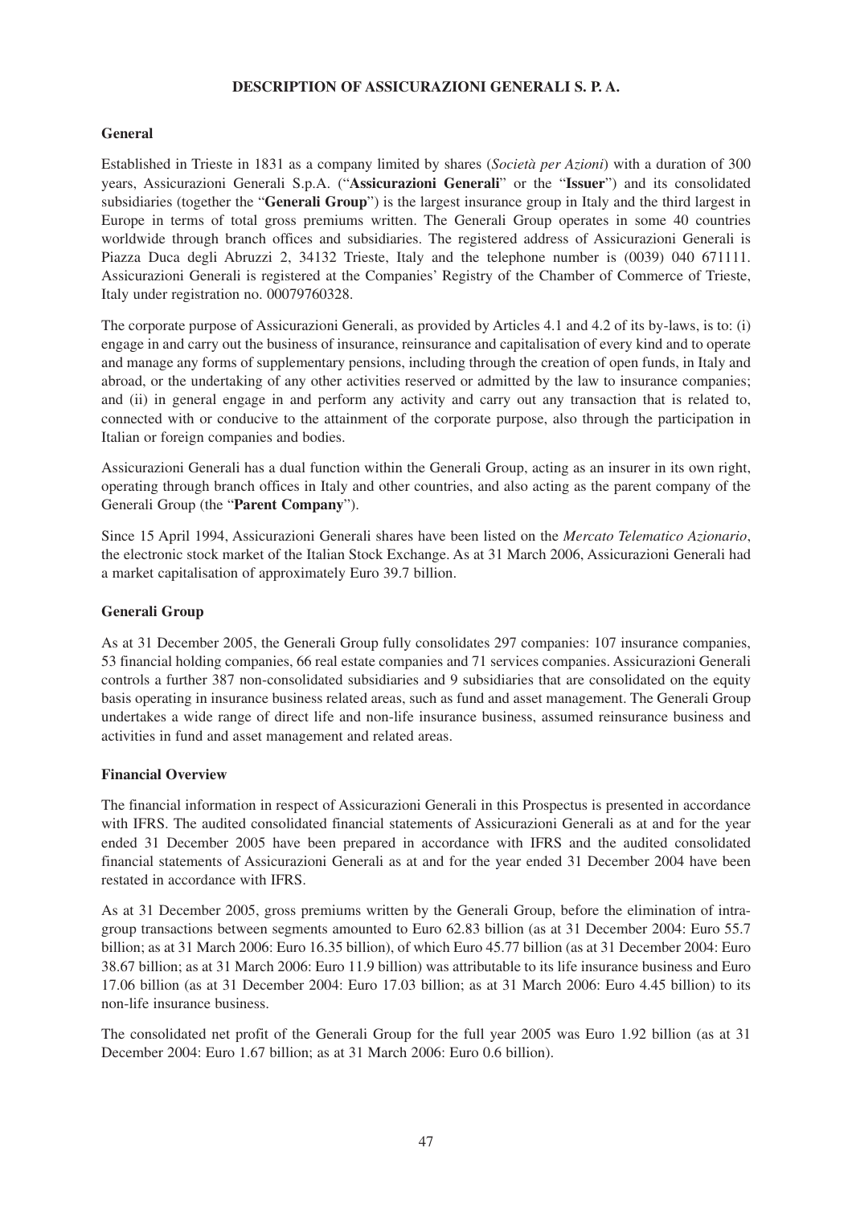# DESCRIPTION OF ASSICURAZIONI GENERALI S. P. A.

## General

Established in Trieste in 1831 as a company limited by shares (*Società per Azioni*) with a duration of 300 years, Assicurazioni Generali S.p.A. ("**Assicurazioni Generali**" or the "**Issuer**") and its consolidated subsidiaries (together the "**Generali Group**") is the largest insurance group in Italy and the third largest in Europe in terms of total gross premiums written. The Generali Group operates in some 40 countries worldwide through branch offices and subsidiaries. The registered address of Assicurazioni Generali is Piazza Duca degli Abruzzi 2, 34132 Trieste, Italy and the telephone number is (0039) 040 671111. Assicurazioni Generali is registered at the Companies' Registry of the Chamber of Commerce of Trieste, Italy under registration no. 00079760328.

The corporate purpose of Assicurazioni Generali, as provided by Articles 4.1 and 4.2 of its by-laws, is to: (i) engage in and carry out the business of insurance, reinsurance and capitalisation of every kind and to operate and manage any forms of supplementary pensions, including through the creation of open funds, in Italy and abroad, or the undertaking of any other activities reserved or admitted by the law to insurance companies; and (ii) in general engage in and perform any activity and carry out any transaction that is related to, connected with or conducive to the attainment of the corporate purpose, also through the participation in Italian or foreign companies and bodies.

Assicurazioni Generali has a dual function within the Generali Group, acting as an insurer in its own right, operating through branch offices in Italy and other countries, and also acting as the parent company of the Generali Group (the "**Parent Company**").

Since 15 April 1994, Assicurazioni Generali shares have been listed on the *Mercato Telematico Azionario*, the electronic stock market of the Italian Stock Exchange. As at 31 March 2006, Assicurazioni Generali had a market capitalisation of approximately Euro 39.7 billion.

## Generali Group

As at 31 December 2005, the Generali Group fully consolidates 297 companies: 107 insurance companies, 53 financial holding companies, 66 real estate companies and 71 services companies. Assicurazioni Generali controls a further 387 non-consolidated subsidiaries and 9 subsidiaries that are consolidated on the equity basis operating in insurance business related areas, such as fund and asset management. The Generali Group undertakes a wide range of direct life and non-life insurance business, assumed reinsurance business and activities in fund and asset management and related areas.

## Financial Overview

The financial information in respect of Assicurazioni Generali in this Prospectus is presented in accordance with IFRS. The audited consolidated financial statements of Assicurazioni Generali as at and for the year ended 31 December 2005 have been prepared in accordance with IFRS and the audited consolidated financial statements of Assicurazioni Generali as at and for the year ended 31 December 2004 have been restated in accordance with IFRS.

As at 31 December 2005, gross premiums written by the Generali Group, before the elimination of intra-group transactions between segments amounted to Euro 62.83 billion (as at 31 December 2004: Euro 55.7 billion; as at 31 March 2006: Euro 16.35 billion), of which Euro 45.77 billion (as at 31 December 2004: Euro 38.67 billion; as at 31 March 2006: Euro 11.9 billion) was attributable to its life insurance business and Euro 17.06 billion (as at 31 December 2004: Euro 17.03 billion; as at 31 March 2006: Euro 4.45 billion) to its non-life insurance business.

The consolidated net profit of the Generali Group for the full year 2005 was Euro 1.92 billion (as at 31 December 2004: Euro 1.67 billion; as at 31 March 2006: Euro 0.6 billion).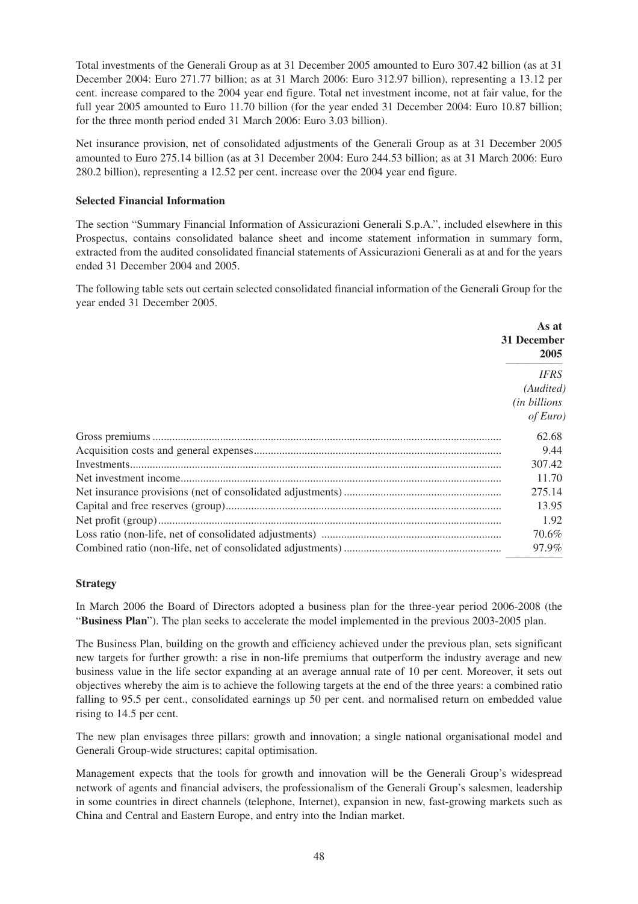Total investments of the Generali Group as at 31 December 2005 amounted to Euro 307.42 billion (as at 31 December 2004: Euro 271.77 billion; as at 31 March 2006: Euro 312.97 billion), representing a 13.12 per cent. increase compared to the 2004 year end figure. Total net investment income, not at fair value, for the full year 2005 amounted to Euro 11.70 billion (for the year ended 31 December 2004: Euro 10.87 billion; for the three month period ended 31 March 2006: Euro 3.03 billion).

Net insurance provision, net of consolidated adjustments of the Generali Group as at 31 December 2005 amounted to Euro 275.14 billion (as at 31 December 2004: Euro 244.53 billion; as at 31 March 2006: Euro 280.2 billion), representing a 12.52 per cent. increase over the 2004 year end figure.

**Selected Financial Information**

The section "Summary Financial Information of Assicurazioni Generali S.p.A.", included elsewhere in this Prospectus, contains consolidated balance sheet and income statement information in summary form, extracted from the audited consolidated financial statements of Assicurazioni Generali as at and for the years ended 31 December 2004 and 2005.

The following table sets out certain selected consolidated financial information of the Generali Group for the year ended 31 December 2005.

| | **As at 31 December 2005** |
|---|---|
| | *IFRS (Audited) (in billions of Euro)* |
| Gross premiums | 62.68 |
| Acquisition costs and general expenses | 9.44 |
| Investments | 307.42 |
| Net investment income | 11.70 |
| Net insurance provisions (net of consolidated adjustments) | 275.14 |
| Capital and free reserves (group) | 13.95 |
| Net profit (group) | 1.92 |
| Loss ratio (non-life, net of consolidated adjustments) | 70.6% |
| Combined ratio (non-life, net of consolidated adjustments) | 97.9% |

**Strategy**

In March 2006 the Board of Directors adopted a business plan for the three-year period 2006-2008 (the "**Business Plan**"). The plan seeks to accelerate the model implemented in the previous 2003-2005 plan.

The Business Plan, building on the growth and efficiency achieved under the previous plan, sets significant new targets for further growth: a rise in non-life premiums that outperform the industry average and new business value in the life sector expanding at an average annual rate of 10 per cent. Moreover, it sets out objectives whereby the aim is to achieve the following targets at the end of the three years: a combined ratio falling to 95.5 per cent., consolidated earnings up 50 per cent. and normalised return on embedded value rising to 14.5 per cent.

The new plan envisages three pillars: growth and innovation; a single national organisational model and Generali Group-wide structures; capital optimisation.

Management expects that the tools for growth and innovation will be the Generali Group's widespread network of agents and financial advisers, the professionalism of the Generali Group's salesmen, leadership in some countries in direct channels (telephone, Internet), expansion in new, fast-growing markets such as China and Central and Eastern Europe, and entry into the Indian market.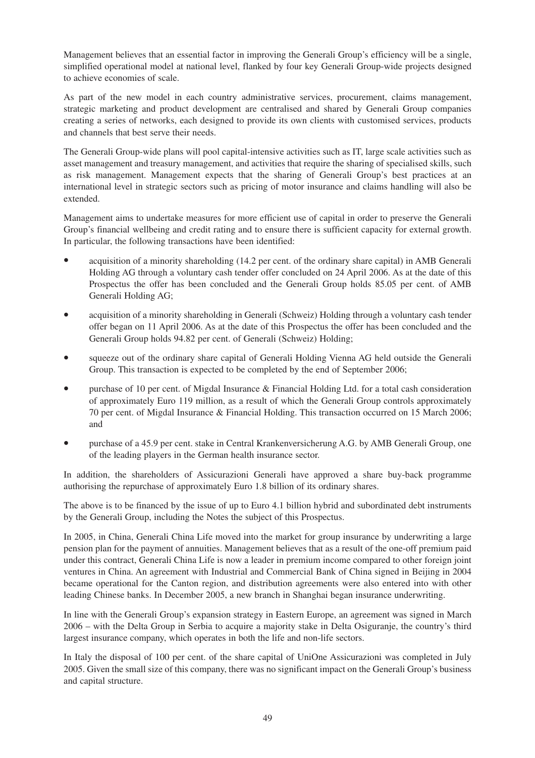Management believes that an essential factor in improving the Generali Group's efficiency will be a single, simplified operational model at national level, flanked by four key Generali Group-wide projects designed to achieve economies of scale.

As part of the new model in each country administrative services, procurement, claims management, strategic marketing and product development are centralised and shared by Generali Group companies creating a series of networks, each designed to provide its own clients with customised services, products and channels that best serve their needs.

The Generali Group-wide plans will pool capital-intensive activities such as IT, large scale activities such as asset management and treasury management, and activities that require the sharing of specialised skills, such as risk management. Management expects that the sharing of Generali Group's best practices at an international level in strategic sectors such as pricing of motor insurance and claims handling will also be extended.

Management aims to undertake measures for more efficient use of capital in order to preserve the Generali Group's financial wellbeing and credit rating and to ensure there is sufficient capacity for external growth. In particular, the following transactions have been identified:

- acquisition of a minority shareholding (14.2 per cent. of the ordinary share capital) in AMB Generali Holding AG through a voluntary cash tender offer concluded on 24 April 2006. As at the date of this Prospectus the offer has been concluded and the Generali Group holds 85.05 per cent. of AMB Generali Holding AG;
- acquisition of a minority shareholding in Generali (Schweiz) Holding through a voluntary cash tender offer began on 11 April 2006. As at the date of this Prospectus the offer has been concluded and the Generali Group holds 94.82 per cent. of Generali (Schweiz) Holding;
- squeeze out of the ordinary share capital of Generali Holding Vienna AG held outside the Generali Group. This transaction is expected to be completed by the end of September 2006;
- purchase of 10 per cent. of Migdal Insurance & Financial Holding Ltd. for a total cash consideration of approximately Euro 119 million, as a result of which the Generali Group controls approximately 70 per cent. of Migdal Insurance & Financial Holding. This transaction occurred on 15 March 2006; and
- purchase of a 45.9 per cent. stake in Central Krankenversicherung A.G. by AMB Generali Group, one of the leading players in the German health insurance sector.

In addition, the shareholders of Assicurazioni Generali have approved a share buy-back programme authorising the repurchase of approximately Euro 1.8 billion of its ordinary shares.

The above is to be financed by the issue of up to Euro 4.1 billion hybrid and subordinated debt instruments by the Generali Group, including the Notes the subject of this Prospectus.

In 2005, in China, Generali China Life moved into the market for group insurance by underwriting a large pension plan for the payment of annuities. Management believes that as a result of the one-off premium paid under this contract, Generali China Life is now a leader in premium income compared to other foreign joint ventures in China. An agreement with Industrial and Commercial Bank of China signed in Beijing in 2004 became operational for the Canton region, and distribution agreements were also entered into with other leading Chinese banks. In December 2005, a new branch in Shanghai began insurance underwriting.

In line with the Generali Group's expansion strategy in Eastern Europe, an agreement was signed in March 2006 – with the Delta Group in Serbia to acquire a majority stake in Delta Osiguranje, the country's third largest insurance company, which operates in both the life and non-life sectors.

In Italy the disposal of 100 per cent. of the share capital of UniOne Assicurazioni was completed in July 2005. Given the small size of this company, there was no significant impact on the Generali Group's business and capital structure.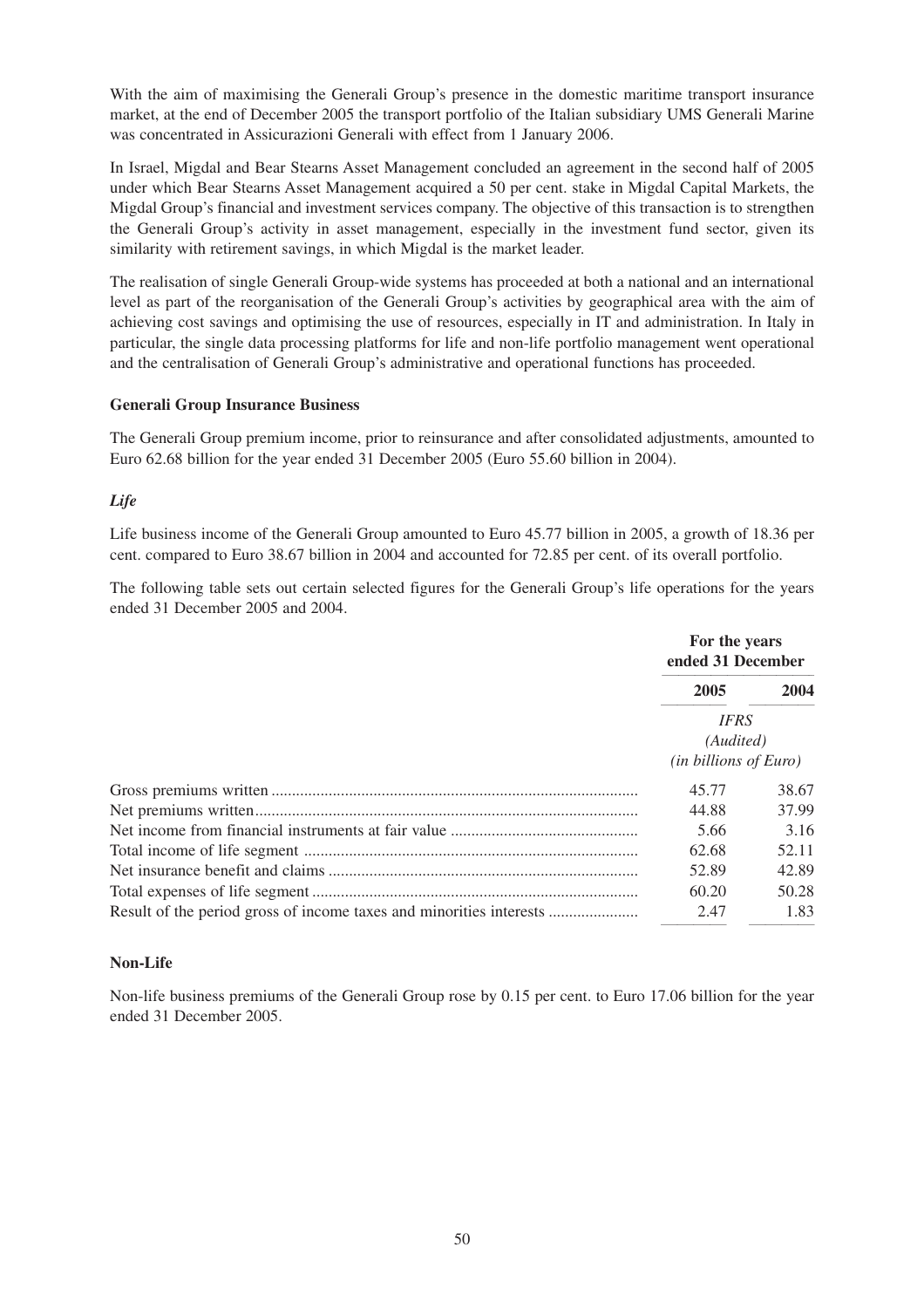With the aim of maximising the Generali Group's presence in the domestic maritime transport insurance market, at the end of December 2005 the transport portfolio of the Italian subsidiary UMS Generali Marine was concentrated in Assicurazioni Generali with effect from 1 January 2006.

In Israel, Migdal and Bear Stearns Asset Management concluded an agreement in the second half of 2005 under which Bear Stearns Asset Management acquired a 50 per cent. stake in Migdal Capital Markets, the Migdal Group's financial and investment services company. The objective of this transaction is to strengthen the Generali Group's activity in asset management, especially in the investment fund sector, given its similarity with retirement savings, in which Migdal is the market leader.

The realisation of single Generali Group-wide systems has proceeded at both a national and an international level as part of the reorganisation of the Generali Group's activities by geographical area with the aim of achieving cost savings and optimising the use of resources, especially in IT and administration. In Italy in particular, the single data processing platforms for life and non-life portfolio management went operational and the centralisation of Generali Group's administrative and operational functions has proceeded.

**Generali Group Insurance Business**

The Generali Group premium income, prior to reinsurance and after consolidated adjustments, amounted to Euro 62.68 billion for the year ended 31 December 2005 (Euro 55.60 billion in 2004).

***Life***

Life business income of the Generali Group amounted to Euro 45.77 billion in 2005, a growth of 18.36 per cent. compared to Euro 38.67 billion in 2004 and accounted for 72.85 per cent. of its overall portfolio.

The following table sets out certain selected figures for the Generali Group's life operations for the years ended 31 December 2005 and 2004.

| | For the years ended 31 December | |
|---|---|---|
| | 2005 | 2004 |
| | *IFRS (Audited) (in billions of Euro)* | |
| Gross premiums written | 45.77 | 38.67 |
| Net premiums written | 44.88 | 37.99 |
| Net income from financial instruments at fair value | 5.66 | 3.16 |
| Total income of life segment | 62.68 | 52.11 |
| Net insurance benefit and claims | 52.89 | 42.89 |
| Total expenses of life segment | 60.20 | 50.28 |
| Result of the period gross of income taxes and minorities interests | 2.47 | 1.83 |

**Non-Life**

Non-life business premiums of the Generali Group rose by 0.15 per cent. to Euro 17.06 billion for the year ended 31 December 2005.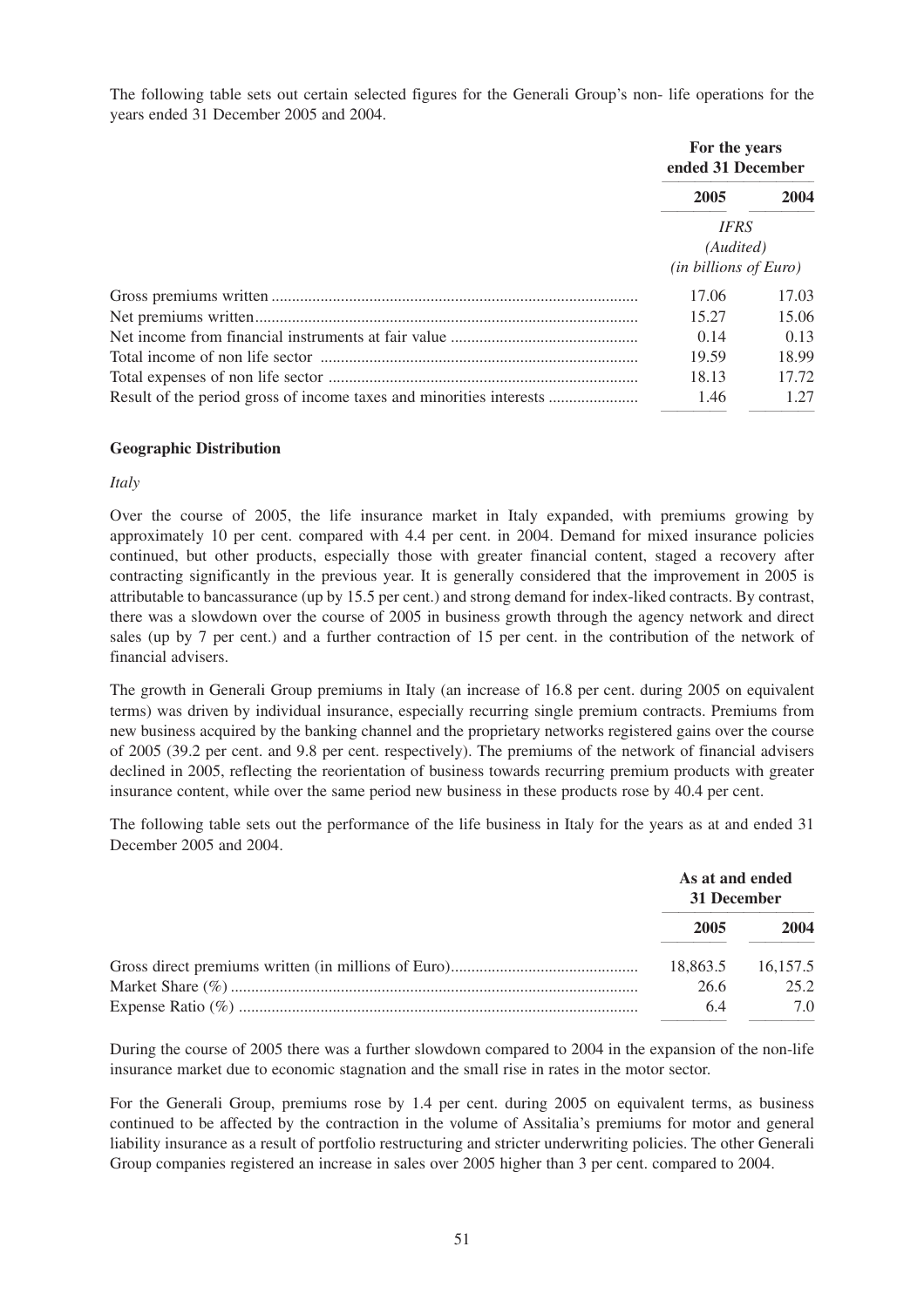The following table sets out certain selected figures for the Generali Group's non- life operations for the years ended 31 December 2005 and 2004.

| | For the years ended 31 December | |
|---|---|---|
| | 2005 | 2004 |
| | *IFRS* *(Audited)* *(in billions of Euro)* | |
| Gross premiums written | 17.06 | 17.03 |
| Net premiums written | 15.27 | 15.06 |
| Net income from financial instruments at fair value | 0.14 | 0.13 |
| Total income of non life sector | 19.59 | 18.99 |
| Total expenses of non life sector | 18.13 | 17.72 |
| Result of the period gross of income taxes and minorities interests | 1.46 | 1.27 |

**Geographic Distribution**

*Italy*

Over the course of 2005, the life insurance market in Italy expanded, with premiums growing by approximately 10 per cent. compared with 4.4 per cent. in 2004. Demand for mixed insurance policies continued, but other products, especially those with greater financial content, staged a recovery after contracting significantly in the previous year. It is generally considered that the improvement in 2005 is attributable to bancassurance (up by 15.5 per cent.) and strong demand for index-liked contracts. By contrast, there was a slowdown over the course of 2005 in business growth through the agency network and direct sales (up by 7 per cent.) and a further contraction of 15 per cent. in the contribution of the network of financial advisers.

The growth in Generali Group premiums in Italy (an increase of 16.8 per cent. during 2005 on equivalent terms) was driven by individual insurance, especially recurring single premium contracts. Premiums from new business acquired by the banking channel and the proprietary networks registered gains over the course of 2005 (39.2 per cent. and 9.8 per cent. respectively). The premiums of the network of financial advisers declined in 2005, reflecting the reorientation of business towards recurring premium products with greater insurance content, while over the same period new business in these products rose by 40.4 per cent.

The following table sets out the performance of the life business in Italy for the years as at and ended 31 December 2005 and 2004.

| | As at and ended 31 December | |
|---|---|---|
| | 2005 | 2004 |
| Gross direct premiums written (in millions of Euro) | 18,863.5 | 16,157.5 |
| Market Share (%) | 26.6 | 25.2 |
| Expense Ratio (%) | 6.4 | 7.0 |

During the course of 2005 there was a further slowdown compared to 2004 in the expansion of the non-life insurance market due to economic stagnation and the small rise in rates in the motor sector.

For the Generali Group, premiums rose by 1.4 per cent. during 2005 on equivalent terms, as business continued to be affected by the contraction in the volume of Assitalia's premiums for motor and general liability insurance as a result of portfolio restructuring and stricter underwriting policies. The other Generali Group companies registered an increase in sales over 2005 higher than 3 per cent. compared to 2004.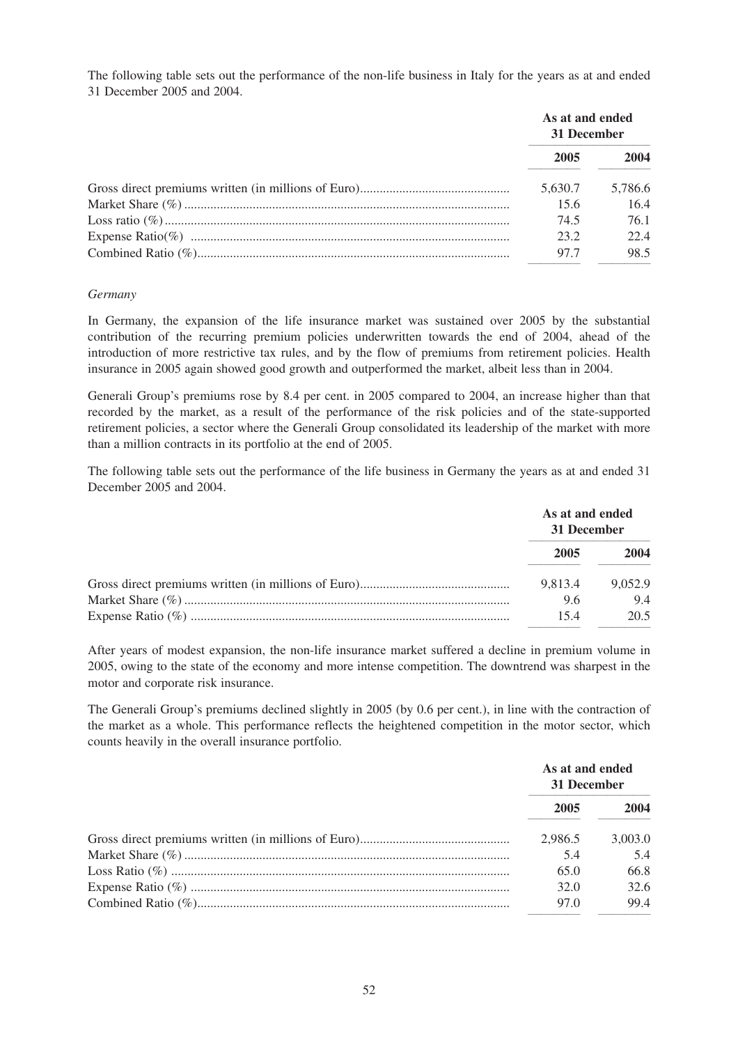The following table sets out the performance of the non-life business in Italy for the years as at and ended 31 December 2005 and 2004.

| | As at and ended 31 December | |
|---|---|---|
| | 2005 | 2004 |
| Gross direct premiums written (in millions of Euro) | 5,630.7 | 5,786.6 |
| Market Share (%) | 15.6 | 16.4 |
| Loss ratio (%) | 74.5 | 76.1 |
| Expense Ratio(%) | 23.2 | 22.4 |
| Combined Ratio (%) | 97.7 | 98.5 |

*Germany*

In Germany, the expansion of the life insurance market was sustained over 2005 by the substantial contribution of the recurring premium policies underwritten towards the end of 2004, ahead of the introduction of more restrictive tax rules, and by the flow of premiums from retirement policies. Health insurance in 2005 again showed good growth and outperformed the market, albeit less than in 2004.

Generali Group's premiums rose by 8.4 per cent. in 2005 compared to 2004, an increase higher than that recorded by the market, as a result of the performance of the risk policies and of the state-supported retirement policies, a sector where the Generali Group consolidated its leadership of the market with more than a million contracts in its portfolio at the end of 2005.

The following table sets out the performance of the life business in Germany the years as at and ended 31 December 2005 and 2004.

| | As at and ended 31 December | |
|---|---|---|
| | 2005 | 2004 |
| Gross direct premiums written (in millions of Euro) | 9,813.4 | 9,052.9 |
| Market Share (%) | 9.6 | 9.4 |
| Expense Ratio (%) | 15.4 | 20.5 |

After years of modest expansion, the non-life insurance market suffered a decline in premium volume in 2005, owing to the state of the economy and more intense competition. The downtrend was sharpest in the motor and corporate risk insurance.

The Generali Group's premiums declined slightly in 2005 (by 0.6 per cent.), in line with the contraction of the market as a whole. This performance reflects the heightened competition in the motor sector, which counts heavily in the overall insurance portfolio.

| | As at and ended 31 December | |
|---|---|---|
| | 2005 | 2004 |
| Gross direct premiums written (in millions of Euro) | 2,986.5 | 3,003.0 |
| Market Share (%) | 5.4 | 5.4 |
| Loss Ratio (%) | 65.0 | 66.8 |
| Expense Ratio (%) | 32.0 | 32.6 |
| Combined Ratio (%) | 97.0 | 99.4 |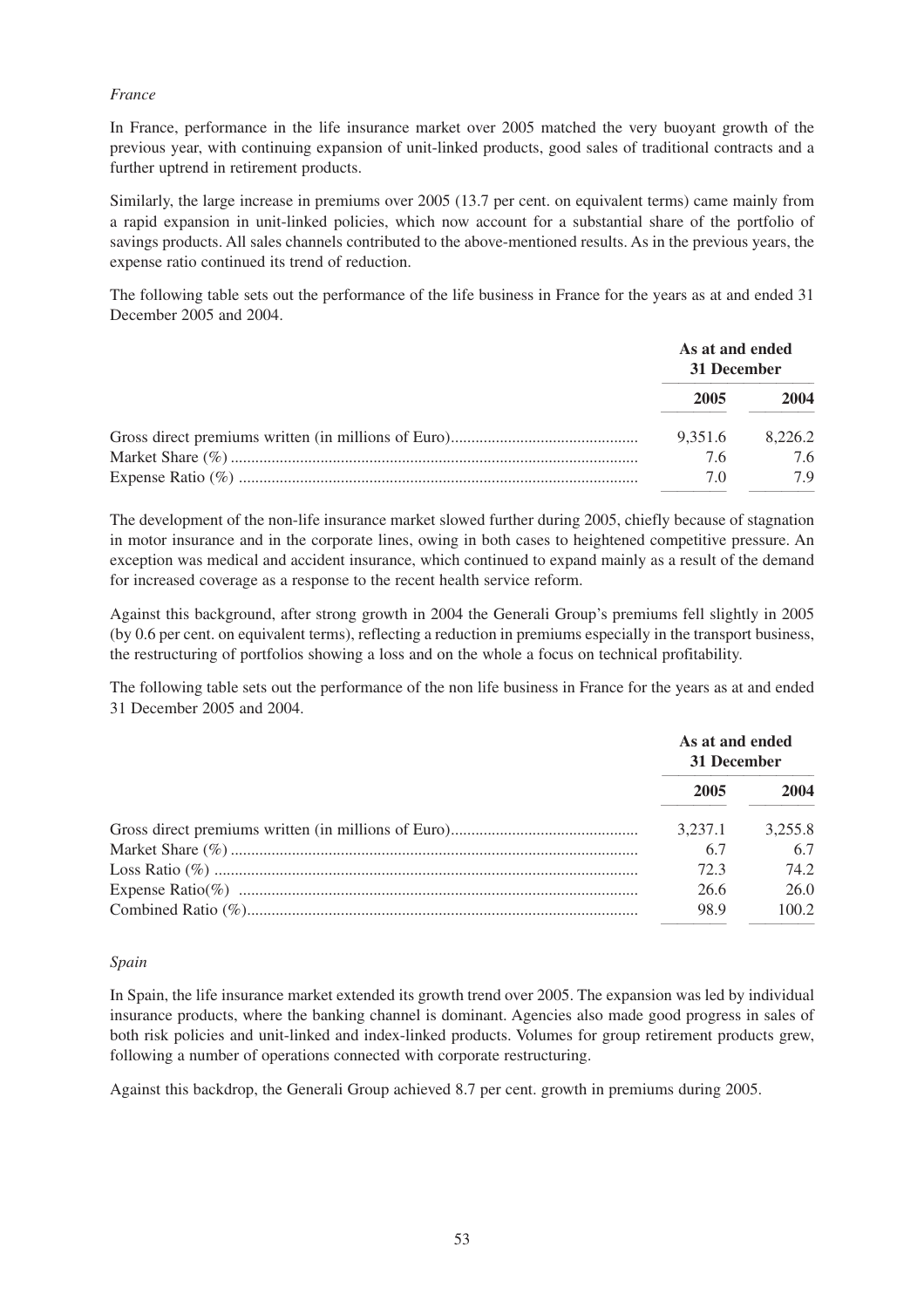*France*

In France, performance in the life insurance market over 2005 matched the very buoyant growth of the previous year, with continuing expansion of unit-linked products, good sales of traditional contracts and a further uptrend in retirement products.

Similarly, the large increase in premiums over 2005 (13.7 per cent. on equivalent terms) came mainly from a rapid expansion in unit-linked policies, which now account for a substantial share of the portfolio of savings products. All sales channels contributed to the above-mentioned results. As in the previous years, the expense ratio continued its trend of reduction.

The following table sets out the performance of the life business in France for the years as at and ended 31 December 2005 and 2004.

| | As at and ended 31 December | |
|---|---|---|
| | **2005** | **2004** |
| Gross direct premiums written (in millions of Euro) | 9,351.6 | 8,226.2 |
| Market Share (%) | 7.6 | 7.6 |
| Expense Ratio (%) | 7.0 | 7.9 |

The development of the non-life insurance market slowed further during 2005, chiefly because of stagnation in motor insurance and in the corporate lines, owing in both cases to heightened competitive pressure. An exception was medical and accident insurance, which continued to expand mainly as a result of the demand for increased coverage as a response to the recent health service reform.

Against this background, after strong growth in 2004 the Generali Group's premiums fell slightly in 2005 (by 0.6 per cent. on equivalent terms), reflecting a reduction in premiums especially in the transport business, the restructuring of portfolios showing a loss and on the whole a focus on technical profitability.

The following table sets out the performance of the non life business in France for the years as at and ended 31 December 2005 and 2004.

| | As at and ended 31 December | |
|---|---|---|
| | **2005** | **2004** |
| Gross direct premiums written (in millions of Euro) | 3,237.1 | 3,255.8 |
| Market Share (%) | 6.7 | 6.7 |
| Loss Ratio (%) | 72.3 | 74.2 |
| Expense Ratio(%) | 26.6 | 26.0 |
| Combined Ratio (%) | 98.9 | 100.2 |

*Spain*

In Spain, the life insurance market extended its growth trend over 2005. The expansion was led by individual insurance products, where the banking channel is dominant. Agencies also made good progress in sales of both risk policies and unit-linked and index-linked products. Volumes for group retirement products grew, following a number of operations connected with corporate restructuring.

Against this backdrop, the Generali Group achieved 8.7 per cent. growth in premiums during 2005.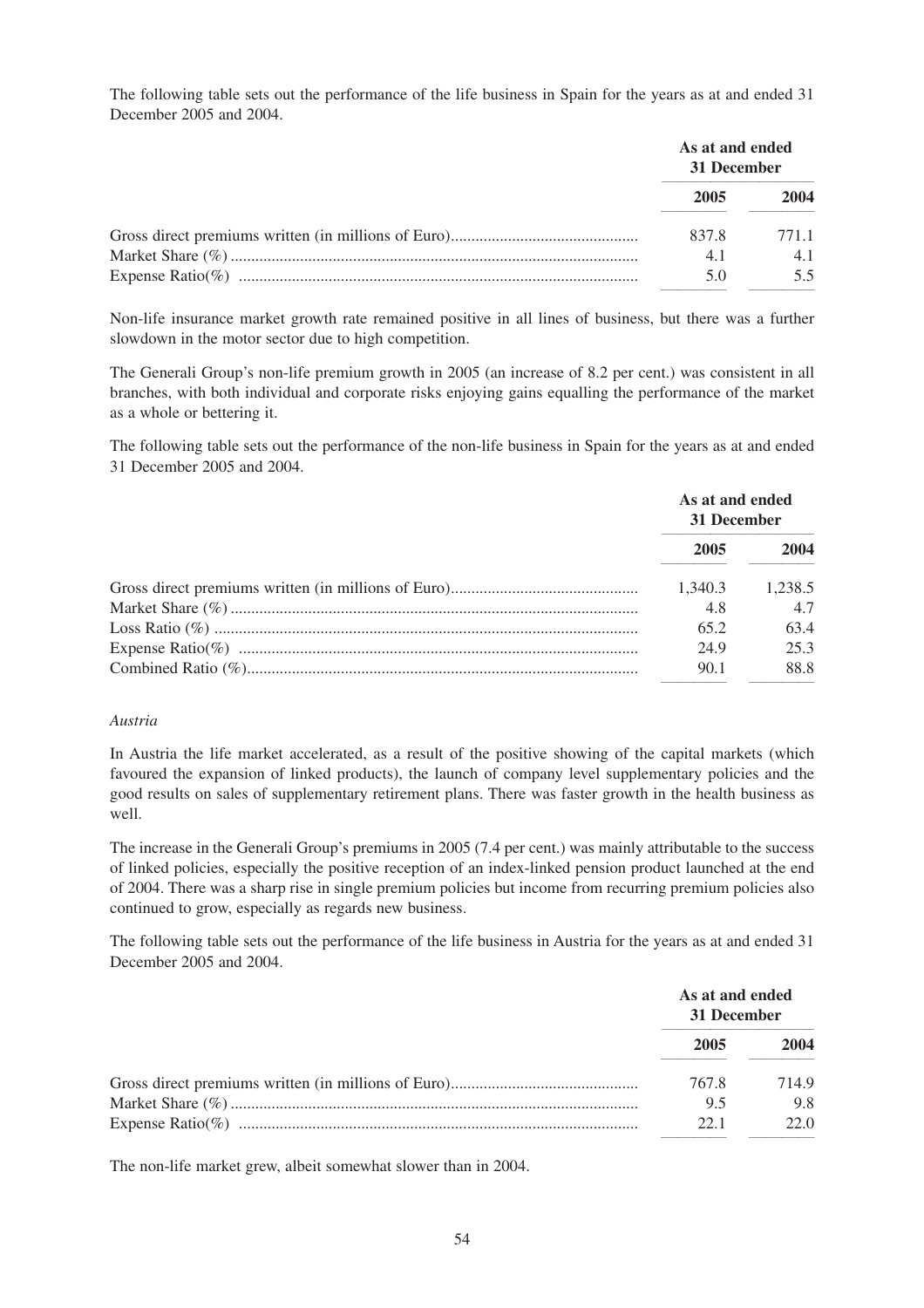The following table sets out the performance of the life business in Spain for the years as at and ended 31 December 2005 and 2004.

| | As at and ended 31 December | |
|---|---|---|
| | 2005 | 2004 |
| Gross direct premiums written (in millions of Euro) | 837.8 | 771.1 |
| Market Share (%) | 4.1 | 4.1 |
| Expense Ratio(%) | 5.0 | 5.5 |

Non-life insurance market growth rate remained positive in all lines of business, but there was a further slowdown in the motor sector due to high competition.

The Generali Group's non-life premium growth in 2005 (an increase of 8.2 per cent.) was consistent in all branches, with both individual and corporate risks enjoying gains equalling the performance of the market as a whole or bettering it.

The following table sets out the performance of the non-life business in Spain for the years as at and ended 31 December 2005 and 2004.

| | As at and ended 31 December | |
|---|---|---|
| | 2005 | 2004 |
| Gross direct premiums written (in millions of Euro) | 1,340.3 | 1,238.5 |
| Market Share (%) | 4.8 | 4.7 |
| Loss Ratio (%) | 65.2 | 63.4 |
| Expense Ratio(%) | 24.9 | 25.3 |
| Combined Ratio (%) | 90.1 | 88.8 |

*Austria*

In Austria the life market accelerated, as a result of the positive showing of the capital markets (which favoured the expansion of linked products), the launch of company level supplementary policies and the good results on sales of supplementary retirement plans. There was faster growth in the health business as well.

The increase in the Generali Group's premiums in 2005 (7.4 per cent.) was mainly attributable to the success of linked policies, especially the positive reception of an index-linked pension product launched at the end of 2004. There was a sharp rise in single premium policies but income from recurring premium policies also continued to grow, especially as regards new business.

The following table sets out the performance of the life business in Austria for the years as at and ended 31 December 2005 and 2004.

| | As at and ended 31 December | |
|---|---|---|
| | 2005 | 2004 |
| Gross direct premiums written (in millions of Euro) | 767.8 | 714.9 |
| Market Share (%) | 9.5 | 9.8 |
| Expense Ratio(%) | 22.1 | 22.0 |

The non-life market grew, albeit somewhat slower than in 2004.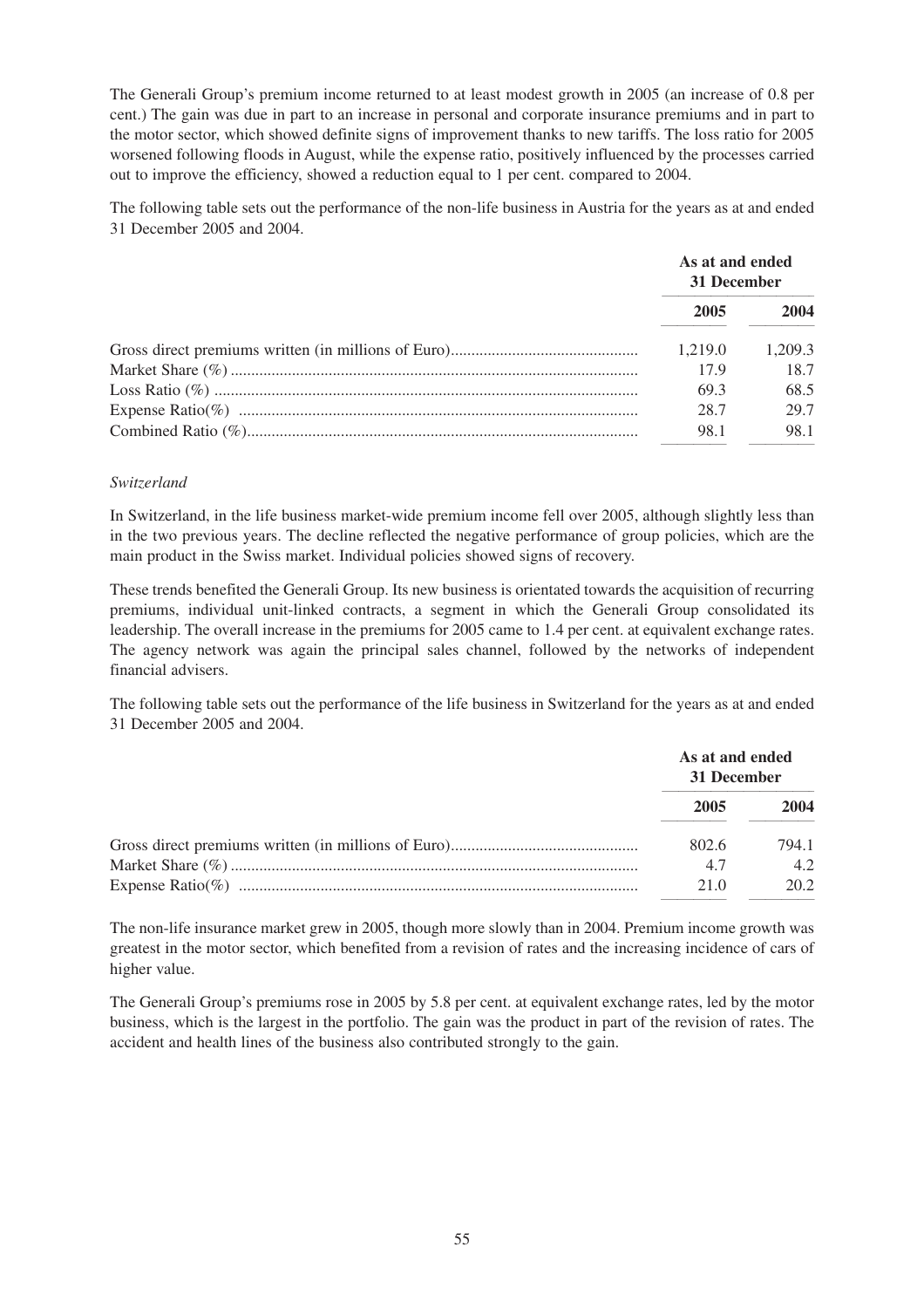The Generali Group's premium income returned to at least modest growth in 2005 (an increase of 0.8 per cent.) The gain was due in part to an increase in personal and corporate insurance premiums and in part to the motor sector, which showed definite signs of improvement thanks to new tariffs. The loss ratio for 2005 worsened following floods in August, while the expense ratio, positively influenced by the processes carried out to improve the efficiency, showed a reduction equal to 1 per cent. compared to 2004.

The following table sets out the performance of the non-life business in Austria for the years as at and ended 31 December 2005 and 2004.

| | As at and ended 31 December | |
|---|---|---|
| | **2005** | **2004** |
| Gross direct premiums written (in millions of Euro) | 1,219.0 | 1,209.3 |
| Market Share (%) | 17.9 | 18.7 |
| Loss Ratio (%) | 69.3 | 68.5 |
| Expense Ratio(%) | 28.7 | 29.7 |
| Combined Ratio (%) | 98.1 | 98.1 |

*Switzerland*

In Switzerland, in the life business market-wide premium income fell over 2005, although slightly less than in the two previous years. The decline reflected the negative performance of group policies, which are the main product in the Swiss market. Individual policies showed signs of recovery.

These trends benefited the Generali Group. Its new business is orientated towards the acquisition of recurring premiums, individual unit-linked contracts, a segment in which the Generali Group consolidated its leadership. The overall increase in the premiums for 2005 came to 1.4 per cent. at equivalent exchange rates. The agency network was again the principal sales channel, followed by the networks of independent financial advisers.

The following table sets out the performance of the life business in Switzerland for the years as at and ended 31 December 2005 and 2004.

| | As at and ended 31 December | |
|---|---|---|
| | **2005** | **2004** |
| Gross direct premiums written (in millions of Euro) | 802.6 | 794.1 |
| Market Share (%) | 4.7 | 4.2 |
| Expense Ratio(%) | 21.0 | 20.2 |

The non-life insurance market grew in 2005, though more slowly than in 2004. Premium income growth was greatest in the motor sector, which benefited from a revision of rates and the increasing incidence of cars of higher value.

The Generali Group's premiums rose in 2005 by 5.8 per cent. at equivalent exchange rates, led by the motor business, which is the largest in the portfolio. The gain was the product in part of the revision of rates. The accident and health lines of the business also contributed strongly to the gain.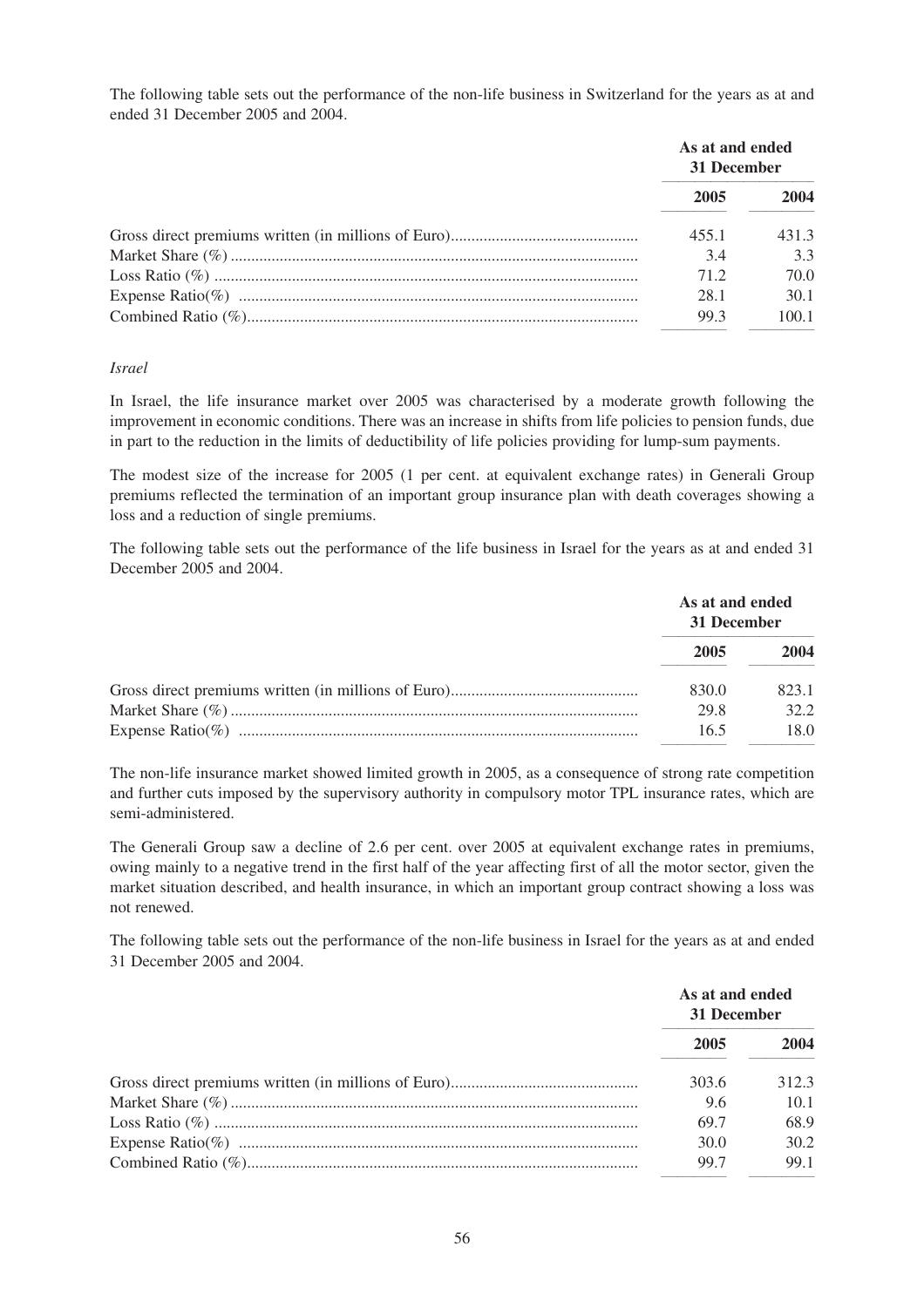The following table sets out the performance of the non-life business in Switzerland for the years as at and ended 31 December 2005 and 2004.

| | As at and ended 31 December | |
|---|---|---|
| | 2005 | 2004 |
| Gross direct premiums written (in millions of Euro) | 455.1 | 431.3 |
| Market Share (%) | 3.4 | 3.3 |
| Loss Ratio (%) | 71.2 | 70.0 |
| Expense Ratio(%) | 28.1 | 30.1 |
| Combined Ratio (%) | 99.3 | 100.1 |

*Israel*

In Israel, the life insurance market over 2005 was characterised by a moderate growth following the improvement in economic conditions. There was an increase in shifts from life policies to pension funds, due in part to the reduction in the limits of deductibility of life policies providing for lump-sum payments.

The modest size of the increase for 2005 (1 per cent. at equivalent exchange rates) in Generali Group premiums reflected the termination of an important group insurance plan with death coverages showing a loss and a reduction of single premiums.

The following table sets out the performance of the life business in Israel for the years as at and ended 31 December 2005 and 2004.

| | As at and ended 31 December | |
|---|---|---|
| | 2005 | 2004 |
| Gross direct premiums written (in millions of Euro) | 830.0 | 823.1 |
| Market Share (%) | 29.8 | 32.2 |
| Expense Ratio(%) | 16.5 | 18.0 |

The non-life insurance market showed limited growth in 2005, as a consequence of strong rate competition and further cuts imposed by the supervisory authority in compulsory motor TPL insurance rates, which are semi-administered.

The Generali Group saw a decline of 2.6 per cent. over 2005 at equivalent exchange rates in premiums, owing mainly to a negative trend in the first half of the year affecting first of all the motor sector, given the market situation described, and health insurance, in which an important group contract showing a loss was not renewed.

The following table sets out the performance of the non-life business in Israel for the years as at and ended 31 December 2005 and 2004.

| | As at and ended 31 December | |
|---|---|---|
| | 2005 | 2004 |
| Gross direct premiums written (in millions of Euro) | 303.6 | 312.3 |
| Market Share (%) | 9.6 | 10.1 |
| Loss Ratio (%) | 69.7 | 68.9 |
| Expense Ratio(%) | 30.0 | 30.2 |
| Combined Ratio (%) | 99.7 | 99.1 |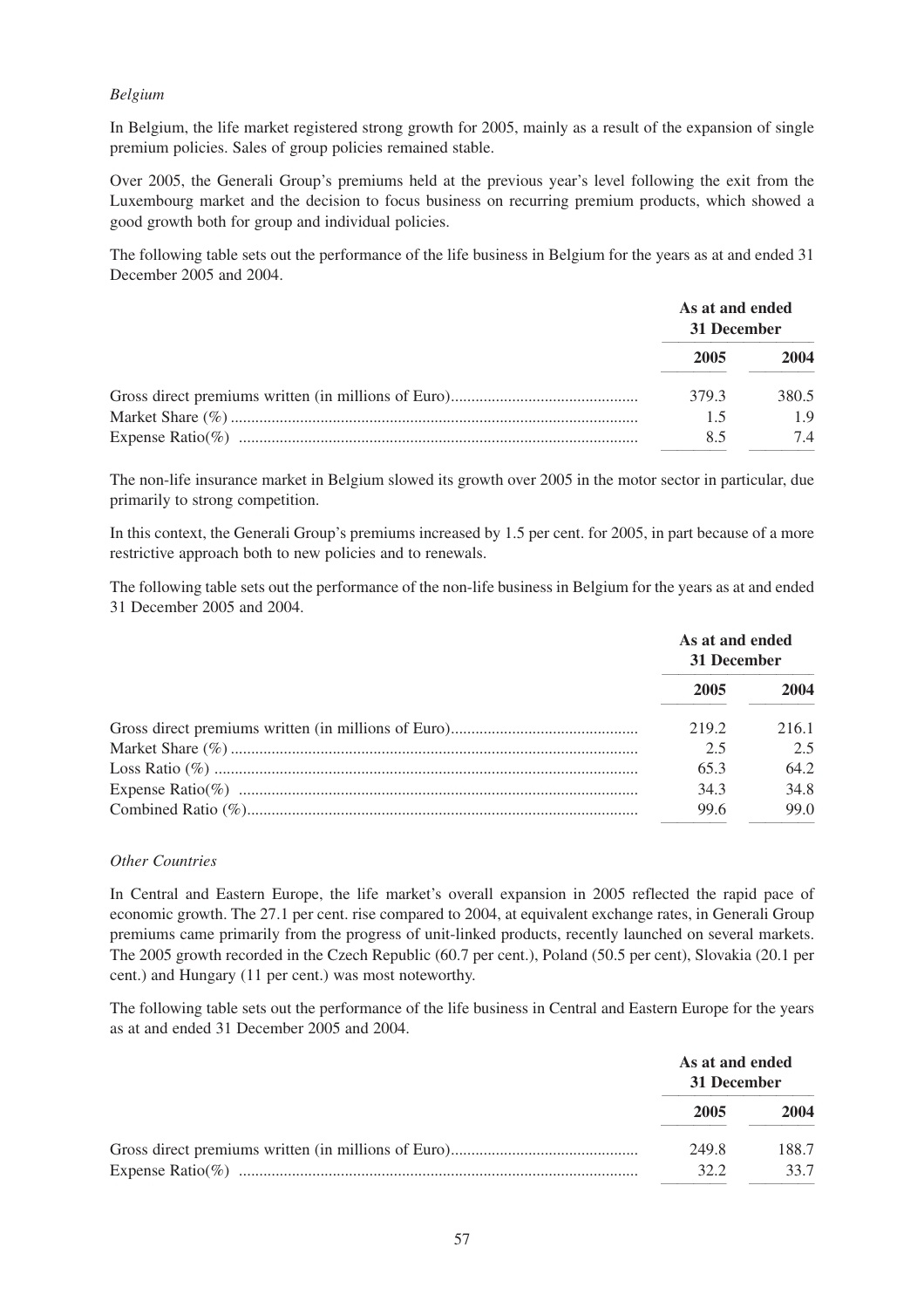*Belgium*

In Belgium, the life market registered strong growth for 2005, mainly as a result of the expansion of single premium policies. Sales of group policies remained stable.

Over 2005, the Generali Group's premiums held at the previous year's level following the exit from the Luxembourg market and the decision to focus business on recurring premium products, which showed a good growth both for group and individual policies.

The following table sets out the performance of the life business in Belgium for the years as at and ended 31 December 2005 and 2004.

| | As at and ended 31 December | |
|---|---|---|
| | 2005 | 2004 |
| Gross direct premiums written (in millions of Euro) | 379.3 | 380.5 |
| Market Share (%) | 1.5 | 1.9 |
| Expense Ratio(%) | 8.5 | 7.4 |

The non-life insurance market in Belgium slowed its growth over 2005 in the motor sector in particular, due primarily to strong competition.

In this context, the Generali Group's premiums increased by 1.5 per cent. for 2005, in part because of a more restrictive approach both to new policies and to renewals.

The following table sets out the performance of the non-life business in Belgium for the years as at and ended 31 December 2005 and 2004.

| | As at and ended 31 December | |
|---|---|---|
| | 2005 | 2004 |
| Gross direct premiums written (in millions of Euro) | 219.2 | 216.1 |
| Market Share (%) | 2.5 | 2.5 |
| Loss Ratio (%) | 65.3 | 64.2 |
| Expense Ratio(%) | 34.3 | 34.8 |
| Combined Ratio (%) | 99.6 | 99.0 |

*Other Countries*

In Central and Eastern Europe, the life market's overall expansion in 2005 reflected the rapid pace of economic growth. The 27.1 per cent. rise compared to 2004, at equivalent exchange rates, in Generali Group premiums came primarily from the progress of unit-linked products, recently launched on several markets. The 2005 growth recorded in the Czech Republic (60.7 per cent.), Poland (50.5 per cent), Slovakia (20.1 per cent.) and Hungary (11 per cent.) was most noteworthy.

The following table sets out the performance of the life business in Central and Eastern Europe for the years as at and ended 31 December 2005 and 2004.

| | As at and ended 31 December | |
|---|---|---|
| | 2005 | 2004 |
| Gross direct premiums written (in millions of Euro) | 249.8 | 188.7 |
| Expense Ratio(%) | 32.2 | 33.7 |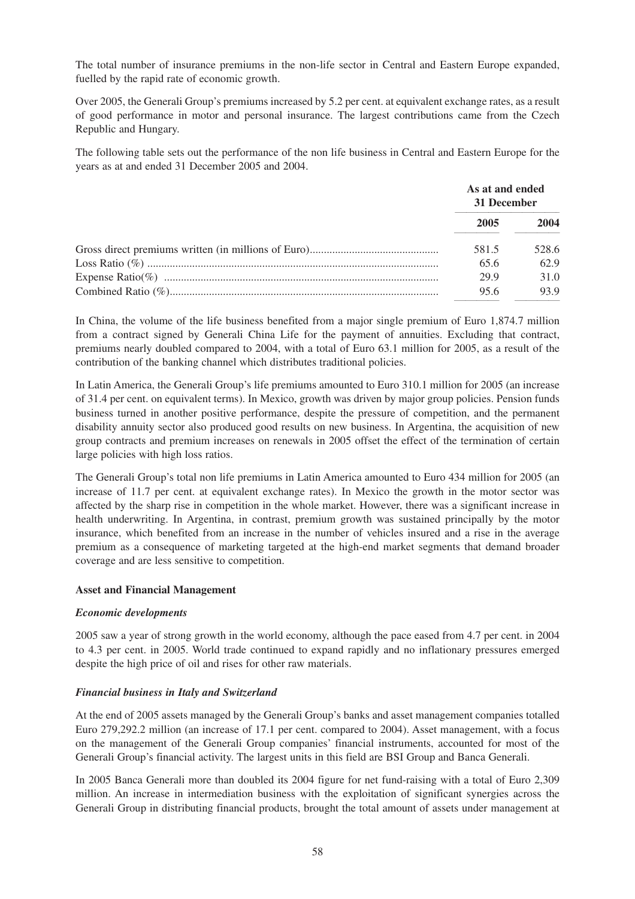The total number of insurance premiums in the non-life sector in Central and Eastern Europe expanded, fuelled by the rapid rate of economic growth.

Over 2005, the Generali Group's premiums increased by 5.2 per cent. at equivalent exchange rates, as a result of good performance in motor and personal insurance. The largest contributions came from the Czech Republic and Hungary.

The following table sets out the performance of the non life business in Central and Eastern Europe for the years as at and ended 31 December 2005 and 2004.

| | As at and ended 31 December | |
|---|---|---|
| | 2005 | 2004 |
| Gross direct premiums written (in millions of Euro) | 581.5 | 528.6 |
| Loss Ratio (%) | 65.6 | 62.9 |
| Expense Ratio(%) | 29.9 | 31.0 |
| Combined Ratio (%) | 95.6 | 93.9 |

In China, the volume of the life business benefited from a major single premium of Euro 1,874.7 million from a contract signed by Generali China Life for the payment of annuities. Excluding that contract, premiums nearly doubled compared to 2004, with a total of Euro 63.1 million for 2005, as a result of the contribution of the banking channel which distributes traditional policies.

In Latin America, the Generali Group's life premiums amounted to Euro 310.1 million for 2005 (an increase of 31.4 per cent. on equivalent terms). In Mexico, growth was driven by major group policies. Pension funds business turned in another positive performance, despite the pressure of competition, and the permanent disability annuity sector also produced good results on new business. In Argentina, the acquisition of new group contracts and premium increases on renewals in 2005 offset the effect of the termination of certain large policies with high loss ratios.

The Generali Group's total non life premiums in Latin America amounted to Euro 434 million for 2005 (an increase of 11.7 per cent. at equivalent exchange rates). In Mexico the growth in the motor sector was affected by the sharp rise in competition in the whole market. However, there was a significant increase in health underwriting. In Argentina, in contrast, premium growth was sustained principally by the motor insurance, which benefited from an increase in the number of vehicles insured and a rise in the average premium as a consequence of marketing targeted at the high-end market segments that demand broader coverage and are less sensitive to competition.

**Asset and Financial Management**

***Economic developments***

2005 saw a year of strong growth in the world economy, although the pace eased from 4.7 per cent. in 2004 to 4.3 per cent. in 2005. World trade continued to expand rapidly and no inflationary pressures emerged despite the high price of oil and rises for other raw materials.

***Financial business in Italy and Switzerland***

At the end of 2005 assets managed by the Generali Group's banks and asset management companies totalled Euro 279,292.2 million (an increase of 17.1 per cent. compared to 2004). Asset management, with a focus on the management of the Generali Group companies' financial instruments, accounted for most of the Generali Group's financial activity. The largest units in this field are BSI Group and Banca Generali.

In 2005 Banca Generali more than doubled its 2004 figure for net fund-raising with a total of Euro 2,309 million. An increase in intermediation business with the exploitation of significant synergies across the Generali Group in distributing financial products, brought the total amount of assets under management at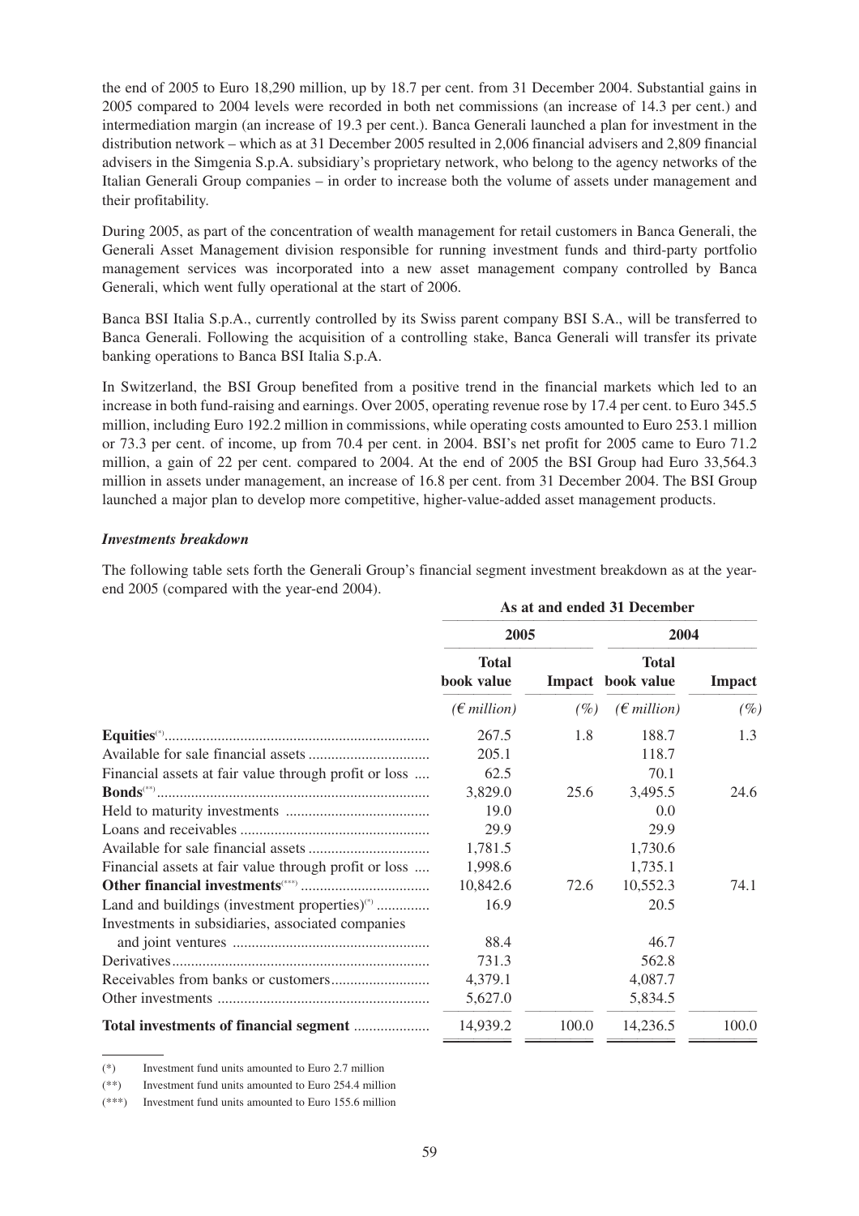the end of 2005 to Euro 18,290 million, up by 18.7 per cent. from 31 December 2004. Substantial gains in 2005 compared to 2004 levels were recorded in both net commissions (an increase of 14.3 per cent.) and intermediation margin (an increase of 19.3 per cent.). Banca Generali launched a plan for investment in the distribution network – which as at 31 December 2005 resulted in 2,006 financial advisers and 2,809 financial advisers in the Simgenia S.p.A. subsidiary's proprietary network, who belong to the agency networks of the Italian Generali Group companies – in order to increase both the volume of assets under management and their profitability.

During 2005, as part of the concentration of wealth management for retail customers in Banca Generali, the Generali Asset Management division responsible for running investment funds and third-party portfolio management services was incorporated into a new asset management company controlled by Banca Generali, which went fully operational at the start of 2006.

Banca BSI Italia S.p.A., currently controlled by its Swiss parent company BSI S.A., will be transferred to Banca Generali. Following the acquisition of a controlling stake, Banca Generali will transfer its private banking operations to Banca BSI Italia S.p.A.

In Switzerland, the BSI Group benefited from a positive trend in the financial markets which led to an increase in both fund-raising and earnings. Over 2005, operating revenue rose by 17.4 per cent. to Euro 345.5 million, including Euro 192.2 million in commissions, while operating costs amounted to Euro 253.1 million or 73.3 per cent. of income, up from 70.4 per cent. in 2004. BSI's net profit for 2005 came to Euro 71.2 million, a gain of 22 per cent. compared to 2004. At the end of 2005 the BSI Group had Euro 33,564.3 million in assets under management, an increase of 16.8 per cent. from 31 December 2004. The BSI Group launched a major plan to develop more competitive, higher-value-added asset management products.

***Investments breakdown***

The following table sets forth the Generali Group's financial segment investment breakdown as at the year-end 2005 (compared with the year-end 2004).

| | As at and ended 31 December | | | |
|---|---|---|---|---|
| | 2005 | | 2004 | |
| | Total book value | Impact | Total book value | Impact |
| | (€ million) | (%) | (€ million) | (%) |
| **Equities**(*) | 267.5 | 1.8 | 188.7 | 1.3 |
| Available for sale financial assets | 205.1 | | 118.7 | |
| Financial assets at fair value through profit or loss | 62.5 | | 70.1 | |
| **Bonds**(**) | 3,829.0 | 25.6 | 3,495.5 | 24.6 |
| Held to maturity investments | 19.0 | | 0.0 | |
| Loans and receivables | 29.9 | | 29.9 | |
| Available for sale financial assets | 1,781.5 | | 1,730.6 | |
| Financial assets at fair value through profit or loss | 1,998.6 | | 1,735.1 | |
| **Other financial investments**(***) | 10,842.6 | 72.6 | 10,552.3 | 74.1 |
| Land and buildings (investment properties)(*) | 16.9 | | 20.5 | |
| Investments in subsidiaries, associated companies and joint ventures | 88.4 | | 46.7 | |
| Derivatives | 731.3 | | 562.8 | |
| Receivables from banks or customers | 4,379.1 | | 4,087.7 | |
| Other investments | 5,627.0 | | 5,834.5 | |
| **Total investments of financial segment** | 14,939.2 | 100.0 | 14,236.5 | 100.0 |

(*) Investment fund units amounted to Euro 2.7 million

(**) Investment fund units amounted to Euro 254.4 million

(***) Investment fund units amounted to Euro 155.6 million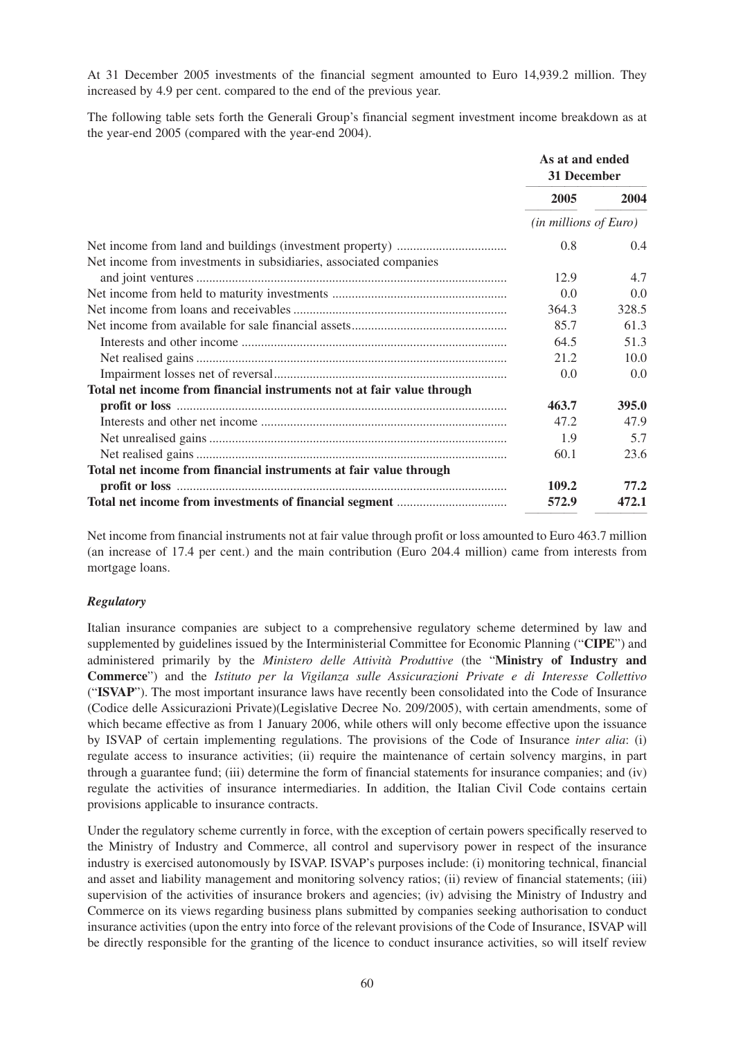At 31 December 2005 investments of the financial segment amounted to Euro 14,939.2 million. They increased by 4.9 per cent. compared to the end of the previous year.

The following table sets forth the Generali Group's financial segment investment income breakdown as at the year-end 2005 (compared with the year-end 2004).

| | As at and ended 31 December | |
|---|---|---|
| | 2005 | 2004 |
| | *(in millions of Euro)* | |
| Net income from land and buildings (investment property) | 0.8 | 0.4 |
| Net income from investments in subsidiaries, associated companies and joint ventures | 12.9 | 4.7 |
| Net income from held to maturity investments | 0.0 | 0.0 |
| Net income from loans and receivables | 364.3 | 328.5 |
| Net income from available for sale financial assets | 85.7 | 61.3 |
| Interests and other income | 64.5 | 51.3 |
| Net realised gains | 21.2 | 10.0 |
| Impairment losses net of reversal | 0.0 | 0.0 |
| **Total net income from financial instruments not at fair value through profit or loss** | **463.7** | **395.0** |
| Interests and other net income | 47.2 | 47.9 |
| Net unrealised gains | 1.9 | 5.7 |
| Net realised gains | 60.1 | 23.6 |
| **Total net income from financial instruments at fair value through profit or loss** | **109.2** | **77.2** |
| **Total net income from investments of financial segment** | **572.9** | **472.1** |

Net income from financial instruments not at fair value through profit or loss amounted to Euro 463.7 million (an increase of 17.4 per cent.) and the main contribution (Euro 204.4 million) came from interests from mortgage loans.

### *Regulatory*

Italian insurance companies are subject to a comprehensive regulatory scheme determined by law and supplemented by guidelines issued by the Interministerial Committee for Economic Planning ("**CIPE**") and administered primarily by the *Ministero delle Attività Produttive* (the "**Ministry of Industry and Commerce**") and the *Istituto per la Vigilanza sulle Assicurazioni Private e di Interesse Collettivo* ("**ISVAP**"). The most important insurance laws have recently been consolidated into the Code of Insurance (Codice delle Assicurazioni Private)(Legislative Decree No. 209/2005), with certain amendments, some of which became effective as from 1 January 2006, while others will only become effective upon the issuance by ISVAP of certain implementing regulations. The provisions of the Code of Insurance *inter alia*: (i) regulate access to insurance activities; (ii) require the maintenance of certain solvency margins, in part through a guarantee fund; (iii) determine the form of financial statements for insurance companies; and (iv) regulate the activities of insurance intermediaries. In addition, the Italian Civil Code contains certain provisions applicable to insurance contracts.

Under the regulatory scheme currently in force, with the exception of certain powers specifically reserved to the Ministry of Industry and Commerce, all control and supervisory power in respect of the insurance industry is exercised autonomously by ISVAP. ISVAP's purposes include: (i) monitoring technical, financial and asset and liability management and monitoring solvency ratios; (ii) review of financial statements; (iii) supervision of the activities of insurance brokers and agencies; (iv) advising the Ministry of Industry and Commerce on its views regarding business plans submitted by companies seeking authorisation to conduct insurance activities (upon the entry into force of the relevant provisions of the Code of Insurance, ISVAP will be directly responsible for the granting of the licence to conduct insurance activities, so will itself review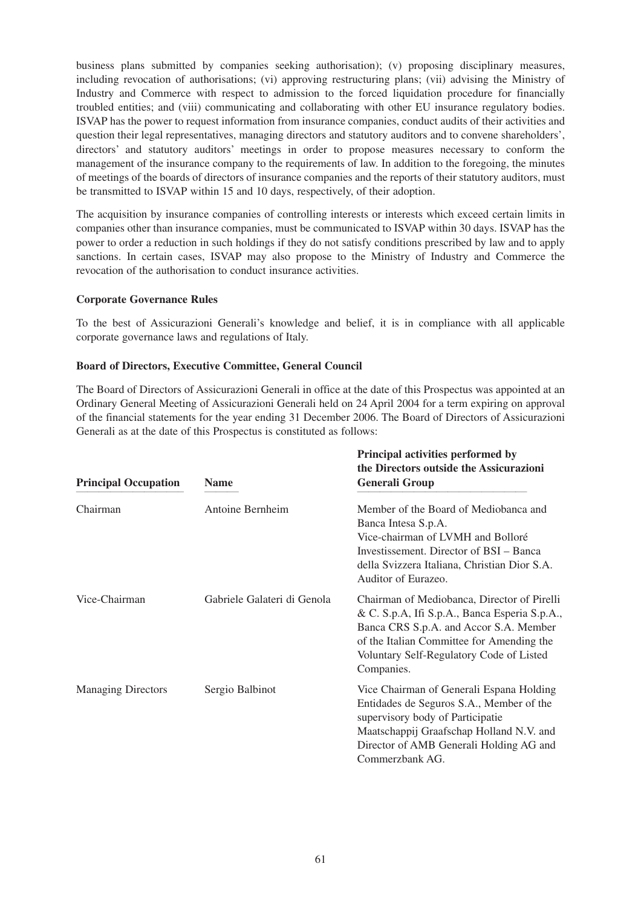business plans submitted by companies seeking authorisation); (v) proposing disciplinary measures, including revocation of authorisations; (vi) approving restructuring plans; (vii) advising the Ministry of Industry and Commerce with respect to admission to the forced liquidation procedure for financially troubled entities; and (viii) communicating and collaborating with other EU insurance regulatory bodies. ISVAP has the power to request information from insurance companies, conduct audits of their activities and question their legal representatives, managing directors and statutory auditors and to convene shareholders', directors' and statutory auditors' meetings in order to propose measures necessary to conform the management of the insurance company to the requirements of law. In addition to the foregoing, the minutes of meetings of the boards of directors of insurance companies and the reports of their statutory auditors, must be transmitted to ISVAP within 15 and 10 days, respectively, of their adoption.

The acquisition by insurance companies of controlling interests or interests which exceed certain limits in companies other than insurance companies, must be communicated to ISVAP within 30 days. ISVAP has the power to order a reduction in such holdings if they do not satisfy conditions prescribed by law and to apply sanctions. In certain cases, ISVAP may also propose to the Ministry of Industry and Commerce the revocation of the authorisation to conduct insurance activities.

**Corporate Governance Rules**

To the best of Assicurazioni Generali's knowledge and belief, it is in compliance with all applicable corporate governance laws and regulations of Italy.

**Board of Directors, Executive Committee, General Council**

The Board of Directors of Assicurazioni Generali in office at the date of this Prospectus was appointed at an Ordinary General Meeting of Assicurazioni Generali held on 24 April 2004 for a term expiring on approval of the financial statements for the year ending 31 December 2006. The Board of Directors of Assicurazioni Generali as at the date of this Prospectus is constituted as follows:

| Principal Occupation | Name | Principal activities performed by the Directors outside the Assicurazioni Generali Group |
|---|---|---|
| Chairman | Antoine Bernheim | Member of the Board of Mediobanca and Banca Intesa S.p.A. Vice-chairman of LVMH and Bolloré Investissement. Director of BSI – Banca della Svizzera Italiana, Christian Dior S.A. Auditor of Eurazeo. |
| Vice-Chairman | Gabriele Galateri di Genola | Chairman of Mediobanca, Director of Pirelli & C. S.p.A, Ifi S.p.A., Banca Esperia S.p.A., Banca CRS S.p.A. and Accor S.A. Member of the Italian Committee for Amending the Voluntary Self-Regulatory Code of Listed Companies. |
| Managing Directors | Sergio Balbinot | Vice Chairman of Generali Espana Holding Entidades de Seguros S.A., Member of the supervisory body of Participatie Maatschappij Graafschap Holland N.V. and Director of AMB Generali Holding AG and Commerzbank AG. |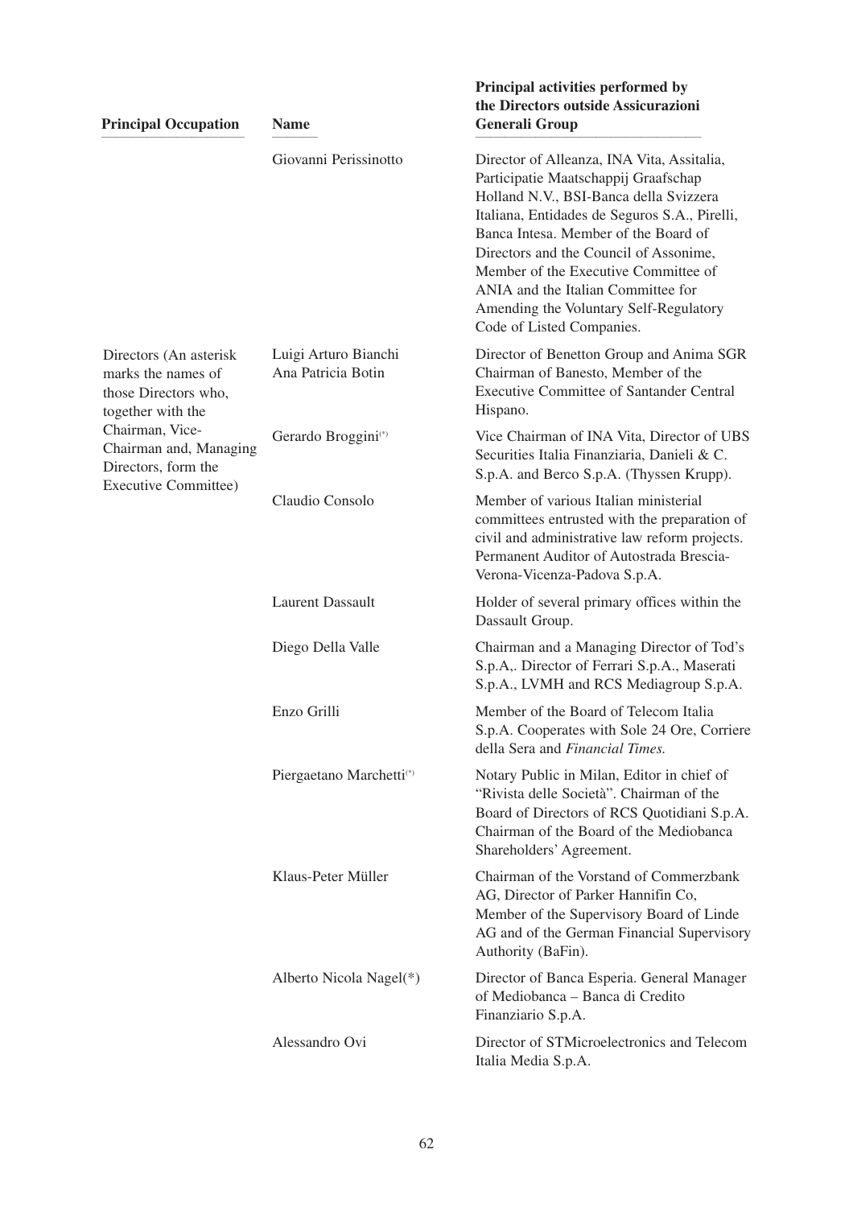| Principal Occupation | Name | Principal activities performed by the Directors outside Assicurazioni Generali Group |
|---|---|---|
| | Giovanni Perissinotto | Director of Alleanza, INA Vita, Assitalia, Participatie Maatschappij Graafschap Holland N.V., BSI-Banca della Svizzera Italiana, Entidades de Seguros S.A., Pirelli, Banca Intesa. Member of the Board of Directors and the Council of Assonime, Member of the Executive Committee of ANIA and the Italian Committee for Amending the Voluntary Self-Regulatory Code of Listed Companies. |
| Directors (An asterisk marks the names of those Directors who, together with the Chairman, Vice-Chairman and, Managing Directors, form the Executive Committee) | Luigi Arturo Bianchi | Director of Benetton Group and Anima SGR |
| | Ana Patricia Botin | Chairman of Banesto, Member of the Executive Committee of Santander Central Hispano. |
| | Gerardo Broggini(*) | Vice Chairman of INA Vita, Director of UBS Securities Italia Finanziaria, Danieli & C. S.p.A. and Berco S.p.A. (Thyssen Krupp). |
| | Claudio Consolo | Member of various Italian ministerial committees entrusted with the preparation of civil and administrative law reform projects. Permanent Auditor of Autostrada Brescia-Verona-Vicenza-Padova S.p.A. |
| | Laurent Dassault | Holder of several primary offices within the Dassault Group. |
| | Diego Della Valle | Chairman and a Managing Director of Tod's S.p.A,. Director of Ferrari S.p.A., Maserati S.p.A., LVMH and RCS Mediagroup S.p.A. |
| | Enzo Grilli | Member of the Board of Telecom Italia S.p.A. Cooperates with Sole 24 Ore, Corriere della Sera and *Financial Times.* |
| | Piergaetano Marchetti(*) | Notary Public in Milan, Editor in chief of "Rivista delle Società". Chairman of the Board of Directors of RCS Quotidiani S.p.A. Chairman of the Board of the Mediobanca Shareholders' Agreement. |
| | Klaus-Peter Müller | Chairman of the Vorstand of Commerzbank AG, Director of Parker Hannifin Co, Member of the Supervisory Board of Linde AG and of the German Financial Supervisory Authority (BaFin). |
| | Alberto Nicola Nagel(*) | Director of Banca Esperia. General Manager of Mediobanca – Banca di Credito Finanziario S.p.A. |
| | Alessandro Ovi | Director of STMicroelectronics and Telecom Italia Media S.p.A. |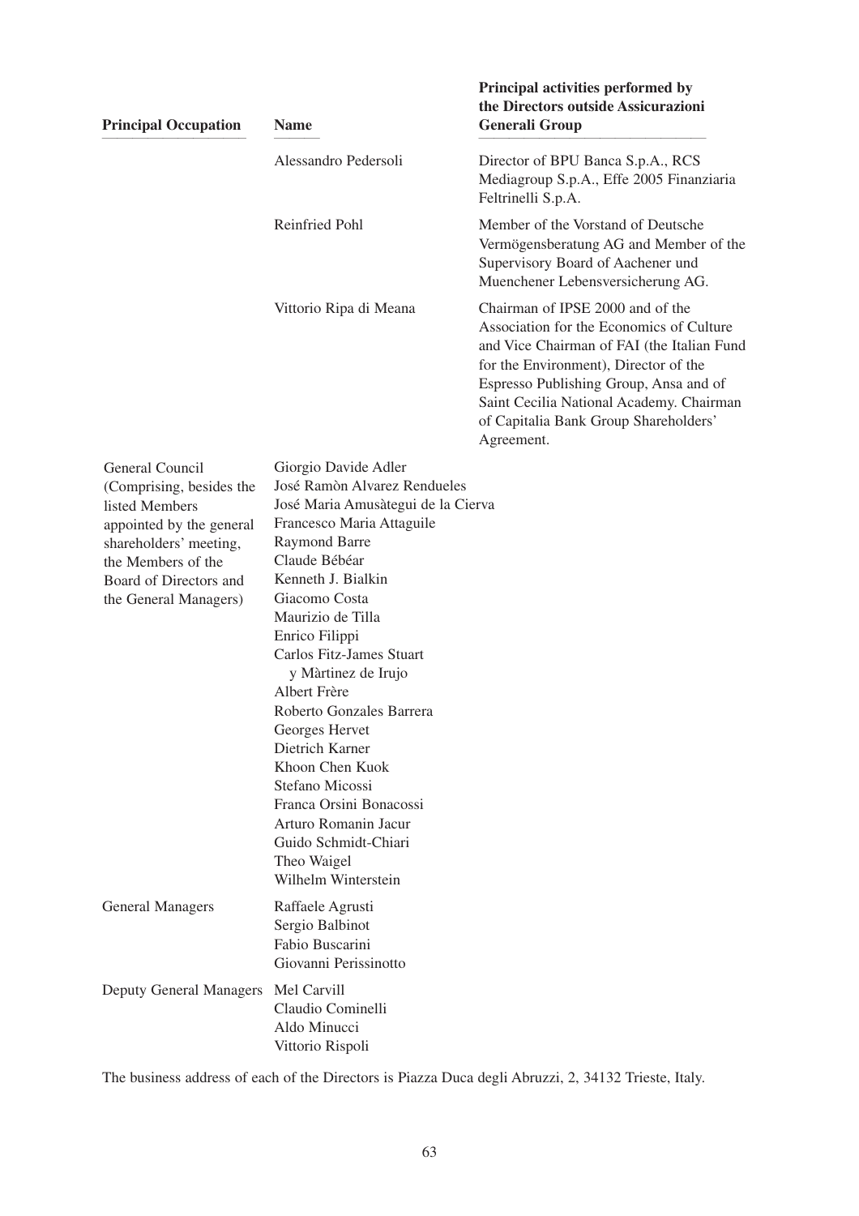| Principal Occupation | Name | Principal activities performed by the Directors outside Assicurazioni Generali Group |
|---|---|---|
| | Alessandro Pedersoli | Director of BPU Banca S.p.A., RCS Mediagroup S.p.A., Effe 2005 Finanziaria Feltrinelli S.p.A. |
| | Reinfried Pohl | Member of the Vorstand of Deutsche Vermögensberatung AG and Member of the Supervisory Board of Aachener und Muenchener Lebensversicherung AG. |
| | Vittorio Ripa di Meana | Chairman of IPSE 2000 and of the Association for the Economics of Culture and Vice Chairman of FAI (the Italian Fund for the Environment), Director of the Espresso Publishing Group, Ansa and of Saint Cecilia National Academy. Chairman of Capitalia Bank Group Shareholders' Agreement. |
| General Council (Comprising, besides the listed Members appointed by the general shareholders' meeting, the Members of the Board of Directors and the General Managers) | Giorgio Davide Adler<br>José Ramòn Alvarez Rendueles<br>José Maria Amusàtegui de la Cierva<br>Francesco Maria Attaguile<br>Raymond Barre<br>Claude Bébéar<br>Kenneth J. Bialkin<br>Giacomo Costa<br>Maurizio de Tilla<br>Enrico Filippi<br>Carlos Fitz-James Stuart y Màrtinez de Irujo<br>Albert Frère<br>Roberto Gonzales Barrera<br>Georges Hervet<br>Dietrich Karner<br>Khoon Chen Kuok<br>Stefano Micossi<br>Franca Orsini Bonacossi<br>Arturo Romanin Jacur<br>Guido Schmidt-Chiari<br>Theo Waigel<br>Wilhelm Winterstein | |
| General Managers | Raffaele Agrusti<br>Sergio Balbinot<br>Fabio Buscarini<br>Giovanni Perissinotto | |
| Deputy General Managers | Mel Carvill<br>Claudio Cominelli<br>Aldo Minucci<br>Vittorio Rispoli | |

The business address of each of the Directors is Piazza Duca degli Abruzzi, 2, 34132 Trieste, Italy.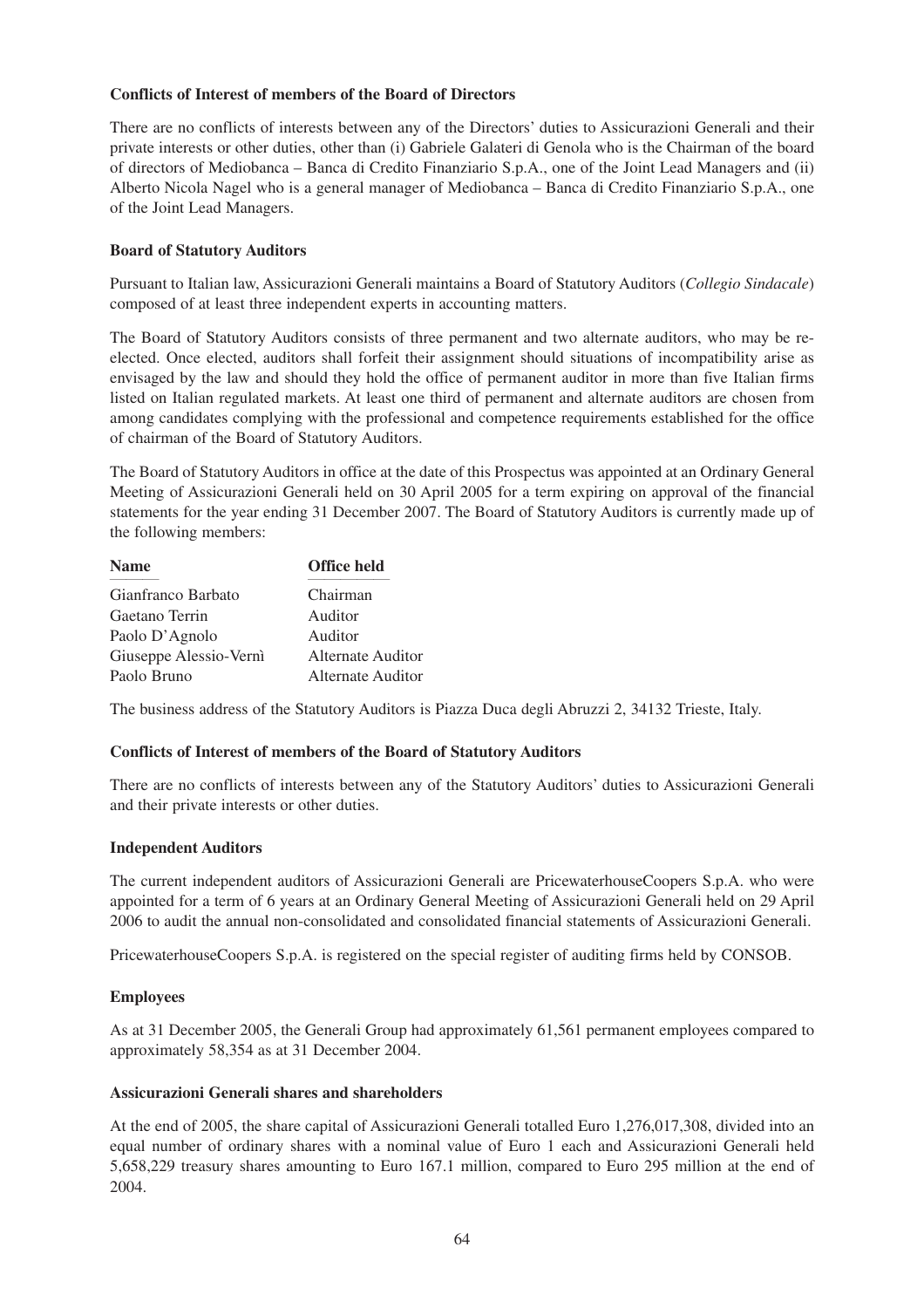**Conflicts of Interest of members of the Board of Directors**

There are no conflicts of interests between any of the Directors' duties to Assicurazioni Generali and their private interests or other duties, other than (i) Gabriele Galateri di Genola who is the Chairman of the board of directors of Mediobanca – Banca di Credito Finanziario S.p.A., one of the Joint Lead Managers and (ii) Alberto Nicola Nagel who is a general manager of Mediobanca – Banca di Credito Finanziario S.p.A., one of the Joint Lead Managers.

**Board of Statutory Auditors**

Pursuant to Italian law, Assicurazioni Generali maintains a Board of Statutory Auditors (*Collegio Sindacale*) composed of at least three independent experts in accounting matters.

The Board of Statutory Auditors consists of three permanent and two alternate auditors, who may be re-elected. Once elected, auditors shall forfeit their assignment should situations of incompatibility arise as envisaged by the law and should they hold the office of permanent auditor in more than five Italian firms listed on Italian regulated markets. At least one third of permanent and alternate auditors are chosen from among candidates complying with the professional and competence requirements established for the office of chairman of the Board of Statutory Auditors.

The Board of Statutory Auditors in office at the date of this Prospectus was appointed at an Ordinary General Meeting of Assicurazioni Generali held on 30 April 2005 for a term expiring on approval of the financial statements for the year ending 31 December 2007. The Board of Statutory Auditors is currently made up of the following members:

| Name | Office held |
|---|---|
| Gianfranco Barbato | Chairman |
| Gaetano Terrin | Auditor |
| Paolo D'Agnolo | Auditor |
| Giuseppe Alessio-Vernì | Alternate Auditor |
| Paolo Bruno | Alternate Auditor |

The business address of the Statutory Auditors is Piazza Duca degli Abruzzi 2, 34132 Trieste, Italy.

**Conflicts of Interest of members of the Board of Statutory Auditors**

There are no conflicts of interests between any of the Statutory Auditors' duties to Assicurazioni Generali and their private interests or other duties.

**Independent Auditors**

The current independent auditors of Assicurazioni Generali are PricewaterhouseCoopers S.p.A. who were appointed for a term of 6 years at an Ordinary General Meeting of Assicurazioni Generali held on 29 April 2006 to audit the annual non-consolidated and consolidated financial statements of Assicurazioni Generali.

PricewaterhouseCoopers S.p.A. is registered on the special register of auditing firms held by CONSOB.

**Employees**

As at 31 December 2005, the Generali Group had approximately 61,561 permanent employees compared to approximately 58,354 as at 31 December 2004.

**Assicurazioni Generali shares and shareholders**

At the end of 2005, the share capital of Assicurazioni Generali totalled Euro 1,276,017,308, divided into an equal number of ordinary shares with a nominal value of Euro 1 each and Assicurazioni Generali held 5,658,229 treasury shares amounting to Euro 167.1 million, compared to Euro 295 million at the end of 2004.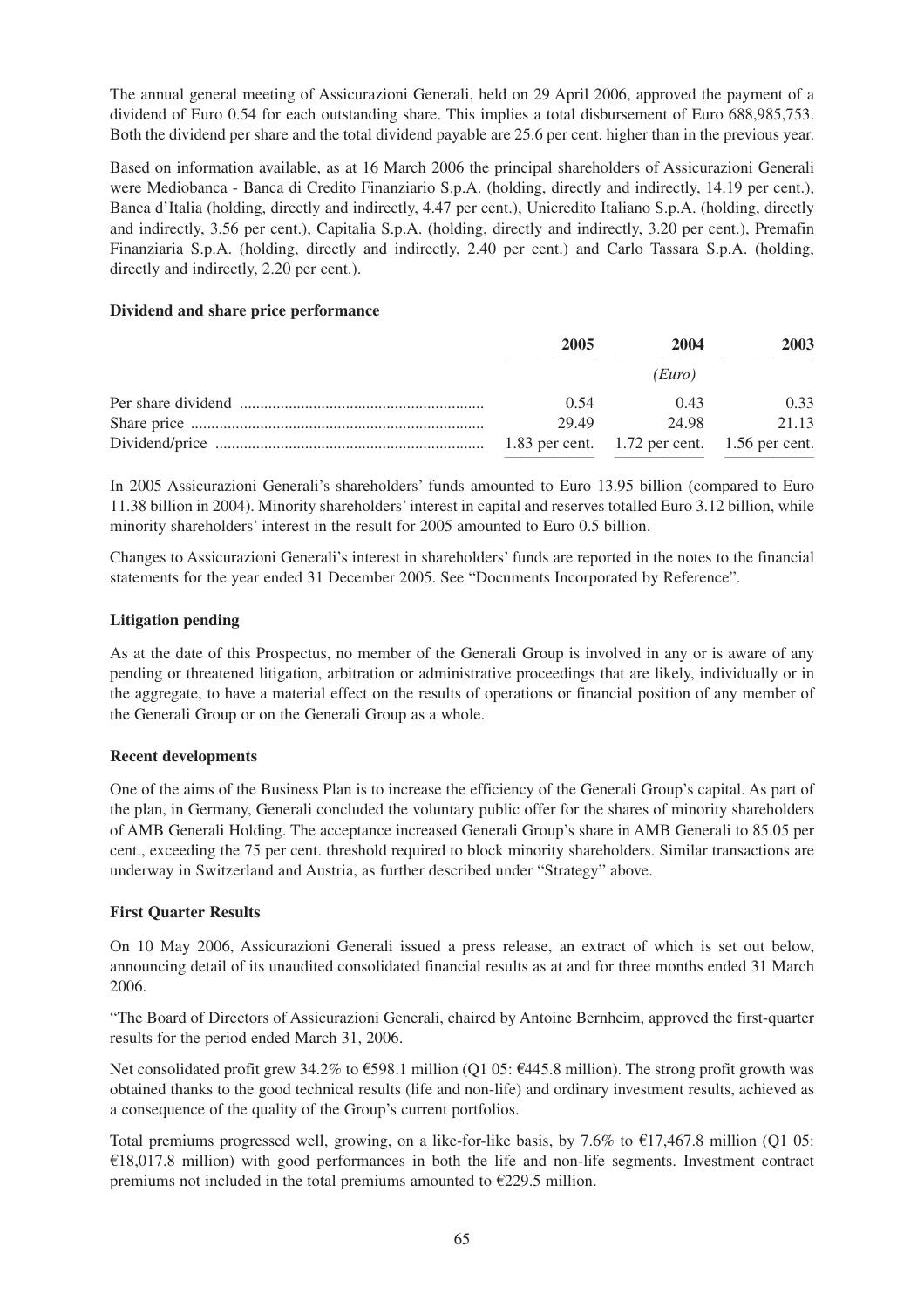The annual general meeting of Assicurazioni Generali, held on 29 April 2006, approved the payment of a dividend of Euro 0.54 for each outstanding share. This implies a total disbursement of Euro 688,985,753. Both the dividend per share and the total dividend payable are 25.6 per cent. higher than in the previous year.

Based on information available, as at 16 March 2006 the principal shareholders of Assicurazioni Generali were Mediobanca - Banca di Credito Finanziario S.p.A. (holding, directly and indirectly, 14.19 per cent.), Banca d'Italia (holding, directly and indirectly, 4.47 per cent.), Unicredito Italiano S.p.A. (holding, directly and indirectly, 3.56 per cent.), Capitalia S.p.A. (holding, directly and indirectly, 3.20 per cent.), Premafin Finanziaria S.p.A. (holding, directly and indirectly, 2.40 per cent.) and Carlo Tassara S.p.A. (holding, directly and indirectly, 2.20 per cent.).

**Dividend and share price performance**

| | 2005 | 2004 | 2003 |
|---|---|---|---|
| | | *(Euro)* | |
| Per share dividend | 0.54 | 0.43 | 0.33 |
| Share price | 29.49 | 24.98 | 21.13 |
| Dividend/price | 1.83 per cent. | 1.72 per cent. | 1.56 per cent. |

In 2005 Assicurazioni Generali's shareholders' funds amounted to Euro 13.95 billion (compared to Euro 11.38 billion in 2004). Minority shareholders' interest in capital and reserves totalled Euro 3.12 billion, while minority shareholders' interest in the result for 2005 amounted to Euro 0.5 billion.

Changes to Assicurazioni Generali's interest in shareholders' funds are reported in the notes to the financial statements for the year ended 31 December 2005. See "Documents Incorporated by Reference".

**Litigation pending**

As at the date of this Prospectus, no member of the Generali Group is involved in any or is aware of any pending or threatened litigation, arbitration or administrative proceedings that are likely, individually or in the aggregate, to have a material effect on the results of operations or financial position of any member of the Generali Group or on the Generali Group as a whole.

**Recent developments**

One of the aims of the Business Plan is to increase the efficiency of the Generali Group's capital. As part of the plan, in Germany, Generali concluded the voluntary public offer for the shares of minority shareholders of AMB Generali Holding. The acceptance increased Generali Group's share in AMB Generali to 85.05 per cent., exceeding the 75 per cent. threshold required to block minority shareholders. Similar transactions are underway in Switzerland and Austria, as further described under "Strategy" above.

**First Quarter Results**

On 10 May 2006, Assicurazioni Generali issued a press release, an extract of which is set out below, announcing detail of its unaudited consolidated financial results as at and for three months ended 31 March 2006.

"The Board of Directors of Assicurazioni Generali, chaired by Antoine Bernheim, approved the first-quarter results for the period ended March 31, 2006.

Net consolidated profit grew 34.2% to €598.1 million (Q1 05: €445.8 million). The strong profit growth was obtained thanks to the good technical results (life and non-life) and ordinary investment results, achieved as a consequence of the quality of the Group's current portfolios.

Total premiums progressed well, growing, on a like-for-like basis, by 7.6% to €17,467.8 million (Q1 05: €18,017.8 million) with good performances in both the life and non-life segments. Investment contract premiums not included in the total premiums amounted to €229.5 million.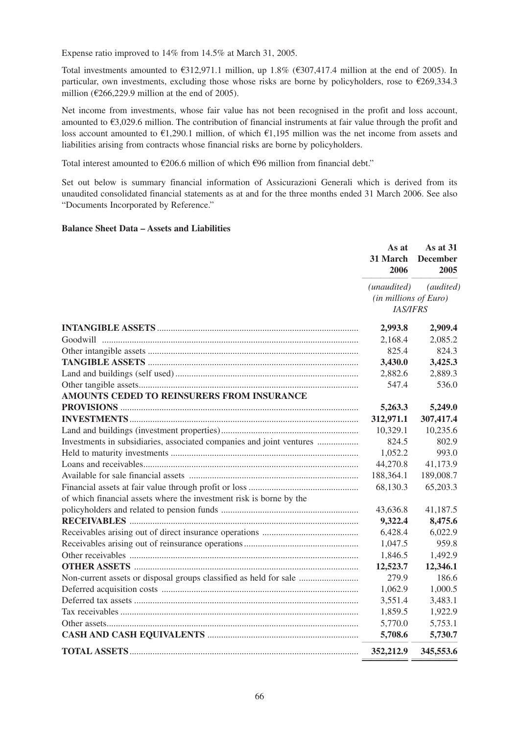Expense ratio improved to 14% from 14.5% at March 31, 2005.

Total investments amounted to €312,971.1 million, up 1.8% (€307,417.4 million at the end of 2005). In particular, own investments, excluding those whose risks are borne by policyholders, rose to €269,334.3 million (€266,229.9 million at the end of 2005).

Net income from investments, whose fair value has not been recognised in the profit and loss account, amounted to €3,029.6 million. The contribution of financial instruments at fair value through the profit and loss account amounted to €1,290.1 million, of which €1,195 million was the net income from assets and liabilities arising from contracts whose financial risks are borne by policyholders.

Total interest amounted to €206.6 million of which €96 million from financial debt."

Set out below is summary financial information of Assicurazioni Generali which is derived from its unaudited consolidated financial statements as at and for the three months ended 31 March 2006. See also "Documents Incorporated by Reference."

**Balance Sheet Data – Assets and Liabilities**

| | As at 31 March 2006 | As at 31 December 2005 |
|---|---|---|
| | *(unaudited)* | *(audited)* |
| | *(in millions of Euro)* | |
| | *IAS/IFRS* | |
| **INTANGIBLE ASSETS** | **2,993.8** | **2,909.4** |
| Goodwill | 2,168.4 | 2,085.2 |
| Other intangible assets | 825.4 | 824.3 |
| **TANGIBLE ASSETS** | **3,430.0** | **3,425.3** |
| Land and buildings (self used) | 2,882.6 | 2,889.3 |
| Other tangible assets | 547.4 | 536.0 |
| **AMOUNTS CEDED TO REINSURERS FROM INSURANCE PROVISIONS** | **5,263.3** | **5,249.0** |
| **INVESTMENTS** | **312,971.1** | **307,417.4** |
| Land and buildings (investment properties) | 10,329.1 | 10,235.6 |
| Investments in subsidiaries, associated companies and joint ventures | 824.5 | 802.9 |
| Held to maturity investments | 1,052.2 | 993.0 |
| Loans and receivables | 44,270.8 | 41,173.9 |
| Available for sale financial assets | 188,364.1 | 189,008.7 |
| Financial assets at fair value through profit or loss | 68,130.3 | 65,203.3 |
| of which financial assets where the investment risk is borne by the policyholders and related to pension funds | 43,636.8 | 41,187.5 |
| **RECEIVABLES** | **9,322.4** | **8,475.6** |
| Receivables arising out of direct insurance operations | 6,428.4 | 6,022.9 |
| Receivables arising out of reinsurance operations | 1,047.5 | 959.8 |
| Other receivables | 1,846.5 | 1,492.9 |
| **OTHER ASSETS** | **12,523.7** | **12,346.1** |
| Non-current assets or disposal groups classified as held for sale | 279.9 | 186.6 |
| Deferred acquisition costs | 1,062.9 | 1,000.5 |
| Deferred tax assets | 3,551.4 | 3,483.1 |
| Tax receivables | 1,859.5 | 1,922.9 |
| Other assets | 5,770.0 | 5,753.1 |
| **CASH AND CASH EQUIVALENTS** | **5,708.6** | **5,730.7** |
| **TOTAL ASSETS** | **352,212.9** | **345,553.6** |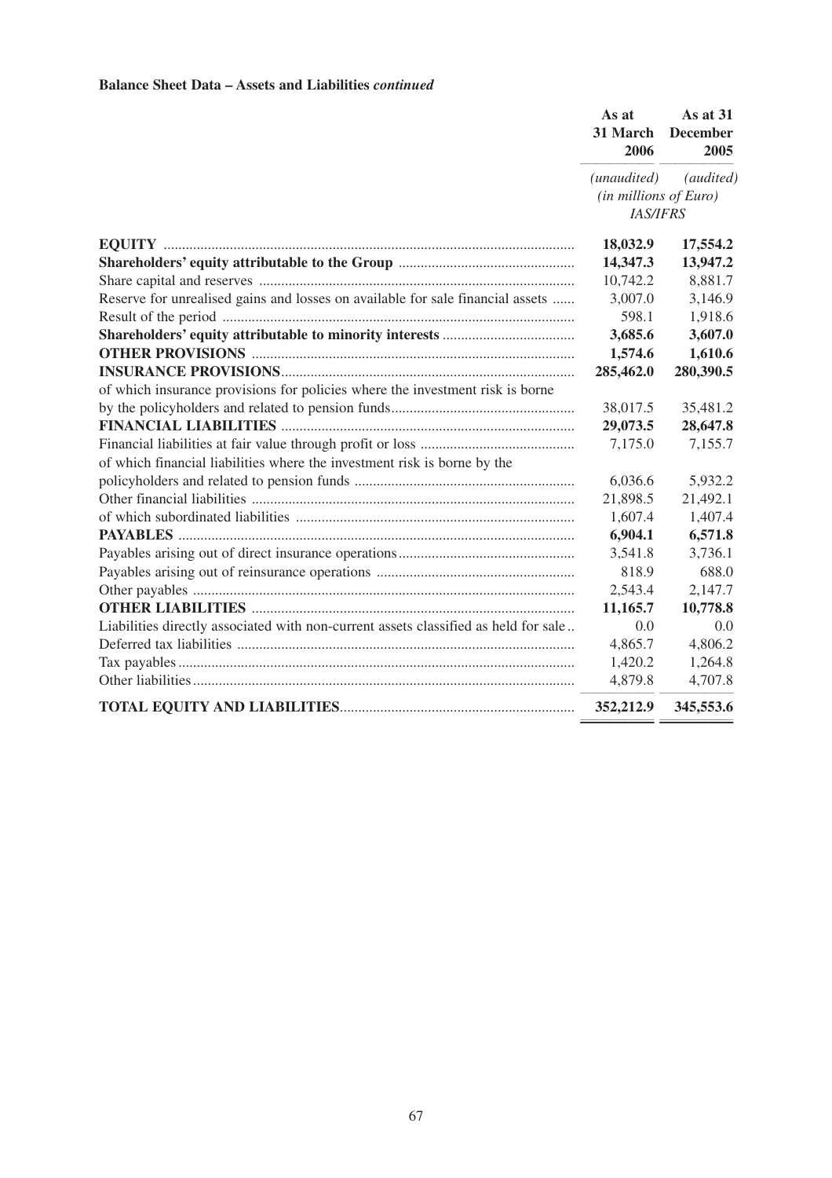**Balance Sheet Data – Assets and Liabilities *continued***

| | As at 31 March 2006 | As at 31 December 2005 |
|---|---|---|
| | *(unaudited)* | *(audited)* |
| | *(in millions of Euro)* | |
| | *IAS/IFRS* | |
| **EQUITY** | **18,032.9** | **17,554.2** |
| **Shareholders' equity attributable to the Group** | **14,347.3** | **13,947.2** |
| Share capital and reserves | 10,742.2 | 8,881.7 |
| Reserve for unrealised gains and losses on available for sale financial assets | 3,007.0 | 3,146.9 |
| Result of the period | 598.1 | 1,918.6 |
| **Shareholders' equity attributable to minority interests** | **3,685.6** | **3,607.0** |
| **OTHER PROVISIONS** | **1,574.6** | **1,610.6** |
| **INSURANCE PROVISIONS** | **285,462.0** | **280,390.5** |
| of which insurance provisions for policies where the investment risk is borne by the policyholders and related to pension funds | 38,017.5 | 35,481.2 |
| **FINANCIAL LIABILITIES** | **29,073.5** | **28,647.8** |
| Financial liabilities at fair value through profit or loss | 7,175.0 | 7,155.7 |
| of which financial liabilities where the investment risk is borne by the policyholders and related to pension funds | 6,036.6 | 5,932.2 |
| Other financial liabilities | 21,898.5 | 21,492.1 |
| of which subordinated liabilities | 1,607.4 | 1,407.4 |
| **PAYABLES** | **6,904.1** | **6,571.8** |
| Payables arising out of direct insurance operations | 3,541.8 | 3,736.1 |
| Payables arising out of reinsurance operations | 818.9 | 688.0 |
| Other payables | 2,543.4 | 2,147.7 |
| **OTHER LIABILITIES** | **11,165.7** | **10,778.8** |
| Liabilities directly associated with non-current assets classified as held for sale | 0.0 | 0.0 |
| Deferred tax liabilities | 4,865.7 | 4,806.2 |
| Tax payables | 1,420.2 | 1,264.8 |
| Other liabilities | 4,879.8 | 4,707.8 |
| **TOTAL EQUITY AND LIABILITIES** | **352,212.9** | **345,553.6** |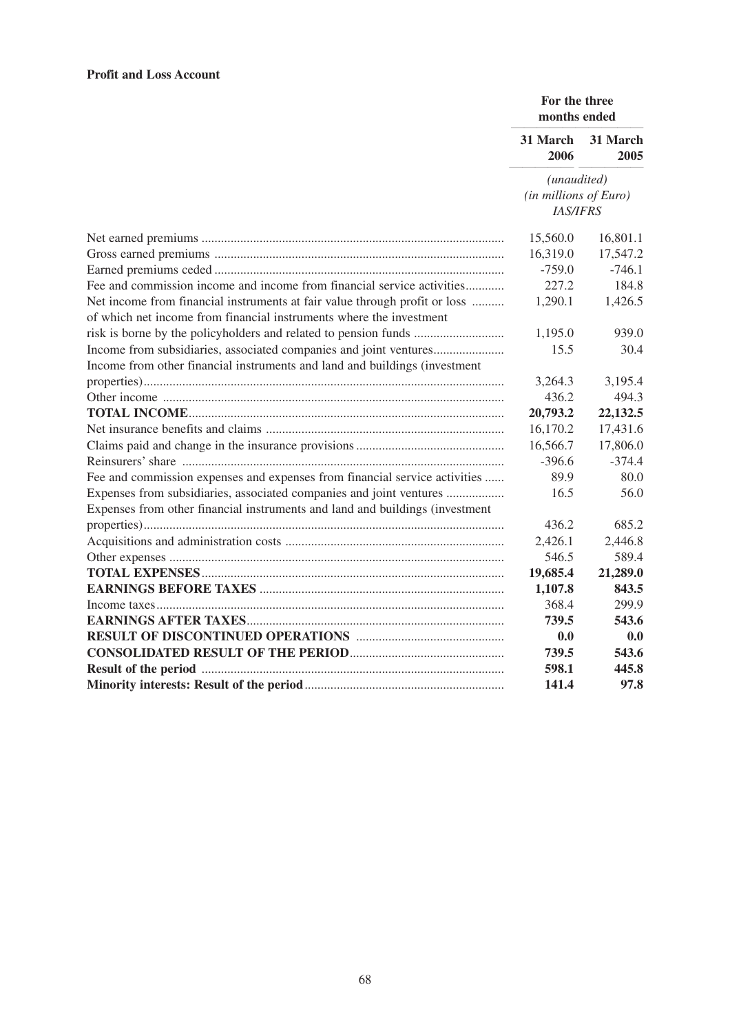**Profit and Loss Account**

| | For the three months ended | |
|---|---|---|
| | **31 March 2006** | **31 March 2005** |
| | *(unaudited)* *(in millions of Euro)* *IAS/IFRS* | |
| Net earned premiums | 15,560.0 | 16,801.1 |
| Gross earned premiums | 16,319.0 | 17,547.2 |
| Earned premiums ceded | -759.0 | -746.1 |
| Fee and commission income and income from financial service activities | 227.2 | 184.8 |
| Net income from financial instruments at fair value through profit or loss | 1,290.1 | 1,426.5 |
| of which net income from financial instruments where the investment risk is borne by the policyholders and related to pension funds | 1,195.0 | 939.0 |
| Income from subsidiaries, associated companies and joint ventures | 15.5 | 30.4 |
| Income from other financial instruments and land and buildings (investment properties) | 3,264.3 | 3,195.4 |
| Other income | 436.2 | 494.3 |
| **TOTAL INCOME** | **20,793.2** | **22,132.5** |
| Net insurance benefits and claims | 16,170.2 | 17,431.6 |
| Claims paid and change in the insurance provisions | 16,566.7 | 17,806.0 |
| Reinsurers' share | -396.6 | -374.4 |
| Fee and commission expenses and expenses from financial service activities | 89.9 | 80.0 |
| Expenses from subsidiaries, associated companies and joint ventures | 16.5 | 56.0 |
| Expenses from other financial instruments and land and buildings (investment properties) | 436.2 | 685.2 |
| Acquisitions and administration costs | 2,426.1 | 2,446.8 |
| Other expenses | 546.5 | 589.4 |
| **TOTAL EXPENSES** | **19,685.4** | **21,289.0** |
| **EARNINGS BEFORE TAXES** | **1,107.8** | **843.5** |
| Income taxes | 368.4 | 299.9 |
| **EARNINGS AFTER TAXES** | **739.5** | **543.6** |
| **RESULT OF DISCONTINUED OPERATIONS** | **0.0** | **0.0** |
| **CONSOLIDATED RESULT OF THE PERIOD** | **739.5** | **543.6** |
| **Result of the period** | **598.1** | **445.8** |
| **Minority interests: Result of the period** | **141.4** | **97.8** |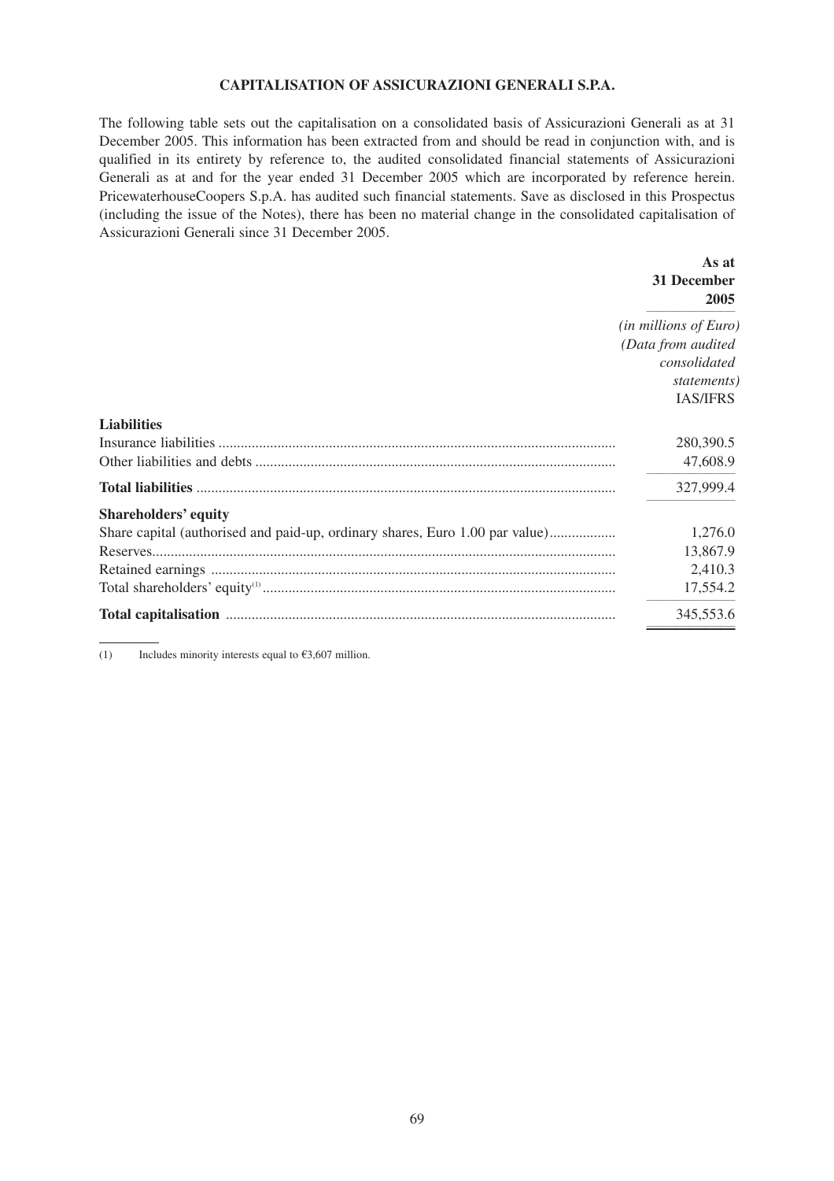## CAPITALISATION OF ASSICURAZIONI GENERALI S.P.A.

The following table sets out the capitalisation on a consolidated basis of Assicurazioni Generali as at 31 December 2005. This information has been extracted from and should be read in conjunction with, and is qualified in its entirety by reference to, the audited consolidated financial statements of Assicurazioni Generali as at and for the year ended 31 December 2005 which are incorporated by reference herein. PricewaterhouseCoopers S.p.A. has audited such financial statements. Save as disclosed in this Prospectus (including the issue of the Notes), there has been no material change in the consolidated capitalisation of Assicurazioni Generali since 31 December 2005.

| | **As at 31 December 2005** |
|---|---|
| | *(in millions of Euro)* *(Data from audited consolidated statements)* IAS/IFRS |
| **Liabilities** | |
| Insurance liabilities | 280,390.5 |
| Other liabilities and debts | 47,608.9 |
| **Total liabilities** | 327,999.4 |
| **Shareholders' equity** | |
| Share capital (authorised and paid-up, ordinary shares, Euro 1.00 par value) | 1,276.0 |
| Reserves | 13,867.9 |
| Retained earnings | 2,410.3 |
| Total shareholders' equity[1] | 17,554.2 |
| **Total capitalisation** | 345,553.6 |

(1) Includes minority interests equal to €3,607 million.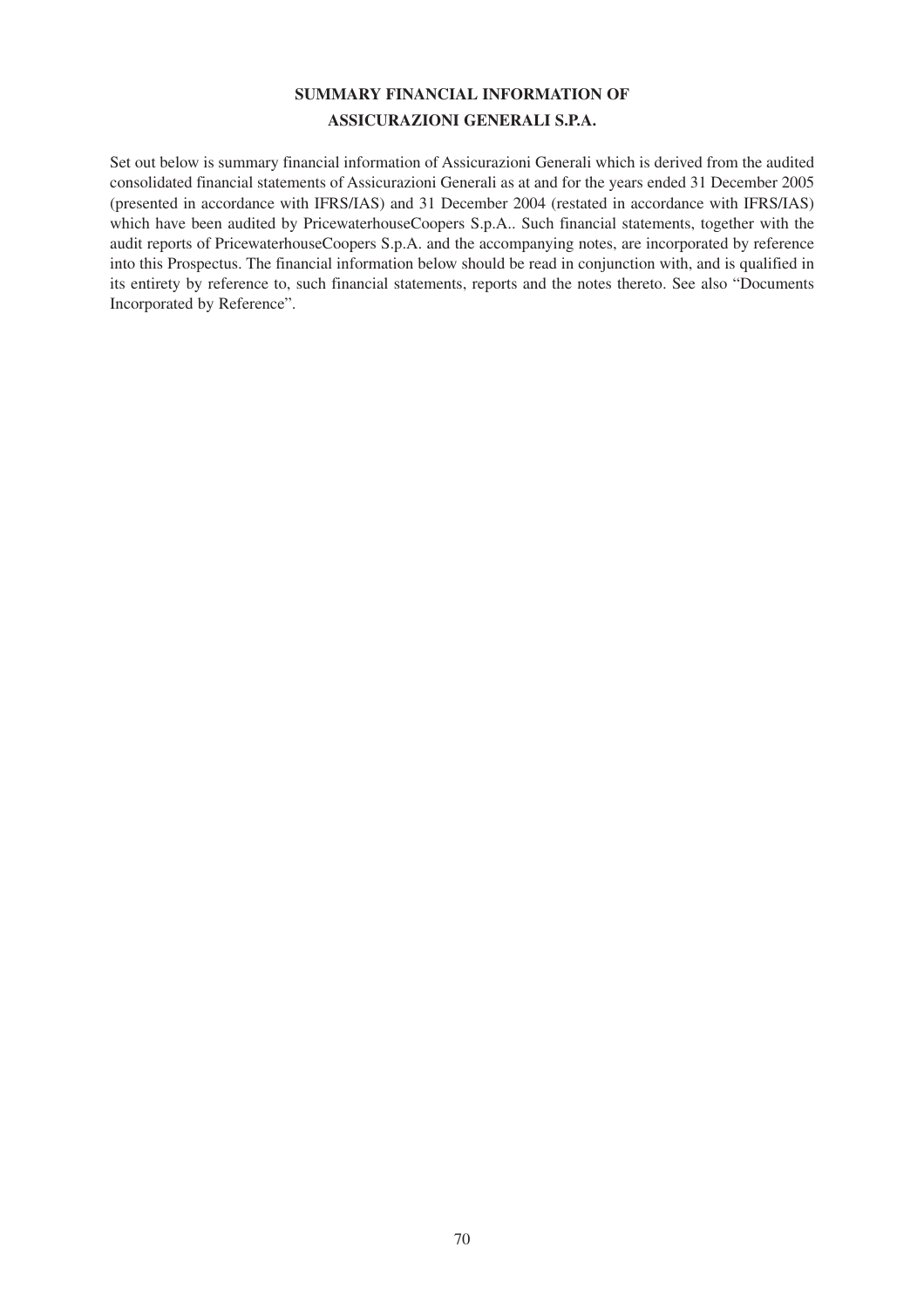## SUMMARY FINANCIAL INFORMATION OF ASSICURAZIONI GENERALI S.P.A.

Set out below is summary financial information of Assicurazioni Generali which is derived from the audited consolidated financial statements of Assicurazioni Generali as at and for the years ended 31 December 2005 (presented in accordance with IFRS/IAS) and 31 December 2004 (restated in accordance with IFRS/IAS) which have been audited by PricewaterhouseCoopers S.p.A.. Such financial statements, together with the audit reports of PricewaterhouseCoopers S.p.A. and the accompanying notes, are incorporated by reference into this Prospectus. The financial information below should be read in conjunction with, and is qualified in its entirety by reference to, such financial statements, reports and the notes thereto. See also "Documents Incorporated by Reference".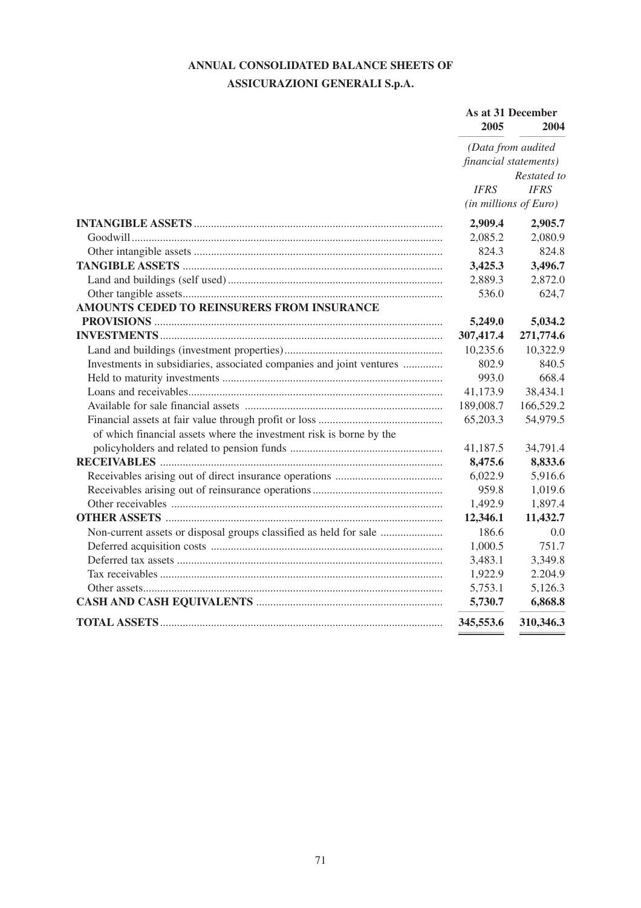# ANNUAL CONSOLIDATED BALANCE SHEETS OF ASSICURAZIONI GENERALI S.p.A.

| | As at 31 December | |
|---|---|---|
| | 2005 | 2004 |
| | *(Data from audited financial statements)* | |
| | | *Restated to* |
| | *IFRS* | *IFRS* |
| | *(in millions of Euro)* | |
| **INTANGIBLE ASSETS** | **2,909.4** | **2,905.7** |
| Goodwill | 2,085.2 | 2,080.9 |
| Other intangible assets | 824.3 | 824.8 |
| **TANGIBLE ASSETS** | **3,425.3** | **3,496.7** |
| Land and buildings (self used) | 2,889.3 | 2,872.0 |
| Other tangible assets | 536.0 | 624,7 |
| **AMOUNTS CEDED TO REINSURERS FROM INSURANCE PROVISIONS** | **5,249.0** | **5,034.2** |
| **INVESTMENTS** | **307,417.4** | **271,774.6** |
| Land and buildings (investment properties) | 10,235.6 | 10,322.9 |
| Investments in subsidiaries, associated companies and joint ventures | 802.9 | 840.5 |
| Held to maturity investments | 993.0 | 668.4 |
| Loans and receivables | 41,173.9 | 38,434.1 |
| Available for sale financial assets | 189,008.7 | 166,529.2 |
| Financial assets at fair value through profit or loss | 65,203.3 | 54,979.5 |
| of which financial assets where the investment risk is borne by the policyholders and related to pension funds | 41,187.5 | 34,791.4 |
| **RECEIVABLES** | **8,475.6** | **8,833.6** |
| Receivables arising out of direct insurance operations | 6,022.9 | 5,916.6 |
| Receivables arising out of reinsurance operations | 959.8 | 1,019.6 |
| Other receivables | 1,492.9 | 1,897.4 |
| **OTHER ASSETS** | **12,346.1** | **11,432.7** |
| Non-current assets or disposal groups classified as held for sale | 186.6 | 0.0 |
| Deferred acquisition costs | 1,000.5 | 751.7 |
| Deferred tax assets | 3,483.1 | 3,349.8 |
| Tax receivables | 1,922.9 | 2.204.9 |
| Other assets | 5,753.1 | 5,126.3 |
| **CASH AND CASH EQUIVALENTS** | **5,730.7** | **6,868.8** |
| **TOTAL ASSETS** | **345,553.6** | **310,346.3** |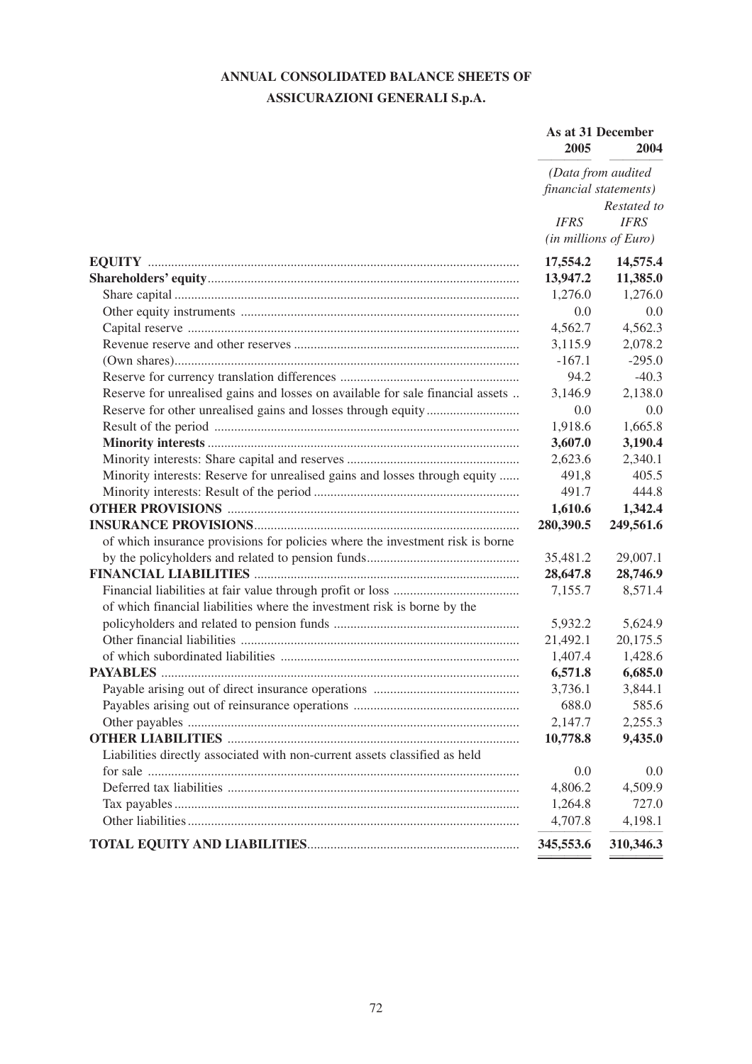**ANNUAL CONSOLIDATED BALANCE SHEETS OF**
**ASSICURAZIONI GENERALI S.p.A.**

| | As at 31 December | |
|---|---|---|
| | 2005 | 2004 |
| | *(Data from audited financial statements)* | |
| | | *Restated to* |
| | *IFRS* | *IFRS* |
| | *(in millions of Euro)* | |
| **EQUITY** | **17,554.2** | **14,575.4** |
| **Shareholders' equity** | **13,947.2** | **11,385.0** |
| Share capital | 1,276.0 | 1,276.0 |
| Other equity instruments | 0.0 | 0.0 |
| Capital reserve | 4,562.7 | 4,562.3 |
| Revenue reserve and other reserves | 3,115.9 | 2,078.2 |
| (Own shares) | -167.1 | -295.0 |
| Reserve for currency translation differences | 94.2 | -40.3 |
| Reserve for unrealised gains and losses on available for sale financial assets | 3,146.9 | 2,138.0 |
| Reserve for other unrealised gains and losses through equity | 0.0 | 0.0 |
| Result of the period | 1,918.6 | 1,665.8 |
| **Minority interests** | **3,607.0** | **3,190.4** |
| Minority interests: Share capital and reserves | 2,623.6 | 2,340.1 |
| Minority interests: Reserve for unrealised gains and losses through equity | 491,8 | 405.5 |
| Minority interests: Result of the period | 491.7 | 444.8 |
| **OTHER PROVISIONS** | **1,610.6** | **1,342.4** |
| **INSURANCE PROVISIONS** | **280,390.5** | **249,561.6** |
| of which insurance provisions for policies where the investment risk is borne by the policyholders and related to pension funds | 35,481.2 | 29,007.1 |
| **FINANCIAL LIABILITIES** | **28,647.8** | **28,746.9** |
| Financial liabilities at fair value through profit or loss | 7,155.7 | 8,571.4 |
| of which financial liabilities where the investment risk is borne by the policyholders and related to pension funds | 5,932.2 | 5,624.9 |
| Other financial liabilities | 21,492.1 | 20,175.5 |
| of which subordinated liabilities | 1,407.4 | 1,428.6 |
| **PAYABLES** | **6,571.8** | **6,685.0** |
| Payable arising out of direct insurance operations | 3,736.1 | 3,844.1 |
| Payables arising out of reinsurance operations | 688.0 | 585.6 |
| Other payables | 2,147.7 | 2,255.3 |
| **OTHER LIABILITIES** | **10,778.8** | **9,435.0** |
| Liabilities directly associated with non-current assets classified as held for sale | 0.0 | 0.0 |
| Deferred tax liabilities | 4,806.2 | 4,509.9 |
| Tax payables | 1,264.8 | 727.0 |
| Other liabilities | 4,707.8 | 4,198.1 |
| **TOTAL EQUITY AND LIABILITIES** | **345,553.6** | **310,346.3** |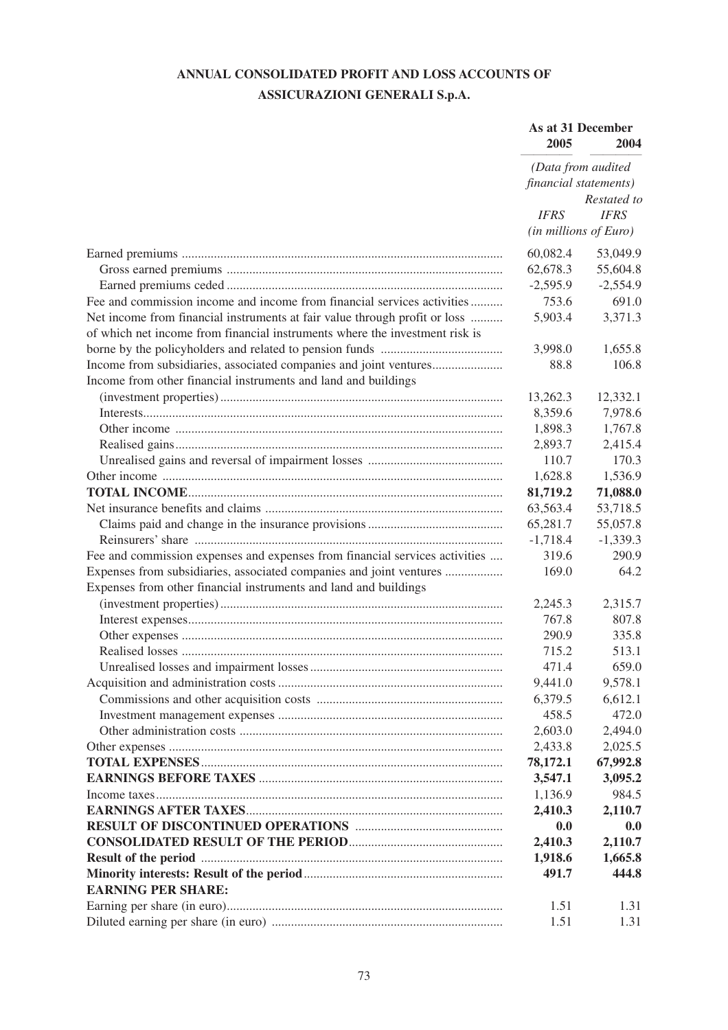# ANNUAL CONSOLIDATED PROFIT AND LOSS ACCOUNTS OF ASSICURAZIONI GENERALI S.p.A.

| | As at 31 December | |
|---|---|---|
| | 2005 | 2004 |
| | *(Data from audited financial statements)* | |
| | | *Restated to* |
| | *IFRS* | *IFRS* |
| | *(in millions of Euro)* | |
| Earned premiums | 60,082.4 | 53,049.9 |
| Gross earned premiums | 62,678.3 | 55,604.8 |
| Earned premiums ceded | -2,595.9 | -2,554.9 |
| Fee and commission income and income from financial services activities | 753.6 | 691.0 |
| Net income from financial instruments at fair value through profit or loss | 5,903.4 | 3,371.3 |
| of which net income from financial instruments where the investment risk is borne by the policyholders and related to pension funds | 3,998.0 | 1,655.8 |
| Income from subsidiaries, associated companies and joint ventures | 88.8 | 106.8 |
| Income from other financial instruments and land and buildings (investment properties) | 13,262.3 | 12,332.1 |
| Interests | 8,359.6 | 7,978.6 |
| Other income | 1,898.3 | 1,767.8 |
| Realised gains | 2,893.7 | 2,415.4 |
| Unrealised gains and reversal of impairment losses | 110.7 | 170.3 |
| Other income | 1,628.8 | 1,536.9 |
| **TOTAL INCOME** | **81,719.2** | **71,088.0** |
| Net insurance benefits and claims | 63,563.4 | 53,718.5 |
| Claims paid and change in the insurance provisions | 65,281.7 | 55,057.8 |
| Reinsurers' share | -1,718.4 | -1,339.3 |
| Fee and commission expenses and expenses from financial services activities | 319.6 | 290.9 |
| Expenses from subsidiaries, associated companies and joint ventures | 169.0 | 64.2 |
| Expenses from other financial instruments and land and buildings (investment properties) | 2,245.3 | 2,315.7 |
| Interest expenses | 767.8 | 807.8 |
| Other expenses | 290.9 | 335.8 |
| Realised losses | 715.2 | 513.1 |
| Unrealised losses and impairment losses | 471.4 | 659.0 |
| Acquisition and administration costs | 9,441.0 | 9,578.1 |
| Commissions and other acquisition costs | 6,379.5 | 6,612.1 |
| Investment management expenses | 458.5 | 472.0 |
| Other administration costs | 2,603.0 | 2,494.0 |
| Other expenses | 2,433.8 | 2,025.5 |
| **TOTAL EXPENSES** | **78,172.1** | **67,992.8** |
| **EARNINGS BEFORE TAXES** | **3,547.1** | **3,095.2** |
| Income taxes | 1,136.9 | 984.5 |
| **EARNINGS AFTER TAXES** | **2,410.3** | **2,110.7** |
| **RESULT OF DISCONTINUED OPERATIONS** | **0.0** | **0.0** |
| **CONSOLIDATED RESULT OF THE PERIOD** | **2,410.3** | **2,110.7** |
| **Result of the period** | **1,918.6** | **1,665.8** |
| **Minority interests: Result of the period** | **491.7** | **444.8** |
| **EARNING PER SHARE:** | | |
| Earning per share (in euro) | 1.51 | 1.31 |
| Diluted earning per share (in euro) | 1.51 | 1.31 |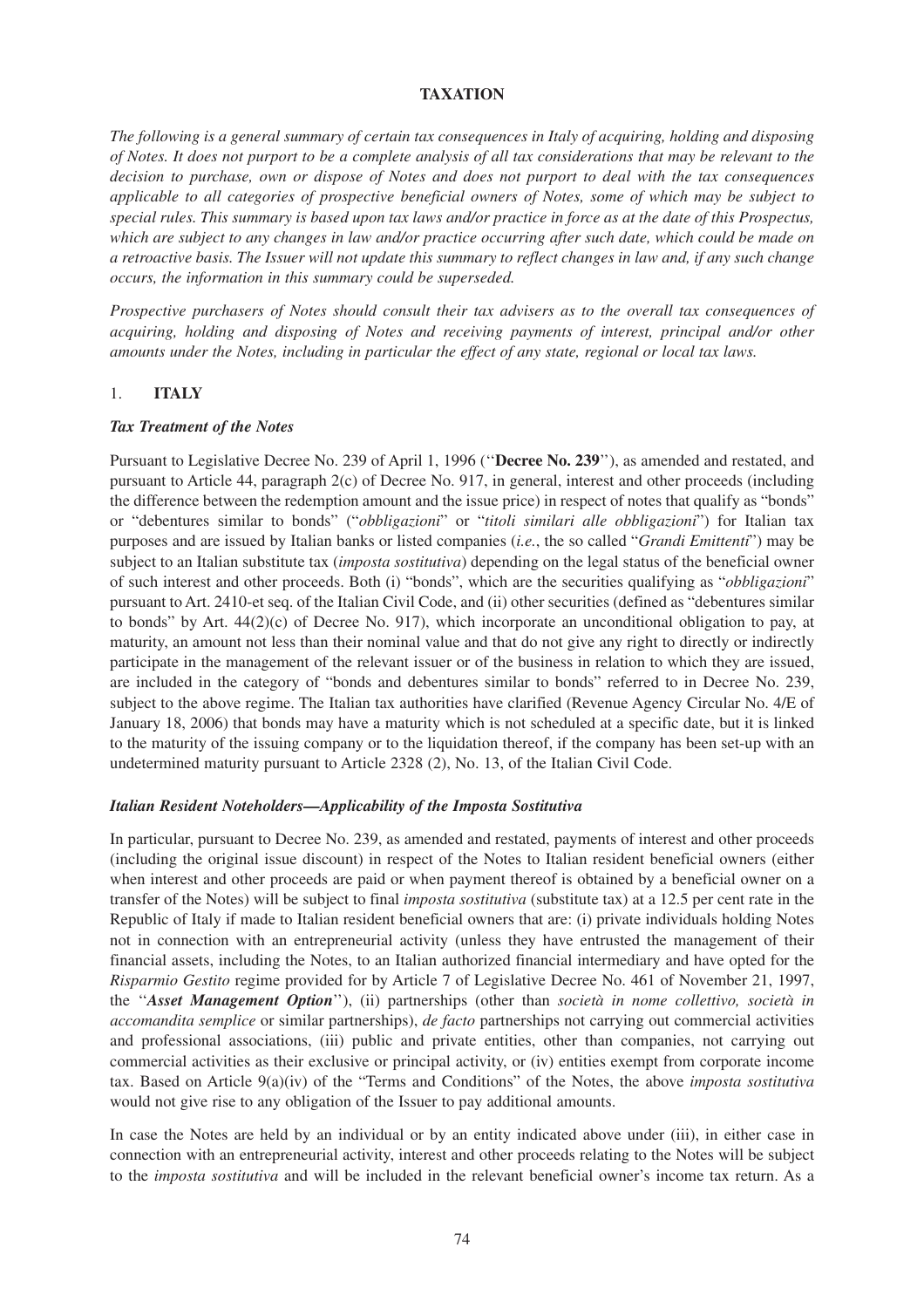# TAXATION

*The following is a general summary of certain tax consequences in Italy of acquiring, holding and disposing of Notes. It does not purport to be a complete analysis of all tax considerations that may be relevant to the decision to purchase, own or dispose of Notes and does not purport to deal with the tax consequences applicable to all categories of prospective beneficial owners of Notes, some of which may be subject to special rules. This summary is based upon tax laws and/or practice in force as at the date of this Prospectus, which are subject to any changes in law and/or practice occurring after such date, which could be made on a retroactive basis. The Issuer will not update this summary to reflect changes in law and, if any such change occurs, the information in this summary could be superseded.*

*Prospective purchasers of Notes should consult their tax advisers as to the overall tax consequences of acquiring, holding and disposing of Notes and receiving payments of interest, principal and/or other amounts under the Notes, including in particular the effect of any state, regional or local tax laws.*

## 1. ITALY

### *Tax Treatment of the Notes*

Pursuant to Legislative Decree No. 239 of April 1, 1996 (''**Decree No. 239**''), as amended and restated, and pursuant to Article 44, paragraph 2(c) of Decree No. 917, in general, interest and other proceeds (including the difference between the redemption amount and the issue price) in respect of notes that qualify as "bonds" or "debentures similar to bonds" ("*obbligazioni*" or "*titoli similari alle obbligazioni*") for Italian tax purposes and are issued by Italian banks or listed companies (*i.e.*, the so called "*Grandi Emittenti*") may be subject to an Italian substitute tax (*imposta sostitutiva*) depending on the legal status of the beneficial owner of such interest and other proceeds. Both (i) "bonds", which are the securities qualifying as "*obbligazioni*" pursuant to Art. 2410-et seq. of the Italian Civil Code, and (ii) other securities (defined as "debentures similar to bonds" by Art. 44(2)(c) of Decree No. 917), which incorporate an unconditional obligation to pay, at maturity, an amount not less than their nominal value and that do not give any right to directly or indirectly participate in the management of the relevant issuer or of the business in relation to which they are issued, are included in the category of "bonds and debentures similar to bonds" referred to in Decree No. 239, subject to the above regime. The Italian tax authorities have clarified (Revenue Agency Circular No. 4/E of January 18, 2006) that bonds may have a maturity which is not scheduled at a specific date, but it is linked to the maturity of the issuing company or to the liquidation thereof, if the company has been set-up with an undetermined maturity pursuant to Article 2328 (2), No. 13, of the Italian Civil Code.

### *Italian Resident Noteholders—Applicability of the Imposta Sostitutiva*

In particular, pursuant to Decree No. 239, as amended and restated, payments of interest and other proceeds (including the original issue discount) in respect of the Notes to Italian resident beneficial owners (either when interest and other proceeds are paid or when payment thereof is obtained by a beneficial owner on a transfer of the Notes) will be subject to final *imposta sostitutiva* (substitute tax) at a 12.5 per cent rate in the Republic of Italy if made to Italian resident beneficial owners that are: (i) private individuals holding Notes not in connection with an entrepreneurial activity (unless they have entrusted the management of their financial assets, including the Notes, to an Italian authorized financial intermediary and have opted for the *Risparmio Gestito* regime provided for by Article 7 of Legislative Decree No. 461 of November 21, 1997, the "***Asset Management Option***''), (ii) partnerships (other than *società in nome collettivo, società in accomandita semplice* or similar partnerships), *de facto* partnerships not carrying out commercial activities and professional associations, (iii) public and private entities, other than companies, not carrying out commercial activities as their exclusive or principal activity, or (iv) entities exempt from corporate income tax. Based on Article 9(a)(iv) of the "Terms and Conditions" of the Notes, the above *imposta sostitutiva* would not give rise to any obligation of the Issuer to pay additional amounts.

In case the Notes are held by an individual or by an entity indicated above under (iii), in either case in connection with an entrepreneurial activity, interest and other proceeds relating to the Notes will be subject to the *imposta sostitutiva* and will be included in the relevant beneficial owner's income tax return. As a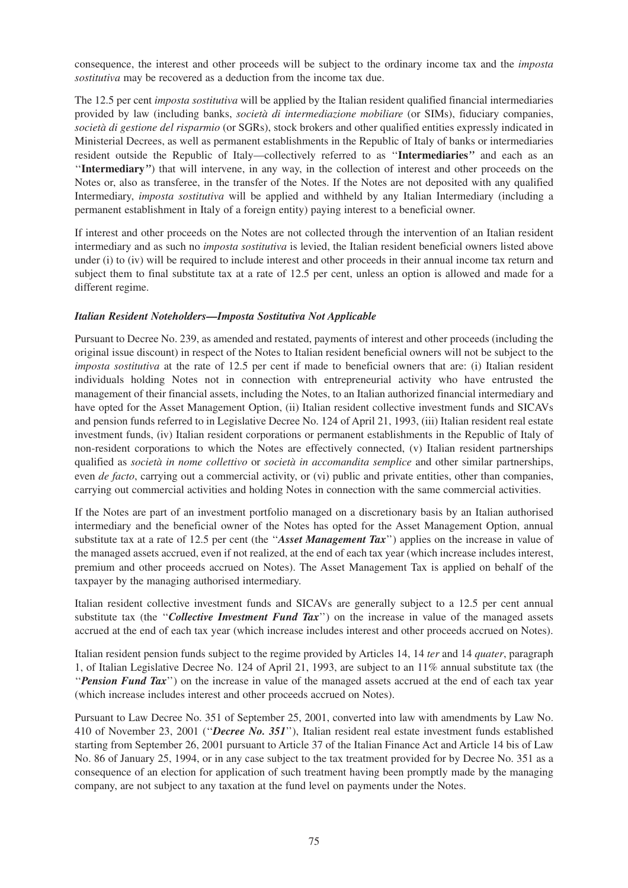consequence, the interest and other proceeds will be subject to the ordinary income tax and the *imposta sostitutiva* may be recovered as a deduction from the income tax due.

The 12.5 per cent *imposta sostitutiva* will be applied by the Italian resident qualified financial intermediaries provided by law (including banks, *società di intermediazione mobiliare* (or SIMs), fiduciary companies, *società di gestione del risparmio* (or SGRs), stock brokers and other qualified entities expressly indicated in Ministerial Decrees, as well as permanent establishments in the Republic of Italy of banks or intermediaries resident outside the Republic of Italy—collectively referred to as ''**Intermediaries**'' and each as an ''**Intermediary**'') that will intervene, in any way, in the collection of interest and other proceeds on the Notes or, also as transferee, in the transfer of the Notes. If the Notes are not deposited with any qualified Intermediary, *imposta sostitutiva* will be applied and withheld by any Italian Intermediary (including a permanent establishment in Italy of a foreign entity) paying interest to a beneficial owner.

If interest and other proceeds on the Notes are not collected through the intervention of an Italian resident intermediary and as such no *imposta sostitutiva* is levied, the Italian resident beneficial owners listed above under (i) to (iv) will be required to include interest and other proceeds in their annual income tax return and subject them to final substitute tax at a rate of 12.5 per cent, unless an option is allowed and made for a different regime.

***Italian Resident Noteholders—Imposta Sostitutiva Not Applicable***

Pursuant to Decree No. 239, as amended and restated, payments of interest and other proceeds (including the original issue discount) in respect of the Notes to Italian resident beneficial owners will not be subject to the *imposta sostitutiva* at the rate of 12.5 per cent if made to beneficial owners that are: (i) Italian resident individuals holding Notes not in connection with entrepreneurial activity who have entrusted the management of their financial assets, including the Notes, to an Italian authorized financial intermediary and have opted for the Asset Management Option, (ii) Italian resident collective investment funds and SICAVs and pension funds referred to in Legislative Decree No. 124 of April 21, 1993, (iii) Italian resident real estate investment funds, (iv) Italian resident corporations or permanent establishments in the Republic of Italy of non-resident corporations to which the Notes are effectively connected, (v) Italian resident partnerships qualified as *società in nome collettivo* or *società in accomandita semplice* and other similar partnerships, even *de facto*, carrying out a commercial activity, or (vi) public and private entities, other than companies, carrying out commercial activities and holding Notes in connection with the same commercial activities.

If the Notes are part of an investment portfolio managed on a discretionary basis by an Italian authorised intermediary and the beneficial owner of the Notes has opted for the Asset Management Option, annual substitute tax at a rate of 12.5 per cent (the ''***Asset Management Tax***'') applies on the increase in value of the managed assets accrued, even if not realized, at the end of each tax year (which increase includes interest, premium and other proceeds accrued on Notes). The Asset Management Tax is applied on behalf of the taxpayer by the managing authorised intermediary.

Italian resident collective investment funds and SICAVs are generally subject to a 12.5 per cent annual substitute tax (the ''***Collective Investment Fund Tax***'') on the increase in value of the managed assets accrued at the end of each tax year (which increase includes interest and other proceeds accrued on Notes).

Italian resident pension funds subject to the regime provided by Articles 14, 14 *ter* and 14 *quater*, paragraph 1, of Italian Legislative Decree No. 124 of April 21, 1993, are subject to an 11% annual substitute tax (the ''***Pension Fund Tax***'') on the increase in value of the managed assets accrued at the end of each tax year (which increase includes interest and other proceeds accrued on Notes).

Pursuant to Law Decree No. 351 of September 25, 2001, converted into law with amendments by Law No. 410 of November 23, 2001 (''***Decree No. 351***''), Italian resident real estate investment funds established starting from September 26, 2001 pursuant to Article 37 of the Italian Finance Act and Article 14 bis of Law No. 86 of January 25, 1994, or in any case subject to the tax treatment provided for by Decree No. 351 as a consequence of an election for application of such treatment having been promptly made by the managing company, are not subject to any taxation at the fund level on payments under the Notes.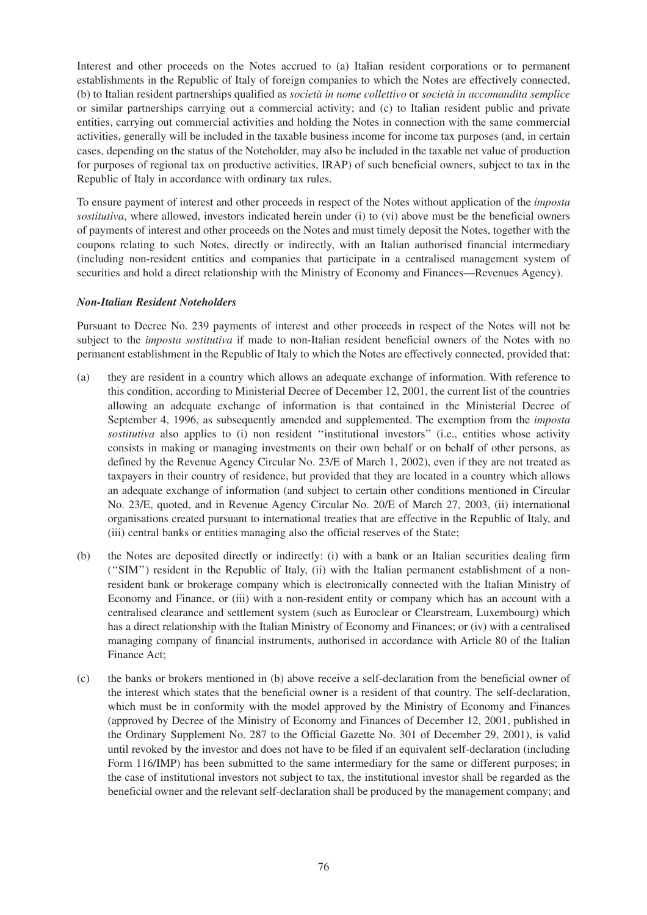Interest and other proceeds on the Notes accrued to (a) Italian resident corporations or to permanent establishments in the Republic of Italy of foreign companies to which the Notes are effectively connected, (b) to Italian resident partnerships qualified as *società in nome collettivo* or *società in accomandita semplice* or similar partnerships carrying out a commercial activity; and (c) to Italian resident public and private entities, carrying out commercial activities and holding the Notes in connection with the same commercial activities, generally will be included in the taxable business income for income tax purposes (and, in certain cases, depending on the status of the Noteholder, may also be included in the taxable net value of production for purposes of regional tax on productive activities, IRAP) of such beneficial owners, subject to tax in the Republic of Italy in accordance with ordinary tax rules.

To ensure payment of interest and other proceeds in respect of the Notes without application of the *imposta sostitutiva*, where allowed, investors indicated herein under (i) to (vi) above must be the beneficial owners of payments of interest and other proceeds on the Notes and must timely deposit the Notes, together with the coupons relating to such Notes, directly or indirectly, with an Italian authorised financial intermediary (including non-resident entities and companies that participate in a centralised management system of securities and hold a direct relationship with the Ministry of Economy and Finances—Revenues Agency).

***Non-Italian Resident Noteholders***

Pursuant to Decree No. 239 payments of interest and other proceeds in respect of the Notes will not be subject to the *imposta sostitutiva* if made to non-Italian resident beneficial owners of the Notes with no permanent establishment in the Republic of Italy to which the Notes are effectively connected, provided that:

(a) they are resident in a country which allows an adequate exchange of information. With reference to this condition, according to Ministerial Decree of December 12, 2001, the current list of the countries allowing an adequate exchange of information is that contained in the Ministerial Decree of September 4, 1996, as subsequently amended and supplemented. The exemption from the *imposta sostitutiva* also applies to (i) non resident ''institutional investors'' (i.e., entities whose activity consists in making or managing investments on their own behalf or on behalf of other persons, as defined by the Revenue Agency Circular No. 23/E of March 1, 2002), even if they are not treated as taxpayers in their country of residence, but provided that they are located in a country which allows an adequate exchange of information (and subject to certain other conditions mentioned in Circular No. 23/E, quoted, and in Revenue Agency Circular No. 20/E of March 27, 2003, (ii) international organisations created pursuant to international treaties that are effective in the Republic of Italy, and (iii) central banks or entities managing also the official reserves of the State;

(b) the Notes are deposited directly or indirectly: (i) with a bank or an Italian securities dealing firm (''SIM'') resident in the Republic of Italy, (ii) with the Italian permanent establishment of a non-resident bank or brokerage company which is electronically connected with the Italian Ministry of Economy and Finance, or (iii) with a non-resident entity or company which has an account with a centralised clearance and settlement system (such as Euroclear or Clearstream, Luxembourg) which has a direct relationship with the Italian Ministry of Economy and Finances; or (iv) with a centralised managing company of financial instruments, authorised in accordance with Article 80 of the Italian Finance Act;

(c) the banks or brokers mentioned in (b) above receive a self-declaration from the beneficial owner of the interest which states that the beneficial owner is a resident of that country. The self-declaration, which must be in conformity with the model approved by the Ministry of Economy and Finances (approved by Decree of the Ministry of Economy and Finances of December 12, 2001, published in the Ordinary Supplement No. 287 to the Official Gazette No. 301 of December 29, 2001), is valid until revoked by the investor and does not have to be filed if an equivalent self-declaration (including Form 116/IMP) has been submitted to the same intermediary for the same or different purposes; in the case of institutional investors not subject to tax, the institutional investor shall be regarded as the beneficial owner and the relevant self-declaration shall be produced by the management company; and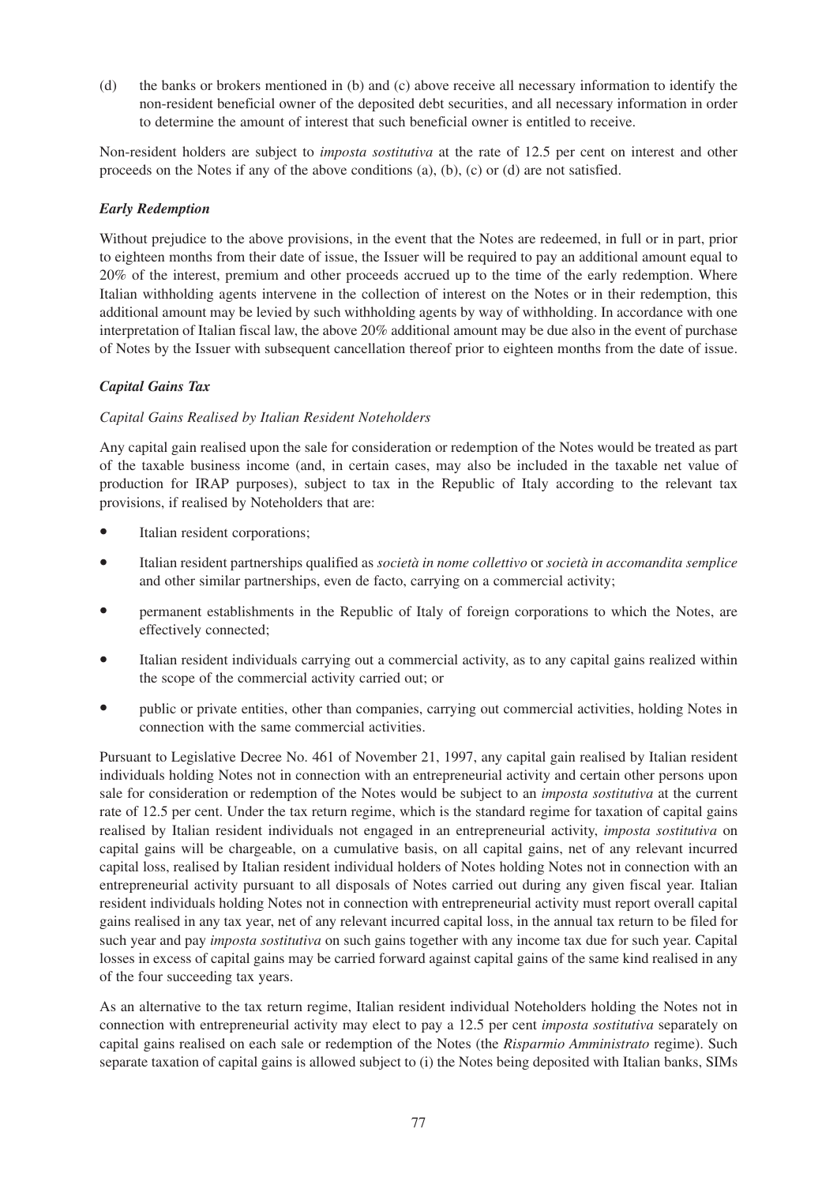(d) the banks or brokers mentioned in (b) and (c) above receive all necessary information to identify the non-resident beneficial owner of the deposited debt securities, and all necessary information in order to determine the amount of interest that such beneficial owner is entitled to receive.

Non-resident holders are subject to *imposta sostitutiva* at the rate of 12.5 per cent on interest and other proceeds on the Notes if any of the above conditions (a), (b), (c) or (d) are not satisfied.

***Early Redemption***

Without prejudice to the above provisions, in the event that the Notes are redeemed, in full or in part, prior to eighteen months from their date of issue, the Issuer will be required to pay an additional amount equal to 20% of the interest, premium and other proceeds accrued up to the time of the early redemption. Where Italian withholding agents intervene in the collection of interest on the Notes or in their redemption, this additional amount may be levied by such withholding agents by way of withholding. In accordance with one interpretation of Italian fiscal law, the above 20% additional amount may be due also in the event of purchase of Notes by the Issuer with subsequent cancellation thereof prior to eighteen months from the date of issue.

***Capital Gains Tax***

*Capital Gains Realised by Italian Resident Noteholders*

Any capital gain realised upon the sale for consideration or redemption of the Notes would be treated as part of the taxable business income (and, in certain cases, may also be included in the taxable net value of production for IRAP purposes), subject to tax in the Republic of Italy according to the relevant tax provisions, if realised by Noteholders that are:

- Italian resident corporations;
- Italian resident partnerships qualified as *società in nome collettivo* or *società in accomandita semplice* and other similar partnerships, even de facto, carrying on a commercial activity;
- permanent establishments in the Republic of Italy of foreign corporations to which the Notes, are effectively connected;
- Italian resident individuals carrying out a commercial activity, as to any capital gains realized within the scope of the commercial activity carried out; or
- public or private entities, other than companies, carrying out commercial activities, holding Notes in connection with the same commercial activities.

Pursuant to Legislative Decree No. 461 of November 21, 1997, any capital gain realised by Italian resident individuals holding Notes not in connection with an entrepreneurial activity and certain other persons upon sale for consideration or redemption of the Notes would be subject to an *imposta sostitutiva* at the current rate of 12.5 per cent. Under the tax return regime, which is the standard regime for taxation of capital gains realised by Italian resident individuals not engaged in an entrepreneurial activity, *imposta sostitutiva* on capital gains will be chargeable, on a cumulative basis, on all capital gains, net of any relevant incurred capital loss, realised by Italian resident individual holders of Notes holding Notes not in connection with an entrepreneurial activity pursuant to all disposals of Notes carried out during any given fiscal year. Italian resident individuals holding Notes not in connection with entrepreneurial activity must report overall capital gains realised in any tax year, net of any relevant incurred capital loss, in the annual tax return to be filed for such year and pay *imposta sostitutiva* on such gains together with any income tax due for such year. Capital losses in excess of capital gains may be carried forward against capital gains of the same kind realised in any of the four succeeding tax years.

As an alternative to the tax return regime, Italian resident individual Noteholders holding the Notes not in connection with entrepreneurial activity may elect to pay a 12.5 per cent *imposta sostitutiva* separately on capital gains realised on each sale or redemption of the Notes (the *Risparmio Amministrato* regime). Such separate taxation of capital gains is allowed subject to (i) the Notes being deposited with Italian banks, SIMs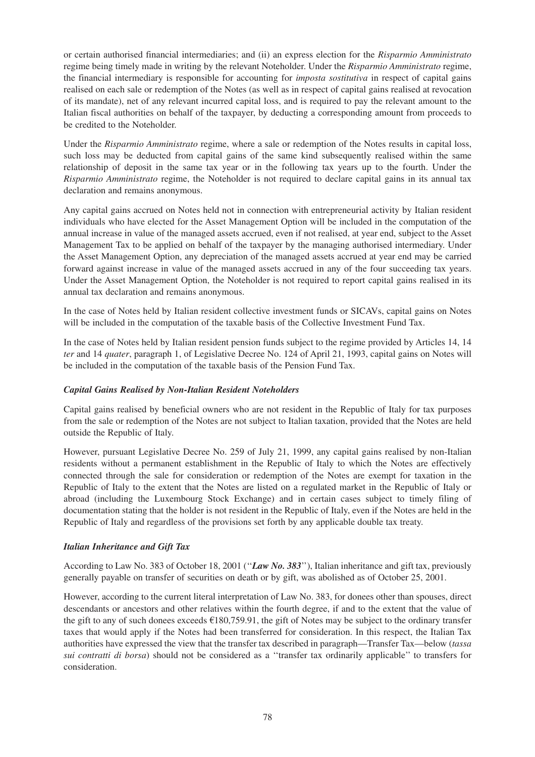or certain authorised financial intermediaries; and (ii) an express election for the *Risparmio Amministrato* regime being timely made in writing by the relevant Noteholder. Under the *Risparmio Amministrato* regime, the financial intermediary is responsible for accounting for *imposta sostitutiva* in respect of capital gains realised on each sale or redemption of the Notes (as well as in respect of capital gains realised at revocation of its mandate), net of any relevant incurred capital loss, and is required to pay the relevant amount to the Italian fiscal authorities on behalf of the taxpayer, by deducting a corresponding amount from proceeds to be credited to the Noteholder.

Under the *Risparmio Amministrato* regime, where a sale or redemption of the Notes results in capital loss, such loss may be deducted from capital gains of the same kind subsequently realised within the same relationship of deposit in the same tax year or in the following tax years up to the fourth. Under the *Risparmio Amministrato* regime, the Noteholder is not required to declare capital gains in its annual tax declaration and remains anonymous.

Any capital gains accrued on Notes held not in connection with entrepreneurial activity by Italian resident individuals who have elected for the Asset Management Option will be included in the computation of the annual increase in value of the managed assets accrued, even if not realised, at year end, subject to the Asset Management Tax to be applied on behalf of the taxpayer by the managing authorised intermediary. Under the Asset Management Option, any depreciation of the managed assets accrued at year end may be carried forward against increase in value of the managed assets accrued in any of the four succeeding tax years. Under the Asset Management Option, the Noteholder is not required to report capital gains realised in its annual tax declaration and remains anonymous.

In the case of Notes held by Italian resident collective investment funds or SICAVs, capital gains on Notes will be included in the computation of the taxable basis of the Collective Investment Fund Tax.

In the case of Notes held by Italian resident pension funds subject to the regime provided by Articles 14, 14 *ter* and 14 *quater*, paragraph 1, of Legislative Decree No. 124 of April 21, 1993, capital gains on Notes will be included in the computation of the taxable basis of the Pension Fund Tax.

### *Capital Gains Realised by Non-Italian Resident Noteholders*

Capital gains realised by beneficial owners who are not resident in the Republic of Italy for tax purposes from the sale or redemption of the Notes are not subject to Italian taxation, provided that the Notes are held outside the Republic of Italy.

However, pursuant Legislative Decree No. 259 of July 21, 1999, any capital gains realised by non-Italian residents without a permanent establishment in the Republic of Italy to which the Notes are effectively connected through the sale for consideration or redemption of the Notes are exempt for taxation in the Republic of Italy to the extent that the Notes are listed on a regulated market in the Republic of Italy or abroad (including the Luxembourg Stock Exchange) and in certain cases subject to timely filing of documentation stating that the holder is not resident in the Republic of Italy, even if the Notes are held in the Republic of Italy and regardless of the provisions set forth by any applicable double tax treaty.

### *Italian Inheritance and Gift Tax*

According to Law No. 383 of October 18, 2001 (''***Law No. 383***''), Italian inheritance and gift tax, previously generally payable on transfer of securities on death or by gift, was abolished as of October 25, 2001.

However, according to the current literal interpretation of Law No. 383, for donees other than spouses, direct descendants or ancestors and other relatives within the fourth degree, if and to the extent that the value of the gift to any of such donees exceeds €180,759.91, the gift of Notes may be subject to the ordinary transfer taxes that would apply if the Notes had been transferred for consideration. In this respect, the Italian Tax authorities have expressed the view that the transfer tax described in paragraph—Transfer Tax—below (*tassa sui contratti di borsa*) should not be considered as a ''transfer tax ordinarily applicable'' to transfers for consideration.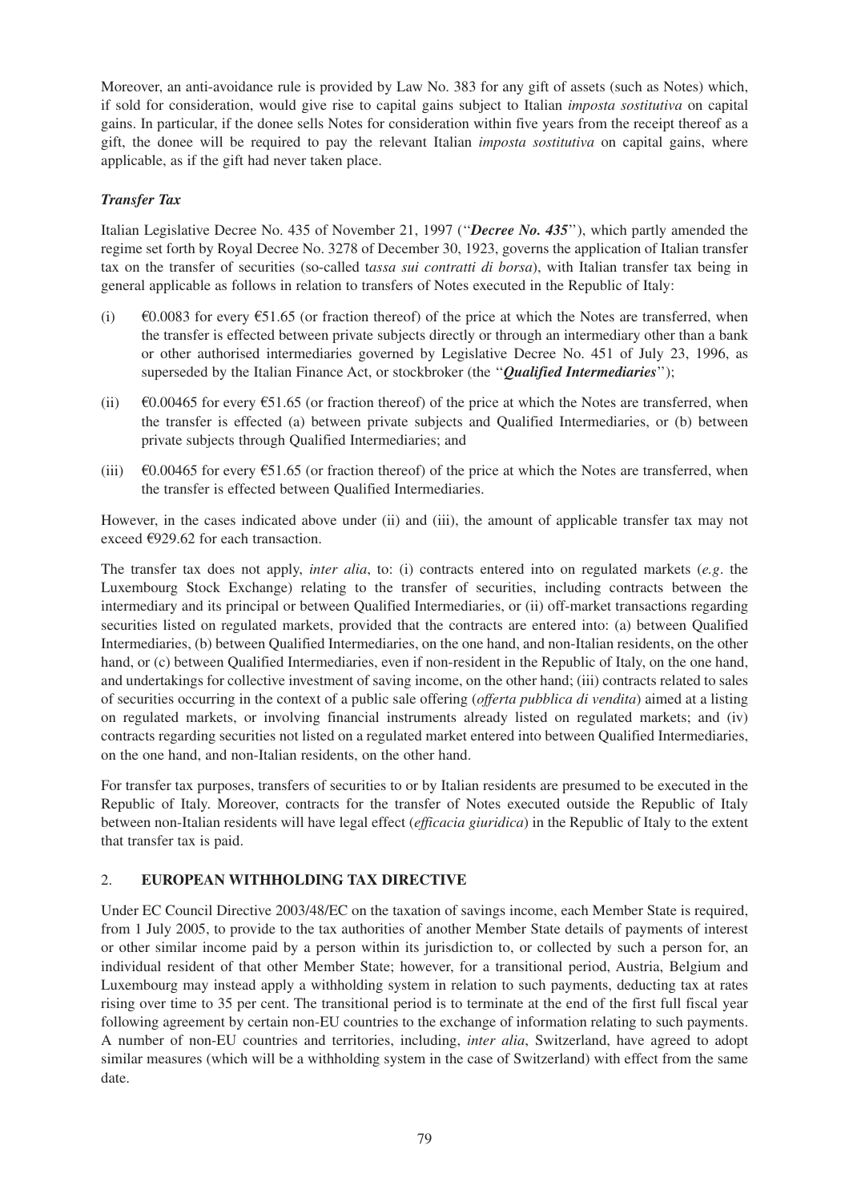Moreover, an anti-avoidance rule is provided by Law No. 383 for any gift of assets (such as Notes) which, if sold for consideration, would give rise to capital gains subject to Italian *imposta sostitutiva* on capital gains. In particular, if the donee sells Notes for consideration within five years from the receipt thereof as a gift, the donee will be required to pay the relevant Italian *imposta sostitutiva* on capital gains, where applicable, as if the gift had never taken place.

### *Transfer Tax*

Italian Legislative Decree No. 435 of November 21, 1997 (''***Decree No. 435***''), which partly amended the regime set forth by Royal Decree No. 3278 of December 30, 1923, governs the application of Italian transfer tax on the transfer of securities (so-called t*assa sui contratti di borsa*), with Italian transfer tax being in general applicable as follows in relation to transfers of Notes executed in the Republic of Italy:

(i) €0.0083 for every €51.65 (or fraction thereof) of the price at which the Notes are transferred, when the transfer is effected between private subjects directly or through an intermediary other than a bank or other authorised intermediaries governed by Legislative Decree No. 451 of July 23, 1996, as superseded by the Italian Finance Act, or stockbroker (the ''***Qualified Intermediaries***'');

(ii) €0.00465 for every €51.65 (or fraction thereof) of the price at which the Notes are transferred, when the transfer is effected (a) between private subjects and Qualified Intermediaries, or (b) between private subjects through Qualified Intermediaries; and

(iii) €0.00465 for every €51.65 (or fraction thereof) of the price at which the Notes are transferred, when the transfer is effected between Qualified Intermediaries.

However, in the cases indicated above under (ii) and (iii), the amount of applicable transfer tax may not exceed €929.62 for each transaction.

The transfer tax does not apply, *inter alia*, to: (i) contracts entered into on regulated markets (*e.g*. the Luxembourg Stock Exchange) relating to the transfer of securities, including contracts between the intermediary and its principal or between Qualified Intermediaries, or (ii) off-market transactions regarding securities listed on regulated markets, provided that the contracts are entered into: (a) between Qualified Intermediaries, (b) between Qualified Intermediaries, on the one hand, and non-Italian residents, on the other hand, or (c) between Qualified Intermediaries, even if non-resident in the Republic of Italy, on the one hand, and undertakings for collective investment of saving income, on the other hand; (iii) contracts related to sales of securities occurring in the context of a public sale offering (*offerta pubblica di vendita*) aimed at a listing on regulated markets, or involving financial instruments already listed on regulated markets; and (iv) contracts regarding securities not listed on a regulated market entered into between Qualified Intermediaries, on the one hand, and non-Italian residents, on the other hand.

For transfer tax purposes, transfers of securities to or by Italian residents are presumed to be executed in the Republic of Italy. Moreover, contracts for the transfer of Notes executed outside the Republic of Italy between non-Italian residents will have legal effect (*efficacia giuridica*) in the Republic of Italy to the extent that transfer tax is paid.

## 2. **EUROPEAN WITHHOLDING TAX DIRECTIVE**

Under EC Council Directive 2003/48/EC on the taxation of savings income, each Member State is required, from 1 July 2005, to provide to the tax authorities of another Member State details of payments of interest or other similar income paid by a person within its jurisdiction to, or collected by such a person for, an individual resident of that other Member State; however, for a transitional period, Austria, Belgium and Luxembourg may instead apply a withholding system in relation to such payments, deducting tax at rates rising over time to 35 per cent. The transitional period is to terminate at the end of the first full fiscal year following agreement by certain non-EU countries to the exchange of information relating to such payments. A number of non-EU countries and territories, including, *inter alia*, Switzerland, have agreed to adopt similar measures (which will be a withholding system in the case of Switzerland) with effect from the same date.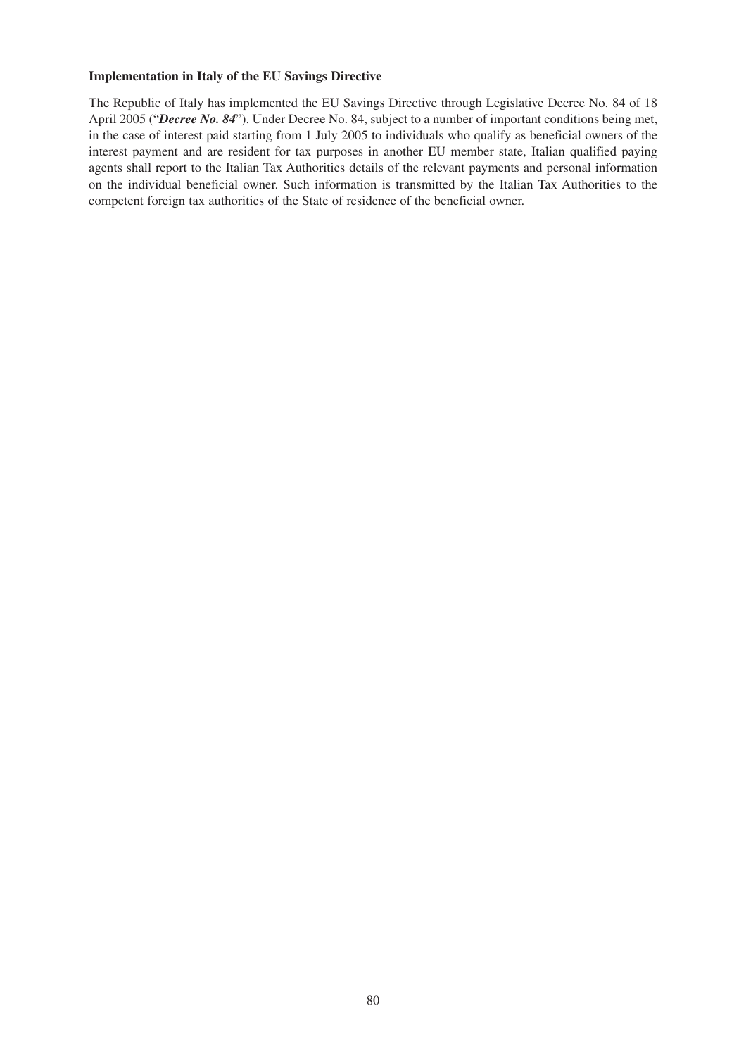**Implementation in Italy of the EU Savings Directive**

The Republic of Italy has implemented the EU Savings Directive through Legislative Decree No. 84 of 18 April 2005 ("***Decree No. 84***"). Under Decree No. 84, subject to a number of important conditions being met, in the case of interest paid starting from 1 July 2005 to individuals who qualify as beneficial owners of the interest payment and are resident for tax purposes in another EU member state, Italian qualified paying agents shall report to the Italian Tax Authorities details of the relevant payments and personal information on the individual beneficial owner. Such information is transmitted by the Italian Tax Authorities to the competent foreign tax authorities of the State of residence of the beneficial owner.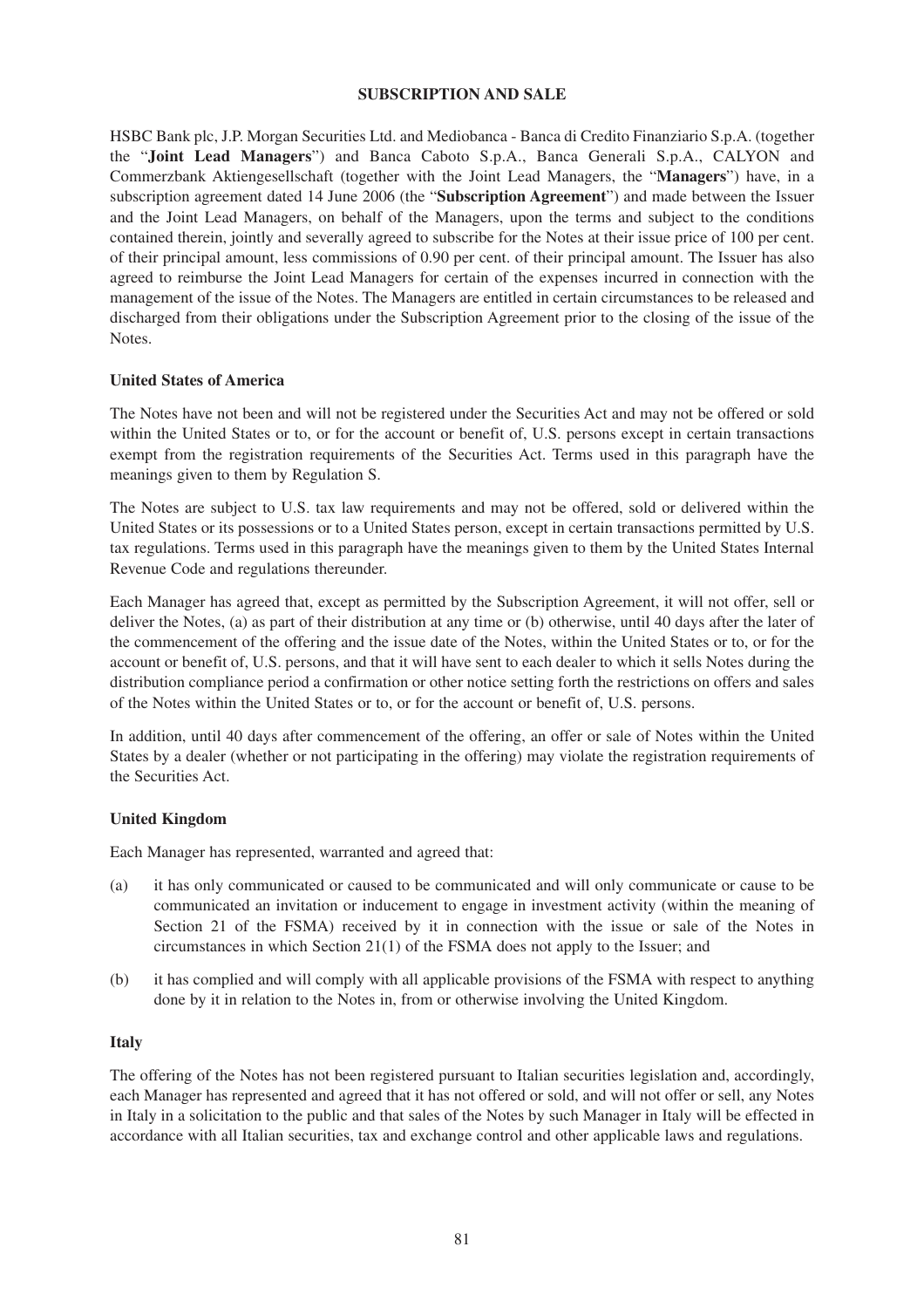## SUBSCRIPTION AND SALE

HSBC Bank plc, J.P. Morgan Securities Ltd. and Mediobanca - Banca di Credito Finanziario S.p.A. (together the "**Joint Lead Managers**") and Banca Caboto S.p.A., Banca Generali S.p.A., CALYON and Commerzbank Aktiengesellschaft (together with the Joint Lead Managers, the "**Managers**") have, in a subscription agreement dated 14 June 2006 (the "**Subscription Agreement**") and made between the Issuer and the Joint Lead Managers, on behalf of the Managers, upon the terms and subject to the conditions contained therein, jointly and severally agreed to subscribe for the Notes at their issue price of 100 per cent. of their principal amount, less commissions of 0.90 per cent. of their principal amount. The Issuer has also agreed to reimburse the Joint Lead Managers for certain of the expenses incurred in connection with the management of the issue of the Notes. The Managers are entitled in certain circumstances to be released and discharged from their obligations under the Subscription Agreement prior to the closing of the issue of the Notes.

### United States of America

The Notes have not been and will not be registered under the Securities Act and may not be offered or sold within the United States or to, or for the account or benefit of, U.S. persons except in certain transactions exempt from the registration requirements of the Securities Act. Terms used in this paragraph have the meanings given to them by Regulation S.

The Notes are subject to U.S. tax law requirements and may not be offered, sold or delivered within the United States or its possessions or to a United States person, except in certain transactions permitted by U.S. tax regulations. Terms used in this paragraph have the meanings given to them by the United States Internal Revenue Code and regulations thereunder.

Each Manager has agreed that, except as permitted by the Subscription Agreement, it will not offer, sell or deliver the Notes, (a) as part of their distribution at any time or (b) otherwise, until 40 days after the later of the commencement of the offering and the issue date of the Notes, within the United States or to, or for the account or benefit of, U.S. persons, and that it will have sent to each dealer to which it sells Notes during the distribution compliance period a confirmation or other notice setting forth the restrictions on offers and sales of the Notes within the United States or to, or for the account or benefit of, U.S. persons.

In addition, until 40 days after commencement of the offering, an offer or sale of Notes within the United States by a dealer (whether or not participating in the offering) may violate the registration requirements of the Securities Act.

### United Kingdom

Each Manager has represented, warranted and agreed that:

(a) it has only communicated or caused to be communicated and will only communicate or cause to be communicated an invitation or inducement to engage in investment activity (within the meaning of Section 21 of the FSMA) received by it in connection with the issue or sale of the Notes in circumstances in which Section 21(1) of the FSMA does not apply to the Issuer; and

(b) it has complied and will comply with all applicable provisions of the FSMA with respect to anything done by it in relation to the Notes in, from or otherwise involving the United Kingdom.

### Italy

The offering of the Notes has not been registered pursuant to Italian securities legislation and, accordingly, each Manager has represented and agreed that it has not offered or sold, and will not offer or sell, any Notes in Italy in a solicitation to the public and that sales of the Notes by such Manager in Italy will be effected in accordance with all Italian securities, tax and exchange control and other applicable laws and regulations.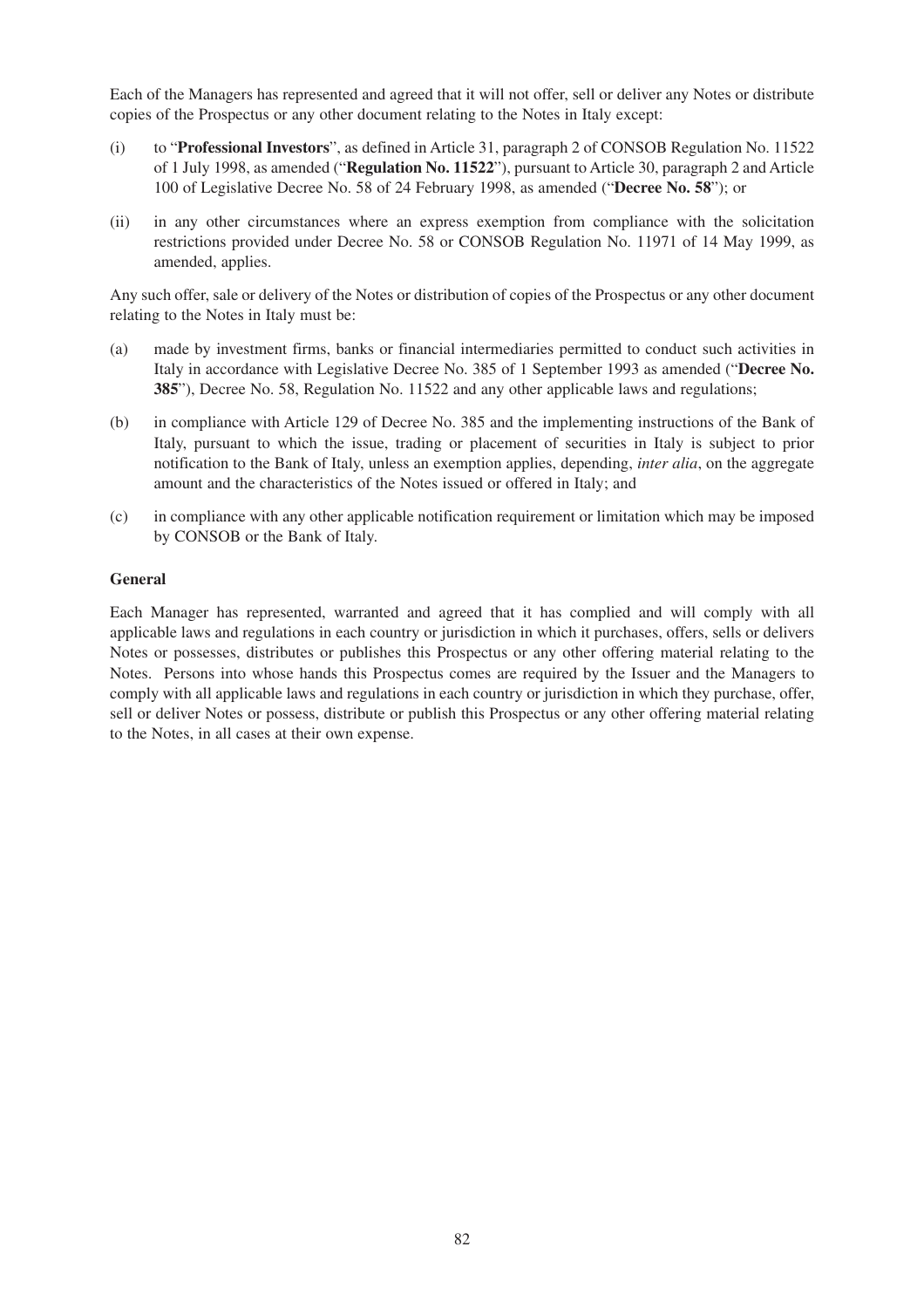Each of the Managers has represented and agreed that it will not offer, sell or deliver any Notes or distribute copies of the Prospectus or any other document relating to the Notes in Italy except:

(i) to "**Professional Investors**", as defined in Article 31, paragraph 2 of CONSOB Regulation No. 11522 of 1 July 1998, as amended ("**Regulation No. 11522**"), pursuant to Article 30, paragraph 2 and Article 100 of Legislative Decree No. 58 of 24 February 1998, as amended ("**Decree No. 58**"); or

(ii) in any other circumstances where an express exemption from compliance with the solicitation restrictions provided under Decree No. 58 or CONSOB Regulation No. 11971 of 14 May 1999, as amended, applies.

Any such offer, sale or delivery of the Notes or distribution of copies of the Prospectus or any other document relating to the Notes in Italy must be:

(a) made by investment firms, banks or financial intermediaries permitted to conduct such activities in Italy in accordance with Legislative Decree No. 385 of 1 September 1993 as amended ("**Decree No. 385**"), Decree No. 58, Regulation No. 11522 and any other applicable laws and regulations;

(b) in compliance with Article 129 of Decree No. 385 and the implementing instructions of the Bank of Italy, pursuant to which the issue, trading or placement of securities in Italy is subject to prior notification to the Bank of Italy, unless an exemption applies, depending, *inter alia*, on the aggregate amount and the characteristics of the Notes issued or offered in Italy; and

(c) in compliance with any other applicable notification requirement or limitation which may be imposed by CONSOB or the Bank of Italy.

**General**

Each Manager has represented, warranted and agreed that it has complied and will comply with all applicable laws and regulations in each country or jurisdiction in which it purchases, offers, sells or delivers Notes or possesses, distributes or publishes this Prospectus or any other offering material relating to the Notes. Persons into whose hands this Prospectus comes are required by the Issuer and the Managers to comply with all applicable laws and regulations in each country or jurisdiction in which they purchase, offer, sell or deliver Notes or possess, distribute or publish this Prospectus or any other offering material relating to the Notes, in all cases at their own expense.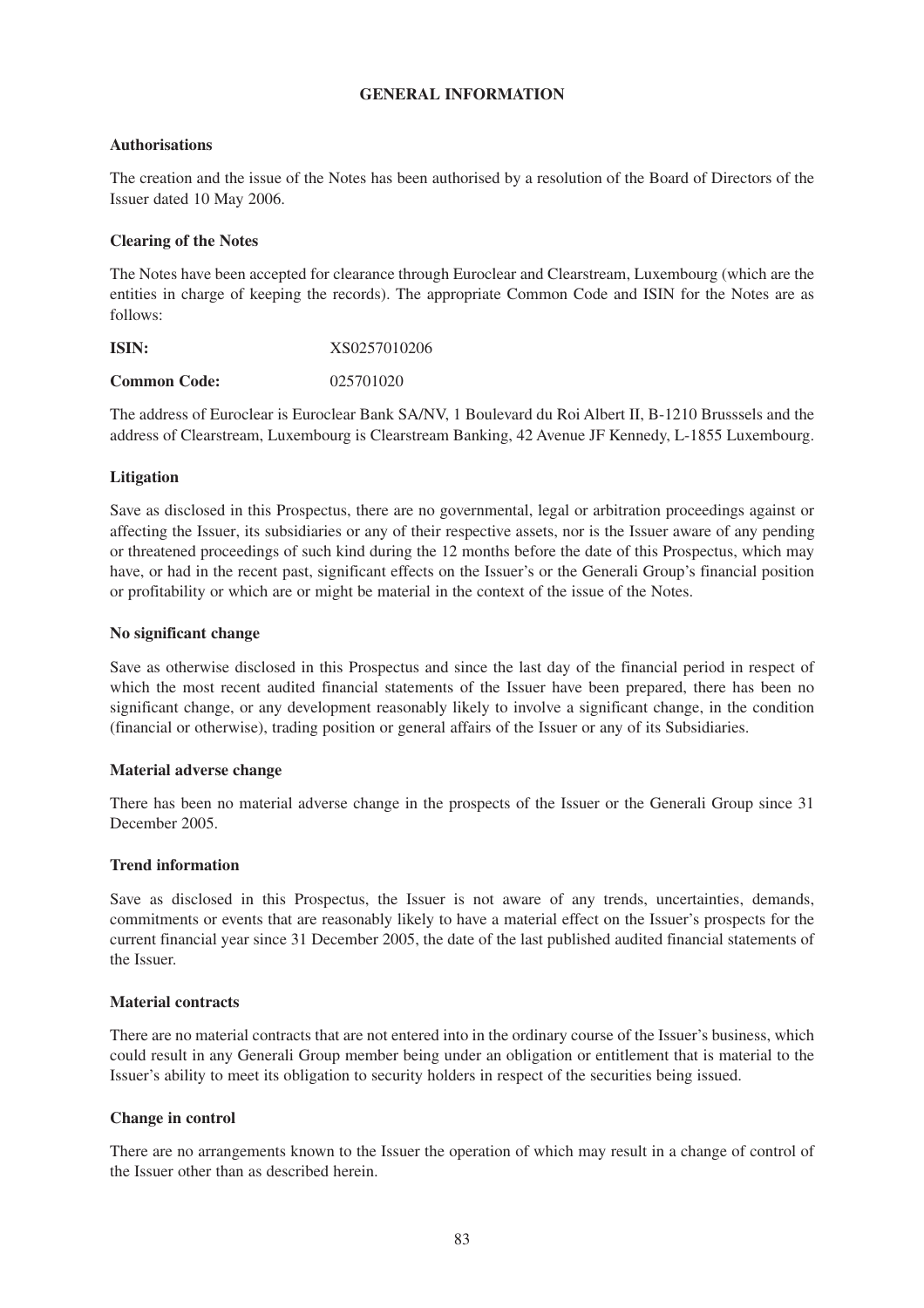# GENERAL INFORMATION

## Authorisations

The creation and the issue of the Notes has been authorised by a resolution of the Board of Directors of the Issuer dated 10 May 2006.

## Clearing of the Notes

The Notes have been accepted for clearance through Euroclear and Clearstream, Luxembourg (which are the entities in charge of keeping the records). The appropriate Common Code and ISIN for the Notes are as follows:

| | |
|---|---|
| **ISIN:** | XS0257010206 |
| **Common Code:** | 025701020 |

The address of Euroclear is Euroclear Bank SA/NV, 1 Boulevard du Roi Albert II, B-1210 Brusssels and the address of Clearstream, Luxembourg is Clearstream Banking, 42 Avenue JF Kennedy, L-1855 Luxembourg.

## Litigation

Save as disclosed in this Prospectus, there are no governmental, legal or arbitration proceedings against or affecting the Issuer, its subsidiaries or any of their respective assets, nor is the Issuer aware of any pending or threatened proceedings of such kind during the 12 months before the date of this Prospectus, which may have, or had in the recent past, significant effects on the Issuer's or the Generali Group's financial position or profitability or which are or might be material in the context of the issue of the Notes.

## No significant change

Save as otherwise disclosed in this Prospectus and since the last day of the financial period in respect of which the most recent audited financial statements of the Issuer have been prepared, there has been no significant change, or any development reasonably likely to involve a significant change, in the condition (financial or otherwise), trading position or general affairs of the Issuer or any of its Subsidiaries.

## Material adverse change

There has been no material adverse change in the prospects of the Issuer or the Generali Group since 31 December 2005.

## Trend information

Save as disclosed in this Prospectus, the Issuer is not aware of any trends, uncertainties, demands, commitments or events that are reasonably likely to have a material effect on the Issuer's prospects for the current financial year since 31 December 2005, the date of the last published audited financial statements of the Issuer.

## Material contracts

There are no material contracts that are not entered into in the ordinary course of the Issuer's business, which could result in any Generali Group member being under an obligation or entitlement that is material to the Issuer's ability to meet its obligation to security holders in respect of the securities being issued.

## Change in control

There are no arrangements known to the Issuer the operation of which may result in a change of control of the Issuer other than as described herein.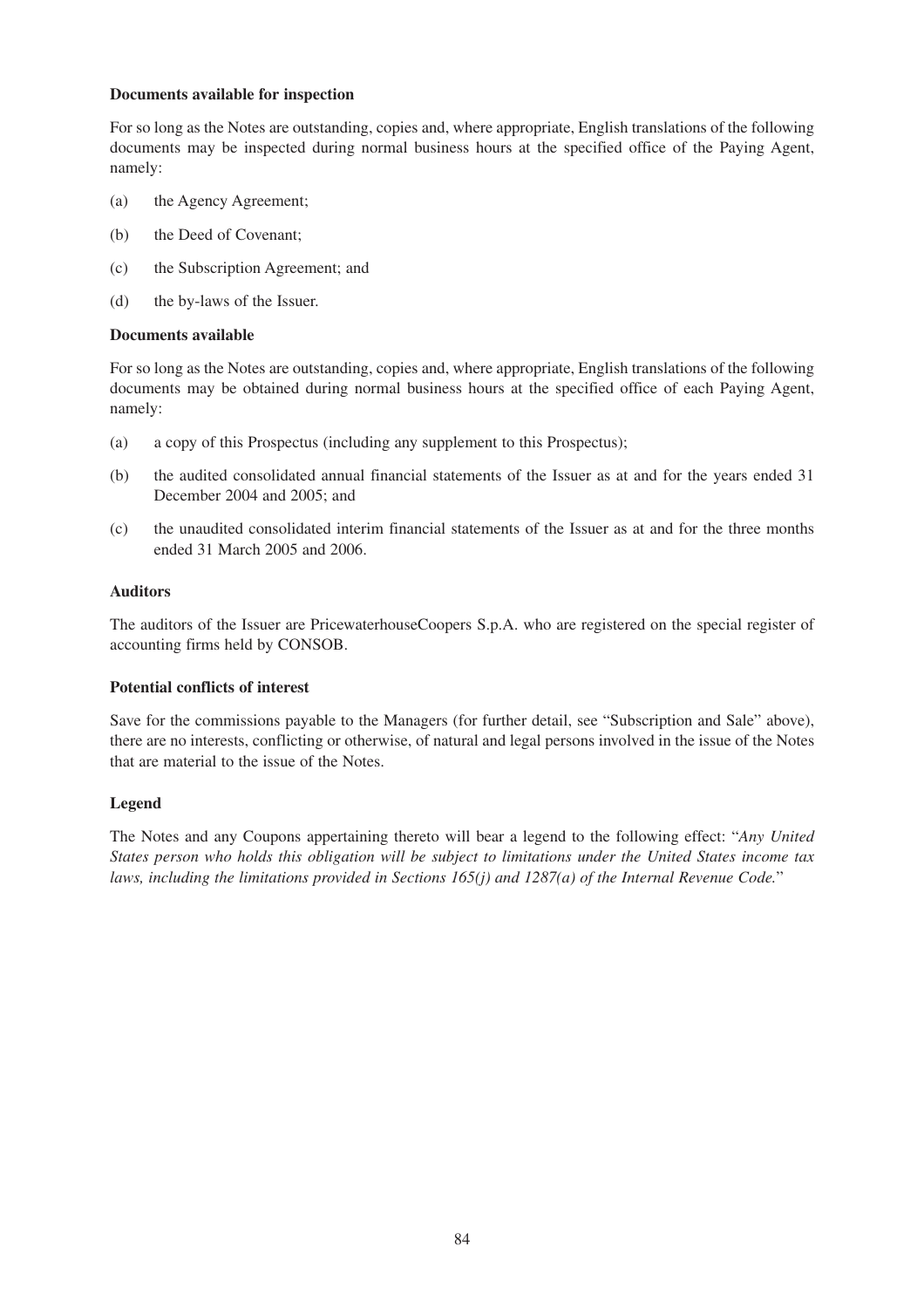**Documents available for inspection**

For so long as the Notes are outstanding, copies and, where appropriate, English translations of the following documents may be inspected during normal business hours at the specified office of the Paying Agent, namely:

(a) the Agency Agreement;

(b) the Deed of Covenant;

(c) the Subscription Agreement; and

(d) the by-laws of the Issuer.

**Documents available**

For so long as the Notes are outstanding, copies and, where appropriate, English translations of the following documents may be obtained during normal business hours at the specified office of each Paying Agent, namely:

(a) a copy of this Prospectus (including any supplement to this Prospectus);

(b) the audited consolidated annual financial statements of the Issuer as at and for the years ended 31 December 2004 and 2005; and

(c) the unaudited consolidated interim financial statements of the Issuer as at and for the three months ended 31 March 2005 and 2006.

**Auditors**

The auditors of the Issuer are PricewaterhouseCoopers S.p.A. who are registered on the special register of accounting firms held by CONSOB.

**Potential conflicts of interest**

Save for the commissions payable to the Managers (for further detail, see "Subscription and Sale" above), there are no interests, conflicting or otherwise, of natural and legal persons involved in the issue of the Notes that are material to the issue of the Notes.

**Legend**

The Notes and any Coupons appertaining thereto will bear a legend to the following effect: "*Any United States person who holds this obligation will be subject to limitations under the United States income tax laws, including the limitations provided in Sections 165(j) and 1287(a) of the Internal Revenue Code.*"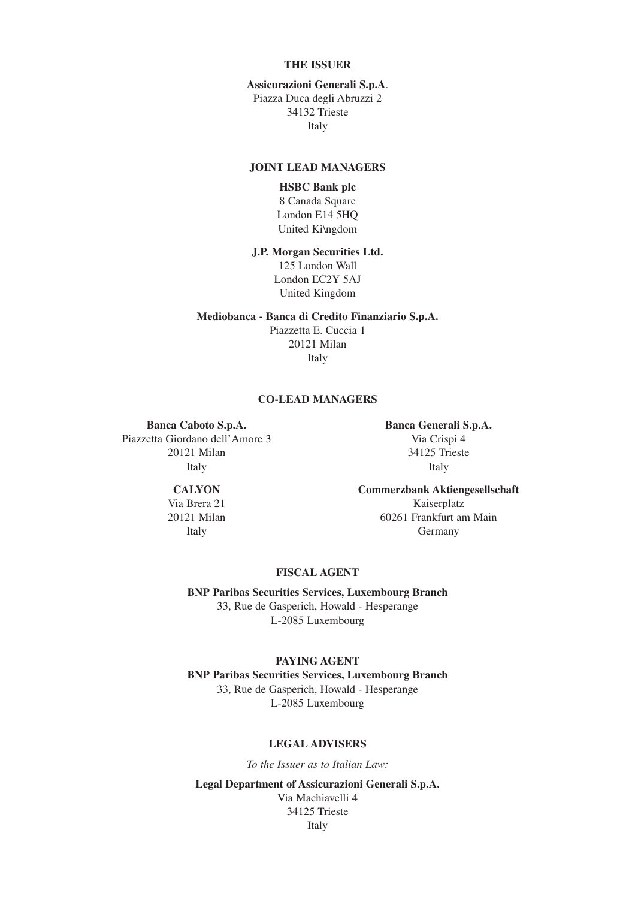## THE ISSUER

**Assicurazioni Generali S.p.A**.
Piazza Duca degli Abruzzi 2
34132 Trieste
Italy

## JOINT LEAD MANAGERS

**HSBC Bank plc**
8 Canada Square
London E14 5HQ
United Ki\ngdom

**J.P. Morgan Securities Ltd.**
125 London Wall
London EC2Y 5AJ
United Kingdom

**Mediobanca - Banca di Credito Finanziario S.p.A.**
Piazzetta E. Cuccia 1
20121 Milan
Italy

## CO-LEAD MANAGERS

**Banca Caboto S.p.A.**
Piazzetta Giordano dell'Amore 3
20121 Milan
Italy

**Banca Generali S.p.A.**
Via Crispi 4
34125 Trieste
Italy

**CALYON**
Via Brera 21
20121 Milan
Italy

**Commerzbank Aktiengesellschaft**
Kaiserplatz
60261 Frankfurt am Main
Germany

## FISCAL AGENT

**BNP Paribas Securities Services, Luxembourg Branch**
33, Rue de Gasperich, Howald - Hesperange
L-2085 Luxembourg

## PAYING AGENT

**BNP Paribas Securities Services, Luxembourg Branch**
33, Rue de Gasperich, Howald - Hesperange
L-2085 Luxembourg

## LEGAL ADVISERS

*To the Issuer as to Italian Law:*

**Legal Department of Assicurazioni Generali S.p.A.**
Via Machiavelli 4
34125 Trieste
Italy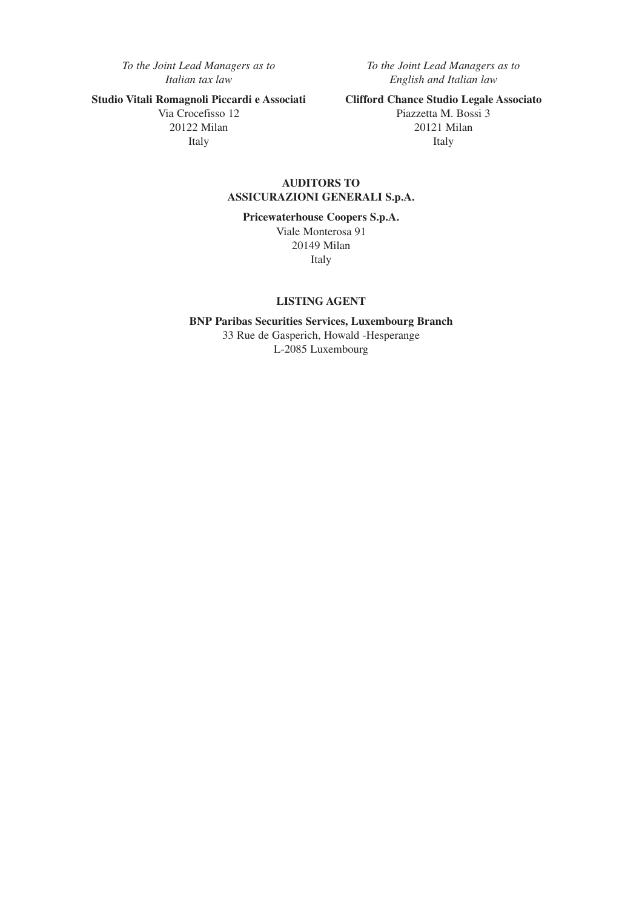*To the Joint Lead Managers as to Italian tax law*

**Studio Vitali Romagnoli Piccardi e Associati**
Via Crocefisso 12
20122 Milan
Italy

*To the Joint Lead Managers as to English and Italian law*

**Clifford Chance Studio Legale Associato**
Piazzetta M. Bossi 3
20121 Milan
Italy

**AUDITORS TO ASSICURAZIONI GENERALI S.p.A.**

**Pricewaterhouse Coopers S.p.A.**
Viale Monterosa 91
20149 Milan
Italy

**LISTING AGENT**

**BNP Paribas Securities Services, Luxembourg Branch**
33 Rue de Gasperich, Howald -Hesperange
L-2085 Luxembourg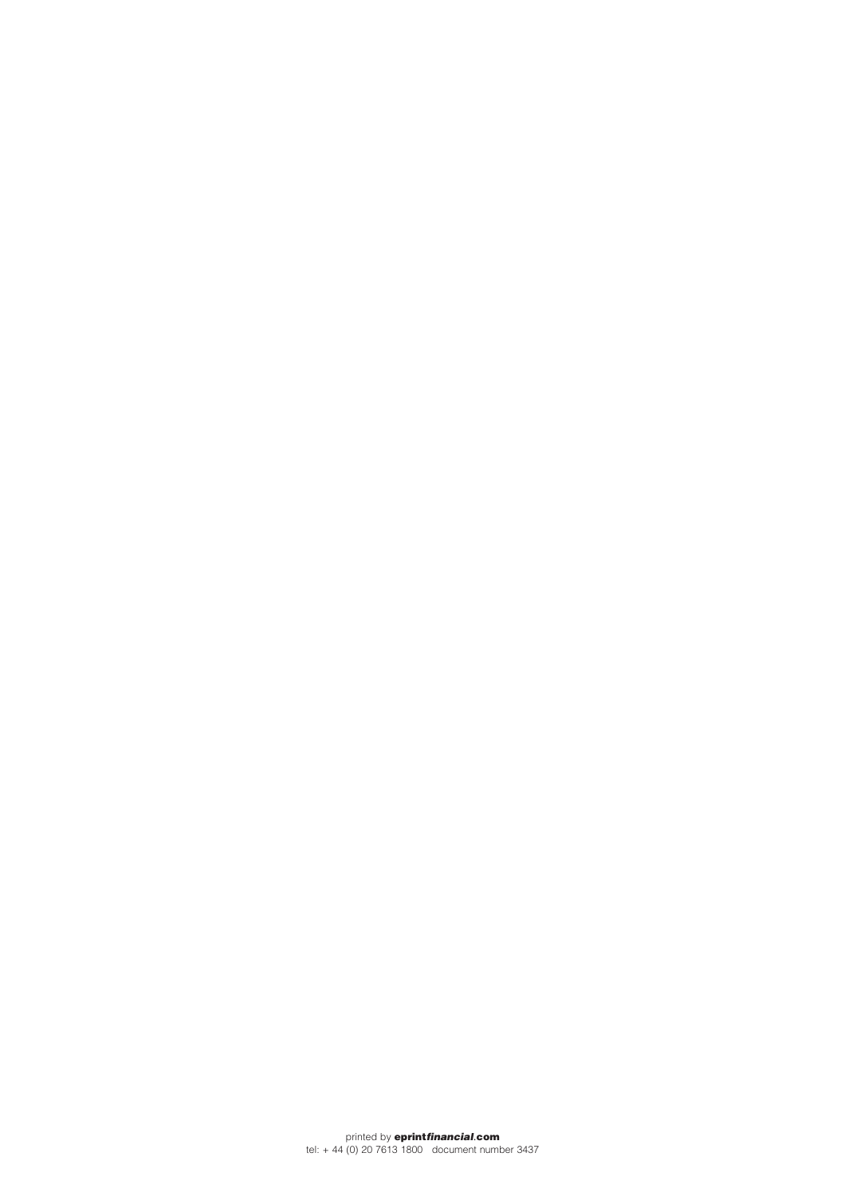printed by **eprint*financial*.com**
tel: + 44 (0) 20 7613 1800 document number 3437